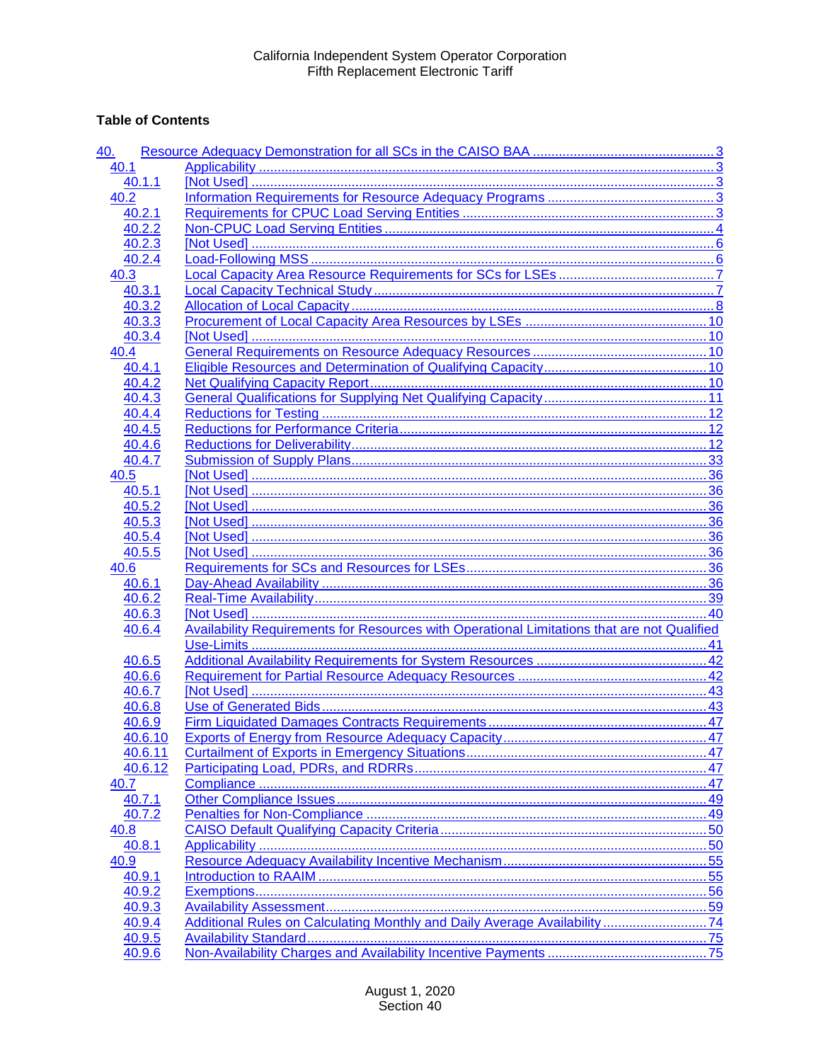California Independent System Operator Corporation
Fifth Replacement Electronic Tariff

**Table of Contents**

| | | |
|---|---|---|
| 40. | Resource Adequacy Demonstration for all SCs in the CAISO BAA | 3 |
| 40.1 | Applicability | 3 |
| 40.1.1 | [Not Used] | 3 |
| 40.2 | Information Requirements for Resource Adequacy Programs | 3 |
| 40.2.1 | Requirements for CPUC Load Serving Entities | 3 |
| 40.2.2 | Non-CPUC Load Serving Entities | 4 |
| 40.2.3 | [Not Used] | 6 |
| 40.2.4 | Load-Following MSS | 6 |
| 40.3 | Local Capacity Area Resource Requirements for SCs for LSEs | 7 |
| 40.3.1 | Local Capacity Technical Study | 7 |
| 40.3.2 | Allocation of Local Capacity | 8 |
| 40.3.3 | Procurement of Local Capacity Area Resources by LSEs | 10 |
| 40.3.4 | [Not Used] | 10 |
| 40.4 | General Requirements on Resource Adequacy Resources | 10 |
| 40.4.1 | Eligible Resources and Determination of Qualifying Capacity | 10 |
| 40.4.2 | Net Qualifying Capacity Report | 10 |
| 40.4.3 | General Qualifications for Supplying Net Qualifying Capacity | 11 |
| 40.4.4 | Reductions for Testing | 12 |
| 40.4.5 | Reductions for Performance Criteria | 12 |
| 40.4.6 | Reductions for Deliverability | 12 |
| 40.4.7 | Submission of Supply Plans | 33 |
| 40.5 | [Not Used] | 36 |
| 40.5.1 | [Not Used] | 36 |
| 40.5.2 | [Not Used] | 36 |
| 40.5.3 | [Not Used] | 36 |
| 40.5.4 | [Not Used] | 36 |
| 40.5.5 | [Not Used] | 36 |
| 40.6 | Requirements for SCs and Resources for LSEs | 36 |
| 40.6.1 | Day-Ahead Availability | 36 |
| 40.6.2 | Real-Time Availability | 39 |
| 40.6.3 | [Not Used] | 40 |
| 40.6.4 | Availability Requirements for Resources with Operational Limitations that are not Qualified Use-Limits | 41 |
| 40.6.5 | Additional Availability Requirements for System Resources | 42 |
| 40.6.6 | Requirement for Partial Resource Adequacy Resources | 42 |
| 40.6.7 | [Not Used] | 43 |
| 40.6.8 | Use of Generated Bids | 43 |
| 40.6.9 | Firm Liquidated Damages Contracts Requirements | 47 |
| 40.6.10 | Exports of Energy from Resource Adequacy Capacity | 47 |
| 40.6.11 | Curtailment of Exports in Emergency Situations | 47 |
| 40.6.12 | Participating Load, PDRs, and RDRRs | 47 |
| 40.7 | Compliance | 47 |
| 40.7.1 | Other Compliance Issues | 49 |
| 40.7.2 | Penalties for Non-Compliance | 49 |
| 40.8 | CAISO Default Qualifying Capacity Criteria | 50 |
| 40.8.1 | Applicability | 50 |
| 40.9 | Resource Adequacy Availability Incentive Mechanism | 55 |
| 40.9.1 | Introduction to RAAIM | 55 |
| 40.9.2 | Exemptions | 56 |
| 40.9.3 | Availability Assessment | 59 |
| 40.9.4 | Additional Rules on Calculating Monthly and Daily Average Availability | 74 |
| 40.9.5 | Availability Standard | 75 |
| 40.9.6 | Non-Availability Charges and Availability Incentive Payments | 75 |

August 1, 2020
Section 40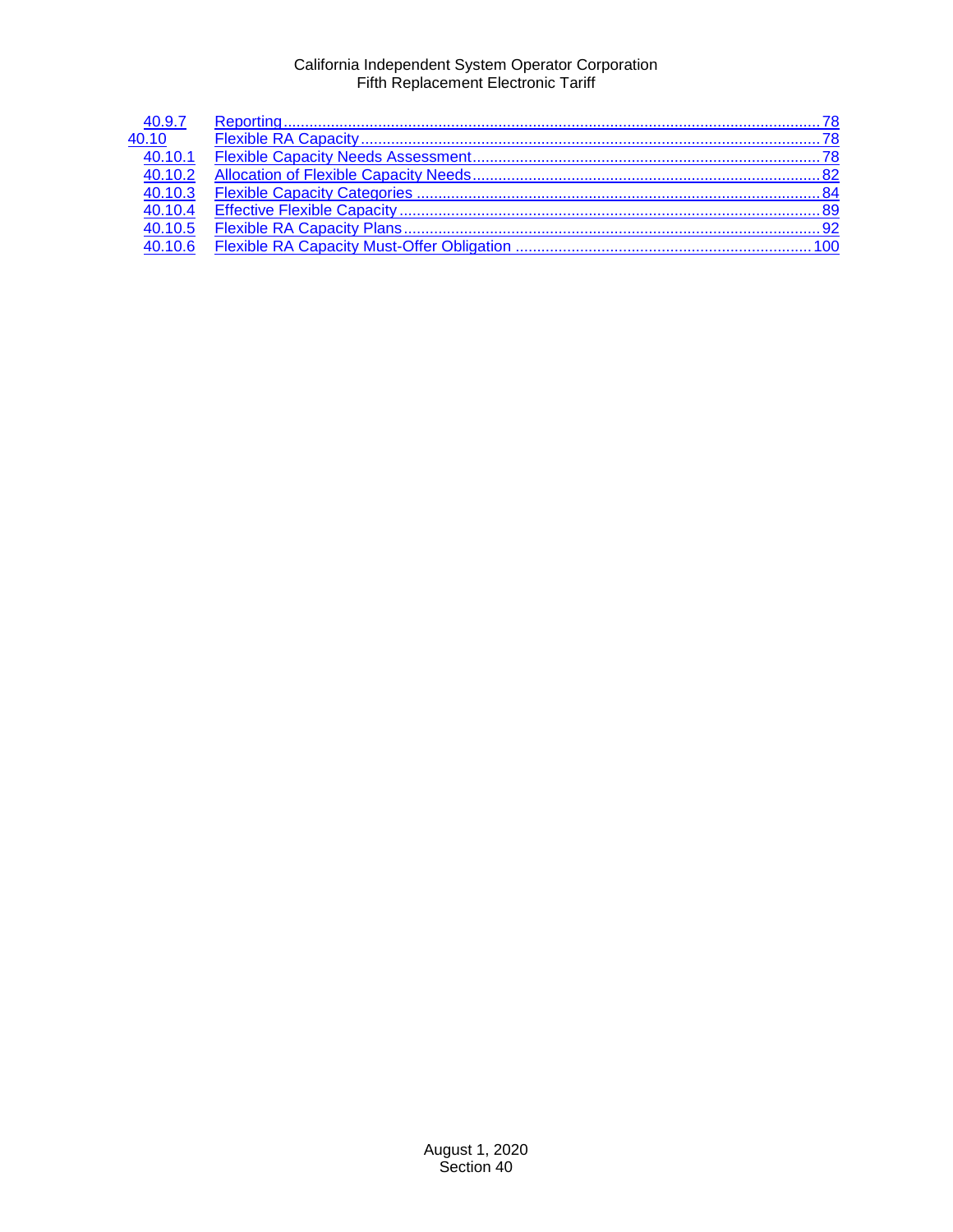| | | |
|---|---|---|
| 40.9.7 | Reporting | 78 |
| 40.10 | Flexible RA Capacity | 78 |
| 40.10.1 | Flexible Capacity Needs Assessment | 78 |
| 40.10.2 | Allocation of Flexible Capacity Needs | 82 |
| 40.10.3 | Flexible Capacity Categories | 84 |
| 40.10.4 | Effective Flexible Capacity | 89 |
| 40.10.5 | Flexible RA Capacity Plans | 92 |
| 40.10.6 | Flexible RA Capacity Must-Offer Obligation | 100 |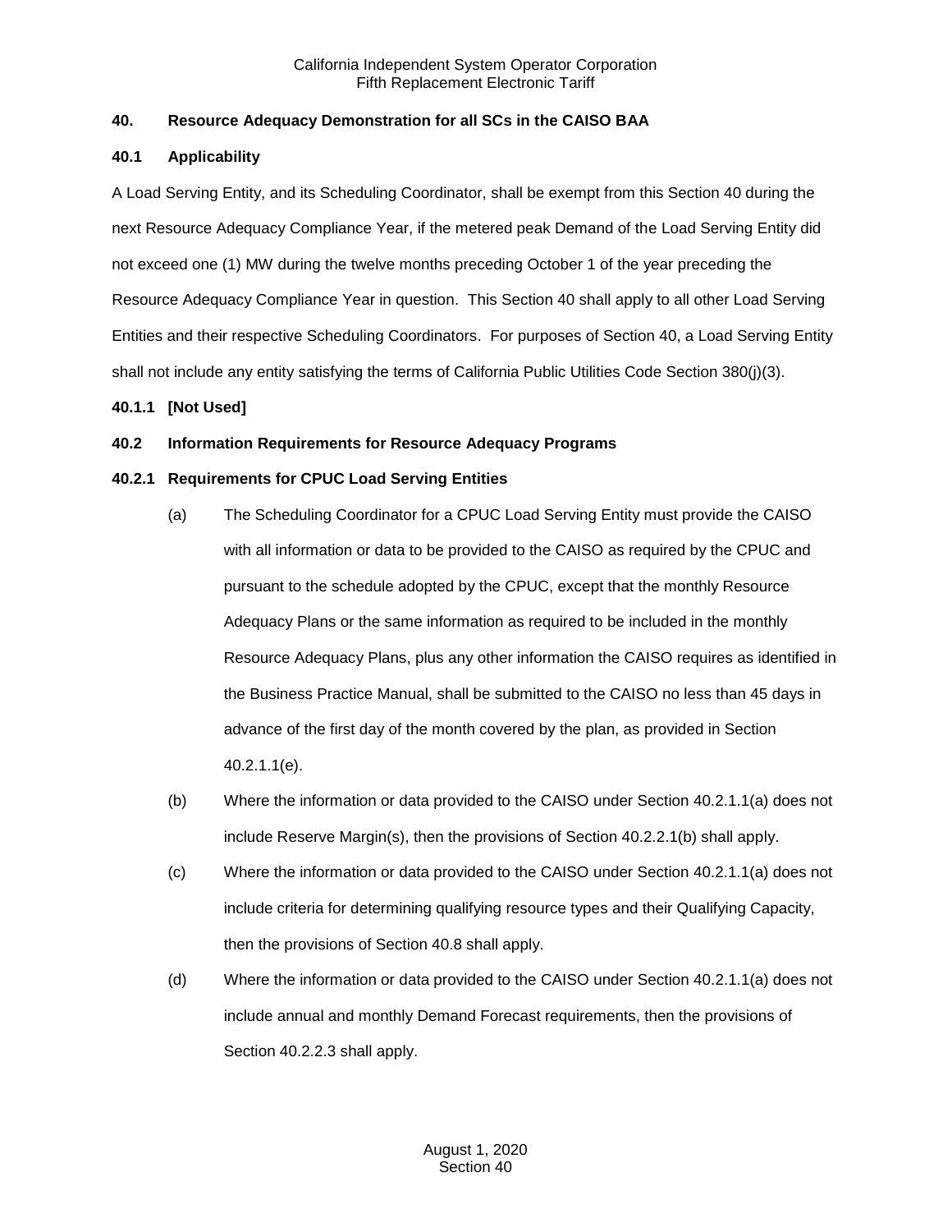## 40. Resource Adequacy Demonstration for all SCs in the CAISO BAA

### 40.1 Applicability

A Load Serving Entity, and its Scheduling Coordinator, shall be exempt from this Section 40 during the next Resource Adequacy Compliance Year, if the metered peak Demand of the Load Serving Entity did not exceed one (1) MW during the twelve months preceding October 1 of the year preceding the Resource Adequacy Compliance Year in question. This Section 40 shall apply to all other Load Serving Entities and their respective Scheduling Coordinators. For purposes of Section 40, a Load Serving Entity shall not include any entity satisfying the terms of California Public Utilities Code Section 380(j)(3).

#### 40.1.1 [Not Used]

### 40.2 Information Requirements for Resource Adequacy Programs

#### 40.2.1 Requirements for CPUC Load Serving Entities

(a) The Scheduling Coordinator for a CPUC Load Serving Entity must provide the CAISO with all information or data to be provided to the CAISO as required by the CPUC and pursuant to the schedule adopted by the CPUC, except that the monthly Resource Adequacy Plans or the same information as required to be included in the monthly Resource Adequacy Plans, plus any other information the CAISO requires as identified in the Business Practice Manual, shall be submitted to the CAISO no less than 45 days in advance of the first day of the month covered by the plan, as provided in Section 40.2.1.1(e).

(b) Where the information or data provided to the CAISO under Section 40.2.1.1(a) does not include Reserve Margin(s), then the provisions of Section 40.2.2.1(b) shall apply.

(c) Where the information or data provided to the CAISO under Section 40.2.1.1(a) does not include criteria for determining qualifying resource types and their Qualifying Capacity, then the provisions of Section 40.8 shall apply.

(d) Where the information or data provided to the CAISO under Section 40.2.1.1(a) does not include annual and monthly Demand Forecast requirements, then the provisions of Section 40.2.2.3 shall apply.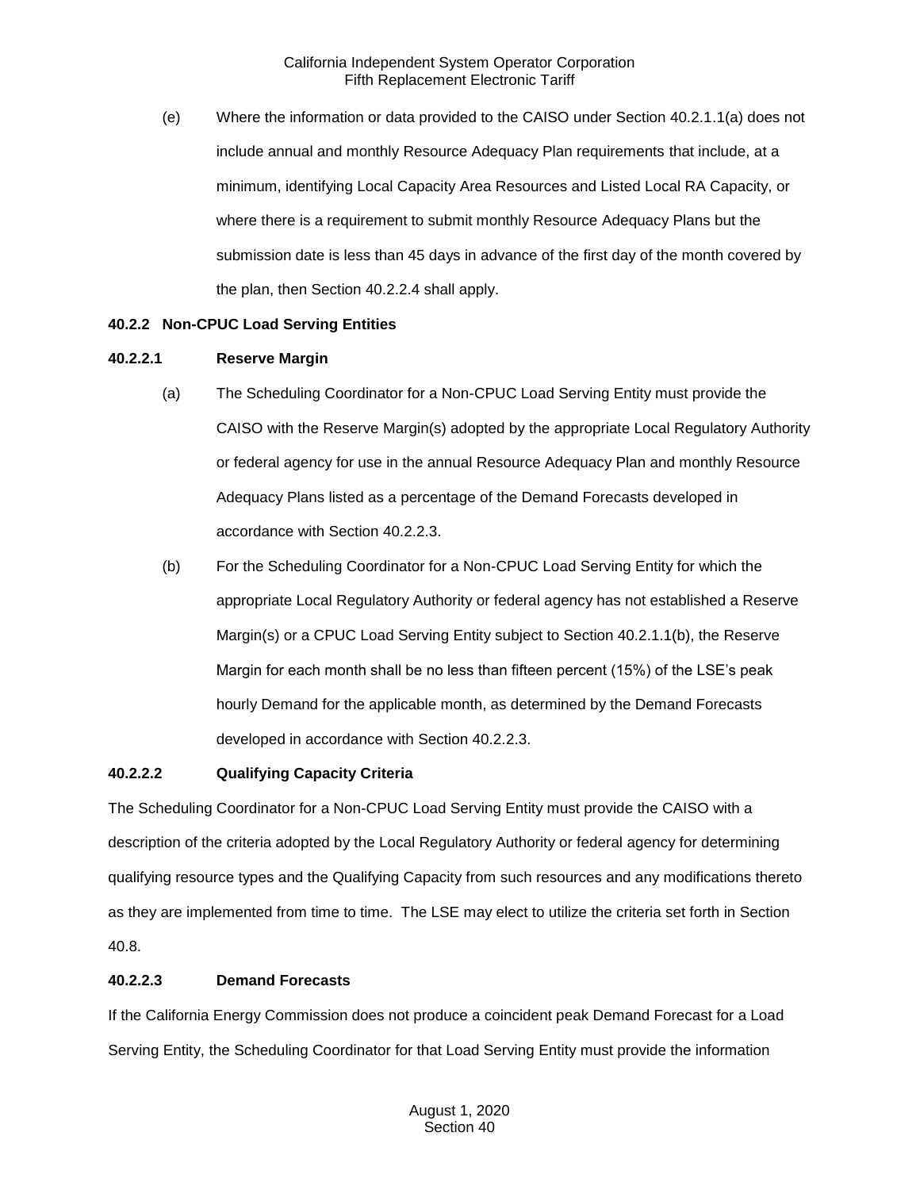(e) Where the information or data provided to the CAISO under Section 40.2.1.1(a) does not include annual and monthly Resource Adequacy Plan requirements that include, at a minimum, identifying Local Capacity Area Resources and Listed Local RA Capacity, or where there is a requirement to submit monthly Resource Adequacy Plans but the submission date is less than 45 days in advance of the first day of the month covered by the plan, then Section 40.2.2.4 shall apply.

### 40.2.2 Non-CPUC Load Serving Entities

#### 40.2.2.1 Reserve Margin

(a) The Scheduling Coordinator for a Non-CPUC Load Serving Entity must provide the CAISO with the Reserve Margin(s) adopted by the appropriate Local Regulatory Authority or federal agency for use in the annual Resource Adequacy Plan and monthly Resource Adequacy Plans listed as a percentage of the Demand Forecasts developed in accordance with Section 40.2.2.3.

(b) For the Scheduling Coordinator for a Non-CPUC Load Serving Entity for which the appropriate Local Regulatory Authority or federal agency has not established a Reserve Margin(s) or a CPUC Load Serving Entity subject to Section 40.2.1.1(b), the Reserve Margin for each month shall be no less than fifteen percent (15%) of the LSE's peak hourly Demand for the applicable month, as determined by the Demand Forecasts developed in accordance with Section 40.2.2.3.

#### 40.2.2.2 Qualifying Capacity Criteria

The Scheduling Coordinator for a Non-CPUC Load Serving Entity must provide the CAISO with a description of the criteria adopted by the Local Regulatory Authority or federal agency for determining qualifying resource types and the Qualifying Capacity from such resources and any modifications thereto as they are implemented from time to time. The LSE may elect to utilize the criteria set forth in Section 40.8.

#### 40.2.2.3 Demand Forecasts

If the California Energy Commission does not produce a coincident peak Demand Forecast for a Load Serving Entity, the Scheduling Coordinator for that Load Serving Entity must provide the information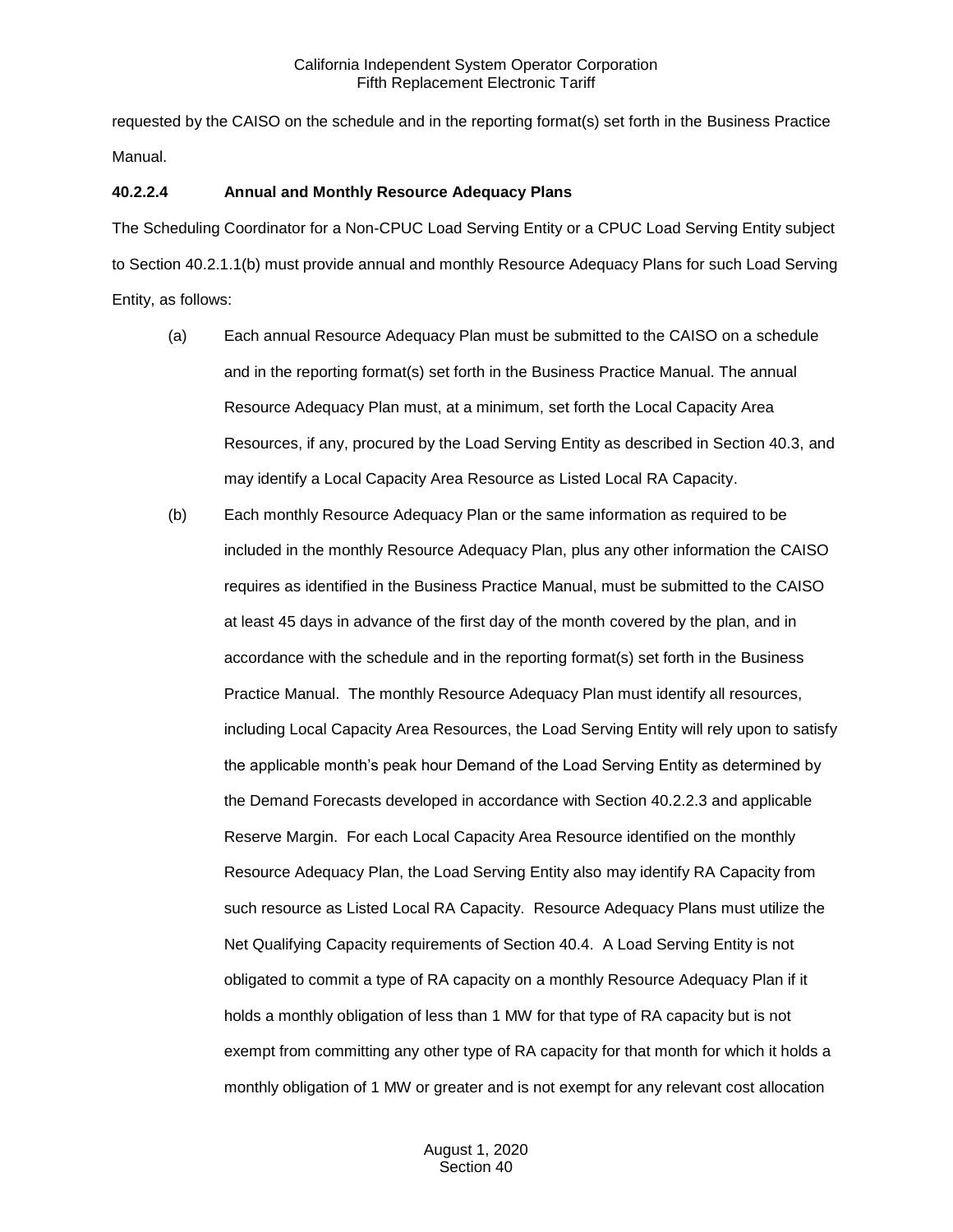requested by the CAISO on the schedule and in the reporting format(s) set forth in the Business Practice Manual.

**40.2.2.4 Annual and Monthly Resource Adequacy Plans**

The Scheduling Coordinator for a Non-CPUC Load Serving Entity or a CPUC Load Serving Entity subject to Section 40.2.1.1(b) must provide annual and monthly Resource Adequacy Plans for such Load Serving Entity, as follows:

(a) Each annual Resource Adequacy Plan must be submitted to the CAISO on a schedule and in the reporting format(s) set forth in the Business Practice Manual. The annual Resource Adequacy Plan must, at a minimum, set forth the Local Capacity Area Resources, if any, procured by the Load Serving Entity as described in Section 40.3, and may identify a Local Capacity Area Resource as Listed Local RA Capacity.

(b) Each monthly Resource Adequacy Plan or the same information as required to be included in the monthly Resource Adequacy Plan, plus any other information the CAISO requires as identified in the Business Practice Manual, must be submitted to the CAISO at least 45 days in advance of the first day of the month covered by the plan, and in accordance with the schedule and in the reporting format(s) set forth in the Business Practice Manual. The monthly Resource Adequacy Plan must identify all resources, including Local Capacity Area Resources, the Load Serving Entity will rely upon to satisfy the applicable month's peak hour Demand of the Load Serving Entity as determined by the Demand Forecasts developed in accordance with Section 40.2.2.3 and applicable Reserve Margin. For each Local Capacity Area Resource identified on the monthly Resource Adequacy Plan, the Load Serving Entity also may identify RA Capacity from such resource as Listed Local RA Capacity. Resource Adequacy Plans must utilize the Net Qualifying Capacity requirements of Section 40.4. A Load Serving Entity is not obligated to commit a type of RA capacity on a monthly Resource Adequacy Plan if it holds a monthly obligation of less than 1 MW for that type of RA capacity but is not exempt from committing any other type of RA capacity for that month for which it holds a monthly obligation of 1 MW or greater and is not exempt for any relevant cost allocation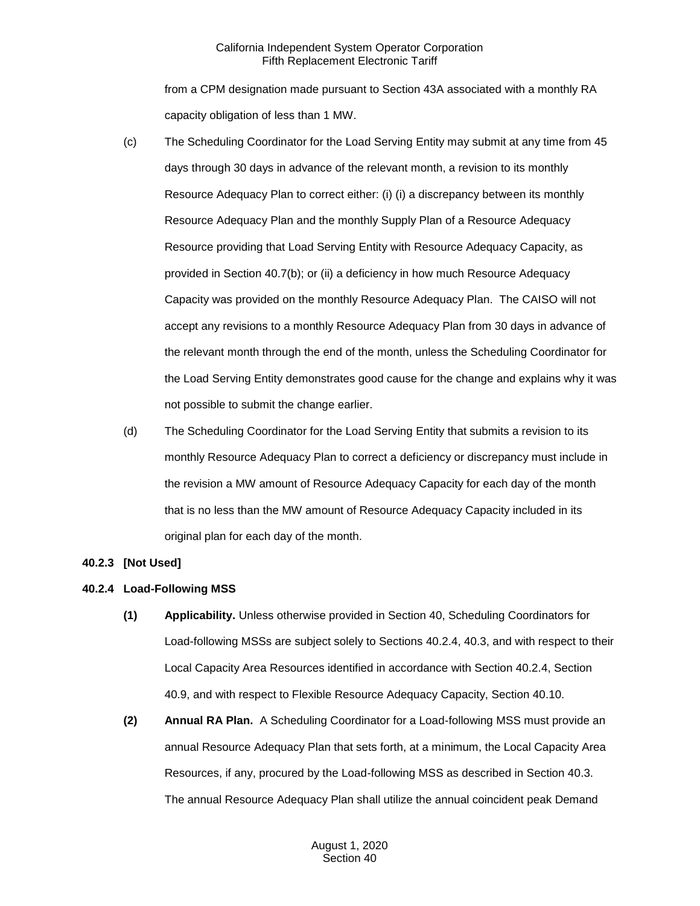from a CPM designation made pursuant to Section 43A associated with a monthly RA capacity obligation of less than 1 MW.

(c) The Scheduling Coordinator for the Load Serving Entity may submit at any time from 45 days through 30 days in advance of the relevant month, a revision to its monthly Resource Adequacy Plan to correct either: (i) (i) a discrepancy between its monthly Resource Adequacy Plan and the monthly Supply Plan of a Resource Adequacy Resource providing that Load Serving Entity with Resource Adequacy Capacity, as provided in Section 40.7(b); or (ii) a deficiency in how much Resource Adequacy Capacity was provided on the monthly Resource Adequacy Plan. The CAISO will not accept any revisions to a monthly Resource Adequacy Plan from 30 days in advance of the relevant month through the end of the month, unless the Scheduling Coordinator for the Load Serving Entity demonstrates good cause for the change and explains why it was not possible to submit the change earlier.

(d) The Scheduling Coordinator for the Load Serving Entity that submits a revision to its monthly Resource Adequacy Plan to correct a deficiency or discrepancy must include in the revision a MW amount of Resource Adequacy Capacity for each day of the month that is no less than the MW amount of Resource Adequacy Capacity included in its original plan for each day of the month.

**40.2.3 [Not Used]**

**40.2.4 Load-Following MSS**

**(1) Applicability.** Unless otherwise provided in Section 40, Scheduling Coordinators for Load-following MSSs are subject solely to Sections 40.2.4, 40.3, and with respect to their Local Capacity Area Resources identified in accordance with Section 40.2.4, Section 40.9, and with respect to Flexible Resource Adequacy Capacity, Section 40.10.

**(2) Annual RA Plan.** A Scheduling Coordinator for a Load-following MSS must provide an annual Resource Adequacy Plan that sets forth, at a minimum, the Local Capacity Area Resources, if any, procured by the Load-following MSS as described in Section 40.3. The annual Resource Adequacy Plan shall utilize the annual coincident peak Demand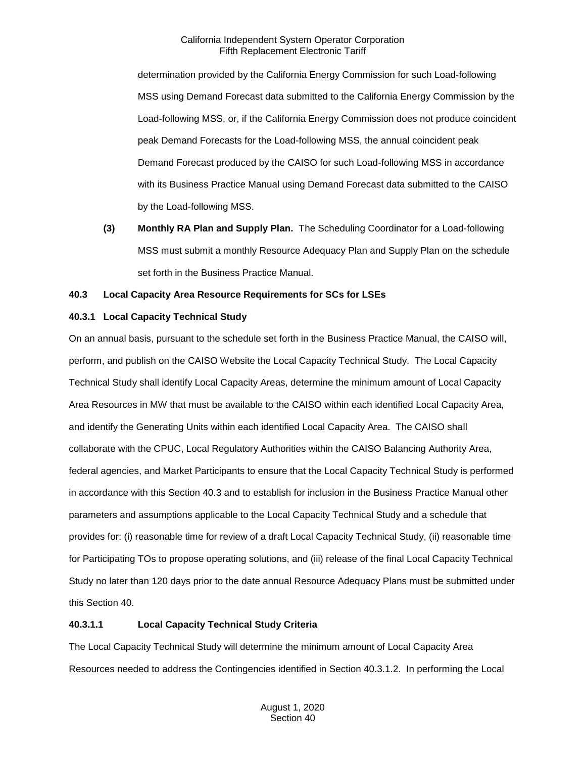determination provided by the California Energy Commission for such Load-following MSS using Demand Forecast data submitted to the California Energy Commission by the Load-following MSS, or, if the California Energy Commission does not produce coincident peak Demand Forecasts for the Load-following MSS, the annual coincident peak Demand Forecast produced by the CAISO for such Load-following MSS in accordance with its Business Practice Manual using Demand Forecast data submitted to the CAISO by the Load-following MSS.

**(3) Monthly RA Plan and Supply Plan.** The Scheduling Coordinator for a Load-following MSS must submit a monthly Resource Adequacy Plan and Supply Plan on the schedule set forth in the Business Practice Manual.

### 40.3 Local Capacity Area Resource Requirements for SCs for LSEs

#### 40.3.1 Local Capacity Technical Study

On an annual basis, pursuant to the schedule set forth in the Business Practice Manual, the CAISO will, perform, and publish on the CAISO Website the Local Capacity Technical Study. The Local Capacity Technical Study shall identify Local Capacity Areas, determine the minimum amount of Local Capacity Area Resources in MW that must be available to the CAISO within each identified Local Capacity Area, and identify the Generating Units within each identified Local Capacity Area. The CAISO shall collaborate with the CPUC, Local Regulatory Authorities within the CAISO Balancing Authority Area, federal agencies, and Market Participants to ensure that the Local Capacity Technical Study is performed in accordance with this Section 40.3 and to establish for inclusion in the Business Practice Manual other parameters and assumptions applicable to the Local Capacity Technical Study and a schedule that provides for: (i) reasonable time for review of a draft Local Capacity Technical Study, (ii) reasonable time for Participating TOs to propose operating solutions, and (iii) release of the final Local Capacity Technical Study no later than 120 days prior to the date annual Resource Adequacy Plans must be submitted under this Section 40.

#### 40.3.1.1 Local Capacity Technical Study Criteria

The Local Capacity Technical Study will determine the minimum amount of Local Capacity Area Resources needed to address the Contingencies identified in Section 40.3.1.2. In performing the Local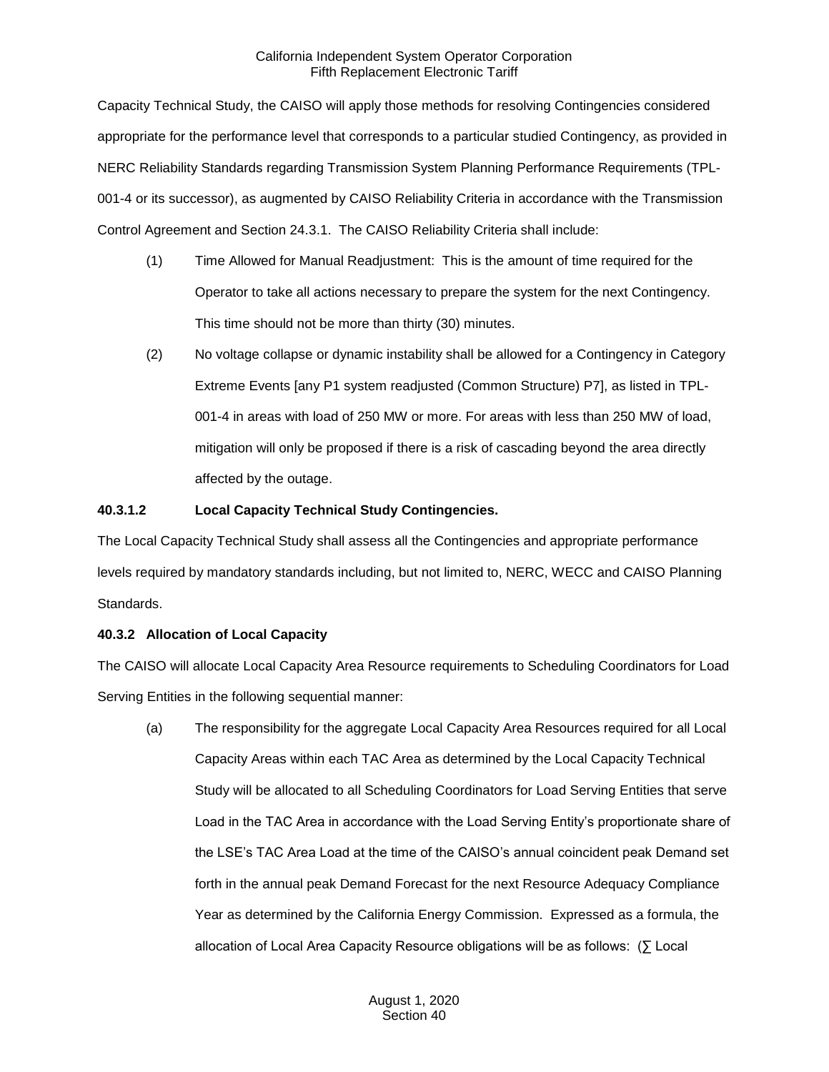Capacity Technical Study, the CAISO will apply those methods for resolving Contingencies considered appropriate for the performance level that corresponds to a particular studied Contingency, as provided in NERC Reliability Standards regarding Transmission System Planning Performance Requirements (TPL-001-4 or its successor), as augmented by CAISO Reliability Criteria in accordance with the Transmission Control Agreement and Section 24.3.1. The CAISO Reliability Criteria shall include:

(1) Time Allowed for Manual Readjustment: This is the amount of time required for the Operator to take all actions necessary to prepare the system for the next Contingency. This time should not be more than thirty (30) minutes.

(2) No voltage collapse or dynamic instability shall be allowed for a Contingency in Category Extreme Events [any P1 system readjusted (Common Structure) P7], as listed in TPL-001-4 in areas with load of 250 MW or more. For areas with less than 250 MW of load, mitigation will only be proposed if there is a risk of cascading beyond the area directly affected by the outage.

**40.3.1.2 Local Capacity Technical Study Contingencies.**

The Local Capacity Technical Study shall assess all the Contingencies and appropriate performance levels required by mandatory standards including, but not limited to, NERC, WECC and CAISO Planning Standards.

**40.3.2 Allocation of Local Capacity**

The CAISO will allocate Local Capacity Area Resource requirements to Scheduling Coordinators for Load Serving Entities in the following sequential manner:

(a) The responsibility for the aggregate Local Capacity Area Resources required for all Local Capacity Areas within each TAC Area as determined by the Local Capacity Technical Study will be allocated to all Scheduling Coordinators for Load Serving Entities that serve Load in the TAC Area in accordance with the Load Serving Entity's proportionate share of the LSE's TAC Area Load at the time of the CAISO's annual coincident peak Demand set forth in the annual peak Demand Forecast for the next Resource Adequacy Compliance Year as determined by the California Energy Commission. Expressed as a formula, the allocation of Local Area Capacity Resource obligations will be as follows: (∑ Local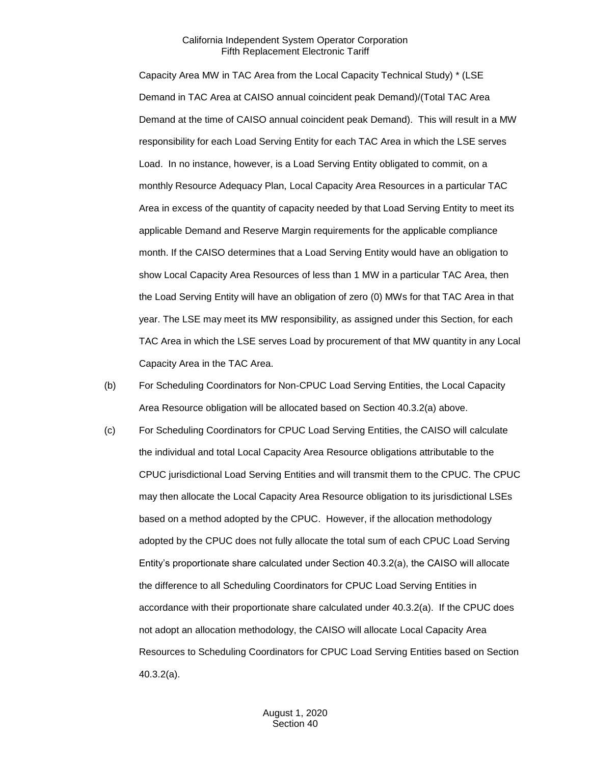Capacity Area MW in TAC Area from the Local Capacity Technical Study) * (LSE Demand in TAC Area at CAISO annual coincident peak Demand)/(Total TAC Area Demand at the time of CAISO annual coincident peak Demand). This will result in a MW responsibility for each Load Serving Entity for each TAC Area in which the LSE serves Load. In no instance, however, is a Load Serving Entity obligated to commit, on a monthly Resource Adequacy Plan, Local Capacity Area Resources in a particular TAC Area in excess of the quantity of capacity needed by that Load Serving Entity to meet its applicable Demand and Reserve Margin requirements for the applicable compliance month. If the CAISO determines that a Load Serving Entity would have an obligation to show Local Capacity Area Resources of less than 1 MW in a particular TAC Area, then the Load Serving Entity will have an obligation of zero (0) MWs for that TAC Area in that year. The LSE may meet its MW responsibility, as assigned under this Section, for each TAC Area in which the LSE serves Load by procurement of that MW quantity in any Local Capacity Area in the TAC Area.

(b) For Scheduling Coordinators for Non-CPUC Load Serving Entities, the Local Capacity Area Resource obligation will be allocated based on Section 40.3.2(a) above.

(c) For Scheduling Coordinators for CPUC Load Serving Entities, the CAISO will calculate the individual and total Local Capacity Area Resource obligations attributable to the CPUC jurisdictional Load Serving Entities and will transmit them to the CPUC. The CPUC may then allocate the Local Capacity Area Resource obligation to its jurisdictional LSEs based on a method adopted by the CPUC. However, if the allocation methodology adopted by the CPUC does not fully allocate the total sum of each CPUC Load Serving Entity's proportionate share calculated under Section 40.3.2(a), the CAISO will allocate the difference to all Scheduling Coordinators for CPUC Load Serving Entities in accordance with their proportionate share calculated under 40.3.2(a). If the CPUC does not adopt an allocation methodology, the CAISO will allocate Local Capacity Area Resources to Scheduling Coordinators for CPUC Load Serving Entities based on Section 40.3.2(a).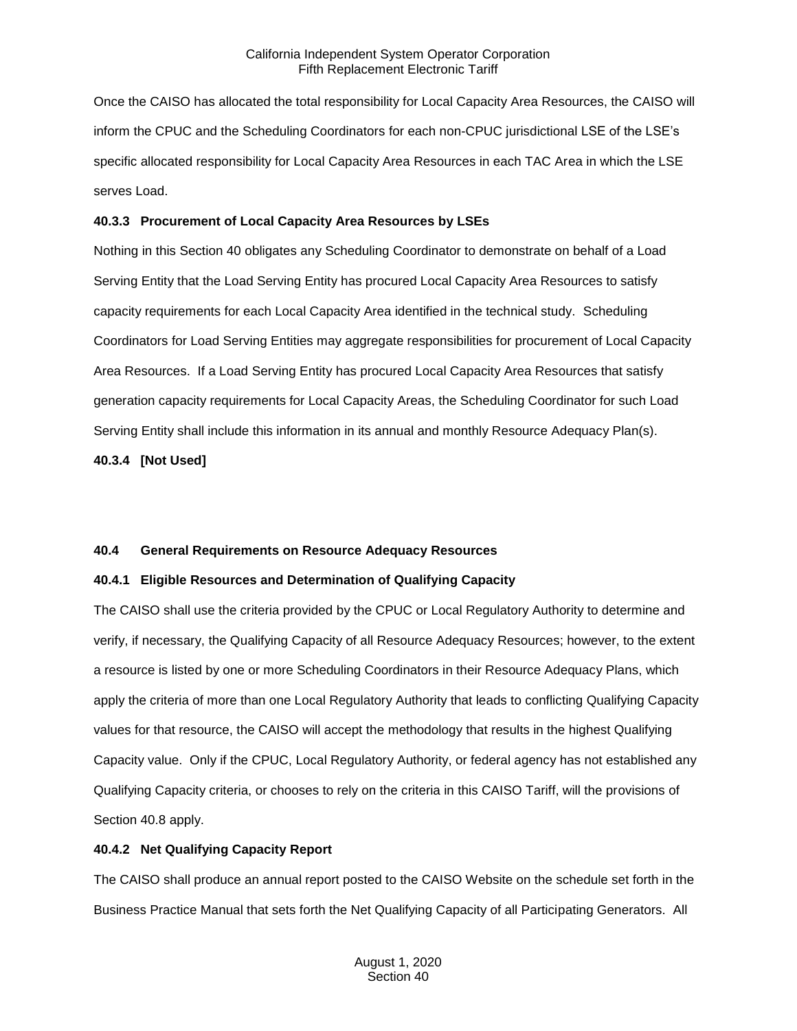Once the CAISO has allocated the total responsibility for Local Capacity Area Resources, the CAISO will inform the CPUC and the Scheduling Coordinators for each non-CPUC jurisdictional LSE of the LSE's specific allocated responsibility for Local Capacity Area Resources in each TAC Area in which the LSE serves Load.

### 40.3.3 Procurement of Local Capacity Area Resources by LSEs

Nothing in this Section 40 obligates any Scheduling Coordinator to demonstrate on behalf of a Load Serving Entity that the Load Serving Entity has procured Local Capacity Area Resources to satisfy capacity requirements for each Local Capacity Area identified in the technical study. Scheduling Coordinators for Load Serving Entities may aggregate responsibilities for procurement of Local Capacity Area Resources. If a Load Serving Entity has procured Local Capacity Area Resources that satisfy generation capacity requirements for Local Capacity Areas, the Scheduling Coordinator for such Load Serving Entity shall include this information in its annual and monthly Resource Adequacy Plan(s).

### 40.3.4 [Not Used]

## 40.4 General Requirements on Resource Adequacy Resources

### 40.4.1 Eligible Resources and Determination of Qualifying Capacity

The CAISO shall use the criteria provided by the CPUC or Local Regulatory Authority to determine and verify, if necessary, the Qualifying Capacity of all Resource Adequacy Resources; however, to the extent a resource is listed by one or more Scheduling Coordinators in their Resource Adequacy Plans, which apply the criteria of more than one Local Regulatory Authority that leads to conflicting Qualifying Capacity values for that resource, the CAISO will accept the methodology that results in the highest Qualifying Capacity value. Only if the CPUC, Local Regulatory Authority, or federal agency has not established any Qualifying Capacity criteria, or chooses to rely on the criteria in this CAISO Tariff, will the provisions of Section 40.8 apply.

### 40.4.2 Net Qualifying Capacity Report

The CAISO shall produce an annual report posted to the CAISO Website on the schedule set forth in the Business Practice Manual that sets forth the Net Qualifying Capacity of all Participating Generators. All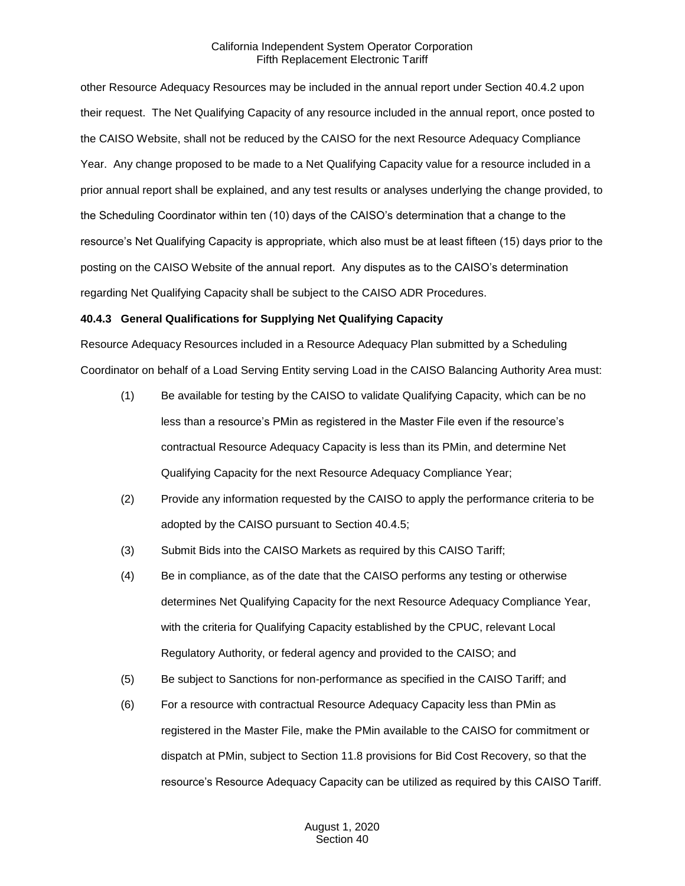other Resource Adequacy Resources may be included in the annual report under Section 40.4.2 upon their request. The Net Qualifying Capacity of any resource included in the annual report, once posted to the CAISO Website, shall not be reduced by the CAISO for the next Resource Adequacy Compliance Year. Any change proposed to be made to a Net Qualifying Capacity value for a resource included in a prior annual report shall be explained, and any test results or analyses underlying the change provided, to the Scheduling Coordinator within ten (10) days of the CAISO's determination that a change to the resource's Net Qualifying Capacity is appropriate, which also must be at least fifteen (15) days prior to the posting on the CAISO Website of the annual report. Any disputes as to the CAISO's determination regarding Net Qualifying Capacity shall be subject to the CAISO ADR Procedures.

**40.4.3 General Qualifications for Supplying Net Qualifying Capacity**

Resource Adequacy Resources included in a Resource Adequacy Plan submitted by a Scheduling Coordinator on behalf of a Load Serving Entity serving Load in the CAISO Balancing Authority Area must:

(1) Be available for testing by the CAISO to validate Qualifying Capacity, which can be no less than a resource's PMin as registered in the Master File even if the resource's contractual Resource Adequacy Capacity is less than its PMin, and determine Net Qualifying Capacity for the next Resource Adequacy Compliance Year;

(2) Provide any information requested by the CAISO to apply the performance criteria to be adopted by the CAISO pursuant to Section 40.4.5;

(3) Submit Bids into the CAISO Markets as required by this CAISO Tariff;

(4) Be in compliance, as of the date that the CAISO performs any testing or otherwise determines Net Qualifying Capacity for the next Resource Adequacy Compliance Year, with the criteria for Qualifying Capacity established by the CPUC, relevant Local Regulatory Authority, or federal agency and provided to the CAISO; and

(5) Be subject to Sanctions for non-performance as specified in the CAISO Tariff; and

(6) For a resource with contractual Resource Adequacy Capacity less than PMin as registered in the Master File, make the PMin available to the CAISO for commitment or dispatch at PMin, subject to Section 11.8 provisions for Bid Cost Recovery, so that the resource's Resource Adequacy Capacity can be utilized as required by this CAISO Tariff.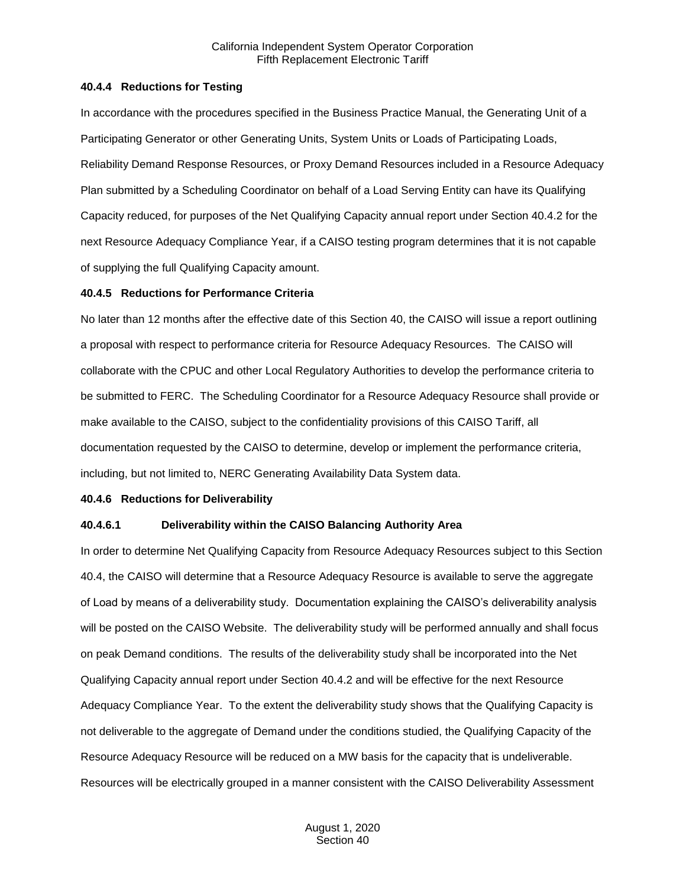**40.4.4 Reductions for Testing**

In accordance with the procedures specified in the Business Practice Manual, the Generating Unit of a Participating Generator or other Generating Units, System Units or Loads of Participating Loads, Reliability Demand Response Resources, or Proxy Demand Resources included in a Resource Adequacy Plan submitted by a Scheduling Coordinator on behalf of a Load Serving Entity can have its Qualifying Capacity reduced, for purposes of the Net Qualifying Capacity annual report under Section 40.4.2 for the next Resource Adequacy Compliance Year, if a CAISO testing program determines that it is not capable of supplying the full Qualifying Capacity amount.

**40.4.5 Reductions for Performance Criteria**

No later than 12 months after the effective date of this Section 40, the CAISO will issue a report outlining a proposal with respect to performance criteria for Resource Adequacy Resources. The CAISO will collaborate with the CPUC and other Local Regulatory Authorities to develop the performance criteria to be submitted to FERC. The Scheduling Coordinator for a Resource Adequacy Resource shall provide or make available to the CAISO, subject to the confidentiality provisions of this CAISO Tariff, all documentation requested by the CAISO to determine, develop or implement the performance criteria, including, but not limited to, NERC Generating Availability Data System data.

**40.4.6 Reductions for Deliverability**

**40.4.6.1 Deliverability within the CAISO Balancing Authority Area**

In order to determine Net Qualifying Capacity from Resource Adequacy Resources subject to this Section 40.4, the CAISO will determine that a Resource Adequacy Resource is available to serve the aggregate of Load by means of a deliverability study. Documentation explaining the CAISO's deliverability analysis will be posted on the CAISO Website. The deliverability study will be performed annually and shall focus on peak Demand conditions. The results of the deliverability study shall be incorporated into the Net Qualifying Capacity annual report under Section 40.4.2 and will be effective for the next Resource Adequacy Compliance Year. To the extent the deliverability study shows that the Qualifying Capacity is not deliverable to the aggregate of Demand under the conditions studied, the Qualifying Capacity of the Resource Adequacy Resource will be reduced on a MW basis for the capacity that is undeliverable. Resources will be electrically grouped in a manner consistent with the CAISO Deliverability Assessment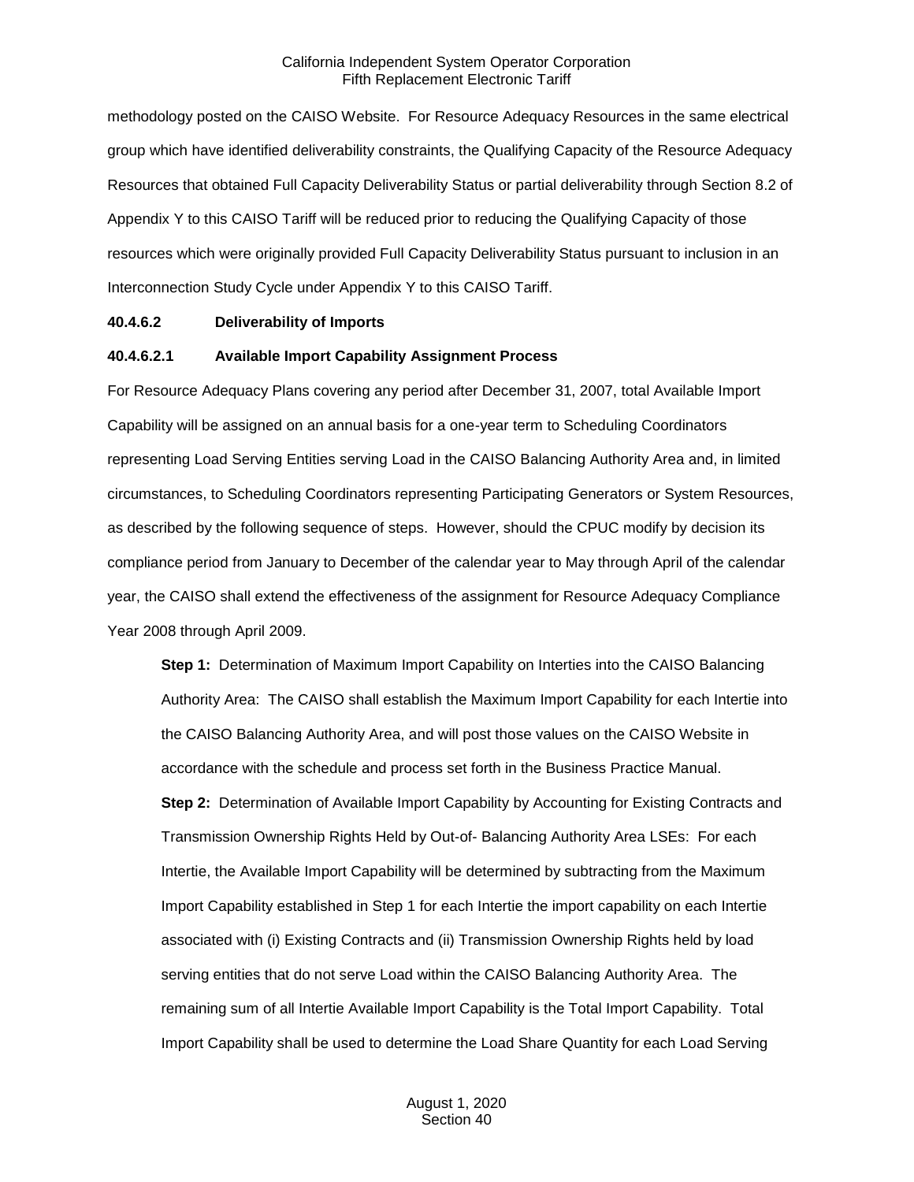methodology posted on the CAISO Website. For Resource Adequacy Resources in the same electrical group which have identified deliverability constraints, the Qualifying Capacity of the Resource Adequacy Resources that obtained Full Capacity Deliverability Status or partial deliverability through Section 8.2 of Appendix Y to this CAISO Tariff will be reduced prior to reducing the Qualifying Capacity of those resources which were originally provided Full Capacity Deliverability Status pursuant to inclusion in an Interconnection Study Cycle under Appendix Y to this CAISO Tariff.

**40.4.6.2 Deliverability of Imports**

**40.4.6.2.1 Available Import Capability Assignment Process**

For Resource Adequacy Plans covering any period after December 31, 2007, total Available Import Capability will be assigned on an annual basis for a one-year term to Scheduling Coordinators representing Load Serving Entities serving Load in the CAISO Balancing Authority Area and, in limited circumstances, to Scheduling Coordinators representing Participating Generators or System Resources, as described by the following sequence of steps. However, should the CPUC modify by decision its compliance period from January to December of the calendar year to May through April of the calendar year, the CAISO shall extend the effectiveness of the assignment for Resource Adequacy Compliance Year 2008 through April 2009.

**Step 1:** Determination of Maximum Import Capability on Interties into the CAISO Balancing Authority Area: The CAISO shall establish the Maximum Import Capability for each Intertie into the CAISO Balancing Authority Area, and will post those values on the CAISO Website in accordance with the schedule and process set forth in the Business Practice Manual.

**Step 2:** Determination of Available Import Capability by Accounting for Existing Contracts and Transmission Ownership Rights Held by Out-of- Balancing Authority Area LSEs: For each Intertie, the Available Import Capability will be determined by subtracting from the Maximum Import Capability established in Step 1 for each Intertie the import capability on each Intertie associated with (i) Existing Contracts and (ii) Transmission Ownership Rights held by load serving entities that do not serve Load within the CAISO Balancing Authority Area. The remaining sum of all Intertie Available Import Capability is the Total Import Capability. Total Import Capability shall be used to determine the Load Share Quantity for each Load Serving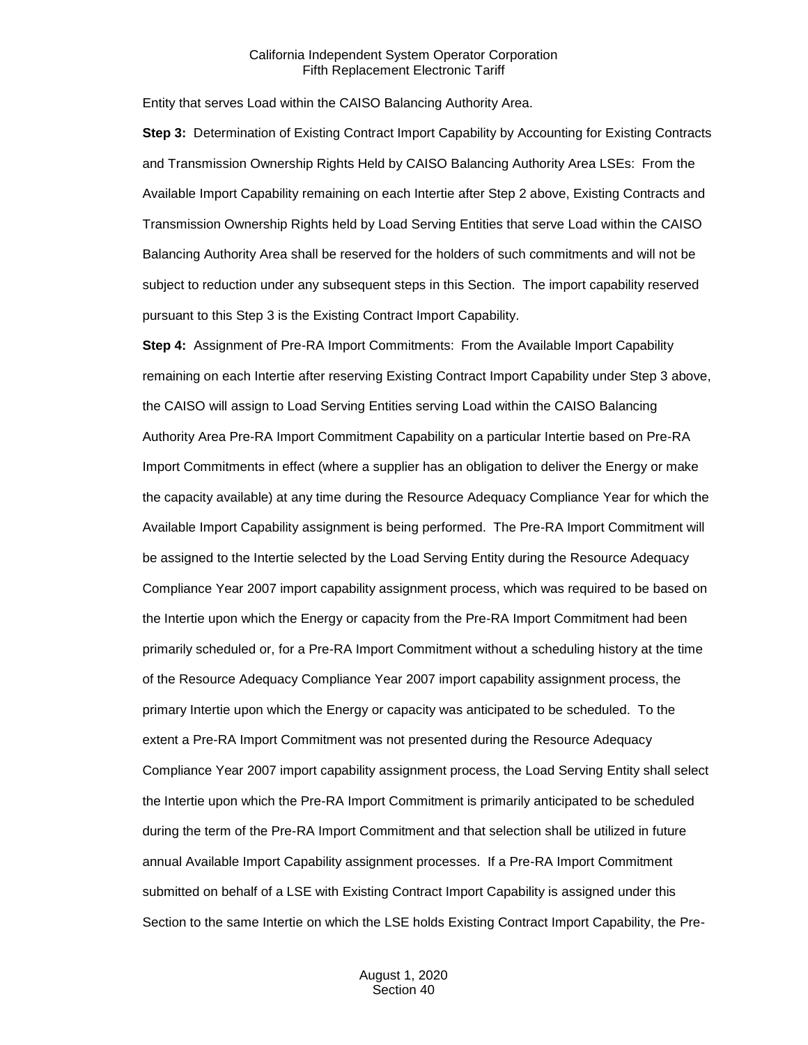Entity that serves Load within the CAISO Balancing Authority Area.

**Step 3:** Determination of Existing Contract Import Capability by Accounting for Existing Contracts and Transmission Ownership Rights Held by CAISO Balancing Authority Area LSEs: From the Available Import Capability remaining on each Intertie after Step 2 above, Existing Contracts and Transmission Ownership Rights held by Load Serving Entities that serve Load within the CAISO Balancing Authority Area shall be reserved for the holders of such commitments and will not be subject to reduction under any subsequent steps in this Section. The import capability reserved pursuant to this Step 3 is the Existing Contract Import Capability.

**Step 4:** Assignment of Pre-RA Import Commitments: From the Available Import Capability remaining on each Intertie after reserving Existing Contract Import Capability under Step 3 above, the CAISO will assign to Load Serving Entities serving Load within the CAISO Balancing Authority Area Pre-RA Import Commitment Capability on a particular Intertie based on Pre-RA Import Commitments in effect (where a supplier has an obligation to deliver the Energy or make the capacity available) at any time during the Resource Adequacy Compliance Year for which the Available Import Capability assignment is being performed. The Pre-RA Import Commitment will be assigned to the Intertie selected by the Load Serving Entity during the Resource Adequacy Compliance Year 2007 import capability assignment process, which was required to be based on the Intertie upon which the Energy or capacity from the Pre-RA Import Commitment had been primarily scheduled or, for a Pre-RA Import Commitment without a scheduling history at the time of the Resource Adequacy Compliance Year 2007 import capability assignment process, the primary Intertie upon which the Energy or capacity was anticipated to be scheduled. To the extent a Pre-RA Import Commitment was not presented during the Resource Adequacy Compliance Year 2007 import capability assignment process, the Load Serving Entity shall select the Intertie upon which the Pre-RA Import Commitment is primarily anticipated to be scheduled during the term of the Pre-RA Import Commitment and that selection shall be utilized in future annual Available Import Capability assignment processes. If a Pre-RA Import Commitment submitted on behalf of a LSE with Existing Contract Import Capability is assigned under this Section to the same Intertie on which the LSE holds Existing Contract Import Capability, the Pre-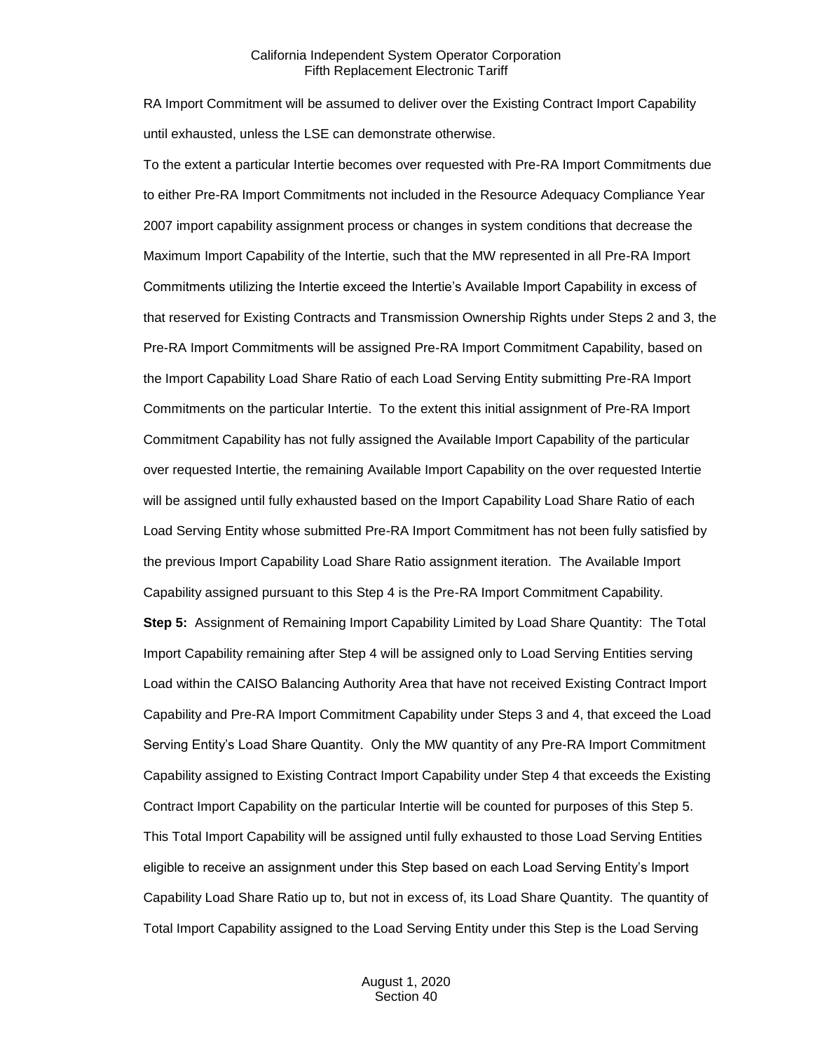RA Import Commitment will be assumed to deliver over the Existing Contract Import Capability until exhausted, unless the LSE can demonstrate otherwise.

To the extent a particular Intertie becomes over requested with Pre-RA Import Commitments due to either Pre-RA Import Commitments not included in the Resource Adequacy Compliance Year 2007 import capability assignment process or changes in system conditions that decrease the Maximum Import Capability of the Intertie, such that the MW represented in all Pre-RA Import Commitments utilizing the Intertie exceed the Intertie's Available Import Capability in excess of that reserved for Existing Contracts and Transmission Ownership Rights under Steps 2 and 3, the Pre-RA Import Commitments will be assigned Pre-RA Import Commitment Capability, based on the Import Capability Load Share Ratio of each Load Serving Entity submitting Pre-RA Import Commitments on the particular Intertie. To the extent this initial assignment of Pre-RA Import Commitment Capability has not fully assigned the Available Import Capability of the particular over requested Intertie, the remaining Available Import Capability on the over requested Intertie will be assigned until fully exhausted based on the Import Capability Load Share Ratio of each Load Serving Entity whose submitted Pre-RA Import Commitment has not been fully satisfied by the previous Import Capability Load Share Ratio assignment iteration. The Available Import Capability assigned pursuant to this Step 4 is the Pre-RA Import Commitment Capability.

**Step 5:** Assignment of Remaining Import Capability Limited by Load Share Quantity: The Total Import Capability remaining after Step 4 will be assigned only to Load Serving Entities serving Load within the CAISO Balancing Authority Area that have not received Existing Contract Import Capability and Pre-RA Import Commitment Capability under Steps 3 and 4, that exceed the Load Serving Entity's Load Share Quantity. Only the MW quantity of any Pre-RA Import Commitment Capability assigned to Existing Contract Import Capability under Step 4 that exceeds the Existing Contract Import Capability on the particular Intertie will be counted for purposes of this Step 5. This Total Import Capability will be assigned until fully exhausted to those Load Serving Entities eligible to receive an assignment under this Step based on each Load Serving Entity's Import Capability Load Share Ratio up to, but not in excess of, its Load Share Quantity. The quantity of Total Import Capability assigned to the Load Serving Entity under this Step is the Load Serving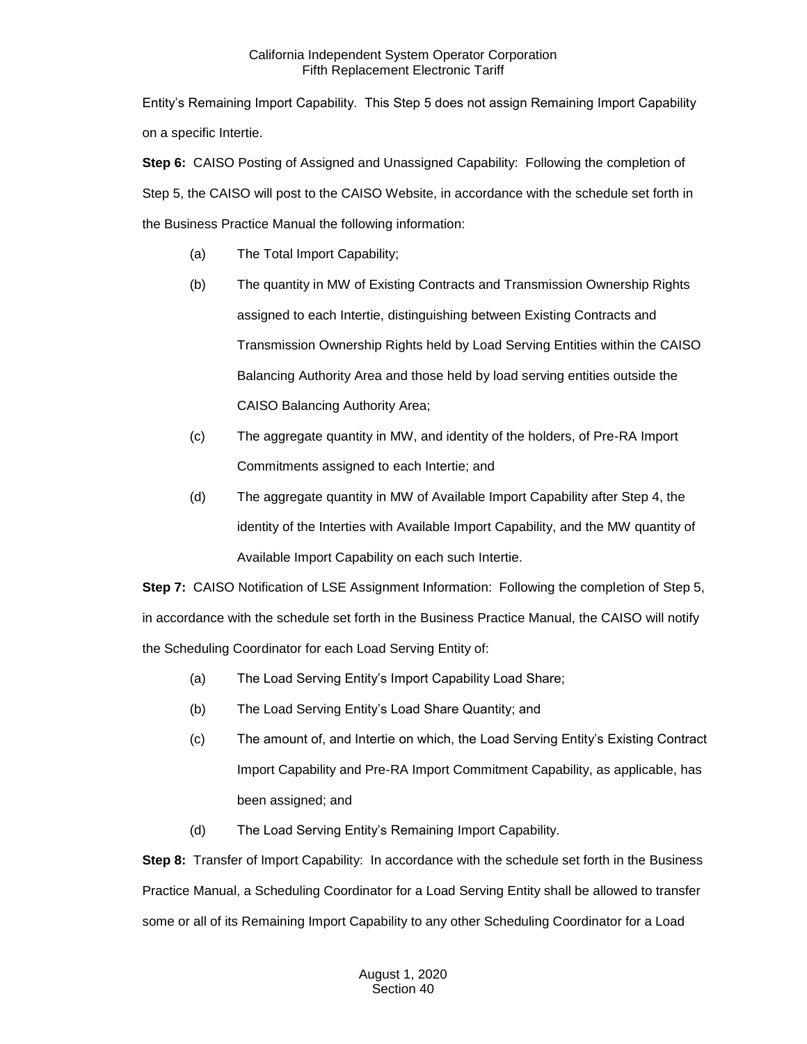Entity's Remaining Import Capability. This Step 5 does not assign Remaining Import Capability on a specific Intertie.

**Step 6:** CAISO Posting of Assigned and Unassigned Capability: Following the completion of Step 5, the CAISO will post to the CAISO Website, in accordance with the schedule set forth in the Business Practice Manual the following information:

(a) The Total Import Capability;

(b) The quantity in MW of Existing Contracts and Transmission Ownership Rights assigned to each Intertie, distinguishing between Existing Contracts and Transmission Ownership Rights held by Load Serving Entities within the CAISO Balancing Authority Area and those held by load serving entities outside the CAISO Balancing Authority Area;

(c) The aggregate quantity in MW, and identity of the holders, of Pre-RA Import Commitments assigned to each Intertie; and

(d) The aggregate quantity in MW of Available Import Capability after Step 4, the identity of the Interties with Available Import Capability, and the MW quantity of Available Import Capability on each such Intertie.

**Step 7:** CAISO Notification of LSE Assignment Information: Following the completion of Step 5, in accordance with the schedule set forth in the Business Practice Manual, the CAISO will notify the Scheduling Coordinator for each Load Serving Entity of:

(a) The Load Serving Entity's Import Capability Load Share;

(b) The Load Serving Entity's Load Share Quantity; and

(c) The amount of, and Intertie on which, the Load Serving Entity's Existing Contract Import Capability and Pre-RA Import Commitment Capability, as applicable, has been assigned; and

(d) The Load Serving Entity's Remaining Import Capability.

**Step 8:** Transfer of Import Capability: In accordance with the schedule set forth in the Business Practice Manual, a Scheduling Coordinator for a Load Serving Entity shall be allowed to transfer some or all of its Remaining Import Capability to any other Scheduling Coordinator for a Load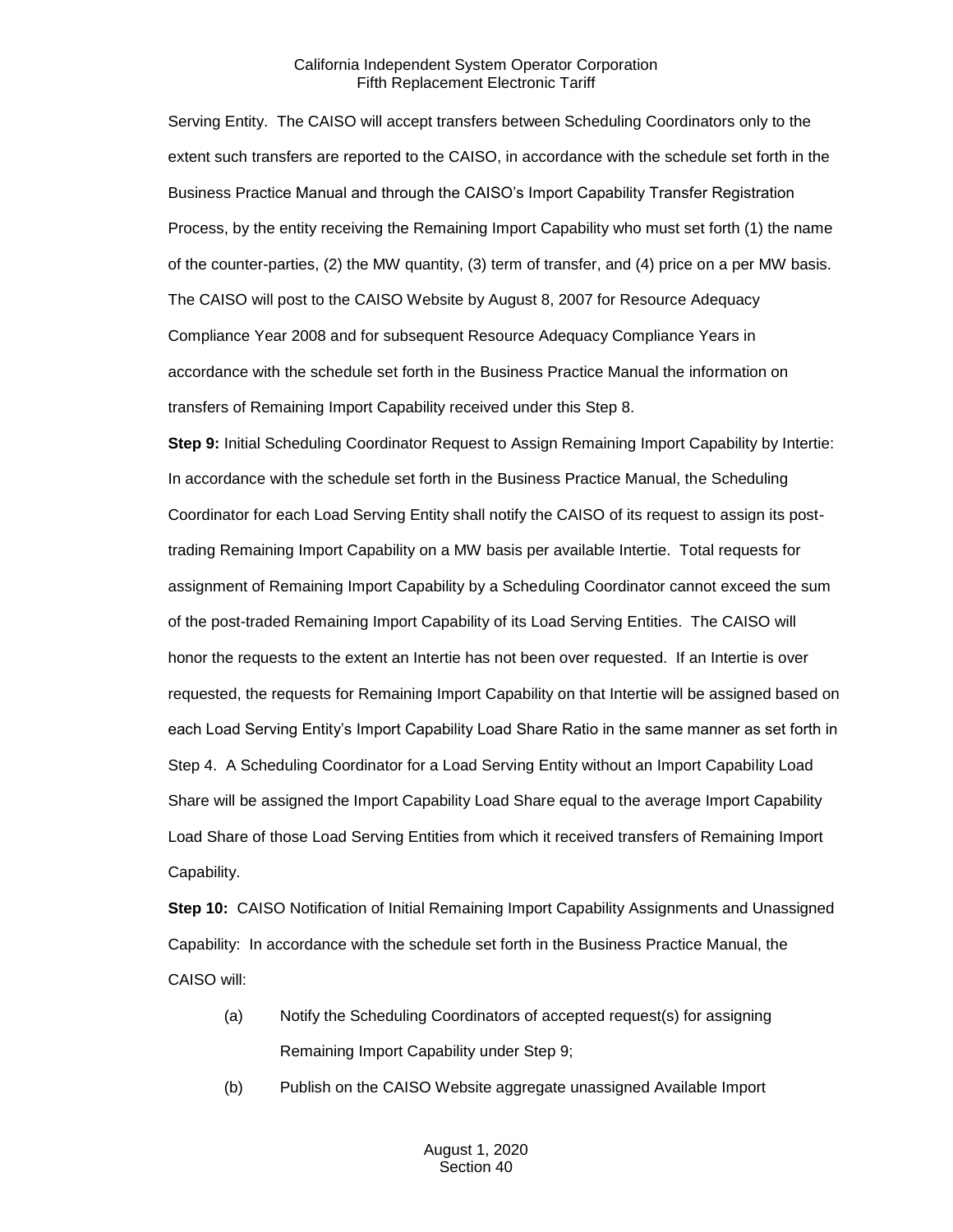Serving Entity. The CAISO will accept transfers between Scheduling Coordinators only to the extent such transfers are reported to the CAISO, in accordance with the schedule set forth in the Business Practice Manual and through the CAISO's Import Capability Transfer Registration Process, by the entity receiving the Remaining Import Capability who must set forth (1) the name of the counter-parties, (2) the MW quantity, (3) term of transfer, and (4) price on a per MW basis. The CAISO will post to the CAISO Website by August 8, 2007 for Resource Adequacy Compliance Year 2008 and for subsequent Resource Adequacy Compliance Years in accordance with the schedule set forth in the Business Practice Manual the information on transfers of Remaining Import Capability received under this Step 8.

**Step 9:** Initial Scheduling Coordinator Request to Assign Remaining Import Capability by Intertie: In accordance with the schedule set forth in the Business Practice Manual, the Scheduling Coordinator for each Load Serving Entity shall notify the CAISO of its request to assign its post-trading Remaining Import Capability on a MW basis per available Intertie. Total requests for assignment of Remaining Import Capability by a Scheduling Coordinator cannot exceed the sum of the post-traded Remaining Import Capability of its Load Serving Entities. The CAISO will honor the requests to the extent an Intertie has not been over requested. If an Intertie is over requested, the requests for Remaining Import Capability on that Intertie will be assigned based on each Load Serving Entity's Import Capability Load Share Ratio in the same manner as set forth in Step 4. A Scheduling Coordinator for a Load Serving Entity without an Import Capability Load Share will be assigned the Import Capability Load Share equal to the average Import Capability Load Share of those Load Serving Entities from which it received transfers of Remaining Import Capability.

**Step 10:** CAISO Notification of Initial Remaining Import Capability Assignments and Unassigned Capability: In accordance with the schedule set forth in the Business Practice Manual, the CAISO will:

(a) Notify the Scheduling Coordinators of accepted request(s) for assigning Remaining Import Capability under Step 9;

(b) Publish on the CAISO Website aggregate unassigned Available Import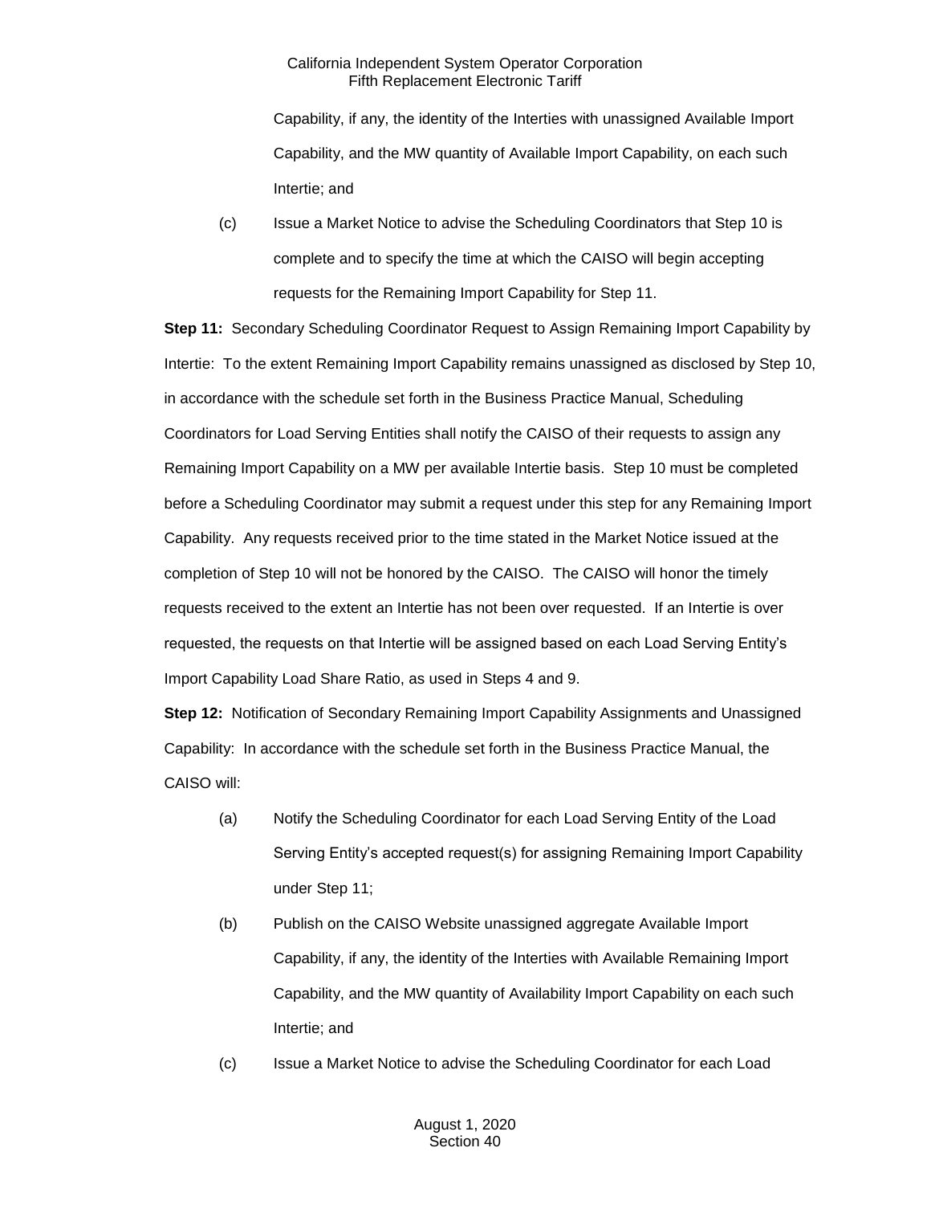Capability, if any, the identity of the Interties with unassigned Available Import Capability, and the MW quantity of Available Import Capability, on each such Intertie; and

(c) Issue a Market Notice to advise the Scheduling Coordinators that Step 10 is complete and to specify the time at which the CAISO will begin accepting requests for the Remaining Import Capability for Step 11.

**Step 11:** Secondary Scheduling Coordinator Request to Assign Remaining Import Capability by Intertie: To the extent Remaining Import Capability remains unassigned as disclosed by Step 10, in accordance with the schedule set forth in the Business Practice Manual, Scheduling Coordinators for Load Serving Entities shall notify the CAISO of their requests to assign any Remaining Import Capability on a MW per available Intertie basis. Step 10 must be completed before a Scheduling Coordinator may submit a request under this step for any Remaining Import Capability. Any requests received prior to the time stated in the Market Notice issued at the completion of Step 10 will not be honored by the CAISO. The CAISO will honor the timely requests received to the extent an Intertie has not been over requested. If an Intertie is over requested, the requests on that Intertie will be assigned based on each Load Serving Entity's Import Capability Load Share Ratio, as used in Steps 4 and 9.

**Step 12:** Notification of Secondary Remaining Import Capability Assignments and Unassigned Capability: In accordance with the schedule set forth in the Business Practice Manual, the CAISO will:

(a) Notify the Scheduling Coordinator for each Load Serving Entity of the Load Serving Entity's accepted request(s) for assigning Remaining Import Capability under Step 11;

(b) Publish on the CAISO Website unassigned aggregate Available Import Capability, if any, the identity of the Interties with Available Remaining Import Capability, and the MW quantity of Availability Import Capability on each such Intertie; and

(c) Issue a Market Notice to advise the Scheduling Coordinator for each Load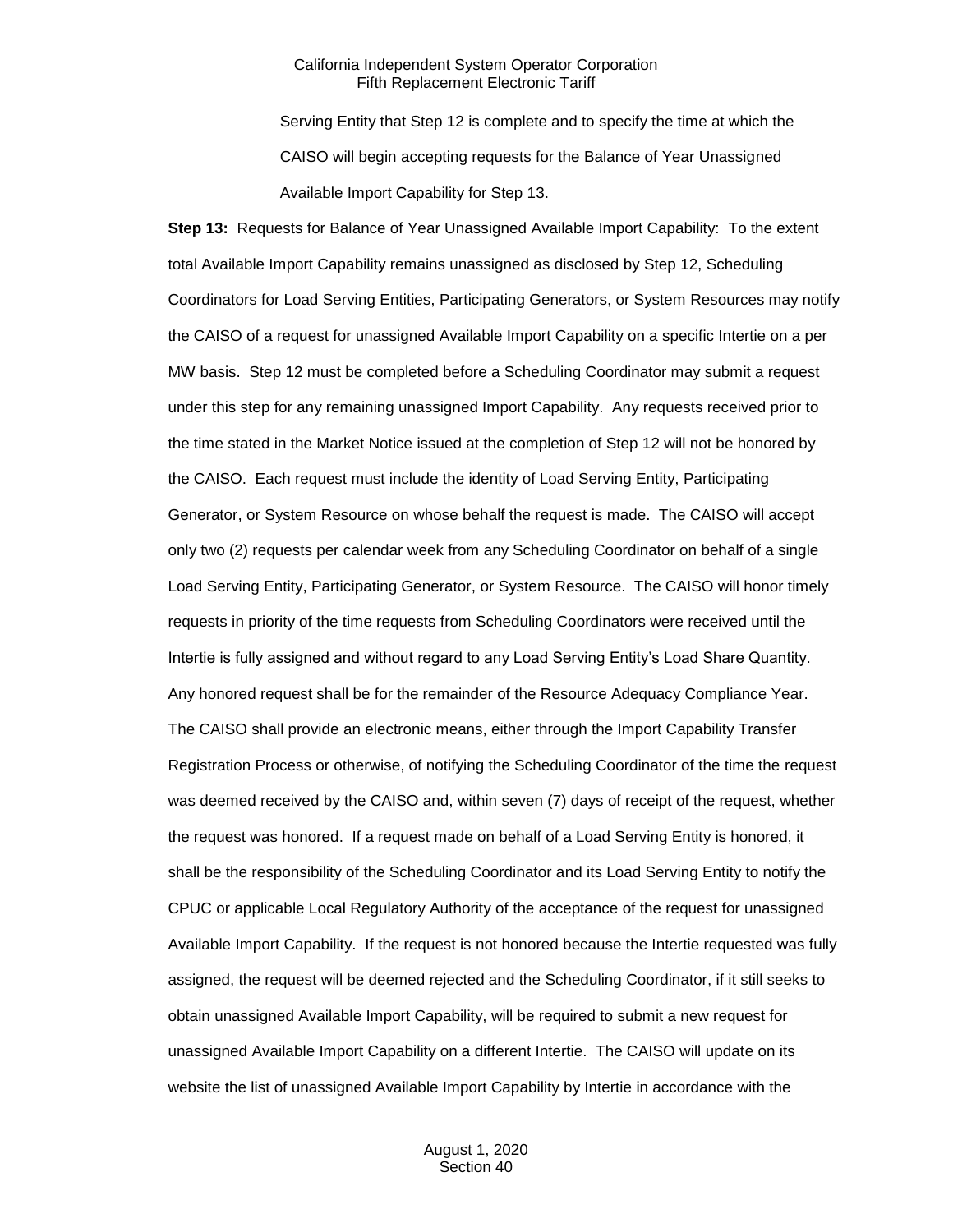Serving Entity that Step 12 is complete and to specify the time at which the CAISO will begin accepting requests for the Balance of Year Unassigned Available Import Capability for Step 13.

**Step 13:** Requests for Balance of Year Unassigned Available Import Capability: To the extent total Available Import Capability remains unassigned as disclosed by Step 12, Scheduling Coordinators for Load Serving Entities, Participating Generators, or System Resources may notify the CAISO of a request for unassigned Available Import Capability on a specific Intertie on a per MW basis. Step 12 must be completed before a Scheduling Coordinator may submit a request under this step for any remaining unassigned Import Capability. Any requests received prior to the time stated in the Market Notice issued at the completion of Step 12 will not be honored by the CAISO. Each request must include the identity of Load Serving Entity, Participating Generator, or System Resource on whose behalf the request is made. The CAISO will accept only two (2) requests per calendar week from any Scheduling Coordinator on behalf of a single Load Serving Entity, Participating Generator, or System Resource. The CAISO will honor timely requests in priority of the time requests from Scheduling Coordinators were received until the Intertie is fully assigned and without regard to any Load Serving Entity's Load Share Quantity. Any honored request shall be for the remainder of the Resource Adequacy Compliance Year. The CAISO shall provide an electronic means, either through the Import Capability Transfer Registration Process or otherwise, of notifying the Scheduling Coordinator of the time the request was deemed received by the CAISO and, within seven (7) days of receipt of the request, whether the request was honored. If a request made on behalf of a Load Serving Entity is honored, it shall be the responsibility of the Scheduling Coordinator and its Load Serving Entity to notify the CPUC or applicable Local Regulatory Authority of the acceptance of the request for unassigned Available Import Capability. If the request is not honored because the Intertie requested was fully assigned, the request will be deemed rejected and the Scheduling Coordinator, if it still seeks to obtain unassigned Available Import Capability, will be required to submit a new request for unassigned Available Import Capability on a different Intertie. The CAISO will update on its website the list of unassigned Available Import Capability by Intertie in accordance with the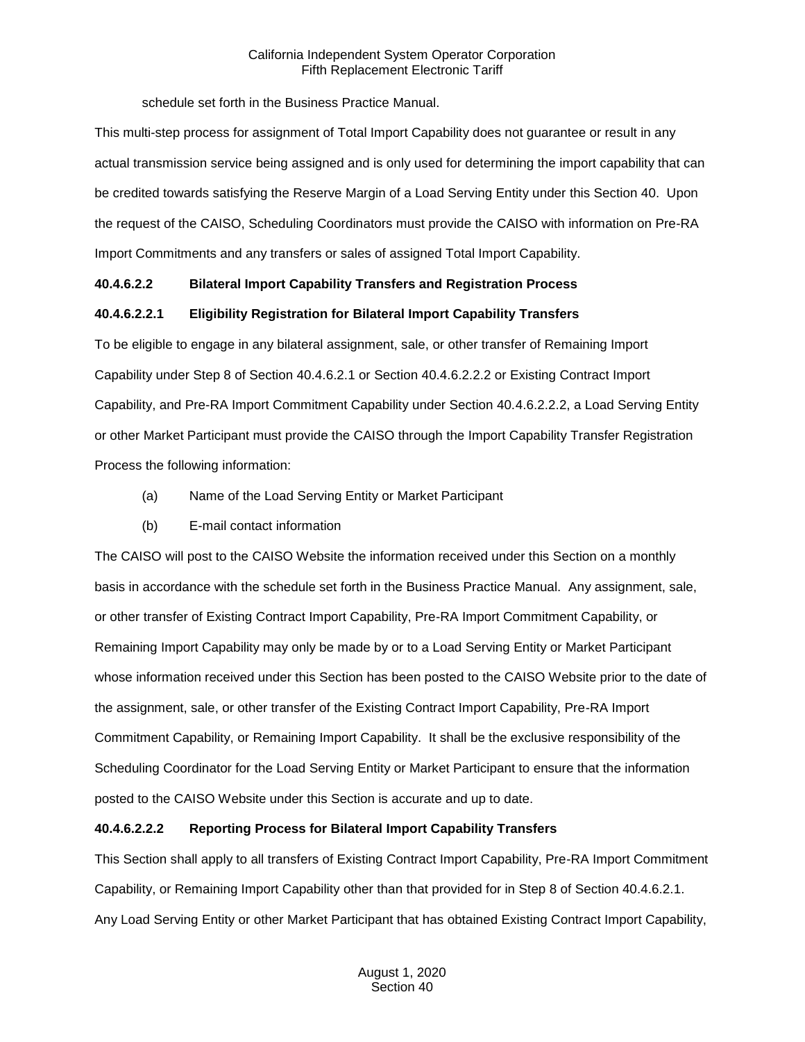schedule set forth in the Business Practice Manual.

This multi-step process for assignment of Total Import Capability does not guarantee or result in any actual transmission service being assigned and is only used for determining the import capability that can be credited towards satisfying the Reserve Margin of a Load Serving Entity under this Section 40. Upon the request of the CAISO, Scheduling Coordinators must provide the CAISO with information on Pre-RA Import Commitments and any transfers or sales of assigned Total Import Capability.

**40.4.6.2.2 Bilateral Import Capability Transfers and Registration Process**

**40.4.6.2.2.1 Eligibility Registration for Bilateral Import Capability Transfers**

To be eligible to engage in any bilateral assignment, sale, or other transfer of Remaining Import Capability under Step 8 of Section 40.4.6.2.1 or Section 40.4.6.2.2.2 or Existing Contract Import Capability, and Pre-RA Import Commitment Capability under Section 40.4.6.2.2.2, a Load Serving Entity or other Market Participant must provide the CAISO through the Import Capability Transfer Registration Process the following information:

(a) Name of the Load Serving Entity or Market Participant

(b) E-mail contact information

The CAISO will post to the CAISO Website the information received under this Section on a monthly basis in accordance with the schedule set forth in the Business Practice Manual. Any assignment, sale, or other transfer of Existing Contract Import Capability, Pre-RA Import Commitment Capability, or Remaining Import Capability may only be made by or to a Load Serving Entity or Market Participant whose information received under this Section has been posted to the CAISO Website prior to the date of the assignment, sale, or other transfer of the Existing Contract Import Capability, Pre-RA Import Commitment Capability, or Remaining Import Capability. It shall be the exclusive responsibility of the Scheduling Coordinator for the Load Serving Entity or Market Participant to ensure that the information posted to the CAISO Website under this Section is accurate and up to date.

**40.4.6.2.2.2 Reporting Process for Bilateral Import Capability Transfers**

This Section shall apply to all transfers of Existing Contract Import Capability, Pre-RA Import Commitment Capability, or Remaining Import Capability other than that provided for in Step 8 of Section 40.4.6.2.1. Any Load Serving Entity or other Market Participant that has obtained Existing Contract Import Capability,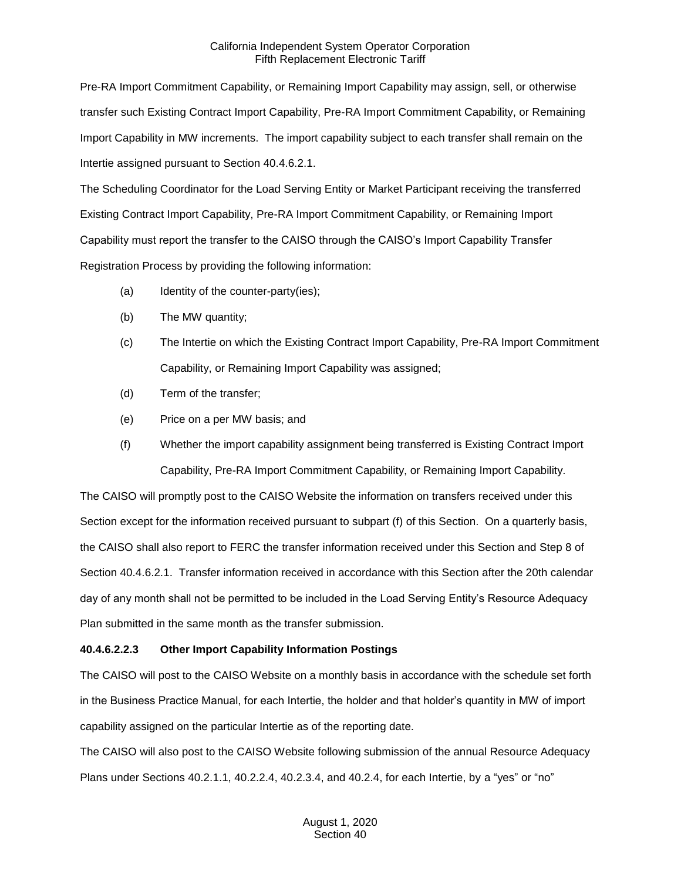Pre-RA Import Commitment Capability, or Remaining Import Capability may assign, sell, or otherwise transfer such Existing Contract Import Capability, Pre-RA Import Commitment Capability, or Remaining Import Capability in MW increments. The import capability subject to each transfer shall remain on the Intertie assigned pursuant to Section 40.4.6.2.1.

The Scheduling Coordinator for the Load Serving Entity or Market Participant receiving the transferred Existing Contract Import Capability, Pre-RA Import Commitment Capability, or Remaining Import Capability must report the transfer to the CAISO through the CAISO's Import Capability Transfer Registration Process by providing the following information:

(a) Identity of the counter-party(ies);

(b) The MW quantity;

(c) The Intertie on which the Existing Contract Import Capability, Pre-RA Import Commitment Capability, or Remaining Import Capability was assigned;

(d) Term of the transfer;

(e) Price on a per MW basis; and

(f) Whether the import capability assignment being transferred is Existing Contract Import Capability, Pre-RA Import Commitment Capability, or Remaining Import Capability.

The CAISO will promptly post to the CAISO Website the information on transfers received under this Section except for the information received pursuant to subpart (f) of this Section. On a quarterly basis, the CAISO shall also report to FERC the transfer information received under this Section and Step 8 of Section 40.4.6.2.1. Transfer information received in accordance with this Section after the 20th calendar day of any month shall not be permitted to be included in the Load Serving Entity's Resource Adequacy Plan submitted in the same month as the transfer submission.

**40.4.6.2.2.3 Other Import Capability Information Postings**

The CAISO will post to the CAISO Website on a monthly basis in accordance with the schedule set forth in the Business Practice Manual, for each Intertie, the holder and that holder's quantity in MW of import capability assigned on the particular Intertie as of the reporting date.

The CAISO will also post to the CAISO Website following submission of the annual Resource Adequacy Plans under Sections 40.2.1.1, 40.2.2.4, 40.2.3.4, and 40.2.4, for each Intertie, by a "yes" or "no"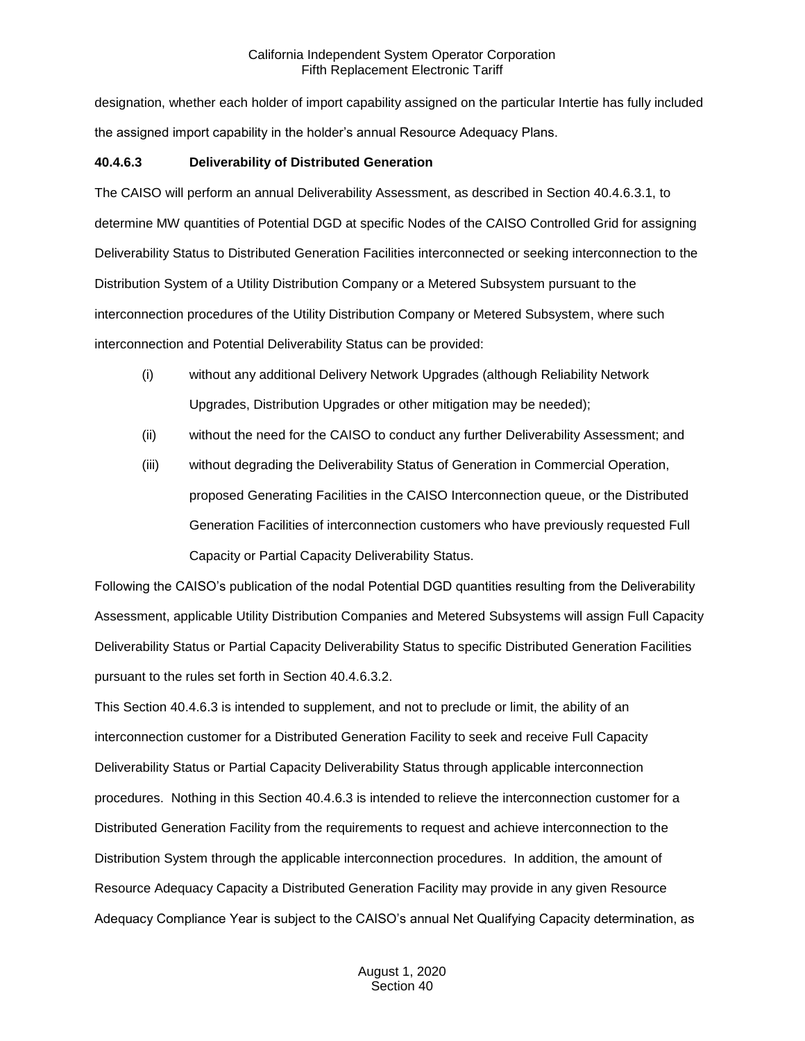designation, whether each holder of import capability assigned on the particular Intertie has fully included the assigned import capability in the holder's annual Resource Adequacy Plans.

**40.4.6.3 Deliverability of Distributed Generation**

The CAISO will perform an annual Deliverability Assessment, as described in Section 40.4.6.3.1, to determine MW quantities of Potential DGD at specific Nodes of the CAISO Controlled Grid for assigning Deliverability Status to Distributed Generation Facilities interconnected or seeking interconnection to the Distribution System of a Utility Distribution Company or a Metered Subsystem pursuant to the interconnection procedures of the Utility Distribution Company or Metered Subsystem, where such interconnection and Potential Deliverability Status can be provided:

(i) without any additional Delivery Network Upgrades (although Reliability Network Upgrades, Distribution Upgrades or other mitigation may be needed);

(ii) without the need for the CAISO to conduct any further Deliverability Assessment; and

(iii) without degrading the Deliverability Status of Generation in Commercial Operation, proposed Generating Facilities in the CAISO Interconnection queue, or the Distributed Generation Facilities of interconnection customers who have previously requested Full Capacity or Partial Capacity Deliverability Status.

Following the CAISO's publication of the nodal Potential DGD quantities resulting from the Deliverability Assessment, applicable Utility Distribution Companies and Metered Subsystems will assign Full Capacity Deliverability Status or Partial Capacity Deliverability Status to specific Distributed Generation Facilities pursuant to the rules set forth in Section 40.4.6.3.2.

This Section 40.4.6.3 is intended to supplement, and not to preclude or limit, the ability of an interconnection customer for a Distributed Generation Facility to seek and receive Full Capacity Deliverability Status or Partial Capacity Deliverability Status through applicable interconnection procedures. Nothing in this Section 40.4.6.3 is intended to relieve the interconnection customer for a Distributed Generation Facility from the requirements to request and achieve interconnection to the Distribution System through the applicable interconnection procedures. In addition, the amount of Resource Adequacy Capacity a Distributed Generation Facility may provide in any given Resource Adequacy Compliance Year is subject to the CAISO's annual Net Qualifying Capacity determination, as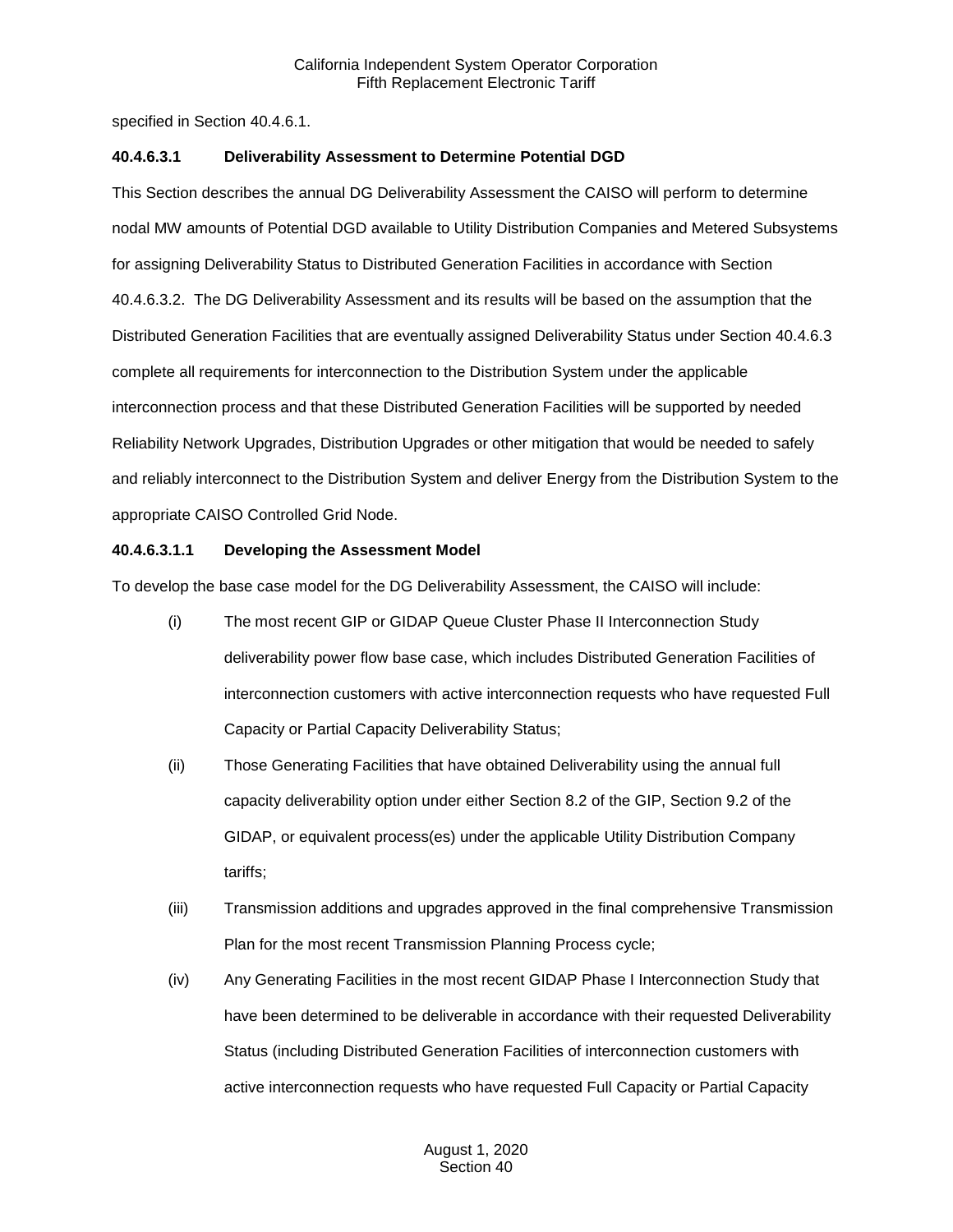specified in Section 40.4.6.1.

**40.4.6.3.1 Deliverability Assessment to Determine Potential DGD**

This Section describes the annual DG Deliverability Assessment the CAISO will perform to determine nodal MW amounts of Potential DGD available to Utility Distribution Companies and Metered Subsystems for assigning Deliverability Status to Distributed Generation Facilities in accordance with Section 40.4.6.3.2. The DG Deliverability Assessment and its results will be based on the assumption that the Distributed Generation Facilities that are eventually assigned Deliverability Status under Section 40.4.6.3 complete all requirements for interconnection to the Distribution System under the applicable interconnection process and that these Distributed Generation Facilities will be supported by needed Reliability Network Upgrades, Distribution Upgrades or other mitigation that would be needed to safely and reliably interconnect to the Distribution System and deliver Energy from the Distribution System to the appropriate CAISO Controlled Grid Node.

**40.4.6.3.1.1 Developing the Assessment Model**

To develop the base case model for the DG Deliverability Assessment, the CAISO will include:

(i) The most recent GIP or GIDAP Queue Cluster Phase II Interconnection Study deliverability power flow base case, which includes Distributed Generation Facilities of interconnection customers with active interconnection requests who have requested Full Capacity or Partial Capacity Deliverability Status;

(ii) Those Generating Facilities that have obtained Deliverability using the annual full capacity deliverability option under either Section 8.2 of the GIP, Section 9.2 of the GIDAP, or equivalent process(es) under the applicable Utility Distribution Company tariffs;

(iii) Transmission additions and upgrades approved in the final comprehensive Transmission Plan for the most recent Transmission Planning Process cycle;

(iv) Any Generating Facilities in the most recent GIDAP Phase I Interconnection Study that have been determined to be deliverable in accordance with their requested Deliverability Status (including Distributed Generation Facilities of interconnection customers with active interconnection requests who have requested Full Capacity or Partial Capacity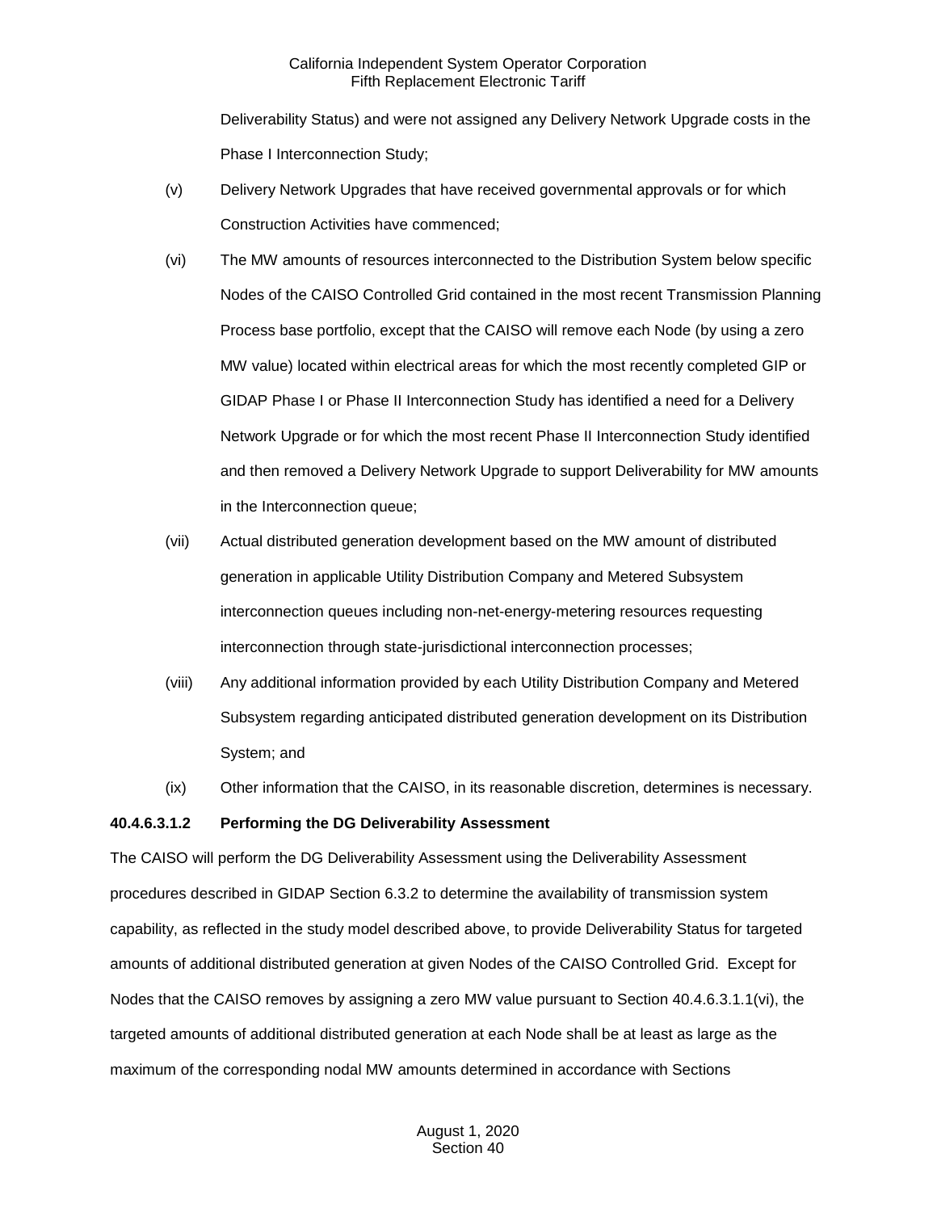Deliverability Status) and were not assigned any Delivery Network Upgrade costs in the Phase I Interconnection Study;

(v) Delivery Network Upgrades that have received governmental approvals or for which Construction Activities have commenced;

(vi) The MW amounts of resources interconnected to the Distribution System below specific Nodes of the CAISO Controlled Grid contained in the most recent Transmission Planning Process base portfolio, except that the CAISO will remove each Node (by using a zero MW value) located within electrical areas for which the most recently completed GIP or GIDAP Phase I or Phase II Interconnection Study has identified a need for a Delivery Network Upgrade or for which the most recent Phase II Interconnection Study identified and then removed a Delivery Network Upgrade to support Deliverability for MW amounts in the Interconnection queue;

(vii) Actual distributed generation development based on the MW amount of distributed generation in applicable Utility Distribution Company and Metered Subsystem interconnection queues including non-net-energy-metering resources requesting interconnection through state-jurisdictional interconnection processes;

(viii) Any additional information provided by each Utility Distribution Company and Metered Subsystem regarding anticipated distributed generation development on its Distribution System; and

(ix) Other information that the CAISO, in its reasonable discretion, determines is necessary.

**40.4.6.3.1.2 Performing the DG Deliverability Assessment**

The CAISO will perform the DG Deliverability Assessment using the Deliverability Assessment procedures described in GIDAP Section 6.3.2 to determine the availability of transmission system capability, as reflected in the study model described above, to provide Deliverability Status for targeted amounts of additional distributed generation at given Nodes of the CAISO Controlled Grid. Except for Nodes that the CAISO removes by assigning a zero MW value pursuant to Section 40.4.6.3.1.1(vi), the targeted amounts of additional distributed generation at each Node shall be at least as large as the maximum of the corresponding nodal MW amounts determined in accordance with Sections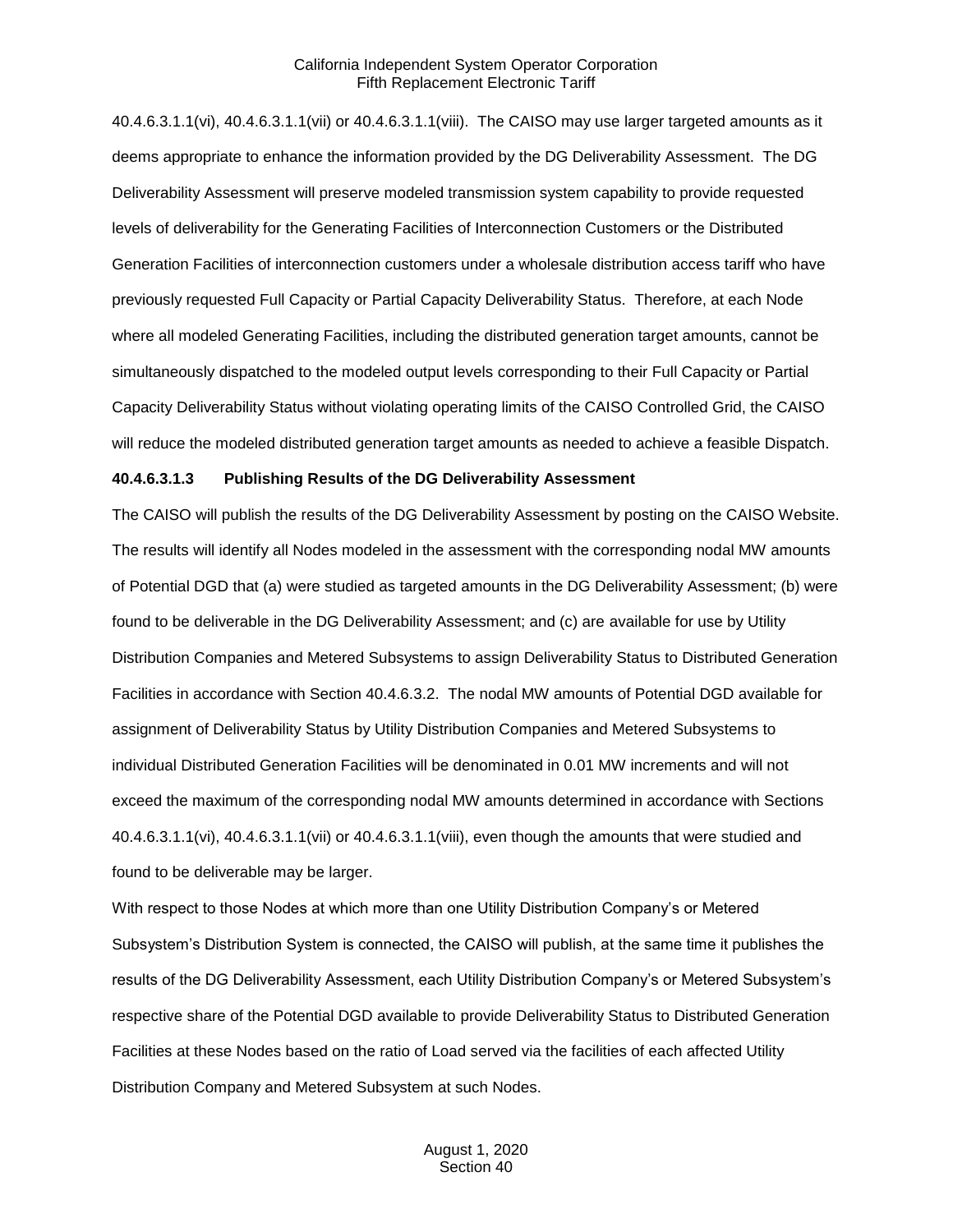40.4.6.3.1.1(vi), 40.4.6.3.1.1(vii) or 40.4.6.3.1.1(viii). The CAISO may use larger targeted amounts as it deems appropriate to enhance the information provided by the DG Deliverability Assessment. The DG Deliverability Assessment will preserve modeled transmission system capability to provide requested levels of deliverability for the Generating Facilities of Interconnection Customers or the Distributed Generation Facilities of interconnection customers under a wholesale distribution access tariff who have previously requested Full Capacity or Partial Capacity Deliverability Status. Therefore, at each Node where all modeled Generating Facilities, including the distributed generation target amounts, cannot be simultaneously dispatched to the modeled output levels corresponding to their Full Capacity or Partial Capacity Deliverability Status without violating operating limits of the CAISO Controlled Grid, the CAISO will reduce the modeled distributed generation target amounts as needed to achieve a feasible Dispatch.

**40.4.6.3.1.3 Publishing Results of the DG Deliverability Assessment**

The CAISO will publish the results of the DG Deliverability Assessment by posting on the CAISO Website. The results will identify all Nodes modeled in the assessment with the corresponding nodal MW amounts of Potential DGD that (a) were studied as targeted amounts in the DG Deliverability Assessment; (b) were found to be deliverable in the DG Deliverability Assessment; and (c) are available for use by Utility Distribution Companies and Metered Subsystems to assign Deliverability Status to Distributed Generation Facilities in accordance with Section 40.4.6.3.2. The nodal MW amounts of Potential DGD available for assignment of Deliverability Status by Utility Distribution Companies and Metered Subsystems to individual Distributed Generation Facilities will be denominated in 0.01 MW increments and will not exceed the maximum of the corresponding nodal MW amounts determined in accordance with Sections 40.4.6.3.1.1(vi), 40.4.6.3.1.1(vii) or 40.4.6.3.1.1(viii), even though the amounts that were studied and found to be deliverable may be larger.

With respect to those Nodes at which more than one Utility Distribution Company's or Metered Subsystem's Distribution System is connected, the CAISO will publish, at the same time it publishes the results of the DG Deliverability Assessment, each Utility Distribution Company's or Metered Subsystem's respective share of the Potential DGD available to provide Deliverability Status to Distributed Generation Facilities at these Nodes based on the ratio of Load served via the facilities of each affected Utility Distribution Company and Metered Subsystem at such Nodes.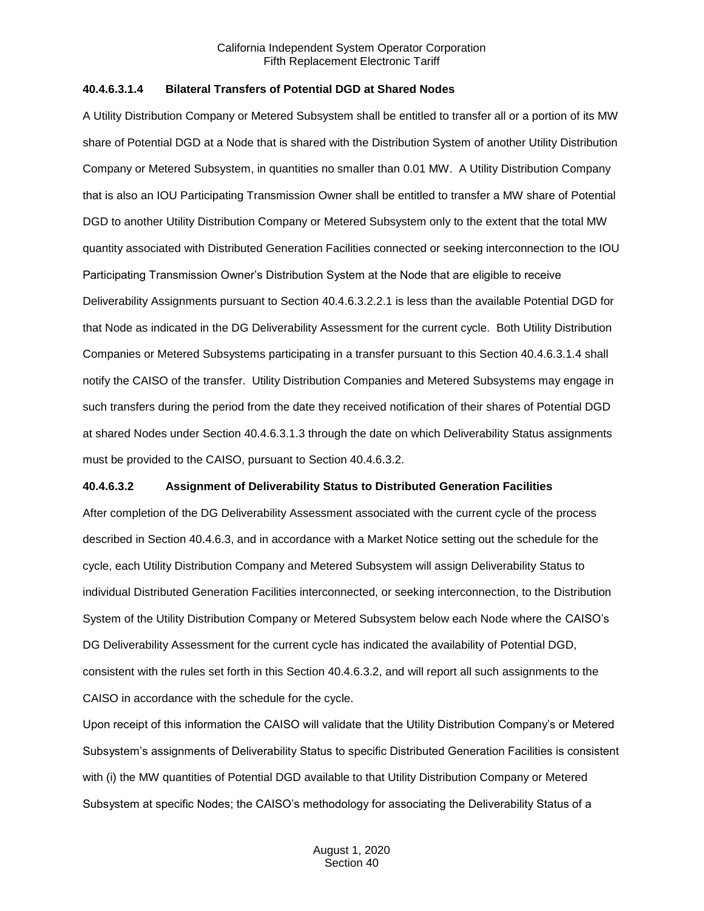#### 40.4.6.3.1.4 Bilateral Transfers of Potential DGD at Shared Nodes

A Utility Distribution Company or Metered Subsystem shall be entitled to transfer all or a portion of its MW share of Potential DGD at a Node that is shared with the Distribution System of another Utility Distribution Company or Metered Subsystem, in quantities no smaller than 0.01 MW. A Utility Distribution Company that is also an IOU Participating Transmission Owner shall be entitled to transfer a MW share of Potential DGD to another Utility Distribution Company or Metered Subsystem only to the extent that the total MW quantity associated with Distributed Generation Facilities connected or seeking interconnection to the IOU Participating Transmission Owner's Distribution System at the Node that are eligible to receive Deliverability Assignments pursuant to Section 40.4.6.3.2.2.1 is less than the available Potential DGD for that Node as indicated in the DG Deliverability Assessment for the current cycle. Both Utility Distribution Companies or Metered Subsystems participating in a transfer pursuant to this Section 40.4.6.3.1.4 shall notify the CAISO of the transfer. Utility Distribution Companies and Metered Subsystems may engage in such transfers during the period from the date they received notification of their shares of Potential DGD at shared Nodes under Section 40.4.6.3.1.3 through the date on which Deliverability Status assignments must be provided to the CAISO, pursuant to Section 40.4.6.3.2.

#### 40.4.6.3.2 Assignment of Deliverability Status to Distributed Generation Facilities

After completion of the DG Deliverability Assessment associated with the current cycle of the process described in Section 40.4.6.3, and in accordance with a Market Notice setting out the schedule for the cycle, each Utility Distribution Company and Metered Subsystem will assign Deliverability Status to individual Distributed Generation Facilities interconnected, or seeking interconnection, to the Distribution System of the Utility Distribution Company or Metered Subsystem below each Node where the CAISO's DG Deliverability Assessment for the current cycle has indicated the availability of Potential DGD, consistent with the rules set forth in this Section 40.4.6.3.2, and will report all such assignments to the CAISO in accordance with the schedule for the cycle.

Upon receipt of this information the CAISO will validate that the Utility Distribution Company's or Metered Subsystem's assignments of Deliverability Status to specific Distributed Generation Facilities is consistent with (i) the MW quantities of Potential DGD available to that Utility Distribution Company or Metered Subsystem at specific Nodes; the CAISO's methodology for associating the Deliverability Status of a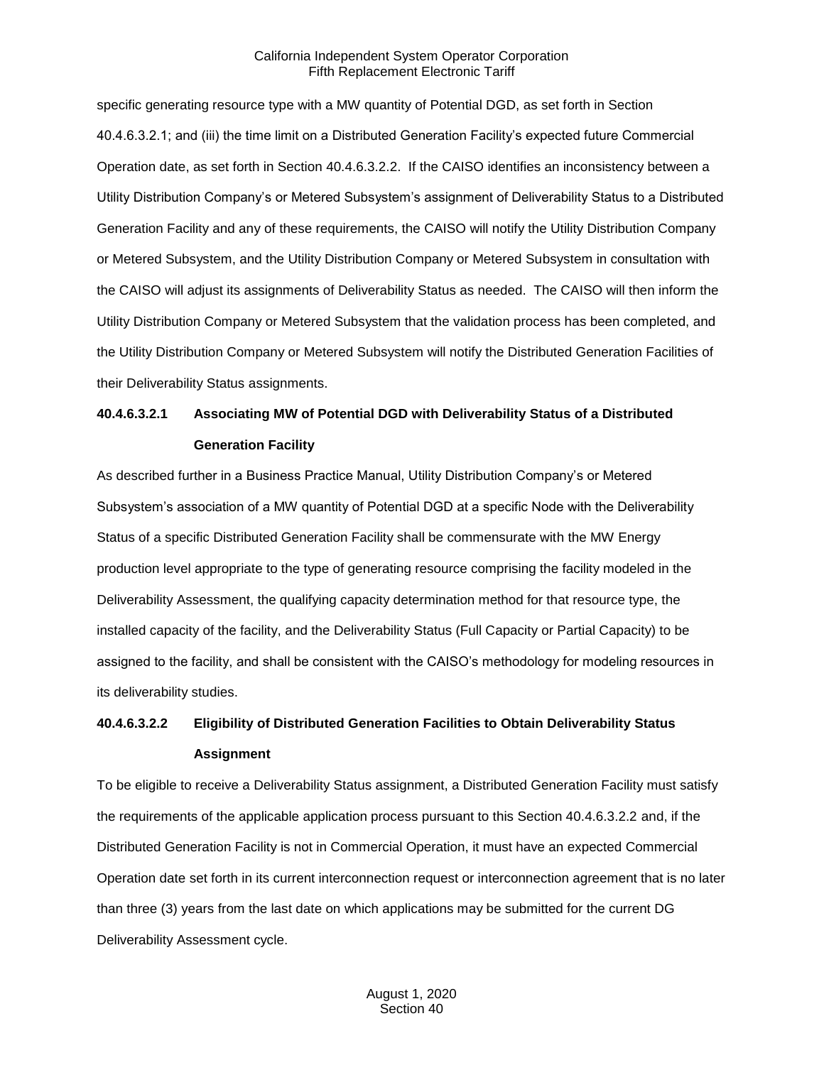specific generating resource type with a MW quantity of Potential DGD, as set forth in Section 40.4.6.3.2.1; and (iii) the time limit on a Distributed Generation Facility's expected future Commercial Operation date, as set forth in Section 40.4.6.3.2.2. If the CAISO identifies an inconsistency between a Utility Distribution Company's or Metered Subsystem's assignment of Deliverability Status to a Distributed Generation Facility and any of these requirements, the CAISO will notify the Utility Distribution Company or Metered Subsystem, and the Utility Distribution Company or Metered Subsystem in consultation with the CAISO will adjust its assignments of Deliverability Status as needed. The CAISO will then inform the Utility Distribution Company or Metered Subsystem that the validation process has been completed, and the Utility Distribution Company or Metered Subsystem will notify the Distributed Generation Facilities of their Deliverability Status assignments.

**40.4.6.3.2.1 Associating MW of Potential DGD with Deliverability Status of a Distributed Generation Facility**

As described further in a Business Practice Manual, Utility Distribution Company's or Metered Subsystem's association of a MW quantity of Potential DGD at a specific Node with the Deliverability Status of a specific Distributed Generation Facility shall be commensurate with the MW Energy production level appropriate to the type of generating resource comprising the facility modeled in the Deliverability Assessment, the qualifying capacity determination method for that resource type, the installed capacity of the facility, and the Deliverability Status (Full Capacity or Partial Capacity) to be assigned to the facility, and shall be consistent with the CAISO's methodology for modeling resources in its deliverability studies.

**40.4.6.3.2.2 Eligibility of Distributed Generation Facilities to Obtain Deliverability Status Assignment**

To be eligible to receive a Deliverability Status assignment, a Distributed Generation Facility must satisfy the requirements of the applicable application process pursuant to this Section 40.4.6.3.2.2 and, if the Distributed Generation Facility is not in Commercial Operation, it must have an expected Commercial Operation date set forth in its current interconnection request or interconnection agreement that is no later than three (3) years from the last date on which applications may be submitted for the current DG Deliverability Assessment cycle.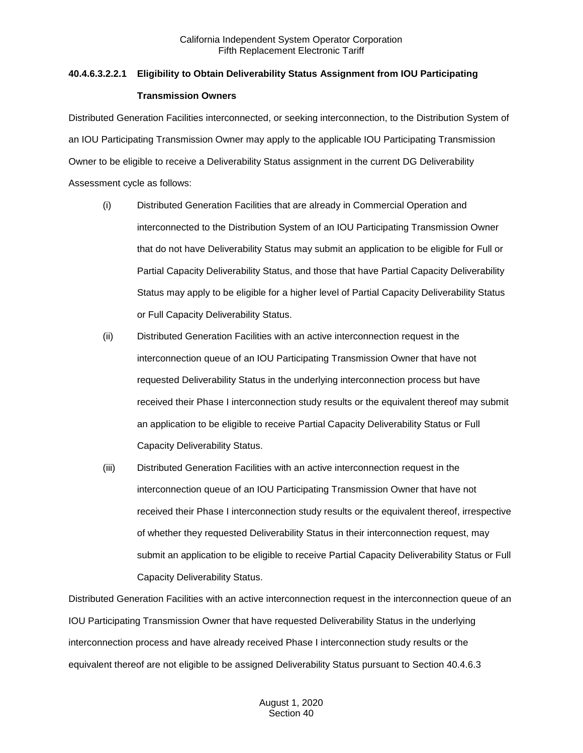#### 40.4.6.3.2.2.1 Eligibility to Obtain Deliverability Status Assignment from IOU Participating Transmission Owners

Distributed Generation Facilities interconnected, or seeking interconnection, to the Distribution System of an IOU Participating Transmission Owner may apply to the applicable IOU Participating Transmission Owner to be eligible to receive a Deliverability Status assignment in the current DG Deliverability Assessment cycle as follows:

(i) Distributed Generation Facilities that are already in Commercial Operation and interconnected to the Distribution System of an IOU Participating Transmission Owner that do not have Deliverability Status may submit an application to be eligible for Full or Partial Capacity Deliverability Status, and those that have Partial Capacity Deliverability Status may apply to be eligible for a higher level of Partial Capacity Deliverability Status or Full Capacity Deliverability Status.

(ii) Distributed Generation Facilities with an active interconnection request in the interconnection queue of an IOU Participating Transmission Owner that have not requested Deliverability Status in the underlying interconnection process but have received their Phase I interconnection study results or the equivalent thereof may submit an application to be eligible to receive Partial Capacity Deliverability Status or Full Capacity Deliverability Status.

(iii) Distributed Generation Facilities with an active interconnection request in the interconnection queue of an IOU Participating Transmission Owner that have not received their Phase I interconnection study results or the equivalent thereof, irrespective of whether they requested Deliverability Status in their interconnection request, may submit an application to be eligible to receive Partial Capacity Deliverability Status or Full Capacity Deliverability Status.

Distributed Generation Facilities with an active interconnection request in the interconnection queue of an IOU Participating Transmission Owner that have requested Deliverability Status in the underlying interconnection process and have already received Phase I interconnection study results or the equivalent thereof are not eligible to be assigned Deliverability Status pursuant to Section 40.4.6.3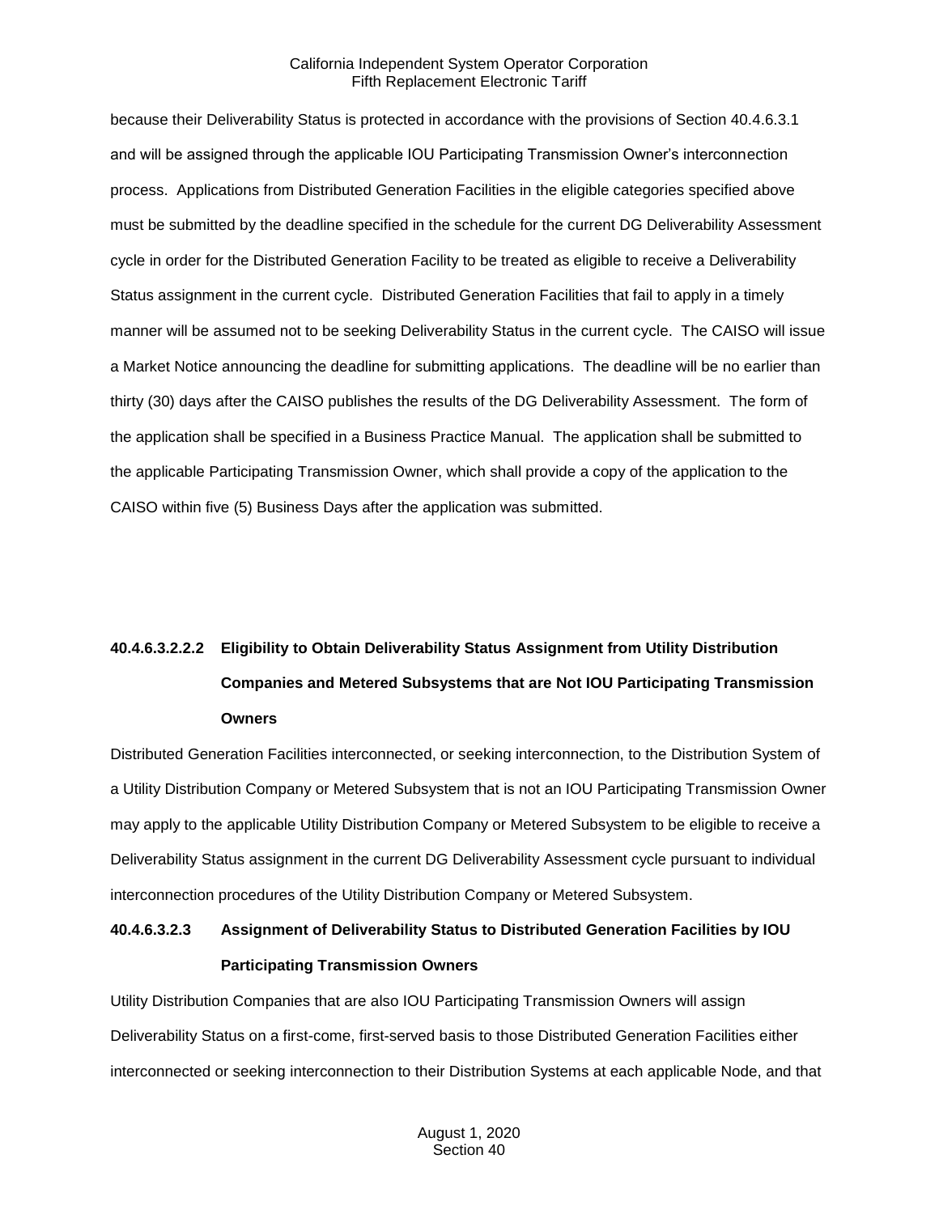because their Deliverability Status is protected in accordance with the provisions of Section 40.4.6.3.1 and will be assigned through the applicable IOU Participating Transmission Owner's interconnection process. Applications from Distributed Generation Facilities in the eligible categories specified above must be submitted by the deadline specified in the schedule for the current DG Deliverability Assessment cycle in order for the Distributed Generation Facility to be treated as eligible to receive a Deliverability Status assignment in the current cycle. Distributed Generation Facilities that fail to apply in a timely manner will be assumed not to be seeking Deliverability Status in the current cycle. The CAISO will issue a Market Notice announcing the deadline for submitting applications. The deadline will be no earlier than thirty (30) days after the CAISO publishes the results of the DG Deliverability Assessment. The form of the application shall be specified in a Business Practice Manual. The application shall be submitted to the applicable Participating Transmission Owner, which shall provide a copy of the application to the CAISO within five (5) Business Days after the application was submitted.

**40.4.6.3.2.2.2 Eligibility to Obtain Deliverability Status Assignment from Utility Distribution Companies and Metered Subsystems that are Not IOU Participating Transmission Owners**

Distributed Generation Facilities interconnected, or seeking interconnection, to the Distribution System of a Utility Distribution Company or Metered Subsystem that is not an IOU Participating Transmission Owner may apply to the applicable Utility Distribution Company or Metered Subsystem to be eligible to receive a Deliverability Status assignment in the current DG Deliverability Assessment cycle pursuant to individual interconnection procedures of the Utility Distribution Company or Metered Subsystem.

**40.4.6.3.2.3 Assignment of Deliverability Status to Distributed Generation Facilities by IOU Participating Transmission Owners**

Utility Distribution Companies that are also IOU Participating Transmission Owners will assign Deliverability Status on a first-come, first-served basis to those Distributed Generation Facilities either interconnected or seeking interconnection to their Distribution Systems at each applicable Node, and that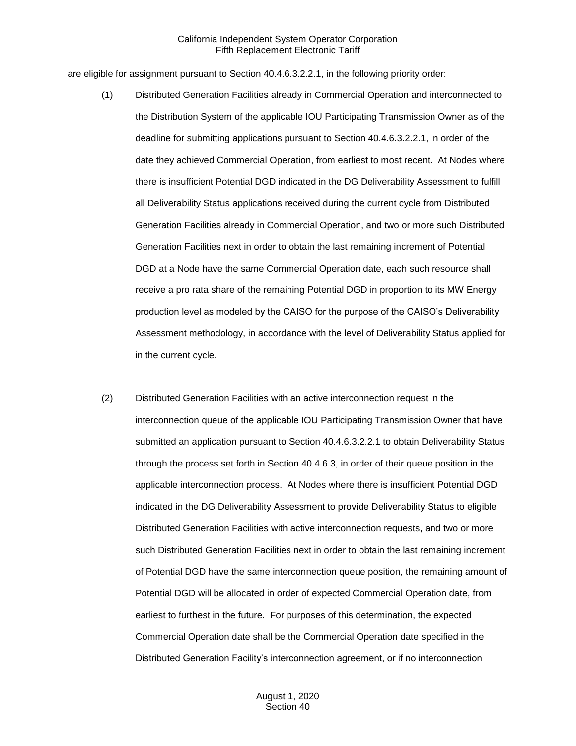are eligible for assignment pursuant to Section 40.4.6.3.2.2.1, in the following priority order:

(1) Distributed Generation Facilities already in Commercial Operation and interconnected to the Distribution System of the applicable IOU Participating Transmission Owner as of the deadline for submitting applications pursuant to Section 40.4.6.3.2.2.1, in order of the date they achieved Commercial Operation, from earliest to most recent. At Nodes where there is insufficient Potential DGD indicated in the DG Deliverability Assessment to fulfill all Deliverability Status applications received during the current cycle from Distributed Generation Facilities already in Commercial Operation, and two or more such Distributed Generation Facilities next in order to obtain the last remaining increment of Potential DGD at a Node have the same Commercial Operation date, each such resource shall receive a pro rata share of the remaining Potential DGD in proportion to its MW Energy production level as modeled by the CAISO for the purpose of the CAISO's Deliverability Assessment methodology, in accordance with the level of Deliverability Status applied for in the current cycle.

(2) Distributed Generation Facilities with an active interconnection request in the interconnection queue of the applicable IOU Participating Transmission Owner that have submitted an application pursuant to Section 40.4.6.3.2.2.1 to obtain Deliverability Status through the process set forth in Section 40.4.6.3, in order of their queue position in the applicable interconnection process. At Nodes where there is insufficient Potential DGD indicated in the DG Deliverability Assessment to provide Deliverability Status to eligible Distributed Generation Facilities with active interconnection requests, and two or more such Distributed Generation Facilities next in order to obtain the last remaining increment of Potential DGD have the same interconnection queue position, the remaining amount of Potential DGD will be allocated in order of expected Commercial Operation date, from earliest to furthest in the future. For purposes of this determination, the expected Commercial Operation date shall be the Commercial Operation date specified in the Distributed Generation Facility's interconnection agreement, or if no interconnection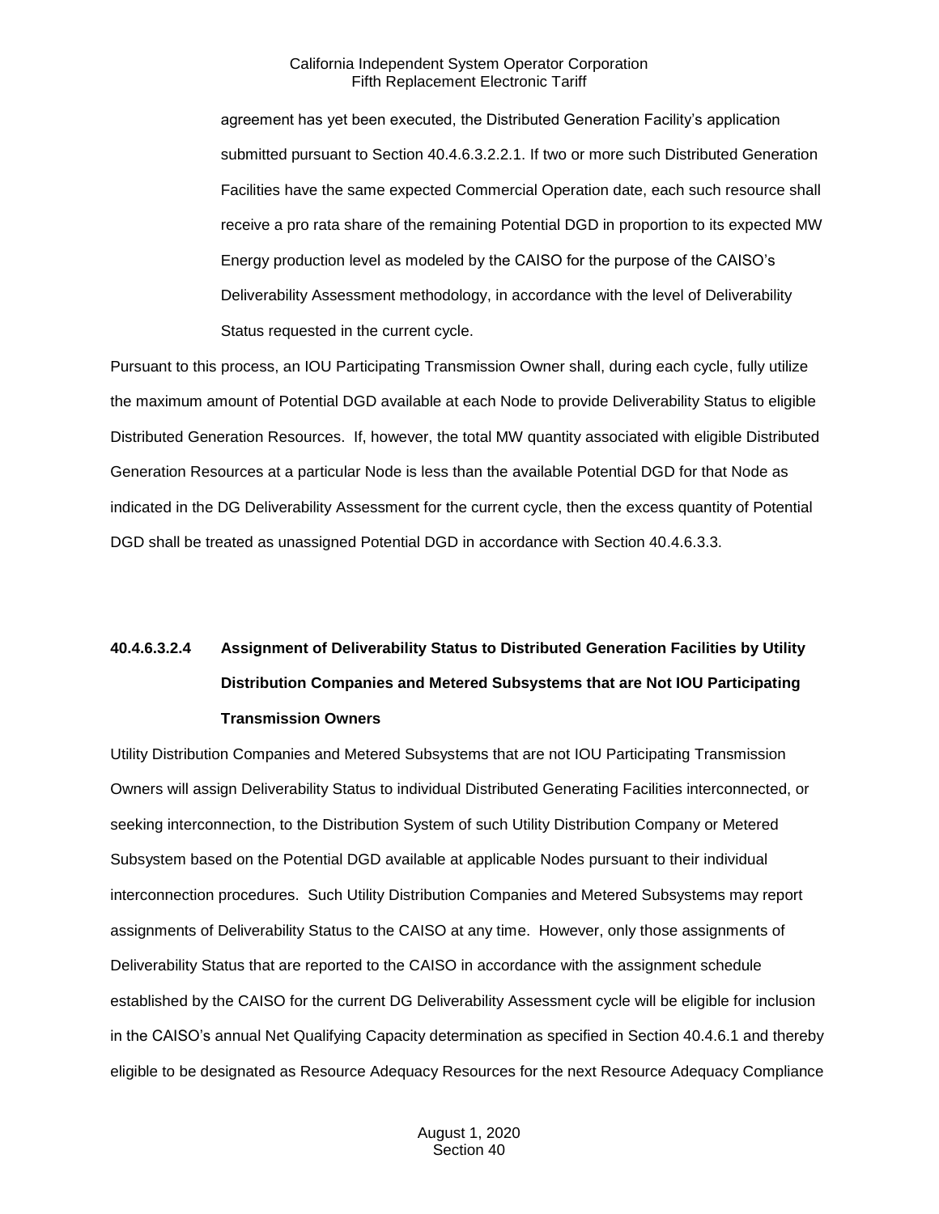agreement has yet been executed, the Distributed Generation Facility's application submitted pursuant to Section 40.4.6.3.2.2.1. If two or more such Distributed Generation Facilities have the same expected Commercial Operation date, each such resource shall receive a pro rata share of the remaining Potential DGD in proportion to its expected MW Energy production level as modeled by the CAISO for the purpose of the CAISO's Deliverability Assessment methodology, in accordance with the level of Deliverability Status requested in the current cycle.

Pursuant to this process, an IOU Participating Transmission Owner shall, during each cycle, fully utilize the maximum amount of Potential DGD available at each Node to provide Deliverability Status to eligible Distributed Generation Resources. If, however, the total MW quantity associated with eligible Distributed Generation Resources at a particular Node is less than the available Potential DGD for that Node as indicated in the DG Deliverability Assessment for the current cycle, then the excess quantity of Potential DGD shall be treated as unassigned Potential DGD in accordance with Section 40.4.6.3.3.

**40.4.6.3.2.4 Assignment of Deliverability Status to Distributed Generation Facilities by Utility Distribution Companies and Metered Subsystems that are Not IOU Participating Transmission Owners**

Utility Distribution Companies and Metered Subsystems that are not IOU Participating Transmission Owners will assign Deliverability Status to individual Distributed Generating Facilities interconnected, or seeking interconnection, to the Distribution System of such Utility Distribution Company or Metered Subsystem based on the Potential DGD available at applicable Nodes pursuant to their individual interconnection procedures. Such Utility Distribution Companies and Metered Subsystems may report assignments of Deliverability Status to the CAISO at any time. However, only those assignments of Deliverability Status that are reported to the CAISO in accordance with the assignment schedule established by the CAISO for the current DG Deliverability Assessment cycle will be eligible for inclusion in the CAISO's annual Net Qualifying Capacity determination as specified in Section 40.4.6.1 and thereby eligible to be designated as Resource Adequacy Resources for the next Resource Adequacy Compliance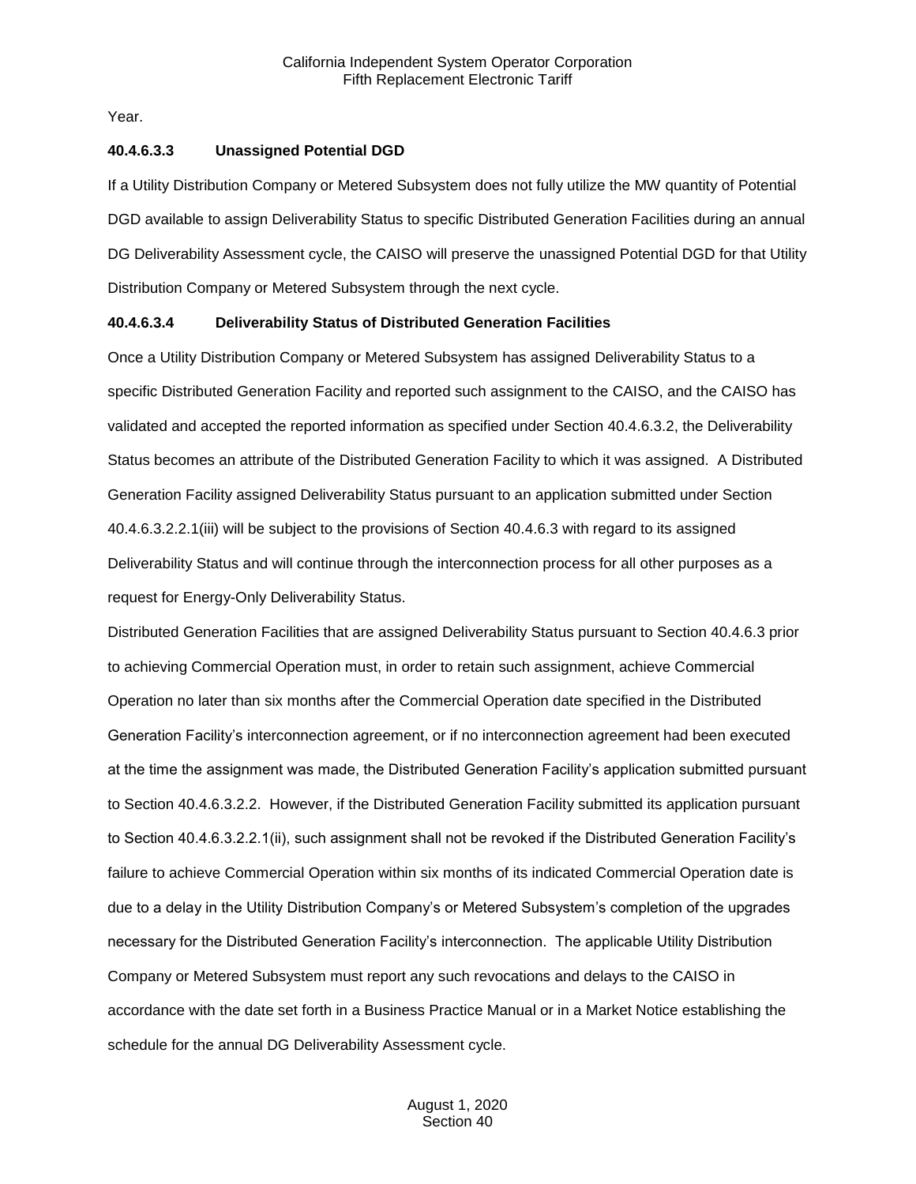Year.

#### 40.4.6.3.3 Unassigned Potential DGD

If a Utility Distribution Company or Metered Subsystem does not fully utilize the MW quantity of Potential DGD available to assign Deliverability Status to specific Distributed Generation Facilities during an annual DG Deliverability Assessment cycle, the CAISO will preserve the unassigned Potential DGD for that Utility Distribution Company or Metered Subsystem through the next cycle.

#### 40.4.6.3.4 Deliverability Status of Distributed Generation Facilities

Once a Utility Distribution Company or Metered Subsystem has assigned Deliverability Status to a specific Distributed Generation Facility and reported such assignment to the CAISO, and the CAISO has validated and accepted the reported information as specified under Section 40.4.6.3.2, the Deliverability Status becomes an attribute of the Distributed Generation Facility to which it was assigned. A Distributed Generation Facility assigned Deliverability Status pursuant to an application submitted under Section 40.4.6.3.2.2.1(iii) will be subject to the provisions of Section 40.4.6.3 with regard to its assigned Deliverability Status and will continue through the interconnection process for all other purposes as a request for Energy-Only Deliverability Status.

Distributed Generation Facilities that are assigned Deliverability Status pursuant to Section 40.4.6.3 prior to achieving Commercial Operation must, in order to retain such assignment, achieve Commercial Operation no later than six months after the Commercial Operation date specified in the Distributed Generation Facility's interconnection agreement, or if no interconnection agreement had been executed at the time the assignment was made, the Distributed Generation Facility's application submitted pursuant to Section 40.4.6.3.2.2. However, if the Distributed Generation Facility submitted its application pursuant to Section 40.4.6.3.2.2.1(ii), such assignment shall not be revoked if the Distributed Generation Facility's failure to achieve Commercial Operation within six months of its indicated Commercial Operation date is due to a delay in the Utility Distribution Company's or Metered Subsystem's completion of the upgrades necessary for the Distributed Generation Facility's interconnection. The applicable Utility Distribution Company or Metered Subsystem must report any such revocations and delays to the CAISO in accordance with the date set forth in a Business Practice Manual or in a Market Notice establishing the schedule for the annual DG Deliverability Assessment cycle.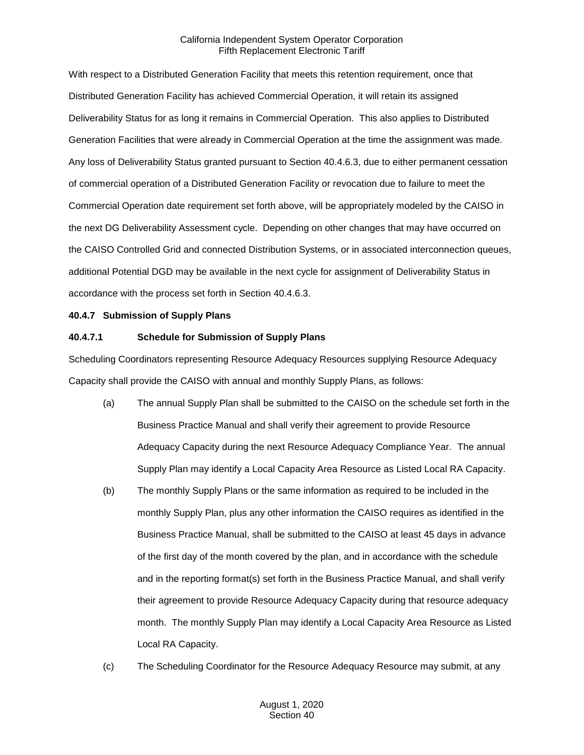With respect to a Distributed Generation Facility that meets this retention requirement, once that Distributed Generation Facility has achieved Commercial Operation, it will retain its assigned Deliverability Status for as long it remains in Commercial Operation. This also applies to Distributed Generation Facilities that were already in Commercial Operation at the time the assignment was made. Any loss of Deliverability Status granted pursuant to Section 40.4.6.3, due to either permanent cessation of commercial operation of a Distributed Generation Facility or revocation due to failure to meet the Commercial Operation date requirement set forth above, will be appropriately modeled by the CAISO in the next DG Deliverability Assessment cycle. Depending on other changes that may have occurred on the CAISO Controlled Grid and connected Distribution Systems, or in associated interconnection queues, additional Potential DGD may be available in the next cycle for assignment of Deliverability Status in accordance with the process set forth in Section 40.4.6.3.

**40.4.7 Submission of Supply Plans**

**40.4.7.1 Schedule for Submission of Supply Plans**

Scheduling Coordinators representing Resource Adequacy Resources supplying Resource Adequacy Capacity shall provide the CAISO with annual and monthly Supply Plans, as follows:

(a) The annual Supply Plan shall be submitted to the CAISO on the schedule set forth in the Business Practice Manual and shall verify their agreement to provide Resource Adequacy Capacity during the next Resource Adequacy Compliance Year. The annual Supply Plan may identify a Local Capacity Area Resource as Listed Local RA Capacity.

(b) The monthly Supply Plans or the same information as required to be included in the monthly Supply Plan, plus any other information the CAISO requires as identified in the Business Practice Manual, shall be submitted to the CAISO at least 45 days in advance of the first day of the month covered by the plan, and in accordance with the schedule and in the reporting format(s) set forth in the Business Practice Manual, and shall verify their agreement to provide Resource Adequacy Capacity during that resource adequacy month. The monthly Supply Plan may identify a Local Capacity Area Resource as Listed Local RA Capacity.

(c) The Scheduling Coordinator for the Resource Adequacy Resource may submit, at any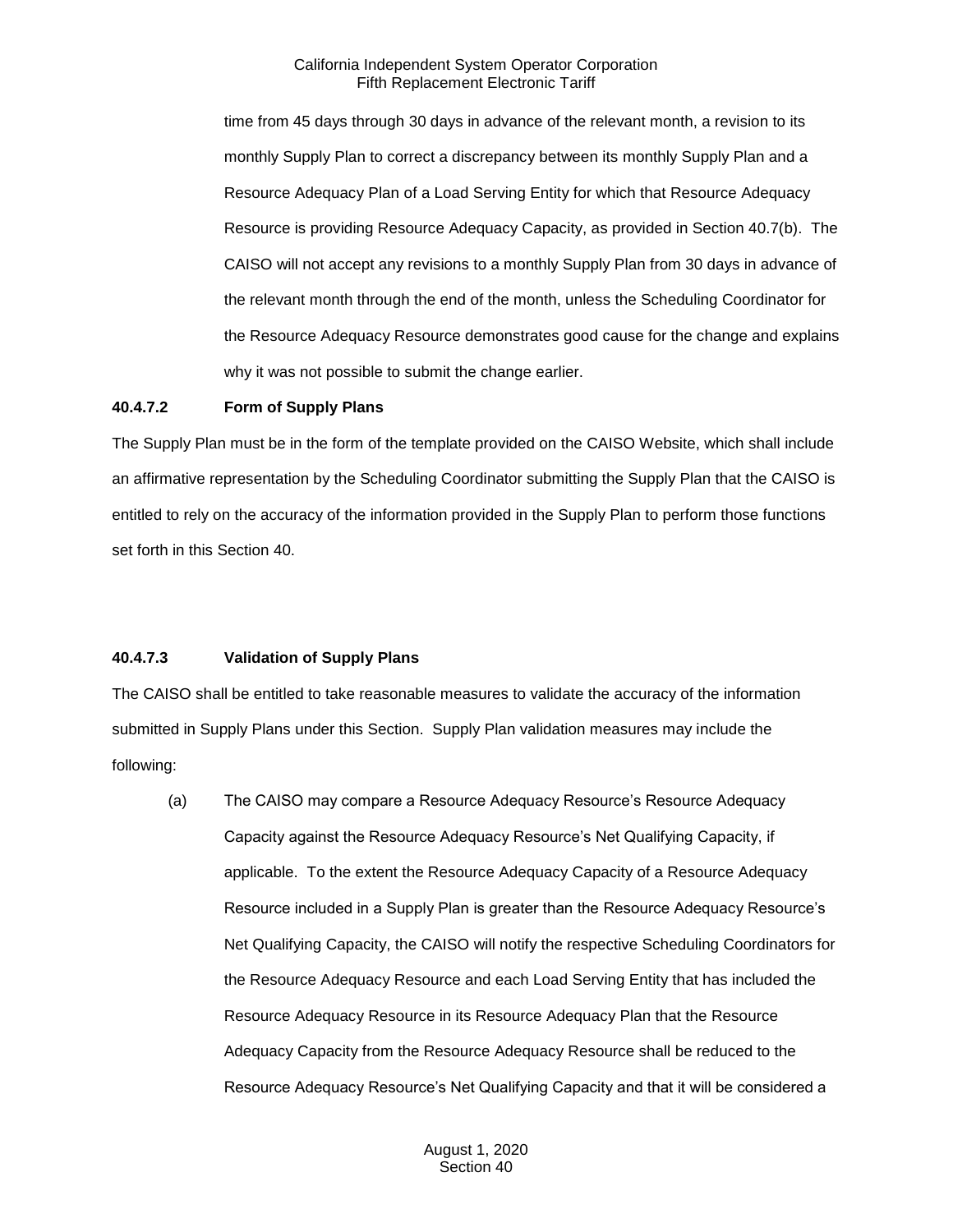time from 45 days through 30 days in advance of the relevant month, a revision to its monthly Supply Plan to correct a discrepancy between its monthly Supply Plan and a Resource Adequacy Plan of a Load Serving Entity for which that Resource Adequacy Resource is providing Resource Adequacy Capacity, as provided in Section 40.7(b). The CAISO will not accept any revisions to a monthly Supply Plan from 30 days in advance of the relevant month through the end of the month, unless the Scheduling Coordinator for the Resource Adequacy Resource demonstrates good cause for the change and explains why it was not possible to submit the change earlier.

**40.4.7.2 Form of Supply Plans**

The Supply Plan must be in the form of the template provided on the CAISO Website, which shall include an affirmative representation by the Scheduling Coordinator submitting the Supply Plan that the CAISO is entitled to rely on the accuracy of the information provided in the Supply Plan to perform those functions set forth in this Section 40.

**40.4.7.3 Validation of Supply Plans**

The CAISO shall be entitled to take reasonable measures to validate the accuracy of the information submitted in Supply Plans under this Section. Supply Plan validation measures may include the following:

(a) The CAISO may compare a Resource Adequacy Resource's Resource Adequacy Capacity against the Resource Adequacy Resource's Net Qualifying Capacity, if applicable. To the extent the Resource Adequacy Capacity of a Resource Adequacy Resource included in a Supply Plan is greater than the Resource Adequacy Resource's Net Qualifying Capacity, the CAISO will notify the respective Scheduling Coordinators for the Resource Adequacy Resource and each Load Serving Entity that has included the Resource Adequacy Resource in its Resource Adequacy Plan that the Resource Adequacy Capacity from the Resource Adequacy Resource shall be reduced to the Resource Adequacy Resource's Net Qualifying Capacity and that it will be considered a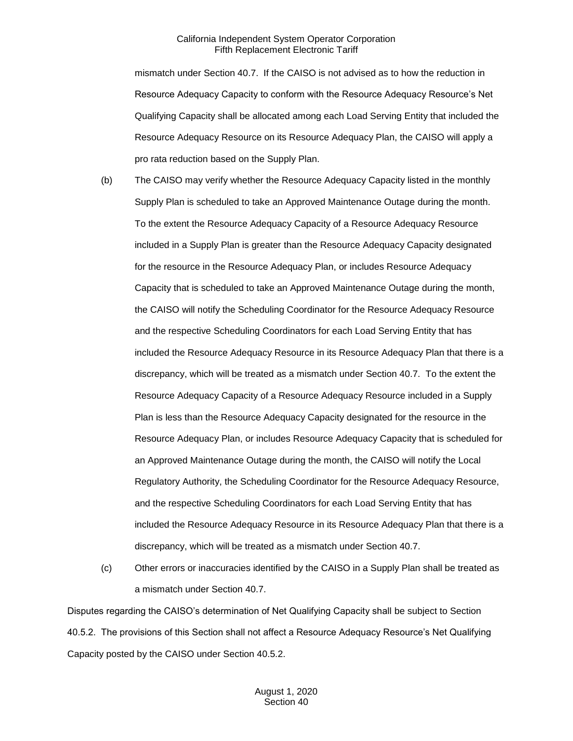mismatch under Section 40.7. If the CAISO is not advised as to how the reduction in Resource Adequacy Capacity to conform with the Resource Adequacy Resource's Net Qualifying Capacity shall be allocated among each Load Serving Entity that included the Resource Adequacy Resource on its Resource Adequacy Plan, the CAISO will apply a pro rata reduction based on the Supply Plan.

(b) The CAISO may verify whether the Resource Adequacy Capacity listed in the monthly Supply Plan is scheduled to take an Approved Maintenance Outage during the month. To the extent the Resource Adequacy Capacity of a Resource Adequacy Resource included in a Supply Plan is greater than the Resource Adequacy Capacity designated for the resource in the Resource Adequacy Plan, or includes Resource Adequacy Capacity that is scheduled to take an Approved Maintenance Outage during the month, the CAISO will notify the Scheduling Coordinator for the Resource Adequacy Resource and the respective Scheduling Coordinators for each Load Serving Entity that has included the Resource Adequacy Resource in its Resource Adequacy Plan that there is a discrepancy, which will be treated as a mismatch under Section 40.7. To the extent the Resource Adequacy Capacity of a Resource Adequacy Resource included in a Supply Plan is less than the Resource Adequacy Capacity designated for the resource in the Resource Adequacy Plan, or includes Resource Adequacy Capacity that is scheduled for an Approved Maintenance Outage during the month, the CAISO will notify the Local Regulatory Authority, the Scheduling Coordinator for the Resource Adequacy Resource, and the respective Scheduling Coordinators for each Load Serving Entity that has included the Resource Adequacy Resource in its Resource Adequacy Plan that there is a discrepancy, which will be treated as a mismatch under Section 40.7.

(c) Other errors or inaccuracies identified by the CAISO in a Supply Plan shall be treated as a mismatch under Section 40.7.

Disputes regarding the CAISO's determination of Net Qualifying Capacity shall be subject to Section 40.5.2. The provisions of this Section shall not affect a Resource Adequacy Resource's Net Qualifying Capacity posted by the CAISO under Section 40.5.2.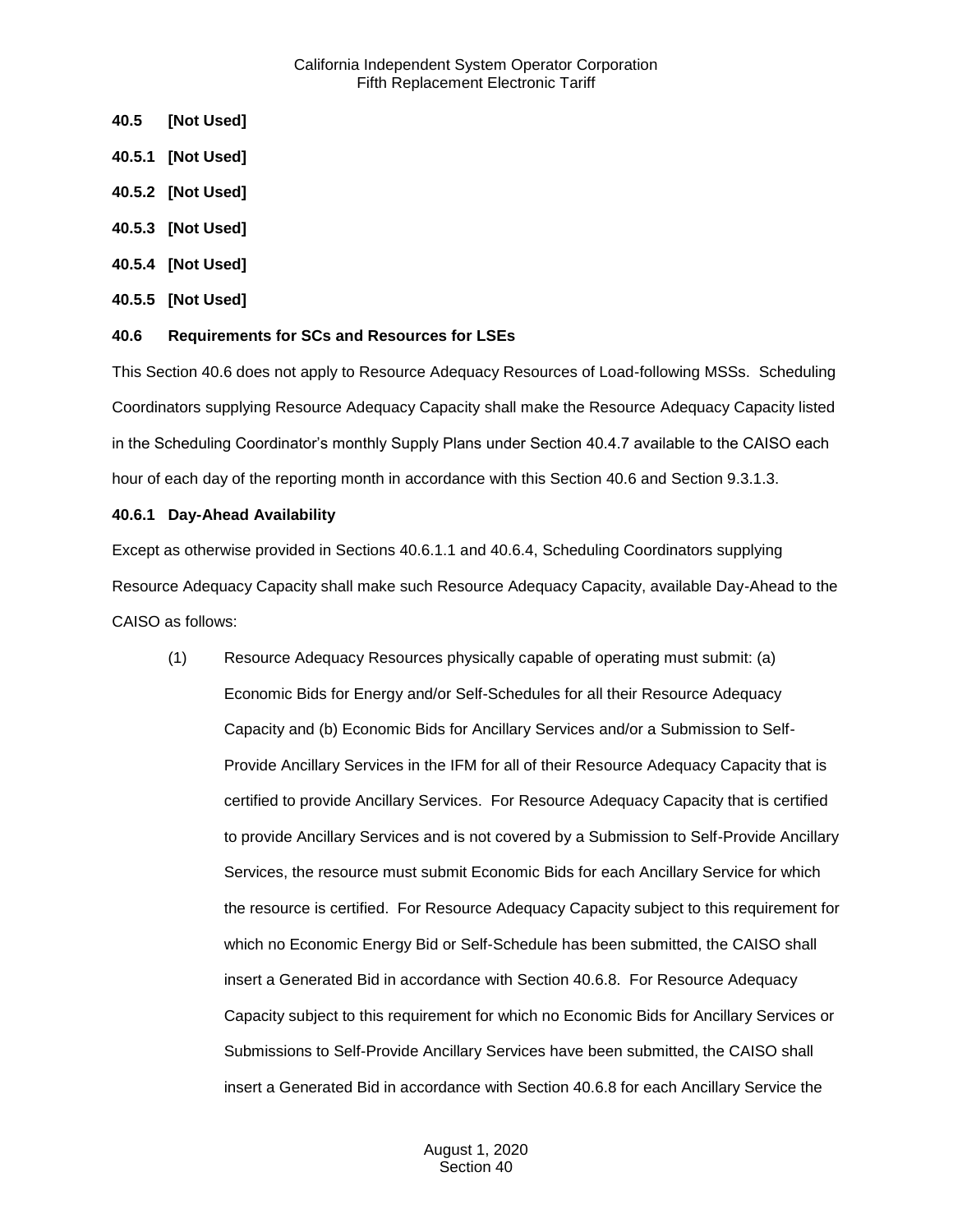**40.5 [Not Used]**

**40.5.1 [Not Used]**

**40.5.2 [Not Used]**

**40.5.3 [Not Used]**

**40.5.4 [Not Used]**

**40.5.5 [Not Used]**

**40.6 Requirements for SCs and Resources for LSEs**

This Section 40.6 does not apply to Resource Adequacy Resources of Load-following MSSs. Scheduling Coordinators supplying Resource Adequacy Capacity shall make the Resource Adequacy Capacity listed in the Scheduling Coordinator's monthly Supply Plans under Section 40.4.7 available to the CAISO each hour of each day of the reporting month in accordance with this Section 40.6 and Section 9.3.1.3.

**40.6.1 Day-Ahead Availability**

Except as otherwise provided in Sections 40.6.1.1 and 40.6.4, Scheduling Coordinators supplying Resource Adequacy Capacity shall make such Resource Adequacy Capacity, available Day-Ahead to the CAISO as follows:

(1) Resource Adequacy Resources physically capable of operating must submit: (a) Economic Bids for Energy and/or Self-Schedules for all their Resource Adequacy Capacity and (b) Economic Bids for Ancillary Services and/or a Submission to Self-Provide Ancillary Services in the IFM for all of their Resource Adequacy Capacity that is certified to provide Ancillary Services. For Resource Adequacy Capacity that is certified to provide Ancillary Services and is not covered by a Submission to Self-Provide Ancillary Services, the resource must submit Economic Bids for each Ancillary Service for which the resource is certified. For Resource Adequacy Capacity subject to this requirement for which no Economic Energy Bid or Self-Schedule has been submitted, the CAISO shall insert a Generated Bid in accordance with Section 40.6.8. For Resource Adequacy Capacity subject to this requirement for which no Economic Bids for Ancillary Services or Submissions to Self-Provide Ancillary Services have been submitted, the CAISO shall insert a Generated Bid in accordance with Section 40.6.8 for each Ancillary Service the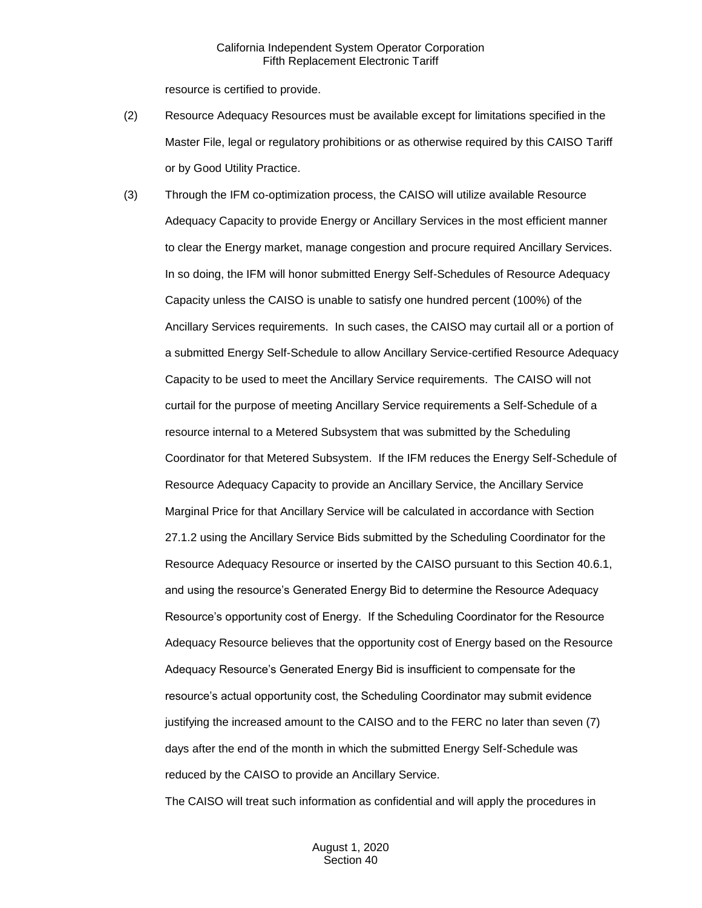resource is certified to provide.

(2) Resource Adequacy Resources must be available except for limitations specified in the Master File, legal or regulatory prohibitions or as otherwise required by this CAISO Tariff or by Good Utility Practice.

(3) Through the IFM co-optimization process, the CAISO will utilize available Resource Adequacy Capacity to provide Energy or Ancillary Services in the most efficient manner to clear the Energy market, manage congestion and procure required Ancillary Services. In so doing, the IFM will honor submitted Energy Self-Schedules of Resource Adequacy Capacity unless the CAISO is unable to satisfy one hundred percent (100%) of the Ancillary Services requirements. In such cases, the CAISO may curtail all or a portion of a submitted Energy Self-Schedule to allow Ancillary Service-certified Resource Adequacy Capacity to be used to meet the Ancillary Service requirements. The CAISO will not curtail for the purpose of meeting Ancillary Service requirements a Self-Schedule of a resource internal to a Metered Subsystem that was submitted by the Scheduling Coordinator for that Metered Subsystem. If the IFM reduces the Energy Self-Schedule of Resource Adequacy Capacity to provide an Ancillary Service, the Ancillary Service Marginal Price for that Ancillary Service will be calculated in accordance with Section 27.1.2 using the Ancillary Service Bids submitted by the Scheduling Coordinator for the Resource Adequacy Resource or inserted by the CAISO pursuant to this Section 40.6.1, and using the resource's Generated Energy Bid to determine the Resource Adequacy Resource's opportunity cost of Energy. If the Scheduling Coordinator for the Resource Adequacy Resource believes that the opportunity cost of Energy based on the Resource Adequacy Resource's Generated Energy Bid is insufficient to compensate for the resource's actual opportunity cost, the Scheduling Coordinator may submit evidence justifying the increased amount to the CAISO and to the FERC no later than seven (7) days after the end of the month in which the submitted Energy Self-Schedule was reduced by the CAISO to provide an Ancillary Service.

The CAISO will treat such information as confidential and will apply the procedures in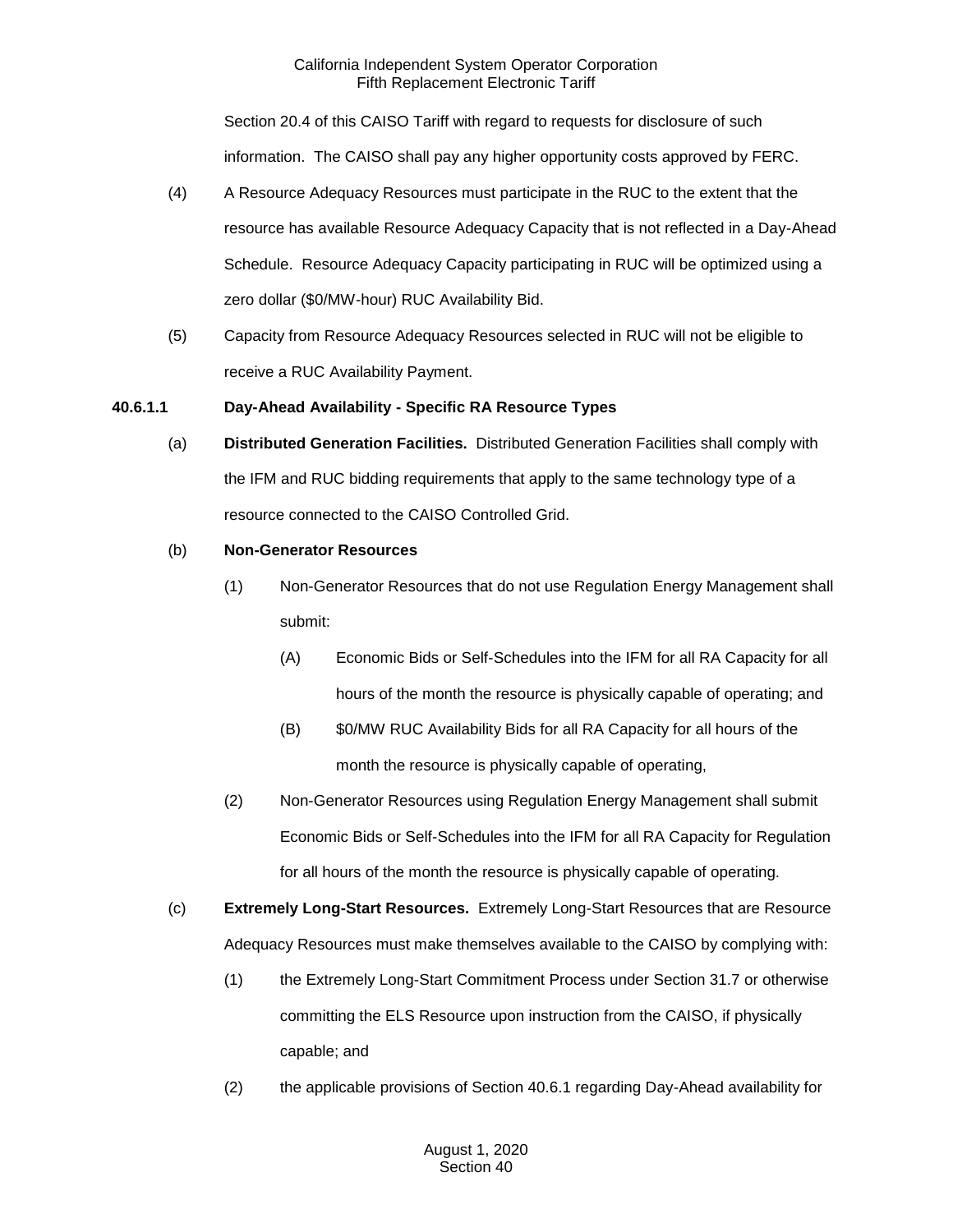Section 20.4 of this CAISO Tariff with regard to requests for disclosure of such information. The CAISO shall pay any higher opportunity costs approved by FERC.

(4) A Resource Adequacy Resources must participate in the RUC to the extent that the resource has available Resource Adequacy Capacity that is not reflected in a Day-Ahead Schedule. Resource Adequacy Capacity participating in RUC will be optimized using a zero dollar ($0/MW-hour) RUC Availability Bid.

(5) Capacity from Resource Adequacy Resources selected in RUC will not be eligible to receive a RUC Availability Payment.

**40.6.1.1 Day-Ahead Availability - Specific RA Resource Types**

(a) **Distributed Generation Facilities.** Distributed Generation Facilities shall comply with the IFM and RUC bidding requirements that apply to the same technology type of a resource connected to the CAISO Controlled Grid.

(b) **Non-Generator Resources**

(1) Non-Generator Resources that do not use Regulation Energy Management shall submit:

(A) Economic Bids or Self-Schedules into the IFM for all RA Capacity for all hours of the month the resource is physically capable of operating; and

(B) $0/MW RUC Availability Bids for all RA Capacity for all hours of the month the resource is physically capable of operating,

(2) Non-Generator Resources using Regulation Energy Management shall submit Economic Bids or Self-Schedules into the IFM for all RA Capacity for Regulation for all hours of the month the resource is physically capable of operating.

(c) **Extremely Long-Start Resources.** Extremely Long-Start Resources that are Resource Adequacy Resources must make themselves available to the CAISO by complying with:

(1) the Extremely Long-Start Commitment Process under Section 31.7 or otherwise committing the ELS Resource upon instruction from the CAISO, if physically capable; and

(2) the applicable provisions of Section 40.6.1 regarding Day-Ahead availability for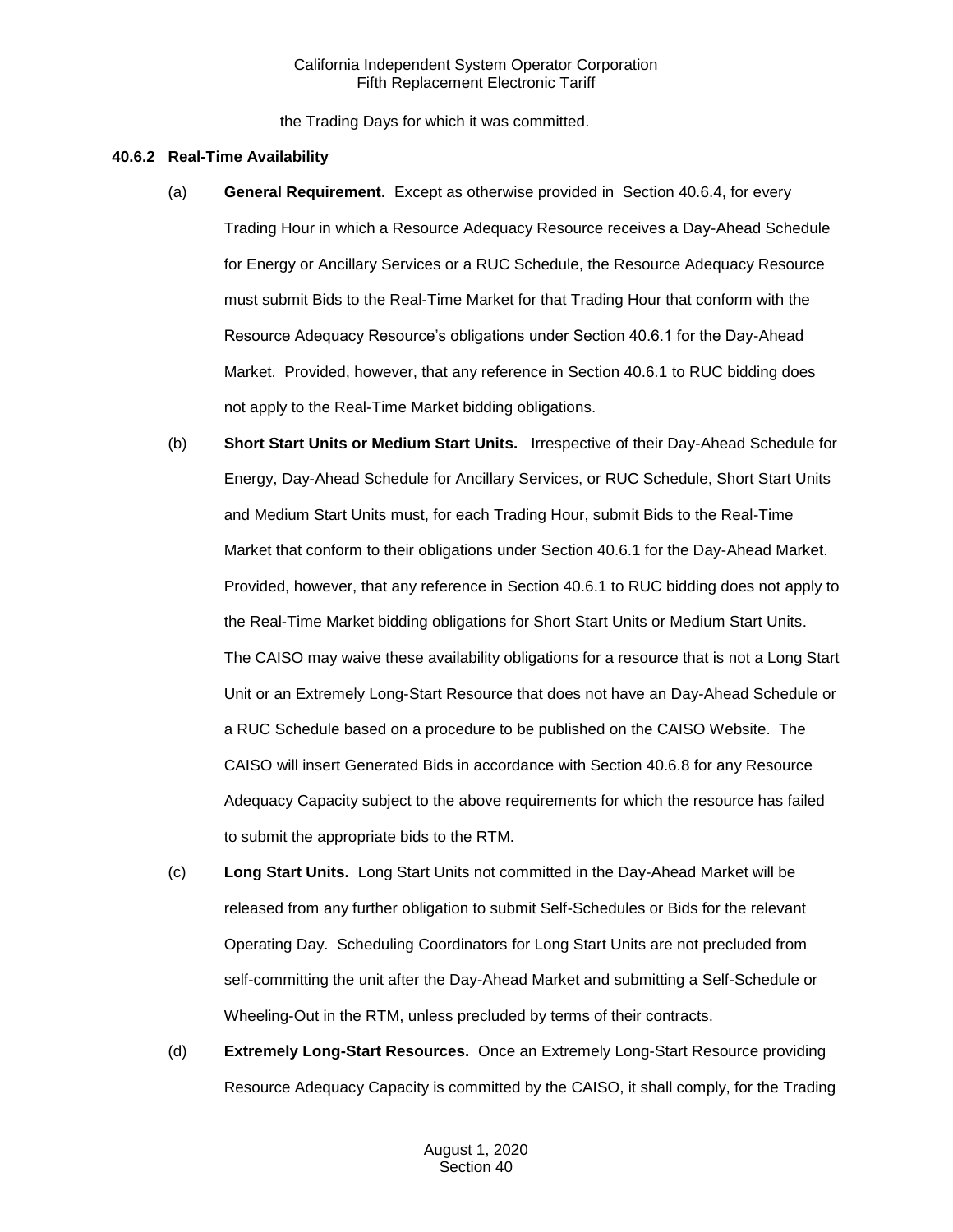the Trading Days for which it was committed.

### 40.6.2 Real-Time Availability

(a) **General Requirement.** Except as otherwise provided in Section 40.6.4, for every Trading Hour in which a Resource Adequacy Resource receives a Day-Ahead Schedule for Energy or Ancillary Services or a RUC Schedule, the Resource Adequacy Resource must submit Bids to the Real-Time Market for that Trading Hour that conform with the Resource Adequacy Resource's obligations under Section 40.6.1 for the Day-Ahead Market. Provided, however, that any reference in Section 40.6.1 to RUC bidding does not apply to the Real-Time Market bidding obligations.

(b) **Short Start Units or Medium Start Units.** Irrespective of their Day-Ahead Schedule for Energy, Day-Ahead Schedule for Ancillary Services, or RUC Schedule, Short Start Units and Medium Start Units must, for each Trading Hour, submit Bids to the Real-Time Market that conform to their obligations under Section 40.6.1 for the Day-Ahead Market. Provided, however, that any reference in Section 40.6.1 to RUC bidding does not apply to the Real-Time Market bidding obligations for Short Start Units or Medium Start Units. The CAISO may waive these availability obligations for a resource that is not a Long Start Unit or an Extremely Long-Start Resource that does not have an Day-Ahead Schedule or a RUC Schedule based on a procedure to be published on the CAISO Website. The CAISO will insert Generated Bids in accordance with Section 40.6.8 for any Resource Adequacy Capacity subject to the above requirements for which the resource has failed to submit the appropriate bids to the RTM.

(c) **Long Start Units.** Long Start Units not committed in the Day-Ahead Market will be released from any further obligation to submit Self-Schedules or Bids for the relevant Operating Day. Scheduling Coordinators for Long Start Units are not precluded from self-committing the unit after the Day-Ahead Market and submitting a Self-Schedule or Wheeling-Out in the RTM, unless precluded by terms of their contracts.

(d) **Extremely Long-Start Resources.** Once an Extremely Long-Start Resource providing Resource Adequacy Capacity is committed by the CAISO, it shall comply, for the Trading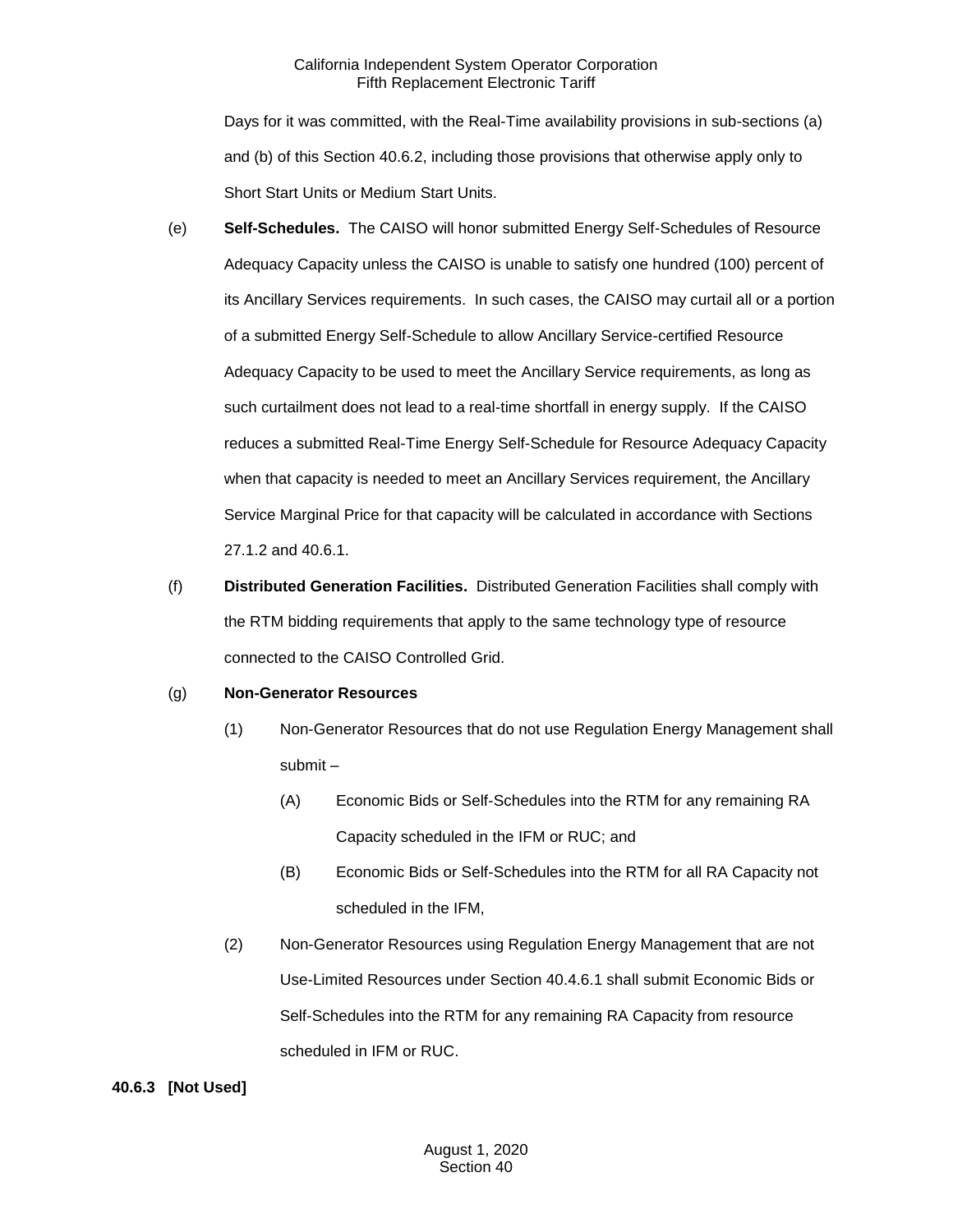Days for it was committed, with the Real-Time availability provisions in sub-sections (a) and (b) of this Section 40.6.2, including those provisions that otherwise apply only to Short Start Units or Medium Start Units.

(e) **Self-Schedules.** The CAISO will honor submitted Energy Self-Schedules of Resource Adequacy Capacity unless the CAISO is unable to satisfy one hundred (100) percent of its Ancillary Services requirements. In such cases, the CAISO may curtail all or a portion of a submitted Energy Self-Schedule to allow Ancillary Service-certified Resource Adequacy Capacity to be used to meet the Ancillary Service requirements, as long as such curtailment does not lead to a real-time shortfall in energy supply. If the CAISO reduces a submitted Real-Time Energy Self-Schedule for Resource Adequacy Capacity when that capacity is needed to meet an Ancillary Services requirement, the Ancillary Service Marginal Price for that capacity will be calculated in accordance with Sections 27.1.2 and 40.6.1.

(f) **Distributed Generation Facilities.** Distributed Generation Facilities shall comply with the RTM bidding requirements that apply to the same technology type of resource connected to the CAISO Controlled Grid.

(g) **Non-Generator Resources**

(1) Non-Generator Resources that do not use Regulation Energy Management shall submit –

(A) Economic Bids or Self-Schedules into the RTM for any remaining RA Capacity scheduled in the IFM or RUC; and

(B) Economic Bids or Self-Schedules into the RTM for all RA Capacity not scheduled in the IFM,

(2) Non-Generator Resources using Regulation Energy Management that are not Use-Limited Resources under Section 40.4.6.1 shall submit Economic Bids or Self-Schedules into the RTM for any remaining RA Capacity from resource scheduled in IFM or RUC.

**40.6.3 [Not Used]**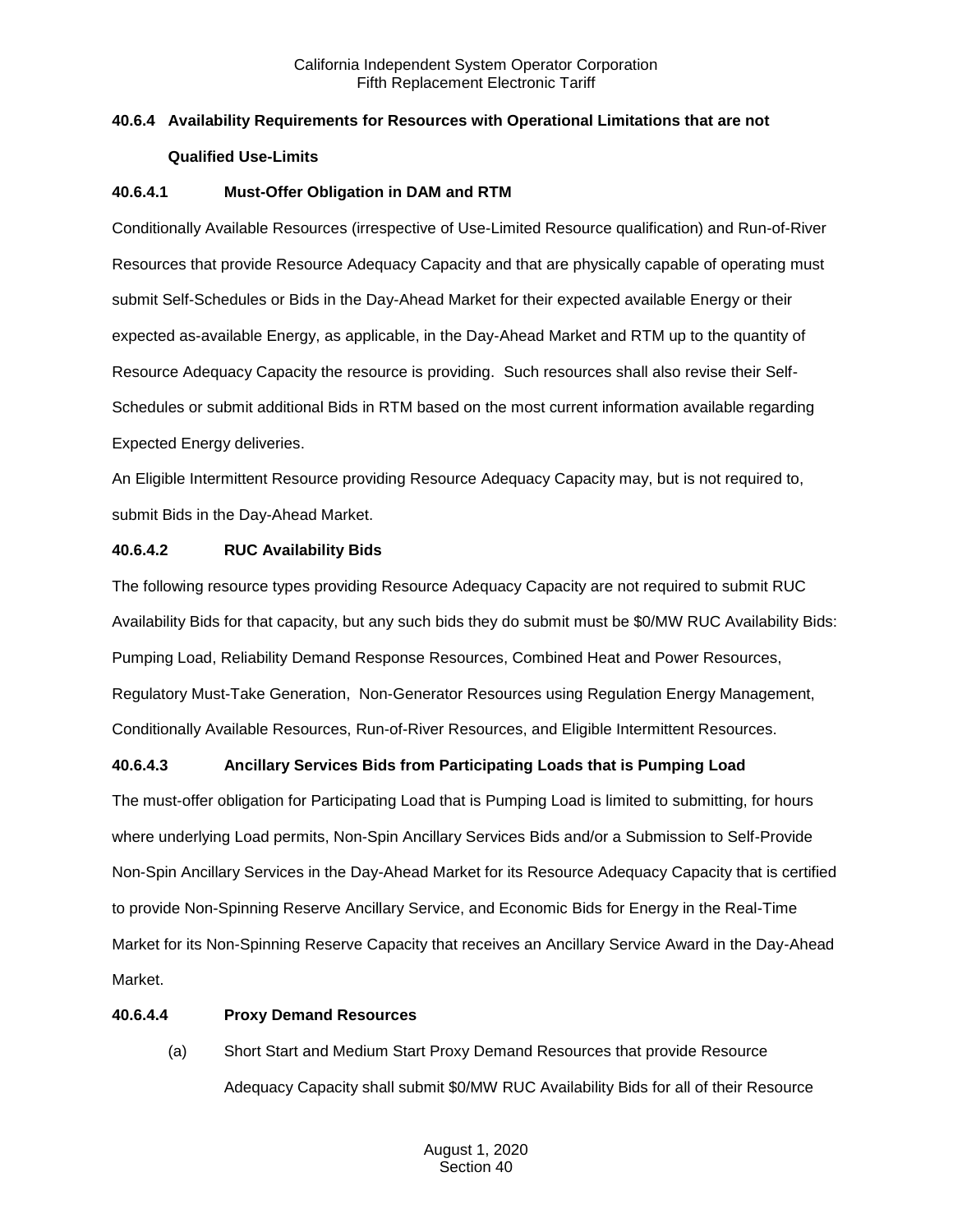**40.6.4 Availability Requirements for Resources with Operational Limitations that are not Qualified Use-Limits**

**40.6.4.1 Must-Offer Obligation in DAM and RTM**

Conditionally Available Resources (irrespective of Use-Limited Resource qualification) and Run-of-River Resources that provide Resource Adequacy Capacity and that are physically capable of operating must submit Self-Schedules or Bids in the Day-Ahead Market for their expected available Energy or their expected as-available Energy, as applicable, in the Day-Ahead Market and RTM up to the quantity of Resource Adequacy Capacity the resource is providing. Such resources shall also revise their Self-Schedules or submit additional Bids in RTM based on the most current information available regarding Expected Energy deliveries.

An Eligible Intermittent Resource providing Resource Adequacy Capacity may, but is not required to, submit Bids in the Day-Ahead Market.

**40.6.4.2 RUC Availability Bids**

The following resource types providing Resource Adequacy Capacity are not required to submit RUC Availability Bids for that capacity, but any such bids they do submit must be $0/MW RUC Availability Bids: Pumping Load, Reliability Demand Response Resources, Combined Heat and Power Resources, Regulatory Must-Take Generation, Non-Generator Resources using Regulation Energy Management, Conditionally Available Resources, Run-of-River Resources, and Eligible Intermittent Resources.

**40.6.4.3 Ancillary Services Bids from Participating Loads that is Pumping Load**

The must-offer obligation for Participating Load that is Pumping Load is limited to submitting, for hours where underlying Load permits, Non-Spin Ancillary Services Bids and/or a Submission to Self-Provide Non-Spin Ancillary Services in the Day-Ahead Market for its Resource Adequacy Capacity that is certified to provide Non-Spinning Reserve Ancillary Service, and Economic Bids for Energy in the Real-Time Market for its Non-Spinning Reserve Capacity that receives an Ancillary Service Award in the Day-Ahead Market.

**40.6.4.4 Proxy Demand Resources**

(a) Short Start and Medium Start Proxy Demand Resources that provide Resource Adequacy Capacity shall submit $0/MW RUC Availability Bids for all of their Resource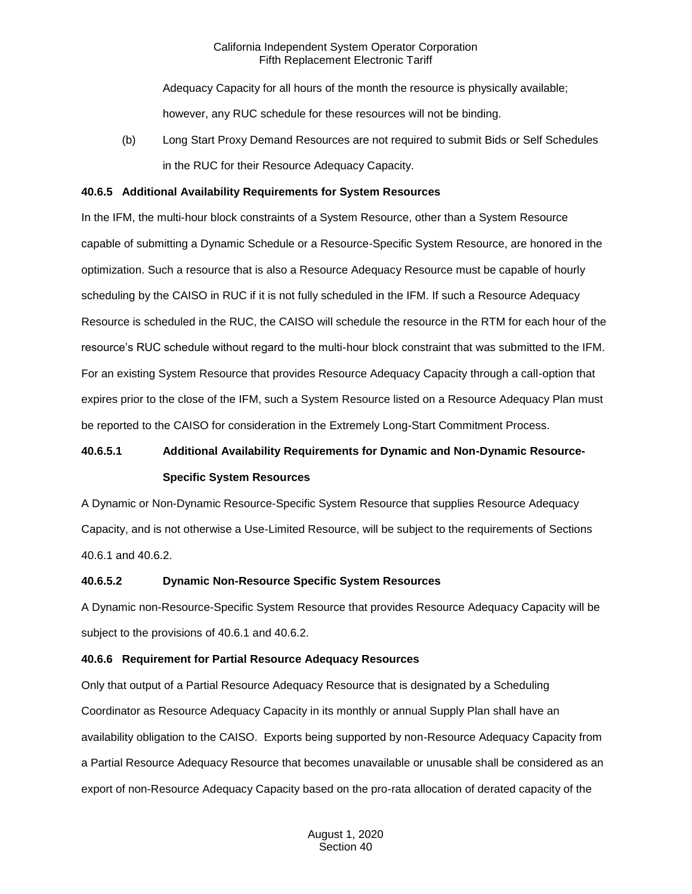Adequacy Capacity for all hours of the month the resource is physically available; however, any RUC schedule for these resources will not be binding.

(b) Long Start Proxy Demand Resources are not required to submit Bids or Self Schedules in the RUC for their Resource Adequacy Capacity.

**40.6.5 Additional Availability Requirements for System Resources**

In the IFM, the multi-hour block constraints of a System Resource, other than a System Resource capable of submitting a Dynamic Schedule or a Resource-Specific System Resource, are honored in the optimization. Such a resource that is also a Resource Adequacy Resource must be capable of hourly scheduling by the CAISO in RUC if it is not fully scheduled in the IFM. If such a Resource Adequacy Resource is scheduled in the RUC, the CAISO will schedule the resource in the RTM for each hour of the resource's RUC schedule without regard to the multi-hour block constraint that was submitted to the IFM. For an existing System Resource that provides Resource Adequacy Capacity through a call-option that expires prior to the close of the IFM, such a System Resource listed on a Resource Adequacy Plan must be reported to the CAISO for consideration in the Extremely Long-Start Commitment Process.

**40.6.5.1 Additional Availability Requirements for Dynamic and Non-Dynamic Resource-Specific System Resources**

A Dynamic or Non-Dynamic Resource-Specific System Resource that supplies Resource Adequacy Capacity, and is not otherwise a Use-Limited Resource, will be subject to the requirements of Sections 40.6.1 and 40.6.2.

**40.6.5.2 Dynamic Non-Resource Specific System Resources**

A Dynamic non-Resource-Specific System Resource that provides Resource Adequacy Capacity will be subject to the provisions of 40.6.1 and 40.6.2.

**40.6.6 Requirement for Partial Resource Adequacy Resources**

Only that output of a Partial Resource Adequacy Resource that is designated by a Scheduling Coordinator as Resource Adequacy Capacity in its monthly or annual Supply Plan shall have an availability obligation to the CAISO. Exports being supported by non-Resource Adequacy Capacity from a Partial Resource Adequacy Resource that becomes unavailable or unusable shall be considered as an export of non-Resource Adequacy Capacity based on the pro-rata allocation of derated capacity of the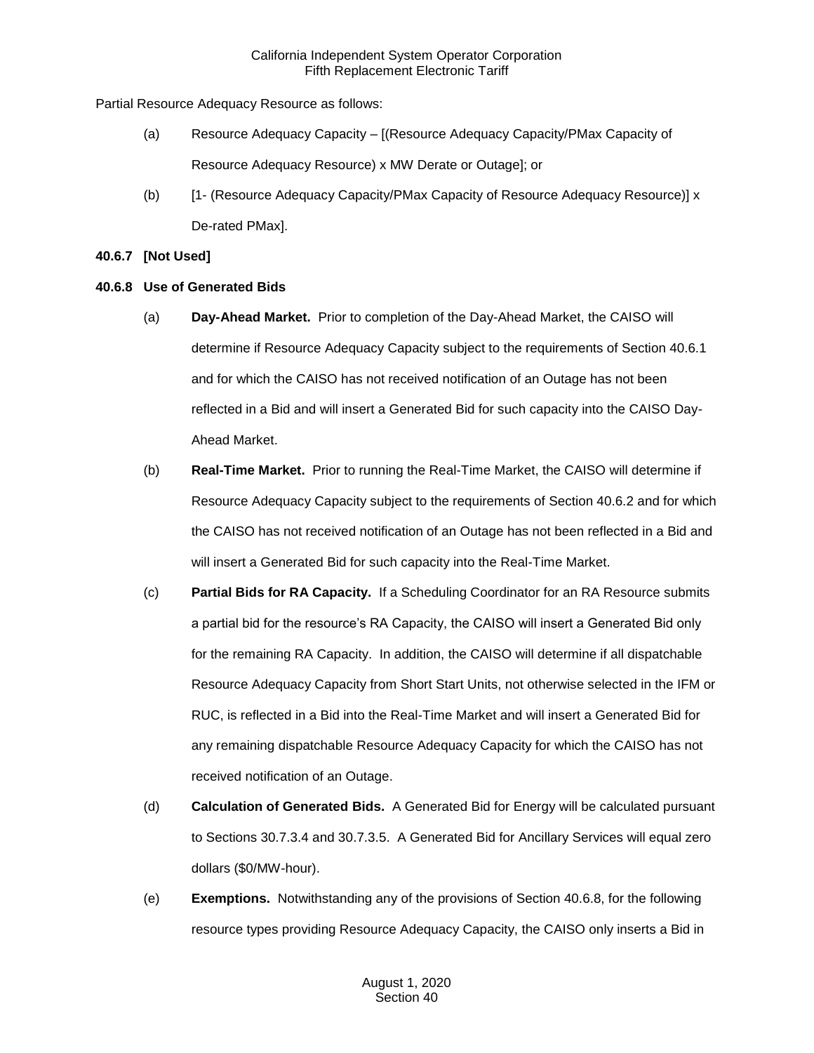Partial Resource Adequacy Resource as follows:

(a) Resource Adequacy Capacity – [(Resource Adequacy Capacity/PMax Capacity of Resource Adequacy Resource) x MW Derate or Outage]; or

(b) [1- (Resource Adequacy Capacity/PMax Capacity of Resource Adequacy Resource)] x De-rated PMax].

**40.6.7 [Not Used]**

**40.6.8 Use of Generated Bids**

(a) **Day-Ahead Market.** Prior to completion of the Day-Ahead Market, the CAISO will determine if Resource Adequacy Capacity subject to the requirements of Section 40.6.1 and for which the CAISO has not received notification of an Outage has not been reflected in a Bid and will insert a Generated Bid for such capacity into the CAISO Day-Ahead Market.

(b) **Real-Time Market.** Prior to running the Real-Time Market, the CAISO will determine if Resource Adequacy Capacity subject to the requirements of Section 40.6.2 and for which the CAISO has not received notification of an Outage has not been reflected in a Bid and will insert a Generated Bid for such capacity into the Real-Time Market.

(c) **Partial Bids for RA Capacity.** If a Scheduling Coordinator for an RA Resource submits a partial bid for the resource's RA Capacity, the CAISO will insert a Generated Bid only for the remaining RA Capacity. In addition, the CAISO will determine if all dispatchable Resource Adequacy Capacity from Short Start Units, not otherwise selected in the IFM or RUC, is reflected in a Bid into the Real-Time Market and will insert a Generated Bid for any remaining dispatchable Resource Adequacy Capacity for which the CAISO has not received notification of an Outage.

(d) **Calculation of Generated Bids.** A Generated Bid for Energy will be calculated pursuant to Sections 30.7.3.4 and 30.7.3.5. A Generated Bid for Ancillary Services will equal zero dollars ($0/MW-hour).

(e) **Exemptions.** Notwithstanding any of the provisions of Section 40.6.8, for the following resource types providing Resource Adequacy Capacity, the CAISO only inserts a Bid in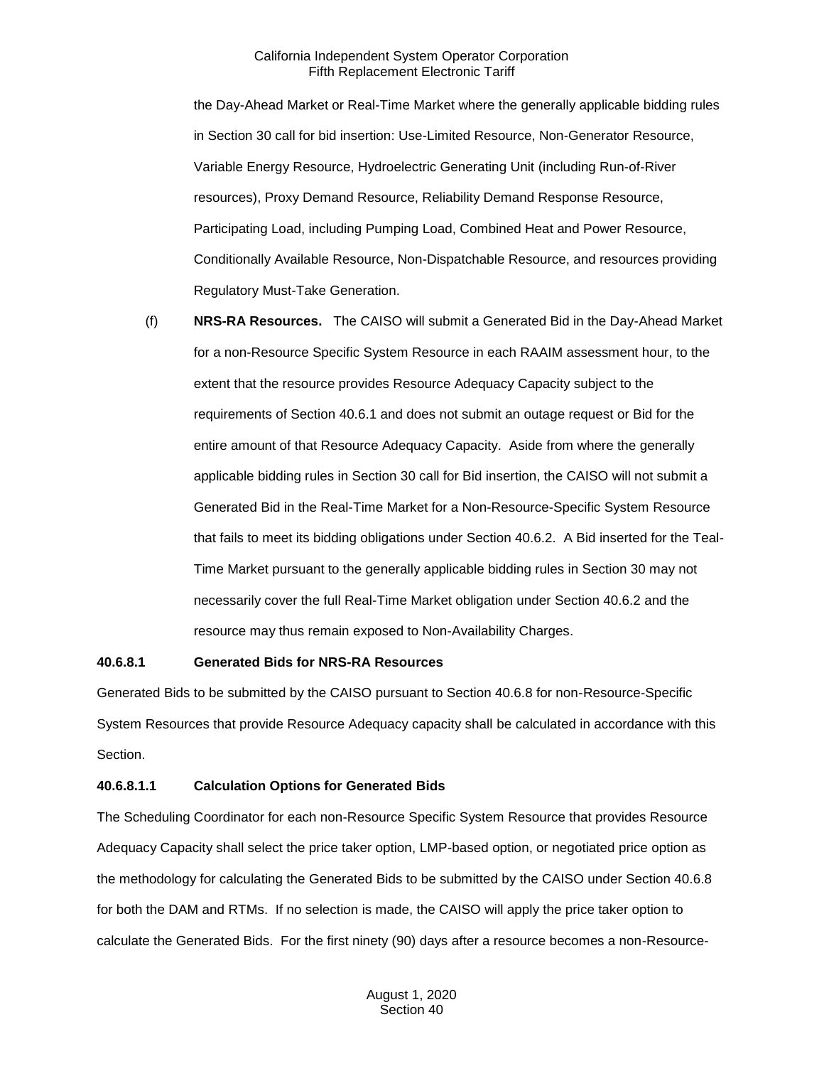the Day-Ahead Market or Real-Time Market where the generally applicable bidding rules in Section 30 call for bid insertion: Use-Limited Resource, Non-Generator Resource, Variable Energy Resource, Hydroelectric Generating Unit (including Run-of-River resources), Proxy Demand Resource, Reliability Demand Response Resource, Participating Load, including Pumping Load, Combined Heat and Power Resource, Conditionally Available Resource, Non-Dispatchable Resource, and resources providing Regulatory Must-Take Generation.

(f) **NRS-RA Resources.** The CAISO will submit a Generated Bid in the Day-Ahead Market for a non-Resource Specific System Resource in each RAAIM assessment hour, to the extent that the resource provides Resource Adequacy Capacity subject to the requirements of Section 40.6.1 and does not submit an outage request or Bid for the entire amount of that Resource Adequacy Capacity. Aside from where the generally applicable bidding rules in Section 30 call for Bid insertion, the CAISO will not submit a Generated Bid in the Real-Time Market for a Non-Resource-Specific System Resource that fails to meet its bidding obligations under Section 40.6.2. A Bid inserted for the Teal-Time Market pursuant to the generally applicable bidding rules in Section 30 may not necessarily cover the full Real-Time Market obligation under Section 40.6.2 and the resource may thus remain exposed to Non-Availability Charges.

**40.6.8.1 Generated Bids for NRS-RA Resources**

Generated Bids to be submitted by the CAISO pursuant to Section 40.6.8 for non-Resource-Specific System Resources that provide Resource Adequacy capacity shall be calculated in accordance with this Section.

**40.6.8.1.1 Calculation Options for Generated Bids**

The Scheduling Coordinator for each non-Resource Specific System Resource that provides Resource Adequacy Capacity shall select the price taker option, LMP-based option, or negotiated price option as the methodology for calculating the Generated Bids to be submitted by the CAISO under Section 40.6.8 for both the DAM and RTMs. If no selection is made, the CAISO will apply the price taker option to calculate the Generated Bids. For the first ninety (90) days after a resource becomes a non-Resource-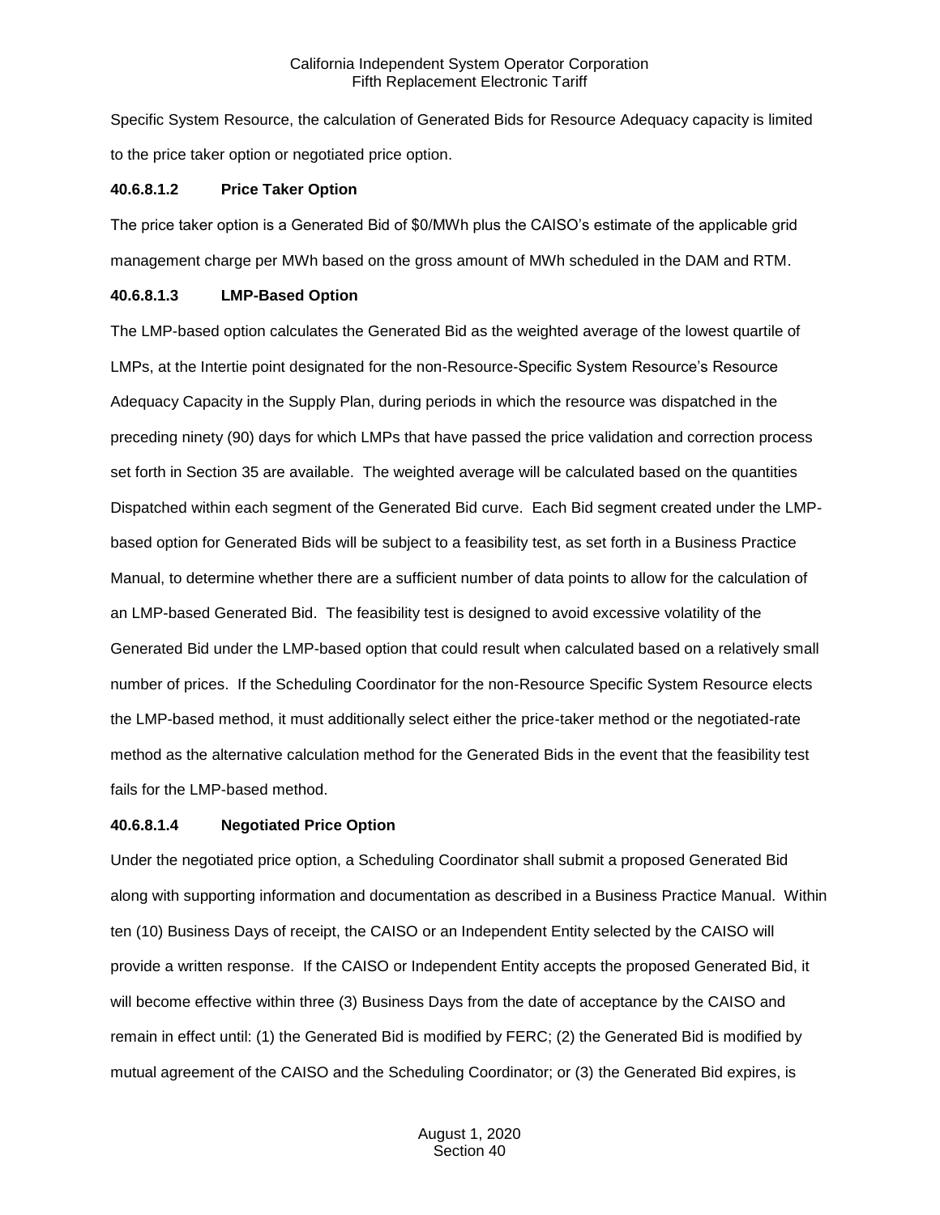Specific System Resource, the calculation of Generated Bids for Resource Adequacy capacity is limited to the price taker option or negotiated price option.

**40.6.8.1.2 Price Taker Option**

The price taker option is a Generated Bid of $0/MWh plus the CAISO's estimate of the applicable grid management charge per MWh based on the gross amount of MWh scheduled in the DAM and RTM.

**40.6.8.1.3 LMP-Based Option**

The LMP-based option calculates the Generated Bid as the weighted average of the lowest quartile of LMPs, at the Intertie point designated for the non-Resource-Specific System Resource's Resource Adequacy Capacity in the Supply Plan, during periods in which the resource was dispatched in the preceding ninety (90) days for which LMPs that have passed the price validation and correction process set forth in Section 35 are available. The weighted average will be calculated based on the quantities Dispatched within each segment of the Generated Bid curve. Each Bid segment created under the LMP-based option for Generated Bids will be subject to a feasibility test, as set forth in a Business Practice Manual, to determine whether there are a sufficient number of data points to allow for the calculation of an LMP-based Generated Bid. The feasibility test is designed to avoid excessive volatility of the Generated Bid under the LMP-based option that could result when calculated based on a relatively small number of prices. If the Scheduling Coordinator for the non-Resource Specific System Resource elects the LMP-based method, it must additionally select either the price-taker method or the negotiated-rate method as the alternative calculation method for the Generated Bids in the event that the feasibility test fails for the LMP-based method.

**40.6.8.1.4 Negotiated Price Option**

Under the negotiated price option, a Scheduling Coordinator shall submit a proposed Generated Bid along with supporting information and documentation as described in a Business Practice Manual. Within ten (10) Business Days of receipt, the CAISO or an Independent Entity selected by the CAISO will provide a written response. If the CAISO or Independent Entity accepts the proposed Generated Bid, it will become effective within three (3) Business Days from the date of acceptance by the CAISO and remain in effect until: (1) the Generated Bid is modified by FERC; (2) the Generated Bid is modified by mutual agreement of the CAISO and the Scheduling Coordinator; or (3) the Generated Bid expires, is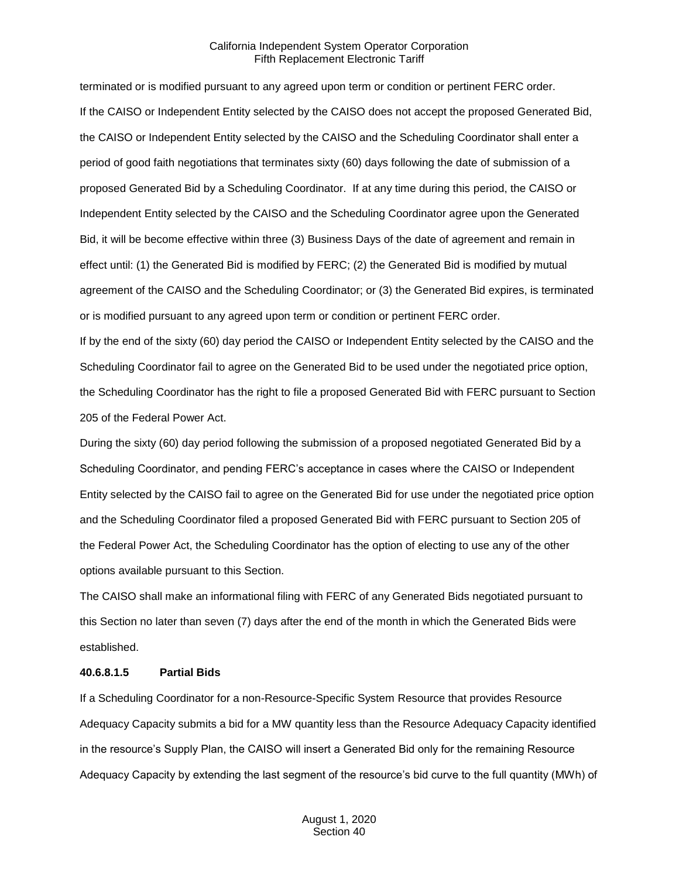terminated or is modified pursuant to any agreed upon term or condition or pertinent FERC order.

If the CAISO or Independent Entity selected by the CAISO does not accept the proposed Generated Bid, the CAISO or Independent Entity selected by the CAISO and the Scheduling Coordinator shall enter a period of good faith negotiations that terminates sixty (60) days following the date of submission of a proposed Generated Bid by a Scheduling Coordinator. If at any time during this period, the CAISO or Independent Entity selected by the CAISO and the Scheduling Coordinator agree upon the Generated Bid, it will be become effective within three (3) Business Days of the date of agreement and remain in effect until: (1) the Generated Bid is modified by FERC; (2) the Generated Bid is modified by mutual agreement of the CAISO and the Scheduling Coordinator; or (3) the Generated Bid expires, is terminated or is modified pursuant to any agreed upon term or condition or pertinent FERC order.

If by the end of the sixty (60) day period the CAISO or Independent Entity selected by the CAISO and the Scheduling Coordinator fail to agree on the Generated Bid to be used under the negotiated price option, the Scheduling Coordinator has the right to file a proposed Generated Bid with FERC pursuant to Section 205 of the Federal Power Act.

During the sixty (60) day period following the submission of a proposed negotiated Generated Bid by a Scheduling Coordinator, and pending FERC's acceptance in cases where the CAISO or Independent Entity selected by the CAISO fail to agree on the Generated Bid for use under the negotiated price option and the Scheduling Coordinator filed a proposed Generated Bid with FERC pursuant to Section 205 of the Federal Power Act, the Scheduling Coordinator has the option of electing to use any of the other options available pursuant to this Section.

The CAISO shall make an informational filing with FERC of any Generated Bids negotiated pursuant to this Section no later than seven (7) days after the end of the month in which the Generated Bids were established.

**40.6.8.1.5 Partial Bids**

If a Scheduling Coordinator for a non-Resource-Specific System Resource that provides Resource Adequacy Capacity submits a bid for a MW quantity less than the Resource Adequacy Capacity identified in the resource's Supply Plan, the CAISO will insert a Generated Bid only for the remaining Resource Adequacy Capacity by extending the last segment of the resource's bid curve to the full quantity (MWh) of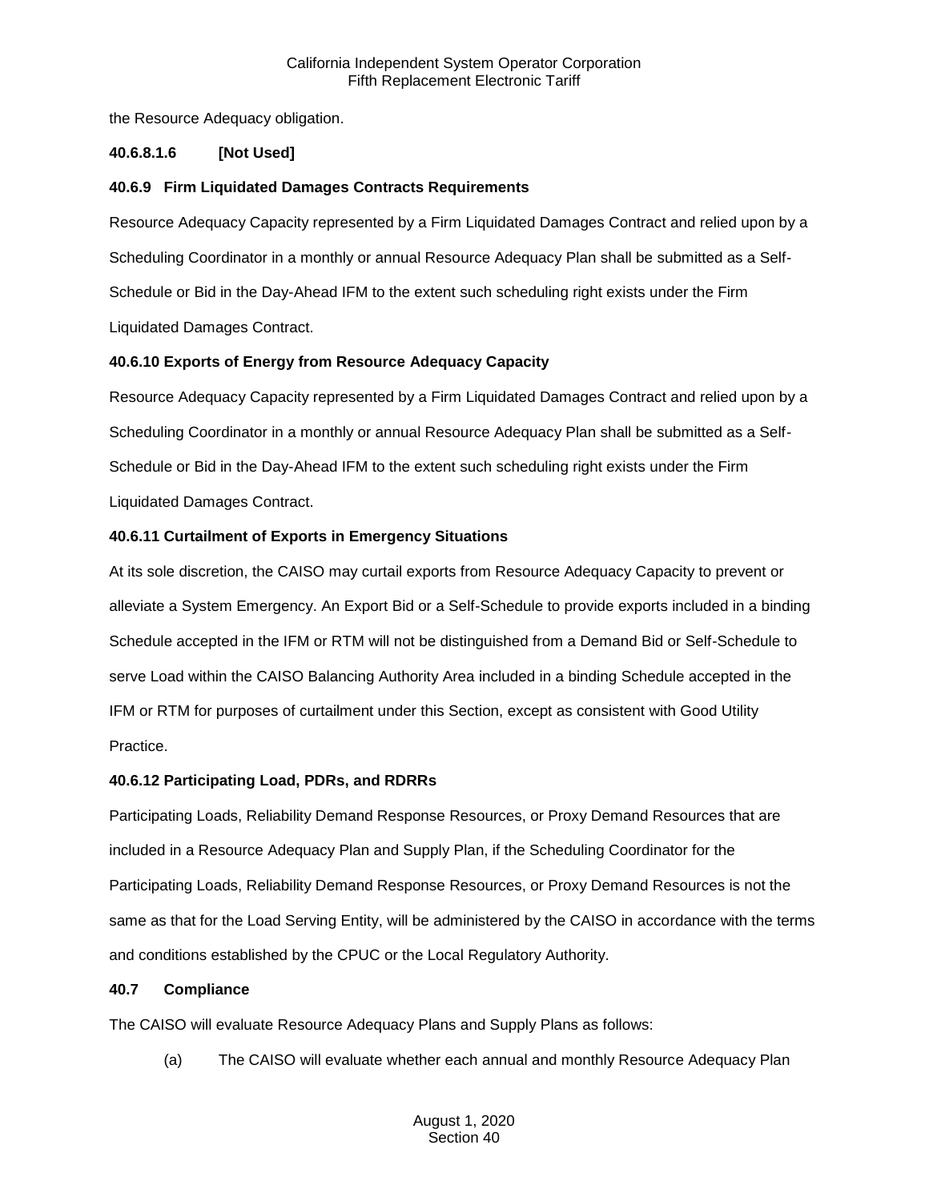the Resource Adequacy obligation.

#### 40.6.8.1.6 [Not Used]

### 40.6.9 Firm Liquidated Damages Contracts Requirements

Resource Adequacy Capacity represented by a Firm Liquidated Damages Contract and relied upon by a Scheduling Coordinator in a monthly or annual Resource Adequacy Plan shall be submitted as a Self-Schedule or Bid in the Day-Ahead IFM to the extent such scheduling right exists under the Firm Liquidated Damages Contract.

### 40.6.10 Exports of Energy from Resource Adequacy Capacity

Resource Adequacy Capacity represented by a Firm Liquidated Damages Contract and relied upon by a Scheduling Coordinator in a monthly or annual Resource Adequacy Plan shall be submitted as a Self-Schedule or Bid in the Day-Ahead IFM to the extent such scheduling right exists under the Firm Liquidated Damages Contract.

### 40.6.11 Curtailment of Exports in Emergency Situations

At its sole discretion, the CAISO may curtail exports from Resource Adequacy Capacity to prevent or alleviate a System Emergency. An Export Bid or a Self-Schedule to provide exports included in a binding Schedule accepted in the IFM or RTM will not be distinguished from a Demand Bid or Self-Schedule to serve Load within the CAISO Balancing Authority Area included in a binding Schedule accepted in the IFM or RTM for purposes of curtailment under this Section, except as consistent with Good Utility Practice.

### 40.6.12 Participating Load, PDRs, and RDRRs

Participating Loads, Reliability Demand Response Resources, or Proxy Demand Resources that are included in a Resource Adequacy Plan and Supply Plan, if the Scheduling Coordinator for the Participating Loads, Reliability Demand Response Resources, or Proxy Demand Resources is not the same as that for the Load Serving Entity, will be administered by the CAISO in accordance with the terms and conditions established by the CPUC or the Local Regulatory Authority.

## 40.7 Compliance

The CAISO will evaluate Resource Adequacy Plans and Supply Plans as follows:

(a) The CAISO will evaluate whether each annual and monthly Resource Adequacy Plan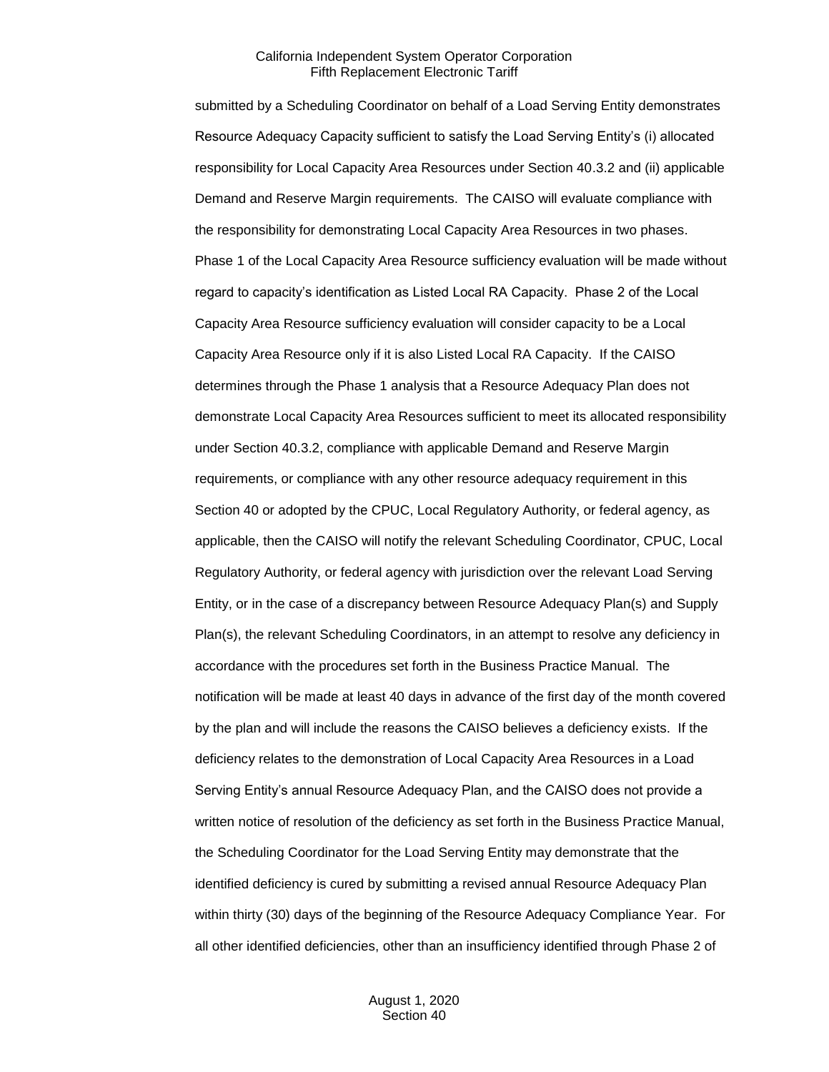submitted by a Scheduling Coordinator on behalf of a Load Serving Entity demonstrates Resource Adequacy Capacity sufficient to satisfy the Load Serving Entity's (i) allocated responsibility for Local Capacity Area Resources under Section 40.3.2 and (ii) applicable Demand and Reserve Margin requirements. The CAISO will evaluate compliance with the responsibility for demonstrating Local Capacity Area Resources in two phases. Phase 1 of the Local Capacity Area Resource sufficiency evaluation will be made without regard to capacity's identification as Listed Local RA Capacity. Phase 2 of the Local Capacity Area Resource sufficiency evaluation will consider capacity to be a Local Capacity Area Resource only if it is also Listed Local RA Capacity. If the CAISO determines through the Phase 1 analysis that a Resource Adequacy Plan does not demonstrate Local Capacity Area Resources sufficient to meet its allocated responsibility under Section 40.3.2, compliance with applicable Demand and Reserve Margin requirements, or compliance with any other resource adequacy requirement in this Section 40 or adopted by the CPUC, Local Regulatory Authority, or federal agency, as applicable, then the CAISO will notify the relevant Scheduling Coordinator, CPUC, Local Regulatory Authority, or federal agency with jurisdiction over the relevant Load Serving Entity, or in the case of a discrepancy between Resource Adequacy Plan(s) and Supply Plan(s), the relevant Scheduling Coordinators, in an attempt to resolve any deficiency in accordance with the procedures set forth in the Business Practice Manual. The notification will be made at least 40 days in advance of the first day of the month covered by the plan and will include the reasons the CAISO believes a deficiency exists. If the deficiency relates to the demonstration of Local Capacity Area Resources in a Load Serving Entity's annual Resource Adequacy Plan, and the CAISO does not provide a written notice of resolution of the deficiency as set forth in the Business Practice Manual, the Scheduling Coordinator for the Load Serving Entity may demonstrate that the identified deficiency is cured by submitting a revised annual Resource Adequacy Plan within thirty (30) days of the beginning of the Resource Adequacy Compliance Year. For all other identified deficiencies, other than an insufficiency identified through Phase 2 of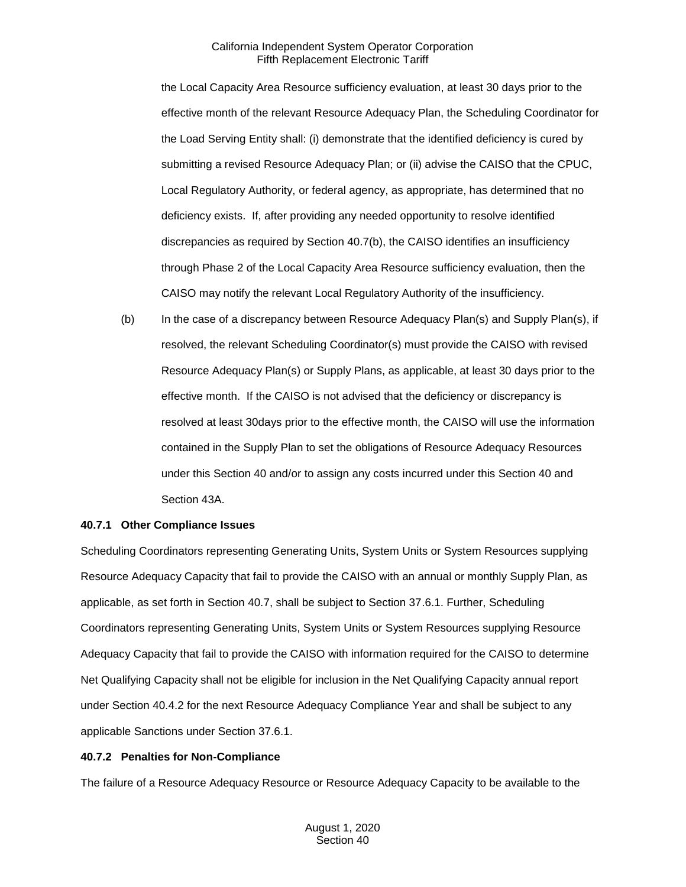the Local Capacity Area Resource sufficiency evaluation, at least 30 days prior to the effective month of the relevant Resource Adequacy Plan, the Scheduling Coordinator for the Load Serving Entity shall: (i) demonstrate that the identified deficiency is cured by submitting a revised Resource Adequacy Plan; or (ii) advise the CAISO that the CPUC, Local Regulatory Authority, or federal agency, as appropriate, has determined that no deficiency exists. If, after providing any needed opportunity to resolve identified discrepancies as required by Section 40.7(b), the CAISO identifies an insufficiency through Phase 2 of the Local Capacity Area Resource sufficiency evaluation, then the CAISO may notify the relevant Local Regulatory Authority of the insufficiency.

(b) In the case of a discrepancy between Resource Adequacy Plan(s) and Supply Plan(s), if resolved, the relevant Scheduling Coordinator(s) must provide the CAISO with revised Resource Adequacy Plan(s) or Supply Plans, as applicable, at least 30 days prior to the effective month. If the CAISO is not advised that the deficiency or discrepancy is resolved at least 30days prior to the effective month, the CAISO will use the information contained in the Supply Plan to set the obligations of Resource Adequacy Resources under this Section 40 and/or to assign any costs incurred under this Section 40 and Section 43A.

**40.7.1 Other Compliance Issues**

Scheduling Coordinators representing Generating Units, System Units or System Resources supplying Resource Adequacy Capacity that fail to provide the CAISO with an annual or monthly Supply Plan, as applicable, as set forth in Section 40.7, shall be subject to Section 37.6.1. Further, Scheduling Coordinators representing Generating Units, System Units or System Resources supplying Resource Adequacy Capacity that fail to provide the CAISO with information required for the CAISO to determine Net Qualifying Capacity shall not be eligible for inclusion in the Net Qualifying Capacity annual report under Section 40.4.2 for the next Resource Adequacy Compliance Year and shall be subject to any applicable Sanctions under Section 37.6.1.

**40.7.2 Penalties for Non-Compliance**

The failure of a Resource Adequacy Resource or Resource Adequacy Capacity to be available to the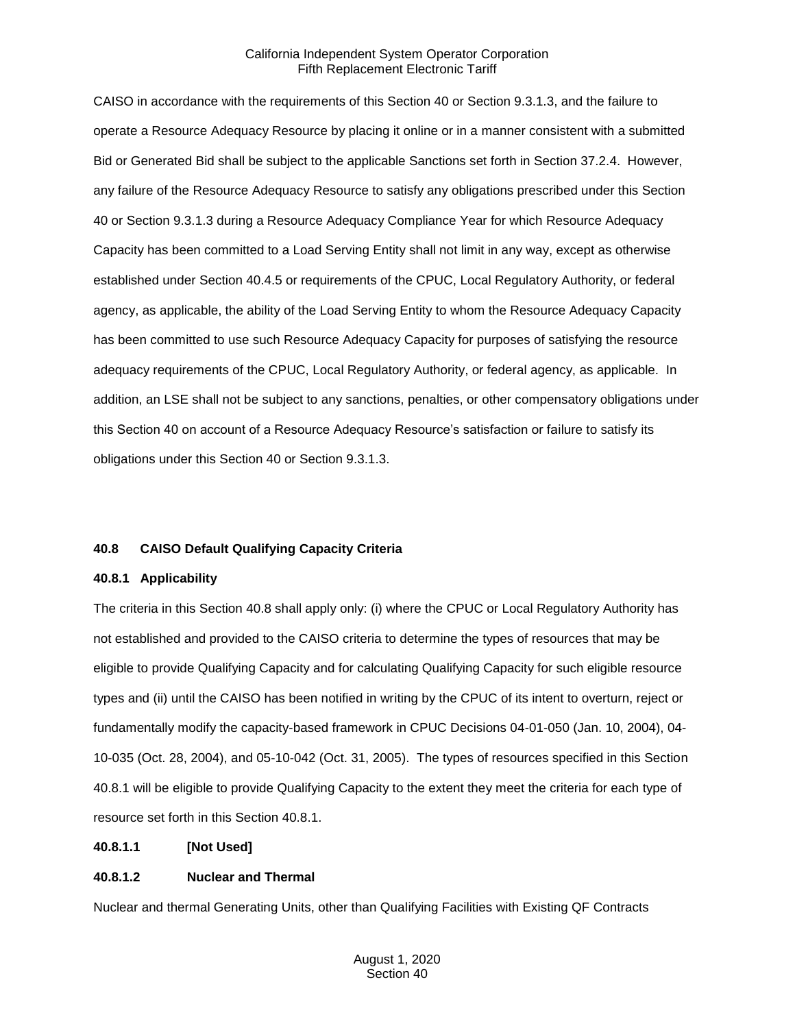CAISO in accordance with the requirements of this Section 40 or Section 9.3.1.3, and the failure to operate a Resource Adequacy Resource by placing it online or in a manner consistent with a submitted Bid or Generated Bid shall be subject to the applicable Sanctions set forth in Section 37.2.4. However, any failure of the Resource Adequacy Resource to satisfy any obligations prescribed under this Section 40 or Section 9.3.1.3 during a Resource Adequacy Compliance Year for which Resource Adequacy Capacity has been committed to a Load Serving Entity shall not limit in any way, except as otherwise established under Section 40.4.5 or requirements of the CPUC, Local Regulatory Authority, or federal agency, as applicable, the ability of the Load Serving Entity to whom the Resource Adequacy Capacity has been committed to use such Resource Adequacy Capacity for purposes of satisfying the resource adequacy requirements of the CPUC, Local Regulatory Authority, or federal agency, as applicable. In addition, an LSE shall not be subject to any sanctions, penalties, or other compensatory obligations under this Section 40 on account of a Resource Adequacy Resource's satisfaction or failure to satisfy its obligations under this Section 40 or Section 9.3.1.3.

## 40.8 CAISO Default Qualifying Capacity Criteria

### 40.8.1 Applicability

The criteria in this Section 40.8 shall apply only: (i) where the CPUC or Local Regulatory Authority has not established and provided to the CAISO criteria to determine the types of resources that may be eligible to provide Qualifying Capacity and for calculating Qualifying Capacity for such eligible resource types and (ii) until the CAISO has been notified in writing by the CPUC of its intent to overturn, reject or fundamentally modify the capacity-based framework in CPUC Decisions 04-01-050 (Jan. 10, 2004), 04-10-035 (Oct. 28, 2004), and 05-10-042 (Oct. 31, 2005). The types of resources specified in this Section 40.8.1 will be eligible to provide Qualifying Capacity to the extent they meet the criteria for each type of resource set forth in this Section 40.8.1.

#### 40.8.1.1 [Not Used]

#### 40.8.1.2 Nuclear and Thermal

Nuclear and thermal Generating Units, other than Qualifying Facilities with Existing QF Contracts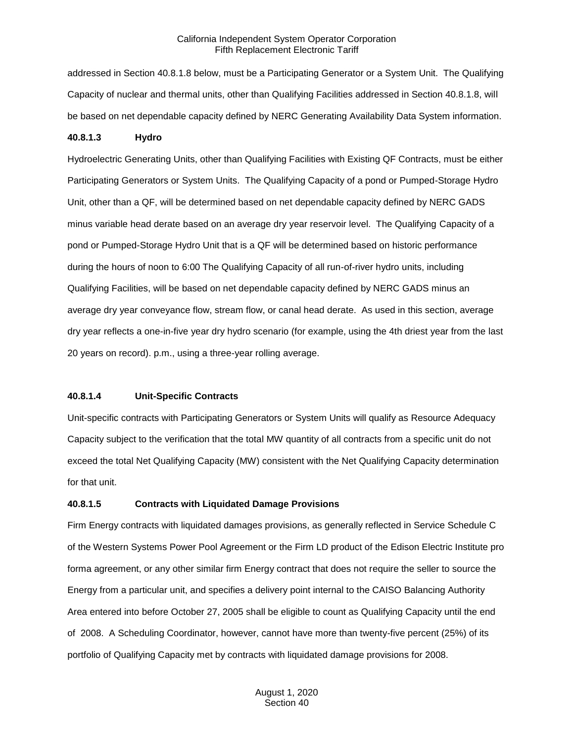addressed in Section 40.8.1.8 below, must be a Participating Generator or a System Unit. The Qualifying Capacity of nuclear and thermal units, other than Qualifying Facilities addressed in Section 40.8.1.8, will be based on net dependable capacity defined by NERC Generating Availability Data System information.

**40.8.1.3 Hydro**

Hydroelectric Generating Units, other than Qualifying Facilities with Existing QF Contracts, must be either Participating Generators or System Units. The Qualifying Capacity of a pond or Pumped-Storage Hydro Unit, other than a QF, will be determined based on net dependable capacity defined by NERC GADS minus variable head derate based on an average dry year reservoir level. The Qualifying Capacity of a pond or Pumped-Storage Hydro Unit that is a QF will be determined based on historic performance during the hours of noon to 6:00 The Qualifying Capacity of all run-of-river hydro units, including Qualifying Facilities, will be based on net dependable capacity defined by NERC GADS minus an average dry year conveyance flow, stream flow, or canal head derate. As used in this section, average dry year reflects a one-in-five year dry hydro scenario (for example, using the 4th driest year from the last 20 years on record). p.m., using a three-year rolling average.

**40.8.1.4 Unit-Specific Contracts**

Unit-specific contracts with Participating Generators or System Units will qualify as Resource Adequacy Capacity subject to the verification that the total MW quantity of all contracts from a specific unit do not exceed the total Net Qualifying Capacity (MW) consistent with the Net Qualifying Capacity determination for that unit.

**40.8.1.5 Contracts with Liquidated Damage Provisions**

Firm Energy contracts with liquidated damages provisions, as generally reflected in Service Schedule C of the Western Systems Power Pool Agreement or the Firm LD product of the Edison Electric Institute pro forma agreement, or any other similar firm Energy contract that does not require the seller to source the Energy from a particular unit, and specifies a delivery point internal to the CAISO Balancing Authority Area entered into before October 27, 2005 shall be eligible to count as Qualifying Capacity until the end of 2008. A Scheduling Coordinator, however, cannot have more than twenty-five percent (25%) of its portfolio of Qualifying Capacity met by contracts with liquidated damage provisions for 2008.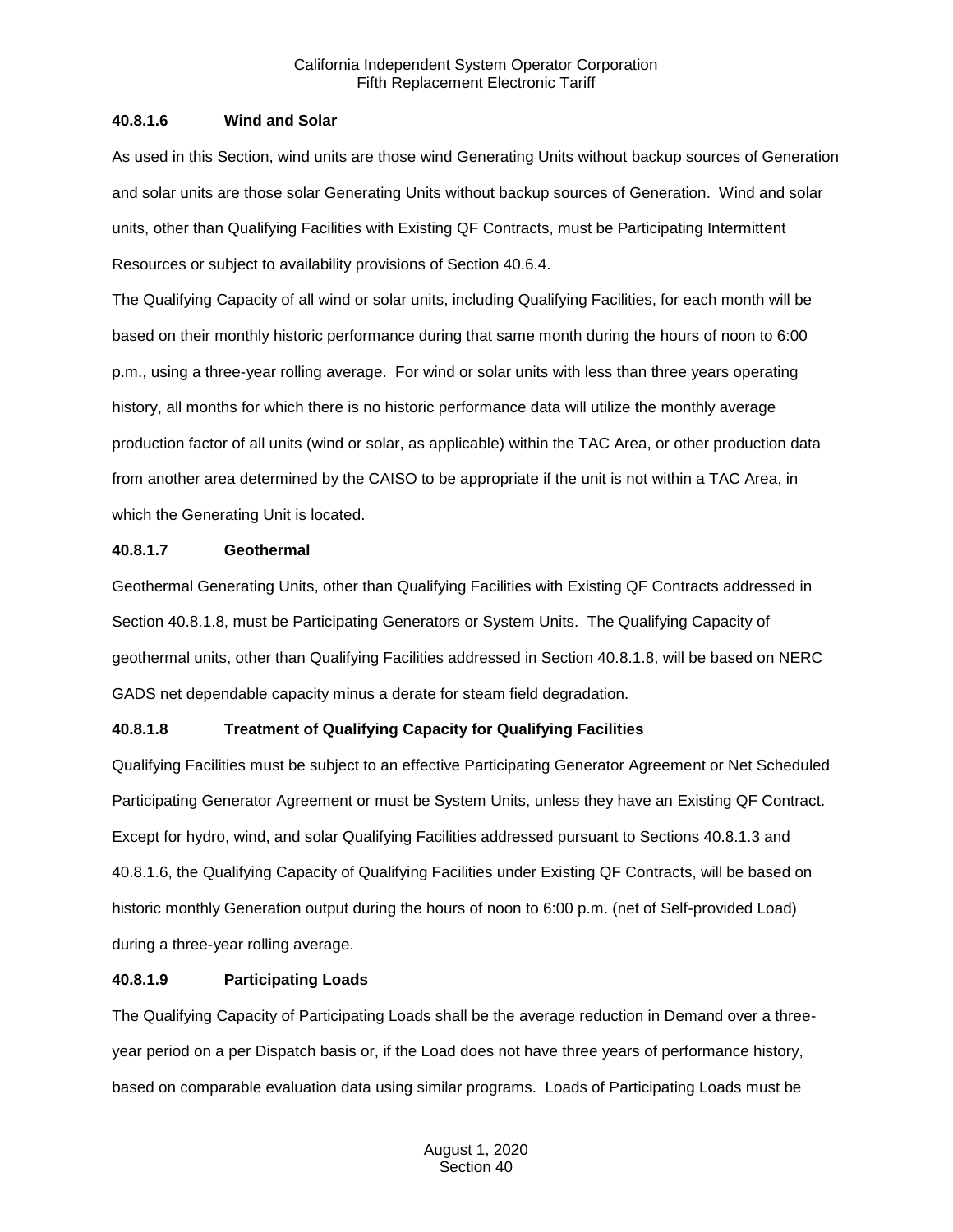#### 40.8.1.6 Wind and Solar

As used in this Section, wind units are those wind Generating Units without backup sources of Generation and solar units are those solar Generating Units without backup sources of Generation. Wind and solar units, other than Qualifying Facilities with Existing QF Contracts, must be Participating Intermittent Resources or subject to availability provisions of Section 40.6.4.

The Qualifying Capacity of all wind or solar units, including Qualifying Facilities, for each month will be based on their monthly historic performance during that same month during the hours of noon to 6:00 p.m., using a three-year rolling average. For wind or solar units with less than three years operating history, all months for which there is no historic performance data will utilize the monthly average production factor of all units (wind or solar, as applicable) within the TAC Area, or other production data from another area determined by the CAISO to be appropriate if the unit is not within a TAC Area, in which the Generating Unit is located.

#### 40.8.1.7 Geothermal

Geothermal Generating Units, other than Qualifying Facilities with Existing QF Contracts addressed in Section 40.8.1.8, must be Participating Generators or System Units. The Qualifying Capacity of geothermal units, other than Qualifying Facilities addressed in Section 40.8.1.8, will be based on NERC GADS net dependable capacity minus a derate for steam field degradation.

#### 40.8.1.8 Treatment of Qualifying Capacity for Qualifying Facilities

Qualifying Facilities must be subject to an effective Participating Generator Agreement or Net Scheduled Participating Generator Agreement or must be System Units, unless they have an Existing QF Contract. Except for hydro, wind, and solar Qualifying Facilities addressed pursuant to Sections 40.8.1.3 and 40.8.1.6, the Qualifying Capacity of Qualifying Facilities under Existing QF Contracts, will be based on historic monthly Generation output during the hours of noon to 6:00 p.m. (net of Self-provided Load) during a three-year rolling average.

#### 40.8.1.9 Participating Loads

The Qualifying Capacity of Participating Loads shall be the average reduction in Demand over a three-year period on a per Dispatch basis or, if the Load does not have three years of performance history, based on comparable evaluation data using similar programs. Loads of Participating Loads must be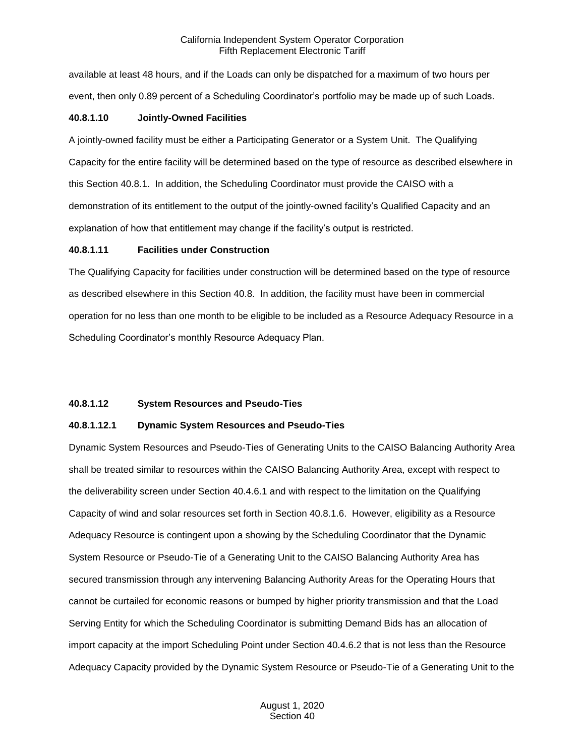available at least 48 hours, and if the Loads can only be dispatched for a maximum of two hours per event, then only 0.89 percent of a Scheduling Coordinator's portfolio may be made up of such Loads.

#### 40.8.1.10 Jointly-Owned Facilities

A jointly-owned facility must be either a Participating Generator or a System Unit. The Qualifying Capacity for the entire facility will be determined based on the type of resource as described elsewhere in this Section 40.8.1. In addition, the Scheduling Coordinator must provide the CAISO with a demonstration of its entitlement to the output of the jointly-owned facility's Qualified Capacity and an explanation of how that entitlement may change if the facility's output is restricted.

#### 40.8.1.11 Facilities under Construction

The Qualifying Capacity for facilities under construction will be determined based on the type of resource as described elsewhere in this Section 40.8. In addition, the facility must have been in commercial operation for no less than one month to be eligible to be included as a Resource Adequacy Resource in a Scheduling Coordinator's monthly Resource Adequacy Plan.

#### 40.8.1.12 System Resources and Pseudo-Ties

#### 40.8.1.12.1 Dynamic System Resources and Pseudo-Ties

Dynamic System Resources and Pseudo-Ties of Generating Units to the CAISO Balancing Authority Area shall be treated similar to resources within the CAISO Balancing Authority Area, except with respect to the deliverability screen under Section 40.4.6.1 and with respect to the limitation on the Qualifying Capacity of wind and solar resources set forth in Section 40.8.1.6. However, eligibility as a Resource Adequacy Resource is contingent upon a showing by the Scheduling Coordinator that the Dynamic System Resource or Pseudo-Tie of a Generating Unit to the CAISO Balancing Authority Area has secured transmission through any intervening Balancing Authority Areas for the Operating Hours that cannot be curtailed for economic reasons or bumped by higher priority transmission and that the Load Serving Entity for which the Scheduling Coordinator is submitting Demand Bids has an allocation of import capacity at the import Scheduling Point under Section 40.4.6.2 that is not less than the Resource Adequacy Capacity provided by the Dynamic System Resource or Pseudo-Tie of a Generating Unit to the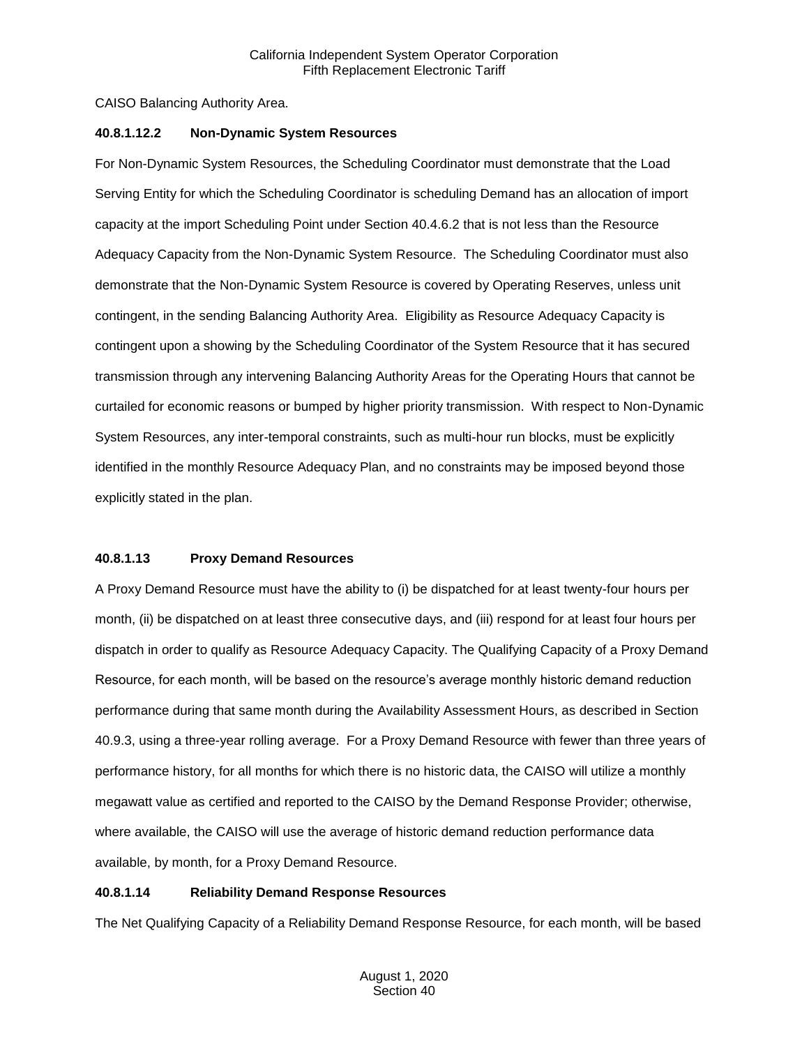CAISO Balancing Authority Area.

#### 40.8.1.12.2 Non-Dynamic System Resources

For Non-Dynamic System Resources, the Scheduling Coordinator must demonstrate that the Load Serving Entity for which the Scheduling Coordinator is scheduling Demand has an allocation of import capacity at the import Scheduling Point under Section 40.4.6.2 that is not less than the Resource Adequacy Capacity from the Non-Dynamic System Resource. The Scheduling Coordinator must also demonstrate that the Non-Dynamic System Resource is covered by Operating Reserves, unless unit contingent, in the sending Balancing Authority Area. Eligibility as Resource Adequacy Capacity is contingent upon a showing by the Scheduling Coordinator of the System Resource that it has secured transmission through any intervening Balancing Authority Areas for the Operating Hours that cannot be curtailed for economic reasons or bumped by higher priority transmission. With respect to Non-Dynamic System Resources, any inter-temporal constraints, such as multi-hour run blocks, must be explicitly identified in the monthly Resource Adequacy Plan, and no constraints may be imposed beyond those explicitly stated in the plan.

#### 40.8.1.13 Proxy Demand Resources

A Proxy Demand Resource must have the ability to (i) be dispatched for at least twenty-four hours per month, (ii) be dispatched on at least three consecutive days, and (iii) respond for at least four hours per dispatch in order to qualify as Resource Adequacy Capacity. The Qualifying Capacity of a Proxy Demand Resource, for each month, will be based on the resource's average monthly historic demand reduction performance during that same month during the Availability Assessment Hours, as described in Section 40.9.3, using a three-year rolling average. For a Proxy Demand Resource with fewer than three years of performance history, for all months for which there is no historic data, the CAISO will utilize a monthly megawatt value as certified and reported to the CAISO by the Demand Response Provider; otherwise, where available, the CAISO will use the average of historic demand reduction performance data available, by month, for a Proxy Demand Resource.

#### 40.8.1.14 Reliability Demand Response Resources

The Net Qualifying Capacity of a Reliability Demand Response Resource, for each month, will be based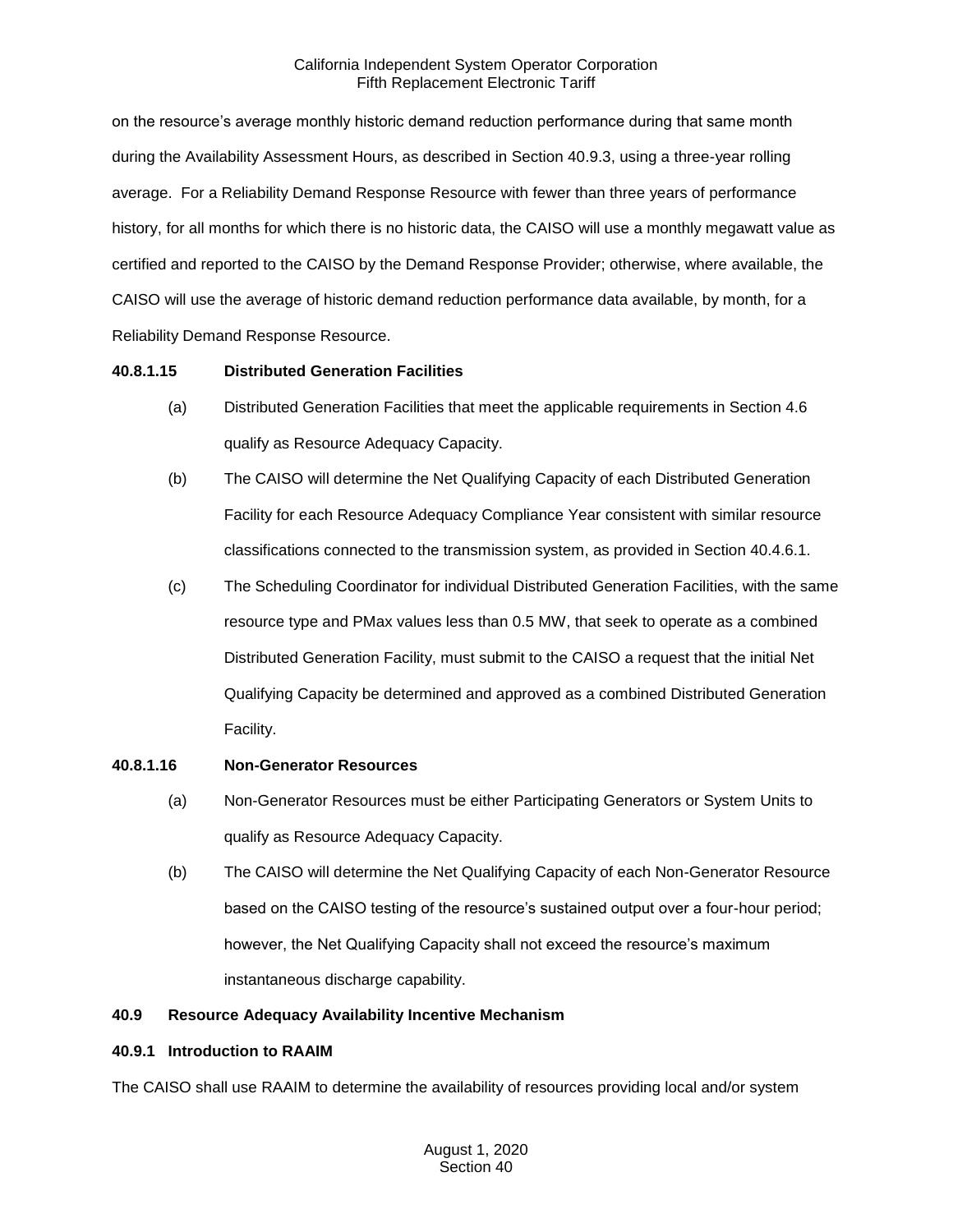on the resource's average monthly historic demand reduction performance during that same month during the Availability Assessment Hours, as described in Section 40.9.3, using a three-year rolling average. For a Reliability Demand Response Resource with fewer than three years of performance history, for all months for which there is no historic data, the CAISO will use a monthly megawatt value as certified and reported to the CAISO by the Demand Response Provider; otherwise, where available, the CAISO will use the average of historic demand reduction performance data available, by month, for a Reliability Demand Response Resource.

**40.8.1.15 Distributed Generation Facilities**

(a) Distributed Generation Facilities that meet the applicable requirements in Section 4.6 qualify as Resource Adequacy Capacity.

(b) The CAISO will determine the Net Qualifying Capacity of each Distributed Generation Facility for each Resource Adequacy Compliance Year consistent with similar resource classifications connected to the transmission system, as provided in Section 40.4.6.1.

(c) The Scheduling Coordinator for individual Distributed Generation Facilities, with the same resource type and PMax values less than 0.5 MW, that seek to operate as a combined Distributed Generation Facility, must submit to the CAISO a request that the initial Net Qualifying Capacity be determined and approved as a combined Distributed Generation Facility.

**40.8.1.16 Non-Generator Resources**

(a) Non-Generator Resources must be either Participating Generators or System Units to qualify as Resource Adequacy Capacity.

(b) The CAISO will determine the Net Qualifying Capacity of each Non-Generator Resource based on the CAISO testing of the resource's sustained output over a four-hour period; however, the Net Qualifying Capacity shall not exceed the resource's maximum instantaneous discharge capability.

**40.9 Resource Adequacy Availability Incentive Mechanism**

**40.9.1 Introduction to RAAIM**

The CAISO shall use RAAIM to determine the availability of resources providing local and/or system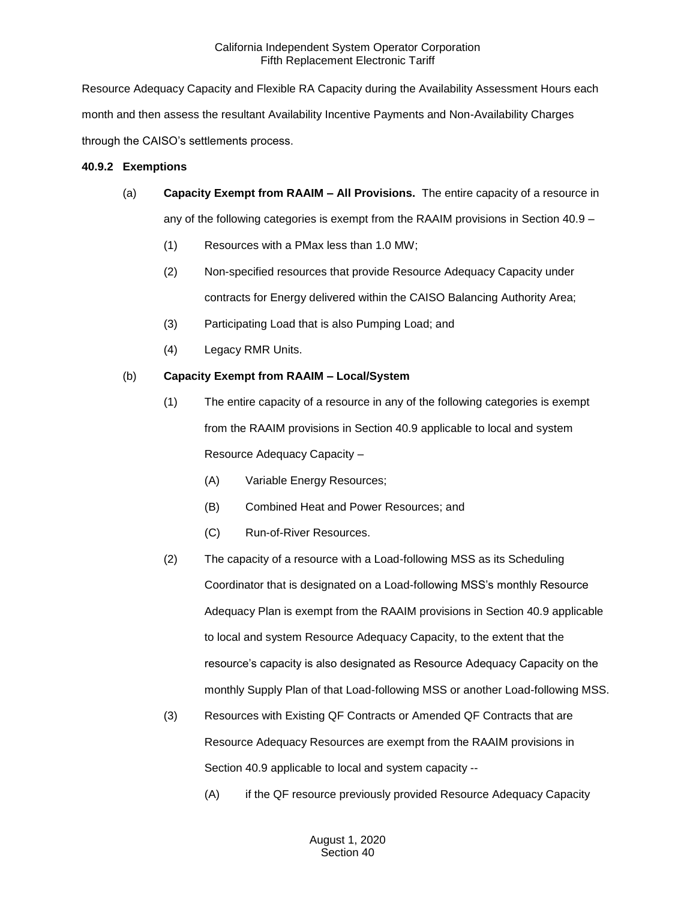Resource Adequacy Capacity and Flexible RA Capacity during the Availability Assessment Hours each month and then assess the resultant Availability Incentive Payments and Non-Availability Charges through the CAISO's settlements process.

### 40.9.2 Exemptions

(a) **Capacity Exempt from RAAIM – All Provisions.** The entire capacity of a resource in any of the following categories is exempt from the RAAIM provisions in Section 40.9 –

(1) Resources with a PMax less than 1.0 MW;

(2) Non-specified resources that provide Resource Adequacy Capacity under contracts for Energy delivered within the CAISO Balancing Authority Area;

(3) Participating Load that is also Pumping Load; and

(4) Legacy RMR Units.

(b) **Capacity Exempt from RAAIM – Local/System**

(1) The entire capacity of a resource in any of the following categories is exempt from the RAAIM provisions in Section 40.9 applicable to local and system Resource Adequacy Capacity –

(A) Variable Energy Resources;

(B) Combined Heat and Power Resources; and

(C) Run-of-River Resources.

(2) The capacity of a resource with a Load-following MSS as its Scheduling Coordinator that is designated on a Load-following MSS's monthly Resource Adequacy Plan is exempt from the RAAIM provisions in Section 40.9 applicable to local and system Resource Adequacy Capacity, to the extent that the resource's capacity is also designated as Resource Adequacy Capacity on the monthly Supply Plan of that Load-following MSS or another Load-following MSS.

(3) Resources with Existing QF Contracts or Amended QF Contracts that are Resource Adequacy Resources are exempt from the RAAIM provisions in Section 40.9 applicable to local and system capacity --

(A) if the QF resource previously provided Resource Adequacy Capacity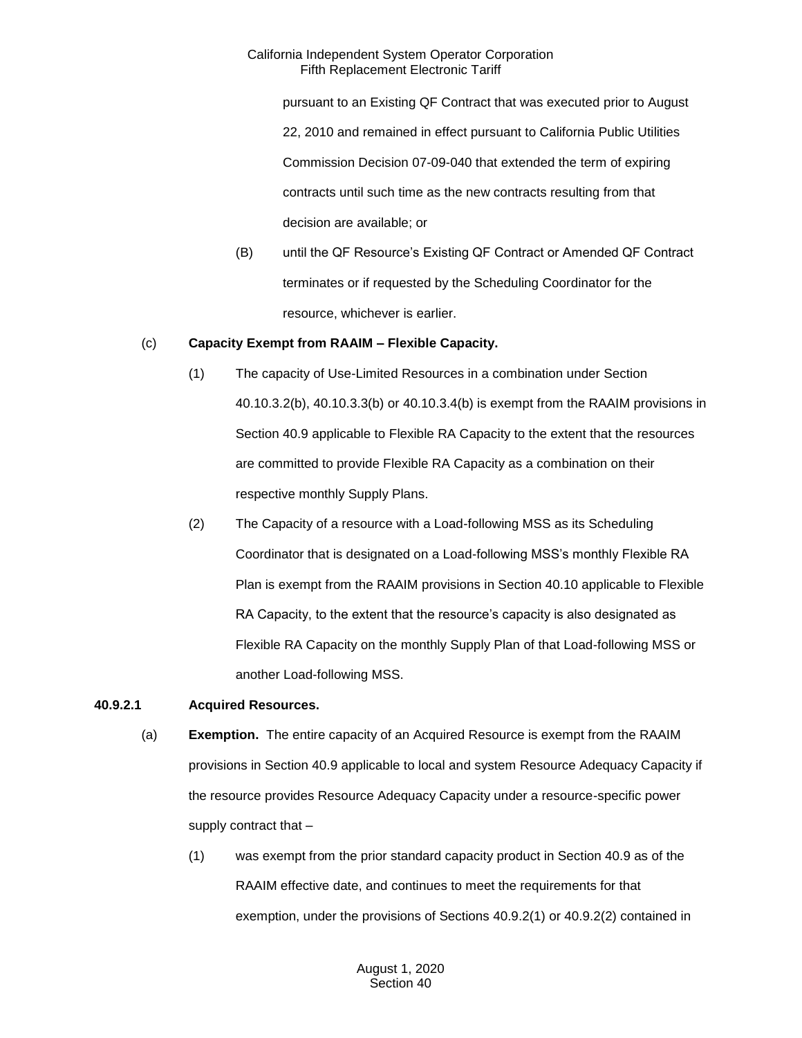pursuant to an Existing QF Contract that was executed prior to August 22, 2010 and remained in effect pursuant to California Public Utilities Commission Decision 07-09-040 that extended the term of expiring contracts until such time as the new contracts resulting from that decision are available; or

(B) until the QF Resource's Existing QF Contract or Amended QF Contract terminates or if requested by the Scheduling Coordinator for the resource, whichever is earlier.

(c) **Capacity Exempt from RAAIM – Flexible Capacity.**

(1) The capacity of Use-Limited Resources in a combination under Section 40.10.3.2(b), 40.10.3.3(b) or 40.10.3.4(b) is exempt from the RAAIM provisions in Section 40.9 applicable to Flexible RA Capacity to the extent that the resources are committed to provide Flexible RA Capacity as a combination on their respective monthly Supply Plans.

(2) The Capacity of a resource with a Load-following MSS as its Scheduling Coordinator that is designated on a Load-following MSS's monthly Flexible RA Plan is exempt from the RAAIM provisions in Section 40.10 applicable to Flexible RA Capacity, to the extent that the resource's capacity is also designated as Flexible RA Capacity on the monthly Supply Plan of that Load-following MSS or another Load-following MSS.

**40.9.2.1 Acquired Resources.**

(a) **Exemption.** The entire capacity of an Acquired Resource is exempt from the RAAIM provisions in Section 40.9 applicable to local and system Resource Adequacy Capacity if the resource provides Resource Adequacy Capacity under a resource-specific power supply contract that –

(1) was exempt from the prior standard capacity product in Section 40.9 as of the RAAIM effective date, and continues to meet the requirements for that exemption, under the provisions of Sections 40.9.2(1) or 40.9.2(2) contained in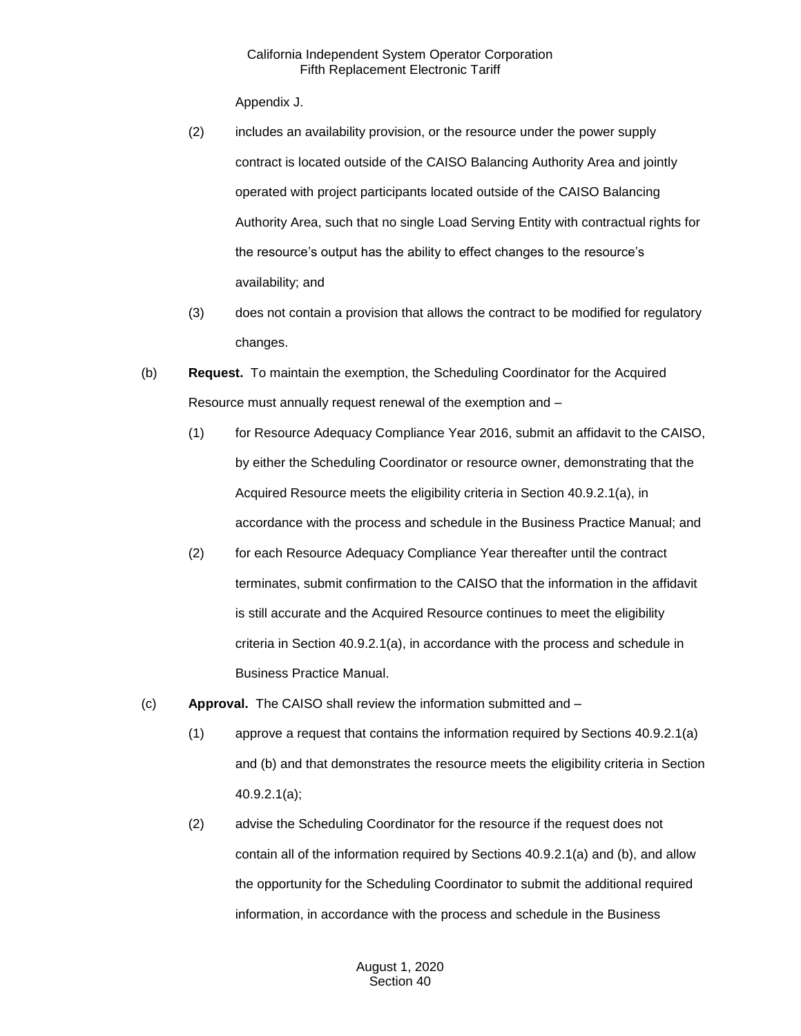Appendix J.

(2) includes an availability provision, or the resource under the power supply contract is located outside of the CAISO Balancing Authority Area and jointly operated with project participants located outside of the CAISO Balancing Authority Area, such that no single Load Serving Entity with contractual rights for the resource's output has the ability to effect changes to the resource's availability; and

(3) does not contain a provision that allows the contract to be modified for regulatory changes.

(b) **Request.** To maintain the exemption, the Scheduling Coordinator for the Acquired Resource must annually request renewal of the exemption and –

(1) for Resource Adequacy Compliance Year 2016, submit an affidavit to the CAISO, by either the Scheduling Coordinator or resource owner, demonstrating that the Acquired Resource meets the eligibility criteria in Section 40.9.2.1(a), in accordance with the process and schedule in the Business Practice Manual; and

(2) for each Resource Adequacy Compliance Year thereafter until the contract terminates, submit confirmation to the CAISO that the information in the affidavit is still accurate and the Acquired Resource continues to meet the eligibility criteria in Section 40.9.2.1(a), in accordance with the process and schedule in Business Practice Manual.

(c) **Approval.** The CAISO shall review the information submitted and –

(1) approve a request that contains the information required by Sections 40.9.2.1(a) and (b) and that demonstrates the resource meets the eligibility criteria in Section 40.9.2.1(a);

(2) advise the Scheduling Coordinator for the resource if the request does not contain all of the information required by Sections 40.9.2.1(a) and (b), and allow the opportunity for the Scheduling Coordinator to submit the additional required information, in accordance with the process and schedule in the Business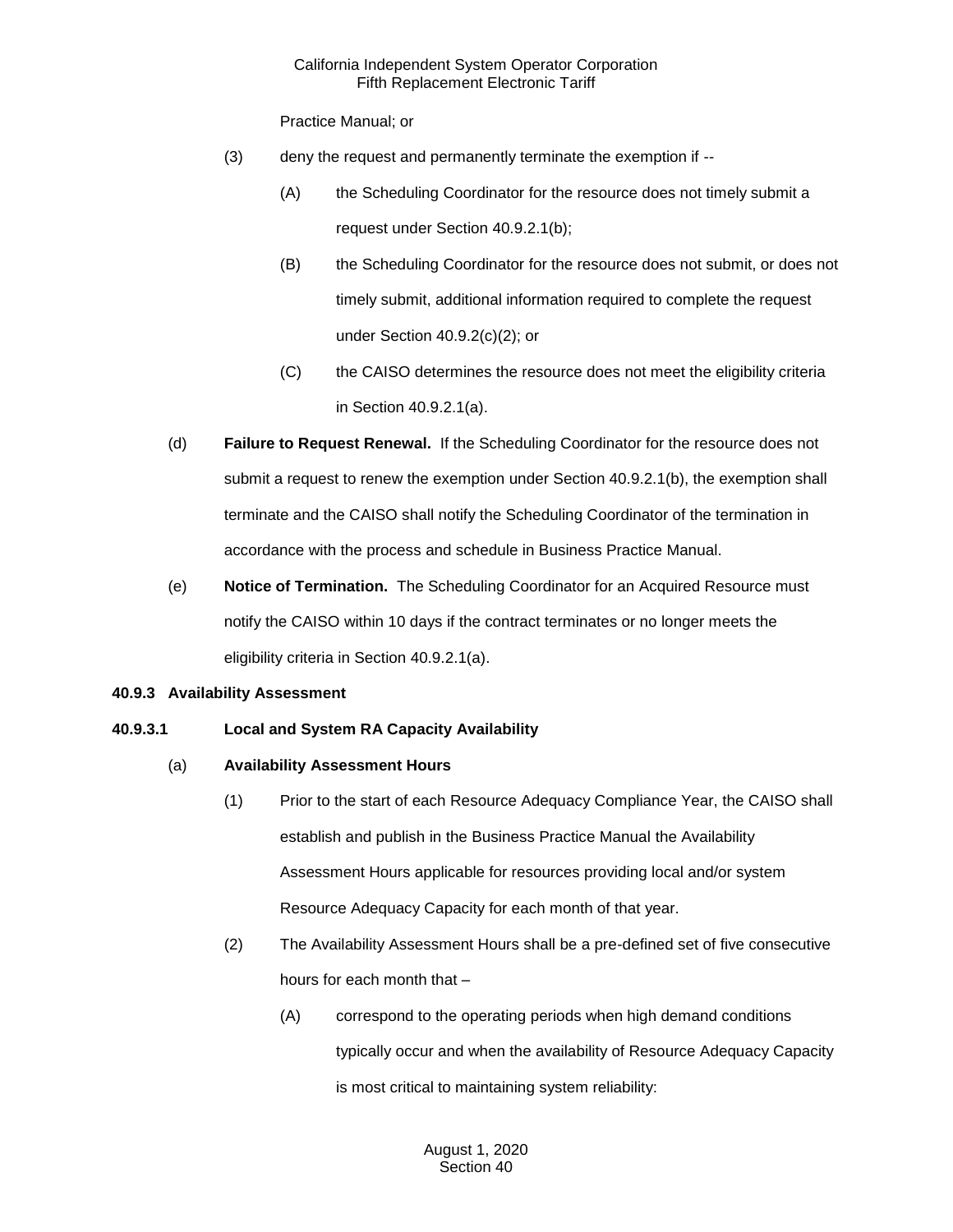Practice Manual; or

(3) deny the request and permanently terminate the exemption if --

(A) the Scheduling Coordinator for the resource does not timely submit a request under Section 40.9.2.1(b);

(B) the Scheduling Coordinator for the resource does not submit, or does not timely submit, additional information required to complete the request under Section 40.9.2(c)(2); or

(C) the CAISO determines the resource does not meet the eligibility criteria in Section 40.9.2.1(a).

(d) **Failure to Request Renewal.** If the Scheduling Coordinator for the resource does not submit a request to renew the exemption under Section 40.9.2.1(b), the exemption shall terminate and the CAISO shall notify the Scheduling Coordinator of the termination in accordance with the process and schedule in Business Practice Manual.

(e) **Notice of Termination.** The Scheduling Coordinator for an Acquired Resource must notify the CAISO within 10 days if the contract terminates or no longer meets the eligibility criteria in Section 40.9.2.1(a).

### 40.9.3 Availability Assessment

#### 40.9.3.1 Local and System RA Capacity Availability

(a) **Availability Assessment Hours**

(1) Prior to the start of each Resource Adequacy Compliance Year, the CAISO shall establish and publish in the Business Practice Manual the Availability Assessment Hours applicable for resources providing local and/or system Resource Adequacy Capacity for each month of that year.

(2) The Availability Assessment Hours shall be a pre-defined set of five consecutive hours for each month that –

(A) correspond to the operating periods when high demand conditions typically occur and when the availability of Resource Adequacy Capacity is most critical to maintaining system reliability: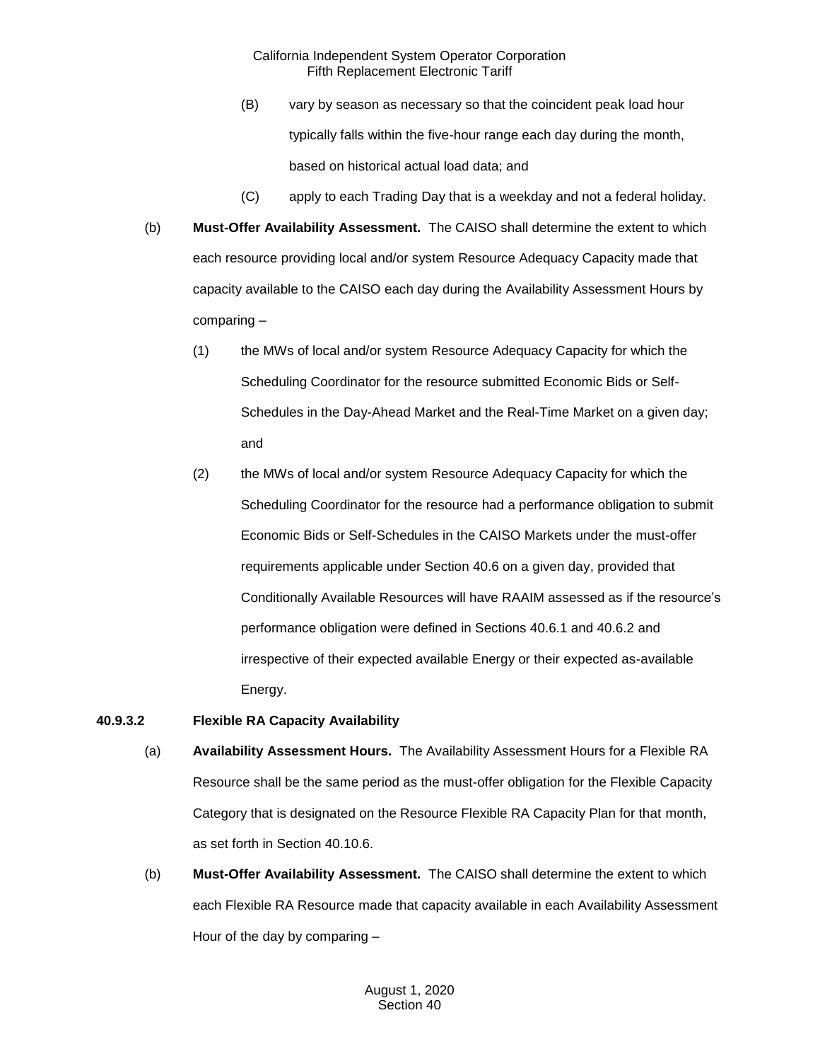(B) vary by season as necessary so that the coincident peak load hour typically falls within the five-hour range each day during the month, based on historical actual load data; and

(C) apply to each Trading Day that is a weekday and not a federal holiday.

(b) **Must-Offer Availability Assessment.** The CAISO shall determine the extent to which each resource providing local and/or system Resource Adequacy Capacity made that capacity available to the CAISO each day during the Availability Assessment Hours by comparing –

(1) the MWs of local and/or system Resource Adequacy Capacity for which the Scheduling Coordinator for the resource submitted Economic Bids or Self-Schedules in the Day-Ahead Market and the Real-Time Market on a given day; and

(2) the MWs of local and/or system Resource Adequacy Capacity for which the Scheduling Coordinator for the resource had a performance obligation to submit Economic Bids or Self-Schedules in the CAISO Markets under the must-offer requirements applicable under Section 40.6 on a given day, provided that Conditionally Available Resources will have RAAIM assessed as if the resource's performance obligation were defined in Sections 40.6.1 and 40.6.2 and irrespective of their expected available Energy or their expected as-available Energy.

**40.9.3.2 Flexible RA Capacity Availability**

(a) **Availability Assessment Hours.** The Availability Assessment Hours for a Flexible RA Resource shall be the same period as the must-offer obligation for the Flexible Capacity Category that is designated on the Resource Flexible RA Capacity Plan for that month, as set forth in Section 40.10.6.

(b) **Must-Offer Availability Assessment.** The CAISO shall determine the extent to which each Flexible RA Resource made that capacity available in each Availability Assessment Hour of the day by comparing –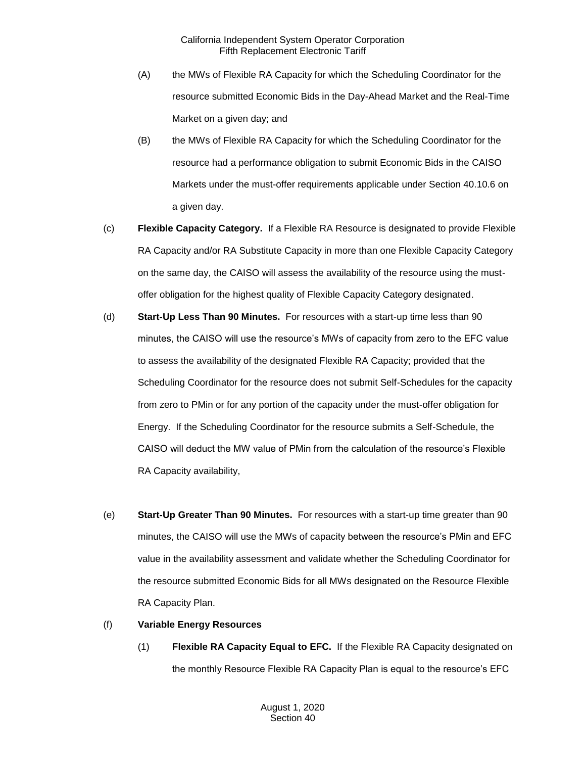(A) the MWs of Flexible RA Capacity for which the Scheduling Coordinator for the resource submitted Economic Bids in the Day-Ahead Market and the Real-Time Market on a given day; and

(B) the MWs of Flexible RA Capacity for which the Scheduling Coordinator for the resource had a performance obligation to submit Economic Bids in the CAISO Markets under the must-offer requirements applicable under Section 40.10.6 on a given day.

(c) **Flexible Capacity Category.** If a Flexible RA Resource is designated to provide Flexible RA Capacity and/or RA Substitute Capacity in more than one Flexible Capacity Category on the same day, the CAISO will assess the availability of the resource using the must-offer obligation for the highest quality of Flexible Capacity Category designated.

(d) **Start-Up Less Than 90 Minutes.** For resources with a start-up time less than 90 minutes, the CAISO will use the resource's MWs of capacity from zero to the EFC value to assess the availability of the designated Flexible RA Capacity; provided that the Scheduling Coordinator for the resource does not submit Self-Schedules for the capacity from zero to PMin or for any portion of the capacity under the must-offer obligation for Energy. If the Scheduling Coordinator for the resource submits a Self-Schedule, the CAISO will deduct the MW value of PMin from the calculation of the resource's Flexible RA Capacity availability,

(e) **Start-Up Greater Than 90 Minutes.** For resources with a start-up time greater than 90 minutes, the CAISO will use the MWs of capacity between the resource's PMin and EFC value in the availability assessment and validate whether the Scheduling Coordinator for the resource submitted Economic Bids for all MWs designated on the Resource Flexible RA Capacity Plan.

(f) **Variable Energy Resources**

(1) **Flexible RA Capacity Equal to EFC.** If the Flexible RA Capacity designated on the monthly Resource Flexible RA Capacity Plan is equal to the resource's EFC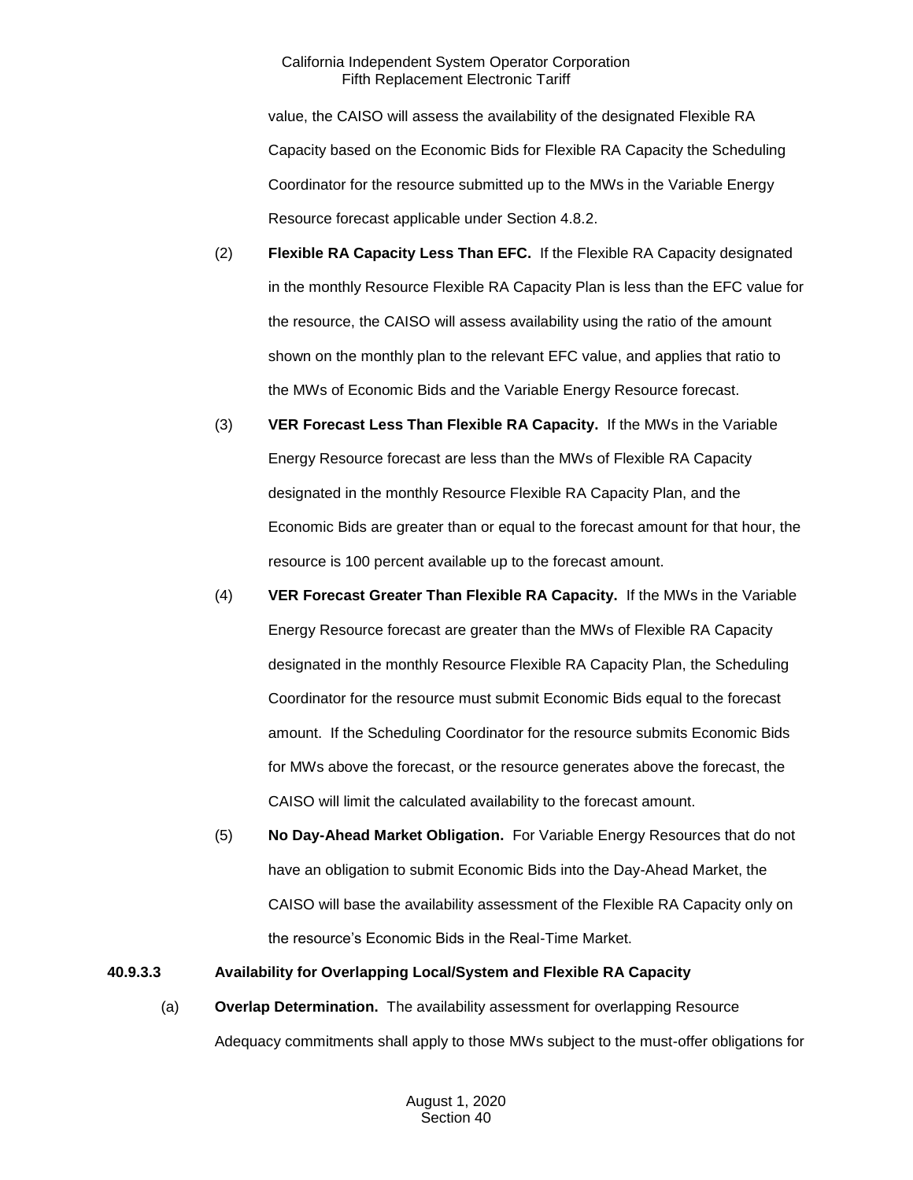value, the CAISO will assess the availability of the designated Flexible RA Capacity based on the Economic Bids for Flexible RA Capacity the Scheduling Coordinator for the resource submitted up to the MWs in the Variable Energy Resource forecast applicable under Section 4.8.2.

(2) **Flexible RA Capacity Less Than EFC.** If the Flexible RA Capacity designated in the monthly Resource Flexible RA Capacity Plan is less than the EFC value for the resource, the CAISO will assess availability using the ratio of the amount shown on the monthly plan to the relevant EFC value, and applies that ratio to the MWs of Economic Bids and the Variable Energy Resource forecast.

(3) **VER Forecast Less Than Flexible RA Capacity.** If the MWs in the Variable Energy Resource forecast are less than the MWs of Flexible RA Capacity designated in the monthly Resource Flexible RA Capacity Plan, and the Economic Bids are greater than or equal to the forecast amount for that hour, the resource is 100 percent available up to the forecast amount.

(4) **VER Forecast Greater Than Flexible RA Capacity.** If the MWs in the Variable Energy Resource forecast are greater than the MWs of Flexible RA Capacity designated in the monthly Resource Flexible RA Capacity Plan, the Scheduling Coordinator for the resource must submit Economic Bids equal to the forecast amount. If the Scheduling Coordinator for the resource submits Economic Bids for MWs above the forecast, or the resource generates above the forecast, the CAISO will limit the calculated availability to the forecast amount.

(5) **No Day-Ahead Market Obligation.** For Variable Energy Resources that do not have an obligation to submit Economic Bids into the Day-Ahead Market, the CAISO will base the availability assessment of the Flexible RA Capacity only on the resource's Economic Bids in the Real-Time Market.

**40.9.3.3 Availability for Overlapping Local/System and Flexible RA Capacity**

(a) **Overlap Determination.** The availability assessment for overlapping Resource Adequacy commitments shall apply to those MWs subject to the must-offer obligations for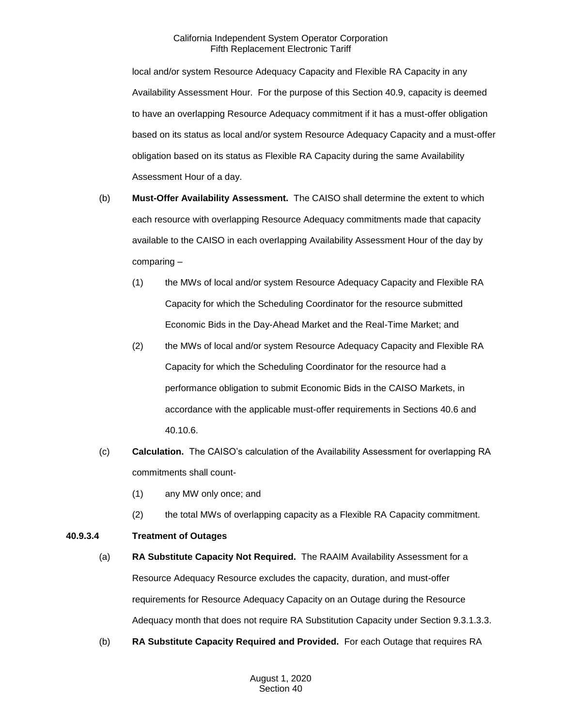local and/or system Resource Adequacy Capacity and Flexible RA Capacity in any Availability Assessment Hour. For the purpose of this Section 40.9, capacity is deemed to have an overlapping Resource Adequacy commitment if it has a must-offer obligation based on its status as local and/or system Resource Adequacy Capacity and a must-offer obligation based on its status as Flexible RA Capacity during the same Availability Assessment Hour of a day.

(b) **Must-Offer Availability Assessment.** The CAISO shall determine the extent to which each resource with overlapping Resource Adequacy commitments made that capacity available to the CAISO in each overlapping Availability Assessment Hour of the day by comparing –

(1) the MWs of local and/or system Resource Adequacy Capacity and Flexible RA Capacity for which the Scheduling Coordinator for the resource submitted Economic Bids in the Day-Ahead Market and the Real-Time Market; and

(2) the MWs of local and/or system Resource Adequacy Capacity and Flexible RA Capacity for which the Scheduling Coordinator for the resource had a performance obligation to submit Economic Bids in the CAISO Markets, in accordance with the applicable must-offer requirements in Sections 40.6 and 40.10.6.

(c) **Calculation.** The CAISO's calculation of the Availability Assessment for overlapping RA commitments shall count-

(1) any MW only once; and

(2) the total MWs of overlapping capacity as a Flexible RA Capacity commitment.

**40.9.3.4 Treatment of Outages**

(a) **RA Substitute Capacity Not Required.** The RAAIM Availability Assessment for a Resource Adequacy Resource excludes the capacity, duration, and must-offer requirements for Resource Adequacy Capacity on an Outage during the Resource Adequacy month that does not require RA Substitution Capacity under Section 9.3.1.3.3.

(b) **RA Substitute Capacity Required and Provided.** For each Outage that requires RA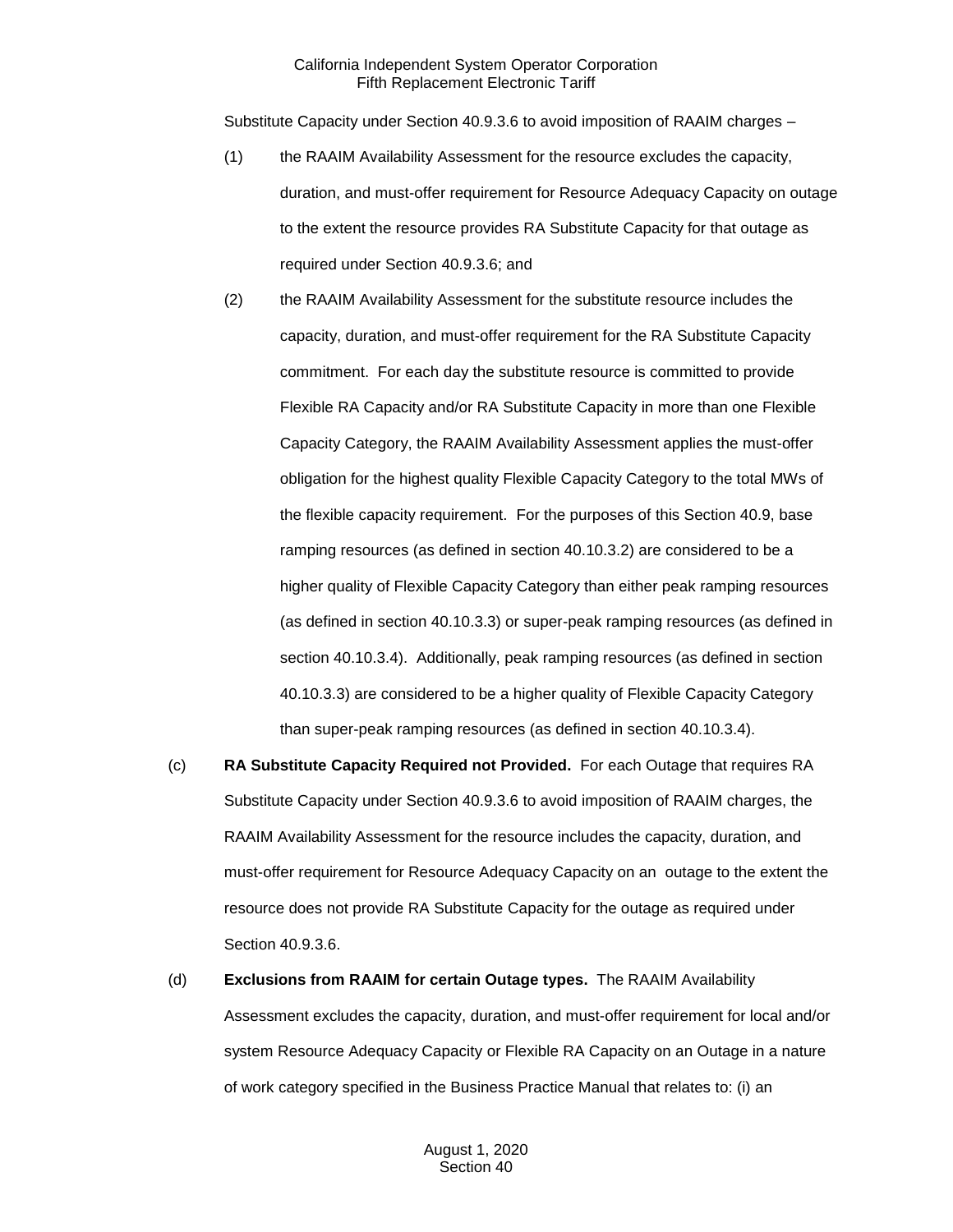Substitute Capacity under Section 40.9.3.6 to avoid imposition of RAAIM charges –

(1) the RAAIM Availability Assessment for the resource excludes the capacity, duration, and must-offer requirement for Resource Adequacy Capacity on outage to the extent the resource provides RA Substitute Capacity for that outage as required under Section 40.9.3.6; and

(2) the RAAIM Availability Assessment for the substitute resource includes the capacity, duration, and must-offer requirement for the RA Substitute Capacity commitment. For each day the substitute resource is committed to provide Flexible RA Capacity and/or RA Substitute Capacity in more than one Flexible Capacity Category, the RAAIM Availability Assessment applies the must-offer obligation for the highest quality Flexible Capacity Category to the total MWs of the flexible capacity requirement. For the purposes of this Section 40.9, base ramping resources (as defined in section 40.10.3.2) are considered to be a higher quality of Flexible Capacity Category than either peak ramping resources (as defined in section 40.10.3.3) or super-peak ramping resources (as defined in section 40.10.3.4). Additionally, peak ramping resources (as defined in section 40.10.3.3) are considered to be a higher quality of Flexible Capacity Category than super-peak ramping resources (as defined in section 40.10.3.4).

(c) **RA Substitute Capacity Required not Provided.** For each Outage that requires RA Substitute Capacity under Section 40.9.3.6 to avoid imposition of RAAIM charges, the RAAIM Availability Assessment for the resource includes the capacity, duration, and must-offer requirement for Resource Adequacy Capacity on an outage to the extent the resource does not provide RA Substitute Capacity for the outage as required under Section 40.9.3.6.

(d) **Exclusions from RAAIM for certain Outage types.** The RAAIM Availability Assessment excludes the capacity, duration, and must-offer requirement for local and/or system Resource Adequacy Capacity or Flexible RA Capacity on an Outage in a nature of work category specified in the Business Practice Manual that relates to: (i) an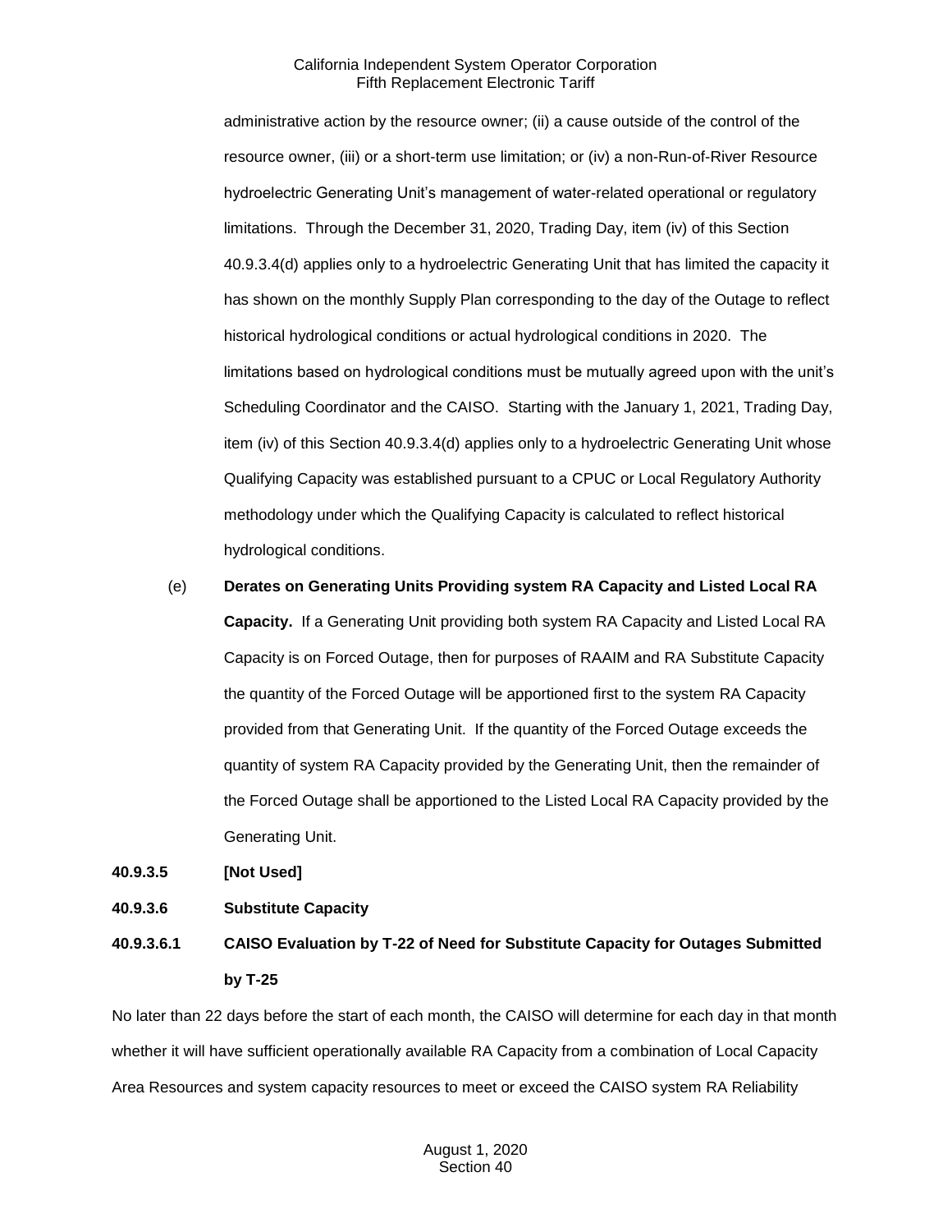administrative action by the resource owner; (ii) a cause outside of the control of the resource owner, (iii) or a short-term use limitation; or (iv) a non-Run-of-River Resource hydroelectric Generating Unit's management of water-related operational or regulatory limitations. Through the December 31, 2020, Trading Day, item (iv) of this Section 40.9.3.4(d) applies only to a hydroelectric Generating Unit that has limited the capacity it has shown on the monthly Supply Plan corresponding to the day of the Outage to reflect historical hydrological conditions or actual hydrological conditions in 2020. The limitations based on hydrological conditions must be mutually agreed upon with the unit's Scheduling Coordinator and the CAISO. Starting with the January 1, 2021, Trading Day, item (iv) of this Section 40.9.3.4(d) applies only to a hydroelectric Generating Unit whose Qualifying Capacity was established pursuant to a CPUC or Local Regulatory Authority methodology under which the Qualifying Capacity is calculated to reflect historical hydrological conditions.

(e) **Derates on Generating Units Providing system RA Capacity and Listed Local RA Capacity.** If a Generating Unit providing both system RA Capacity and Listed Local RA Capacity is on Forced Outage, then for purposes of RAAIM and RA Substitute Capacity the quantity of the Forced Outage will be apportioned first to the system RA Capacity provided from that Generating Unit. If the quantity of the Forced Outage exceeds the quantity of system RA Capacity provided by the Generating Unit, then the remainder of the Forced Outage shall be apportioned to the Listed Local RA Capacity provided by the Generating Unit.

**40.9.3.5 [Not Used]**

**40.9.3.6 Substitute Capacity**

**40.9.3.6.1 CAISO Evaluation by T-22 of Need for Substitute Capacity for Outages Submitted by T-25**

No later than 22 days before the start of each month, the CAISO will determine for each day in that month whether it will have sufficient operationally available RA Capacity from a combination of Local Capacity Area Resources and system capacity resources to meet or exceed the CAISO system RA Reliability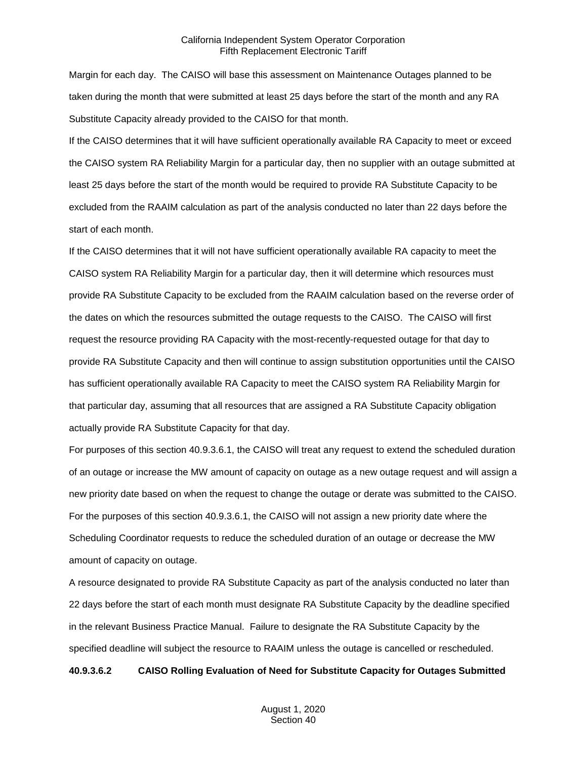Margin for each day. The CAISO will base this assessment on Maintenance Outages planned to be taken during the month that were submitted at least 25 days before the start of the month and any RA Substitute Capacity already provided to the CAISO for that month.

If the CAISO determines that it will have sufficient operationally available RA Capacity to meet or exceed the CAISO system RA Reliability Margin for a particular day, then no supplier with an outage submitted at least 25 days before the start of the month would be required to provide RA Substitute Capacity to be excluded from the RAAIM calculation as part of the analysis conducted no later than 22 days before the start of each month.

If the CAISO determines that it will not have sufficient operationally available RA capacity to meet the CAISO system RA Reliability Margin for a particular day, then it will determine which resources must provide RA Substitute Capacity to be excluded from the RAAIM calculation based on the reverse order of the dates on which the resources submitted the outage requests to the CAISO. The CAISO will first request the resource providing RA Capacity with the most-recently-requested outage for that day to provide RA Substitute Capacity and then will continue to assign substitution opportunities until the CAISO has sufficient operationally available RA Capacity to meet the CAISO system RA Reliability Margin for that particular day, assuming that all resources that are assigned a RA Substitute Capacity obligation actually provide RA Substitute Capacity for that day.

For purposes of this section 40.9.3.6.1, the CAISO will treat any request to extend the scheduled duration of an outage or increase the MW amount of capacity on outage as a new outage request and will assign a new priority date based on when the request to change the outage or derate was submitted to the CAISO. For the purposes of this section 40.9.3.6.1, the CAISO will not assign a new priority date where the Scheduling Coordinator requests to reduce the scheduled duration of an outage or decrease the MW amount of capacity on outage.

A resource designated to provide RA Substitute Capacity as part of the analysis conducted no later than 22 days before the start of each month must designate RA Substitute Capacity by the deadline specified in the relevant Business Practice Manual. Failure to designate the RA Substitute Capacity by the specified deadline will subject the resource to RAAIM unless the outage is cancelled or rescheduled.

**40.9.3.6.2 CAISO Rolling Evaluation of Need for Substitute Capacity for Outages Submitted**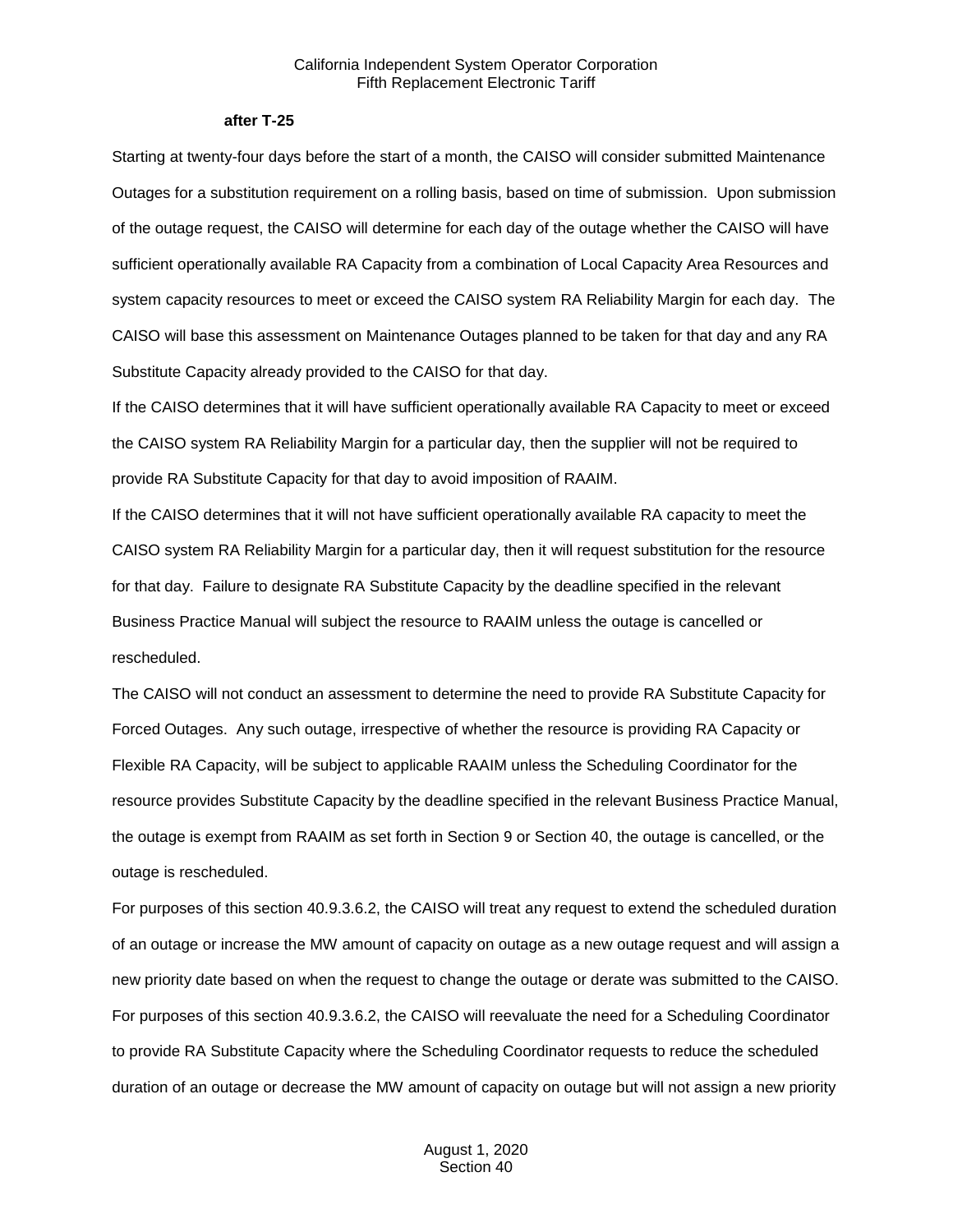**after T-25**

Starting at twenty-four days before the start of a month, the CAISO will consider submitted Maintenance Outages for a substitution requirement on a rolling basis, based on time of submission. Upon submission of the outage request, the CAISO will determine for each day of the outage whether the CAISO will have sufficient operationally available RA Capacity from a combination of Local Capacity Area Resources and system capacity resources to meet or exceed the CAISO system RA Reliability Margin for each day. The CAISO will base this assessment on Maintenance Outages planned to be taken for that day and any RA Substitute Capacity already provided to the CAISO for that day.

If the CAISO determines that it will have sufficient operationally available RA Capacity to meet or exceed the CAISO system RA Reliability Margin for a particular day, then the supplier will not be required to provide RA Substitute Capacity for that day to avoid imposition of RAAIM.

If the CAISO determines that it will not have sufficient operationally available RA capacity to meet the CAISO system RA Reliability Margin for a particular day, then it will request substitution for the resource for that day. Failure to designate RA Substitute Capacity by the deadline specified in the relevant Business Practice Manual will subject the resource to RAAIM unless the outage is cancelled or rescheduled.

The CAISO will not conduct an assessment to determine the need to provide RA Substitute Capacity for Forced Outages. Any such outage, irrespective of whether the resource is providing RA Capacity or Flexible RA Capacity, will be subject to applicable RAAIM unless the Scheduling Coordinator for the resource provides Substitute Capacity by the deadline specified in the relevant Business Practice Manual, the outage is exempt from RAAIM as set forth in Section 9 or Section 40, the outage is cancelled, or the outage is rescheduled.

For purposes of this section 40.9.3.6.2, the CAISO will treat any request to extend the scheduled duration of an outage or increase the MW amount of capacity on outage as a new outage request and will assign a new priority date based on when the request to change the outage or derate was submitted to the CAISO. For purposes of this section 40.9.3.6.2, the CAISO will reevaluate the need for a Scheduling Coordinator to provide RA Substitute Capacity where the Scheduling Coordinator requests to reduce the scheduled duration of an outage or decrease the MW amount of capacity on outage but will not assign a new priority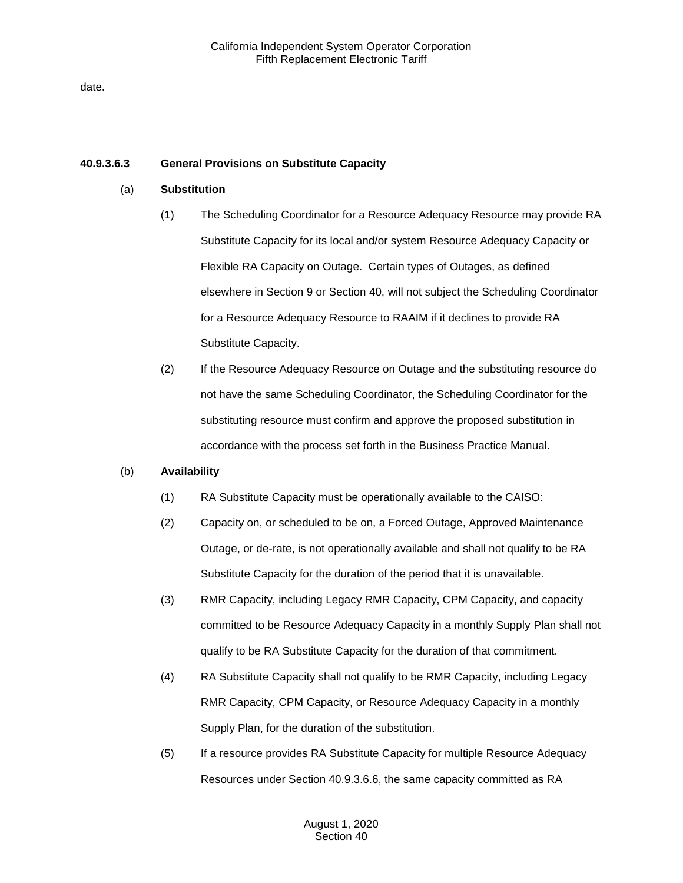date.

**40.9.3.6.3 General Provisions on Substitute Capacity**

(a) **Substitution**

(1) The Scheduling Coordinator for a Resource Adequacy Resource may provide RA Substitute Capacity for its local and/or system Resource Adequacy Capacity or Flexible RA Capacity on Outage. Certain types of Outages, as defined elsewhere in Section 9 or Section 40, will not subject the Scheduling Coordinator for a Resource Adequacy Resource to RAAIM if it declines to provide RA Substitute Capacity.

(2) If the Resource Adequacy Resource on Outage and the substituting resource do not have the same Scheduling Coordinator, the Scheduling Coordinator for the substituting resource must confirm and approve the proposed substitution in accordance with the process set forth in the Business Practice Manual.

(b) **Availability**

(1) RA Substitute Capacity must be operationally available to the CAISO:

(2) Capacity on, or scheduled to be on, a Forced Outage, Approved Maintenance Outage, or de-rate, is not operationally available and shall not qualify to be RA Substitute Capacity for the duration of the period that it is unavailable.

(3) RMR Capacity, including Legacy RMR Capacity, CPM Capacity, and capacity committed to be Resource Adequacy Capacity in a monthly Supply Plan shall not qualify to be RA Substitute Capacity for the duration of that commitment.

(4) RA Substitute Capacity shall not qualify to be RMR Capacity, including Legacy RMR Capacity, CPM Capacity, or Resource Adequacy Capacity in a monthly Supply Plan, for the duration of the substitution.

(5) If a resource provides RA Substitute Capacity for multiple Resource Adequacy Resources under Section 40.9.3.6.6, the same capacity committed as RA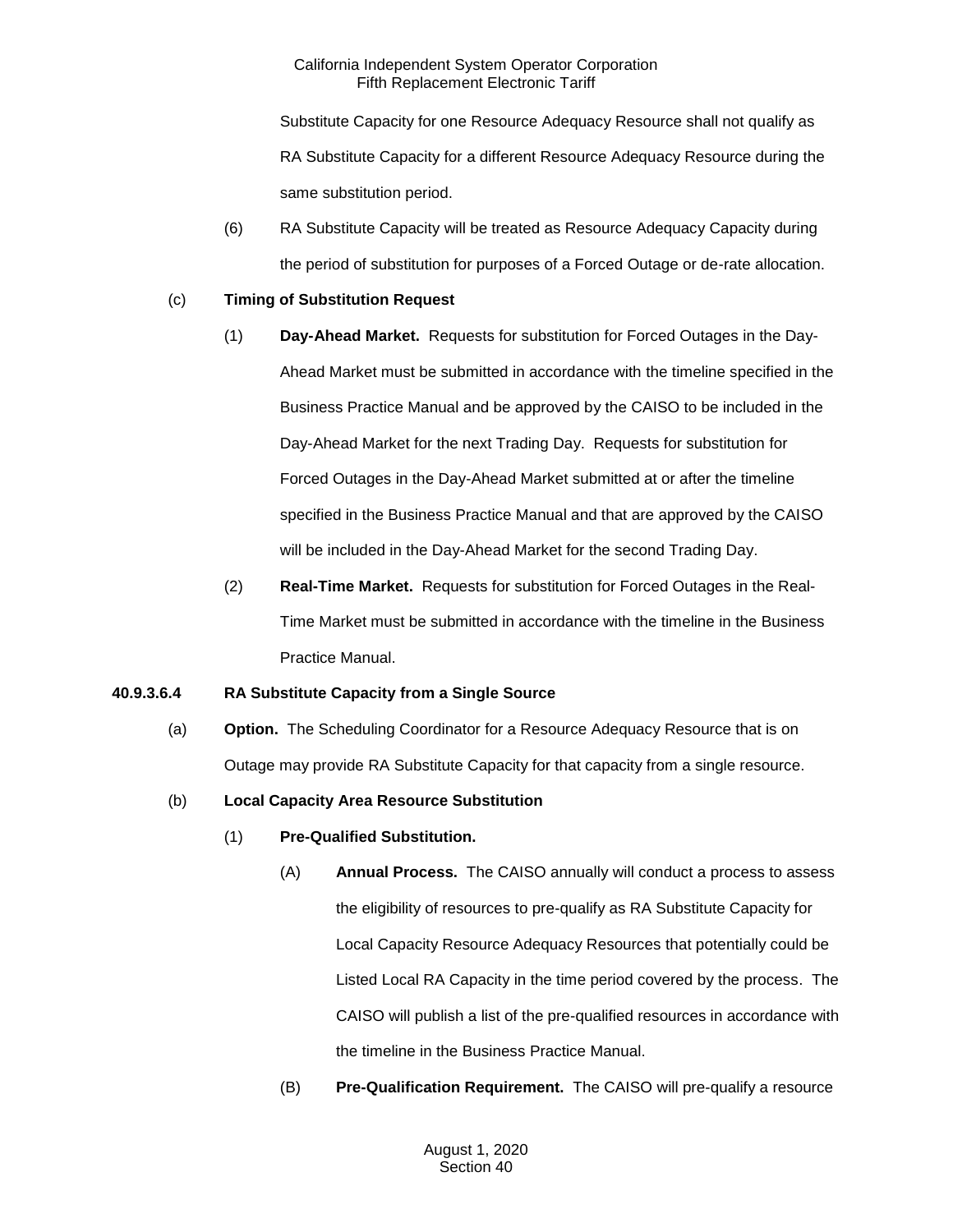Substitute Capacity for one Resource Adequacy Resource shall not qualify as RA Substitute Capacity for a different Resource Adequacy Resource during the same substitution period.

(6) RA Substitute Capacity will be treated as Resource Adequacy Capacity during the period of substitution for purposes of a Forced Outage or de-rate allocation.

(c) **Timing of Substitution Request**

(1) **Day-Ahead Market.** Requests for substitution for Forced Outages in the Day-Ahead Market must be submitted in accordance with the timeline specified in the Business Practice Manual and be approved by the CAISO to be included in the Day-Ahead Market for the next Trading Day. Requests for substitution for Forced Outages in the Day-Ahead Market submitted at or after the timeline specified in the Business Practice Manual and that are approved by the CAISO will be included in the Day-Ahead Market for the second Trading Day.

(2) **Real-Time Market.** Requests for substitution for Forced Outages in the Real-Time Market must be submitted in accordance with the timeline in the Business Practice Manual.

**40.9.3.6.4 RA Substitute Capacity from a Single Source**

(a) **Option.** The Scheduling Coordinator for a Resource Adequacy Resource that is on Outage may provide RA Substitute Capacity for that capacity from a single resource.

(b) **Local Capacity Area Resource Substitution**

(1) **Pre-Qualified Substitution.**

(A) **Annual Process.** The CAISO annually will conduct a process to assess the eligibility of resources to pre-qualify as RA Substitute Capacity for Local Capacity Resource Adequacy Resources that potentially could be Listed Local RA Capacity in the time period covered by the process. The CAISO will publish a list of the pre-qualified resources in accordance with the timeline in the Business Practice Manual.

(B) **Pre-Qualification Requirement.** The CAISO will pre-qualify a resource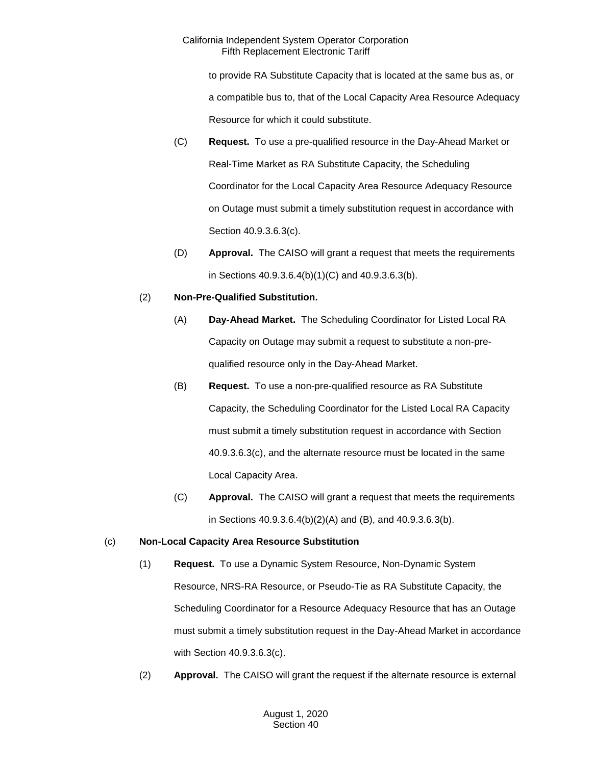to provide RA Substitute Capacity that is located at the same bus as, or a compatible bus to, that of the Local Capacity Area Resource Adequacy Resource for which it could substitute.

(C) **Request.** To use a pre-qualified resource in the Day-Ahead Market or Real-Time Market as RA Substitute Capacity, the Scheduling Coordinator for the Local Capacity Area Resource Adequacy Resource on Outage must submit a timely substitution request in accordance with Section 40.9.3.6.3(c).

(D) **Approval.** The CAISO will grant a request that meets the requirements in Sections 40.9.3.6.4(b)(1)(C) and 40.9.3.6.3(b).

(2) **Non-Pre-Qualified Substitution.**

(A) **Day-Ahead Market.** The Scheduling Coordinator for Listed Local RA Capacity on Outage may submit a request to substitute a non-pre-qualified resource only in the Day-Ahead Market.

(B) **Request.** To use a non-pre-qualified resource as RA Substitute Capacity, the Scheduling Coordinator for the Listed Local RA Capacity must submit a timely substitution request in accordance with Section 40.9.3.6.3(c), and the alternate resource must be located in the same Local Capacity Area.

(C) **Approval.** The CAISO will grant a request that meets the requirements in Sections 40.9.3.6.4(b)(2)(A) and (B), and 40.9.3.6.3(b).

(c) **Non-Local Capacity Area Resource Substitution**

(1) **Request.** To use a Dynamic System Resource, Non-Dynamic System Resource, NRS-RA Resource, or Pseudo-Tie as RA Substitute Capacity, the Scheduling Coordinator for a Resource Adequacy Resource that has an Outage must submit a timely substitution request in the Day-Ahead Market in accordance with Section 40.9.3.6.3(c).

(2) **Approval.** The CAISO will grant the request if the alternate resource is external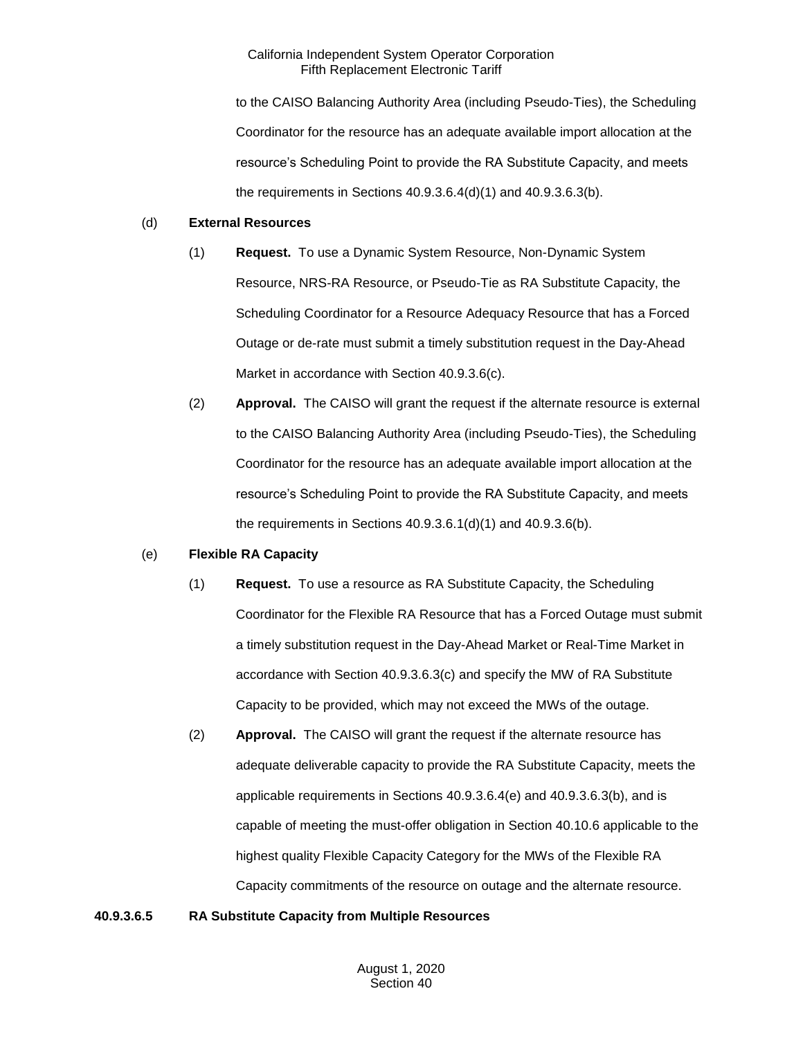to the CAISO Balancing Authority Area (including Pseudo-Ties), the Scheduling Coordinator for the resource has an adequate available import allocation at the resource's Scheduling Point to provide the RA Substitute Capacity, and meets the requirements in Sections 40.9.3.6.4(d)(1) and 40.9.3.6.3(b).

(d) **External Resources**

(1) **Request.** To use a Dynamic System Resource, Non-Dynamic System Resource, NRS-RA Resource, or Pseudo-Tie as RA Substitute Capacity, the Scheduling Coordinator for a Resource Adequacy Resource that has a Forced Outage or de-rate must submit a timely substitution request in the Day-Ahead Market in accordance with Section 40.9.3.6(c).

(2) **Approval.** The CAISO will grant the request if the alternate resource is external to the CAISO Balancing Authority Area (including Pseudo-Ties), the Scheduling Coordinator for the resource has an adequate available import allocation at the resource's Scheduling Point to provide the RA Substitute Capacity, and meets the requirements in Sections 40.9.3.6.1(d)(1) and 40.9.3.6(b).

(e) **Flexible RA Capacity**

(1) **Request.** To use a resource as RA Substitute Capacity, the Scheduling Coordinator for the Flexible RA Resource that has a Forced Outage must submit a timely substitution request in the Day-Ahead Market or Real-Time Market in accordance with Section 40.9.3.6.3(c) and specify the MW of RA Substitute Capacity to be provided, which may not exceed the MWs of the outage.

(2) **Approval.** The CAISO will grant the request if the alternate resource has adequate deliverable capacity to provide the RA Substitute Capacity, meets the applicable requirements in Sections 40.9.3.6.4(e) and 40.9.3.6.3(b), and is capable of meeting the must-offer obligation in Section 40.10.6 applicable to the highest quality Flexible Capacity Category for the MWs of the Flexible RA Capacity commitments of the resource on outage and the alternate resource.

**40.9.3.6.5 RA Substitute Capacity from Multiple Resources**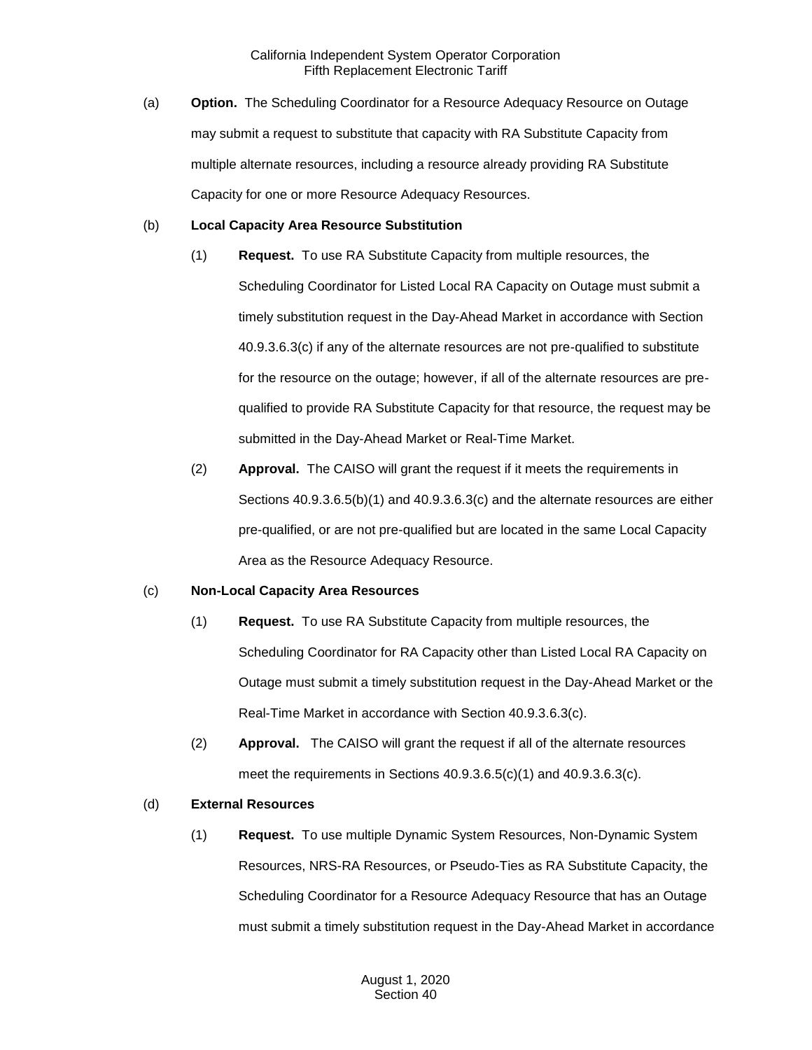(a) **Option.** The Scheduling Coordinator for a Resource Adequacy Resource on Outage may submit a request to substitute that capacity with RA Substitute Capacity from multiple alternate resources, including a resource already providing RA Substitute Capacity for one or more Resource Adequacy Resources.

(b) **Local Capacity Area Resource Substitution**

(1) **Request.** To use RA Substitute Capacity from multiple resources, the Scheduling Coordinator for Listed Local RA Capacity on Outage must submit a timely substitution request in the Day-Ahead Market in accordance with Section 40.9.3.6.3(c) if any of the alternate resources are not pre-qualified to substitute for the resource on the outage; however, if all of the alternate resources are pre-qualified to provide RA Substitute Capacity for that resource, the request may be submitted in the Day-Ahead Market or Real-Time Market.

(2) **Approval.** The CAISO will grant the request if it meets the requirements in Sections 40.9.3.6.5(b)(1) and 40.9.3.6.3(c) and the alternate resources are either pre-qualified, or are not pre-qualified but are located in the same Local Capacity Area as the Resource Adequacy Resource.

(c) **Non-Local Capacity Area Resources**

(1) **Request.** To use RA Substitute Capacity from multiple resources, the Scheduling Coordinator for RA Capacity other than Listed Local RA Capacity on Outage must submit a timely substitution request in the Day-Ahead Market or the Real-Time Market in accordance with Section 40.9.3.6.3(c).

(2) **Approval.** The CAISO will grant the request if all of the alternate resources meet the requirements in Sections 40.9.3.6.5(c)(1) and 40.9.3.6.3(c).

(d) **External Resources**

(1) **Request.** To use multiple Dynamic System Resources, Non-Dynamic System Resources, NRS-RA Resources, or Pseudo-Ties as RA Substitute Capacity, the Scheduling Coordinator for a Resource Adequacy Resource that has an Outage must submit a timely substitution request in the Day-Ahead Market in accordance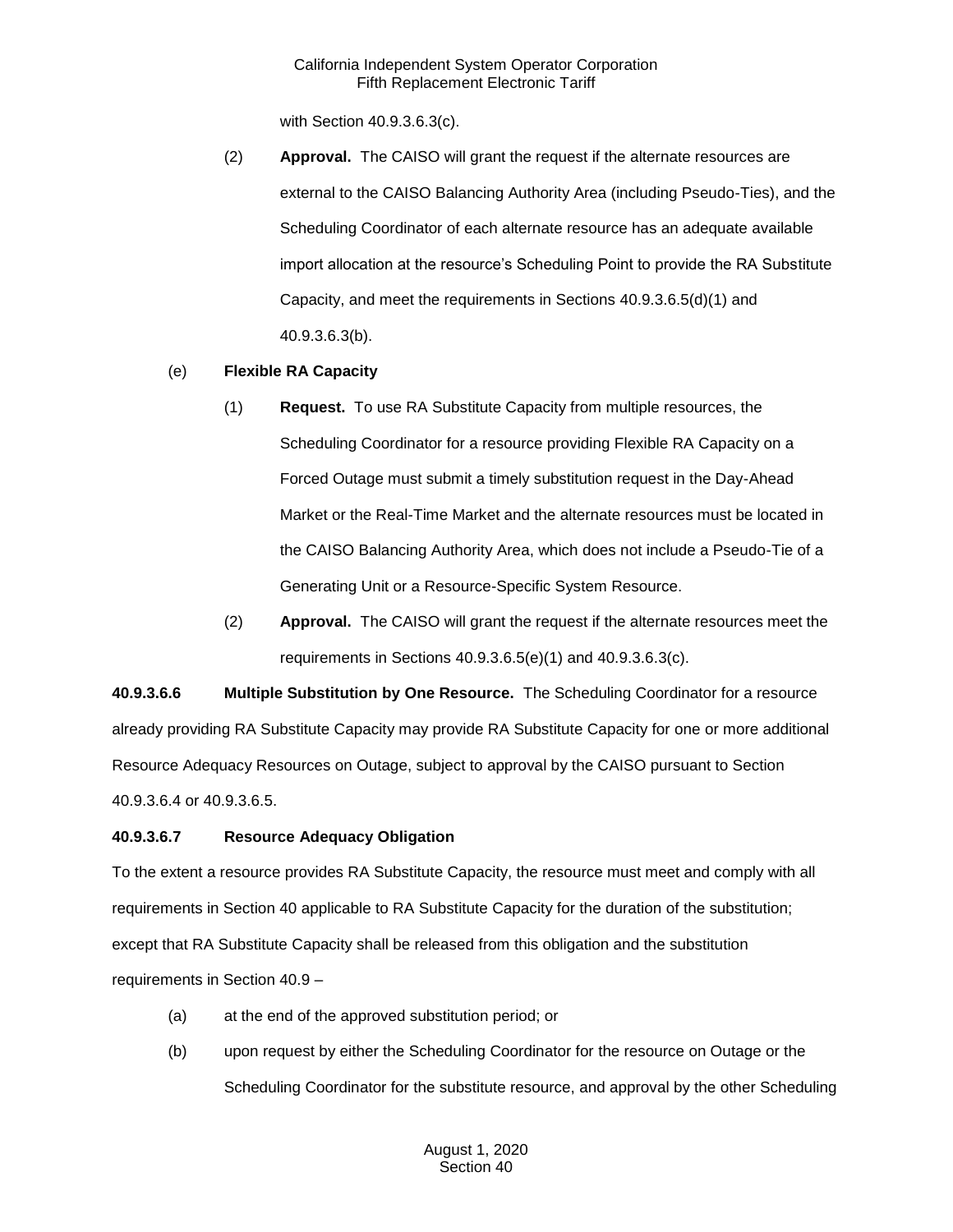with Section 40.9.3.6.3(c).

(2) **Approval.** The CAISO will grant the request if the alternate resources are external to the CAISO Balancing Authority Area (including Pseudo-Ties), and the Scheduling Coordinator of each alternate resource has an adequate available import allocation at the resource's Scheduling Point to provide the RA Substitute Capacity, and meet the requirements in Sections 40.9.3.6.5(d)(1) and 40.9.3.6.3(b).

(e) **Flexible RA Capacity**

(1) **Request.** To use RA Substitute Capacity from multiple resources, the Scheduling Coordinator for a resource providing Flexible RA Capacity on a Forced Outage must submit a timely substitution request in the Day-Ahead Market or the Real-Time Market and the alternate resources must be located in the CAISO Balancing Authority Area, which does not include a Pseudo-Tie of a Generating Unit or a Resource-Specific System Resource.

(2) **Approval.** The CAISO will grant the request if the alternate resources meet the requirements in Sections 40.9.3.6.5(e)(1) and 40.9.3.6.3(c).

**40.9.3.6.6 Multiple Substitution by One Resource.** The Scheduling Coordinator for a resource already providing RA Substitute Capacity may provide RA Substitute Capacity for one or more additional Resource Adequacy Resources on Outage, subject to approval by the CAISO pursuant to Section 40.9.3.6.4 or 40.9.3.6.5.

**40.9.3.6.7 Resource Adequacy Obligation**

To the extent a resource provides RA Substitute Capacity, the resource must meet and comply with all requirements in Section 40 applicable to RA Substitute Capacity for the duration of the substitution; except that RA Substitute Capacity shall be released from this obligation and the substitution requirements in Section 40.9 –

(a) at the end of the approved substitution period; or

(b) upon request by either the Scheduling Coordinator for the resource on Outage or the Scheduling Coordinator for the substitute resource, and approval by the other Scheduling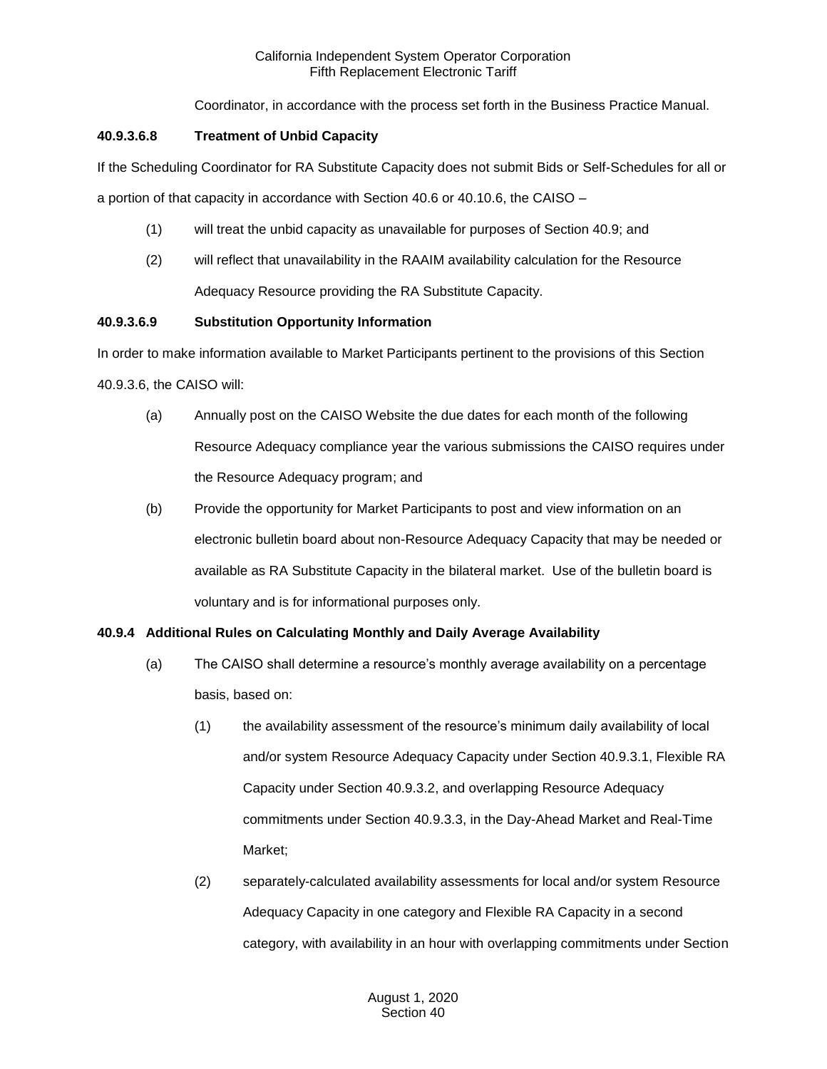Coordinator, in accordance with the process set forth in the Business Practice Manual.

**40.9.3.6.8 Treatment of Unbid Capacity**

If the Scheduling Coordinator for RA Substitute Capacity does not submit Bids or Self-Schedules for all or a portion of that capacity in accordance with Section 40.6 or 40.10.6, the CAISO –

(1) will treat the unbid capacity as unavailable for purposes of Section 40.9; and

(2) will reflect that unavailability in the RAAIM availability calculation for the Resource Adequacy Resource providing the RA Substitute Capacity.

**40.9.3.6.9 Substitution Opportunity Information**

In order to make information available to Market Participants pertinent to the provisions of this Section 40.9.3.6, the CAISO will:

(a) Annually post on the CAISO Website the due dates for each month of the following Resource Adequacy compliance year the various submissions the CAISO requires under the Resource Adequacy program; and

(b) Provide the opportunity for Market Participants to post and view information on an electronic bulletin board about non-Resource Adequacy Capacity that may be needed or available as RA Substitute Capacity in the bilateral market. Use of the bulletin board is voluntary and is for informational purposes only.

**40.9.4 Additional Rules on Calculating Monthly and Daily Average Availability**

(a) The CAISO shall determine a resource's monthly average availability on a percentage basis, based on:

(1) the availability assessment of the resource's minimum daily availability of local and/or system Resource Adequacy Capacity under Section 40.9.3.1, Flexible RA Capacity under Section 40.9.3.2, and overlapping Resource Adequacy commitments under Section 40.9.3.3, in the Day-Ahead Market and Real-Time Market;

(2) separately-calculated availability assessments for local and/or system Resource Adequacy Capacity in one category and Flexible RA Capacity in a second category, with availability in an hour with overlapping commitments under Section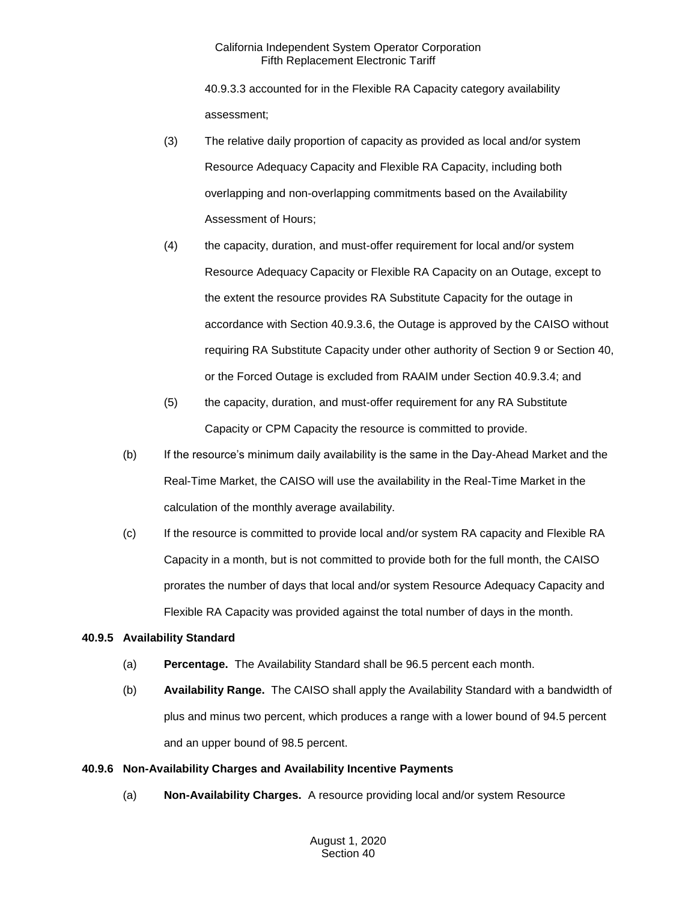40.9.3.3 accounted for in the Flexible RA Capacity category availability assessment;

(3) The relative daily proportion of capacity as provided as local and/or system Resource Adequacy Capacity and Flexible RA Capacity, including both overlapping and non-overlapping commitments based on the Availability Assessment of Hours;

(4) the capacity, duration, and must-offer requirement for local and/or system Resource Adequacy Capacity or Flexible RA Capacity on an Outage, except to the extent the resource provides RA Substitute Capacity for the outage in accordance with Section 40.9.3.6, the Outage is approved by the CAISO without requiring RA Substitute Capacity under other authority of Section 9 or Section 40, or the Forced Outage is excluded from RAAIM under Section 40.9.3.4; and

(5) the capacity, duration, and must-offer requirement for any RA Substitute Capacity or CPM Capacity the resource is committed to provide.

(b) If the resource's minimum daily availability is the same in the Day-Ahead Market and the Real-Time Market, the CAISO will use the availability in the Real-Time Market in the calculation of the monthly average availability.

(c) If the resource is committed to provide local and/or system RA capacity and Flexible RA Capacity in a month, but is not committed to provide both for the full month, the CAISO prorates the number of days that local and/or system Resource Adequacy Capacity and Flexible RA Capacity was provided against the total number of days in the month.

**40.9.5 Availability Standard**

(a) **Percentage.** The Availability Standard shall be 96.5 percent each month.

(b) **Availability Range.** The CAISO shall apply the Availability Standard with a bandwidth of plus and minus two percent, which produces a range with a lower bound of 94.5 percent and an upper bound of 98.5 percent.

**40.9.6 Non-Availability Charges and Availability Incentive Payments**

(a) **Non-Availability Charges.** A resource providing local and/or system Resource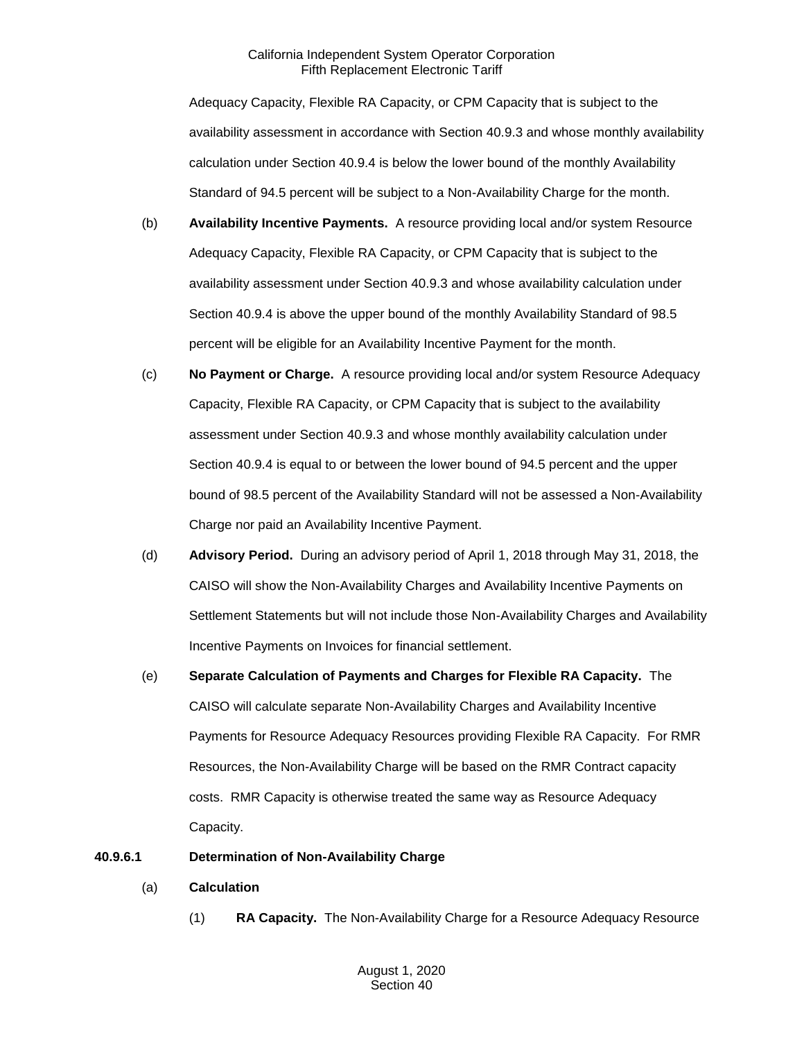Adequacy Capacity, Flexible RA Capacity, or CPM Capacity that is subject to the availability assessment in accordance with Section 40.9.3 and whose monthly availability calculation under Section 40.9.4 is below the lower bound of the monthly Availability Standard of 94.5 percent will be subject to a Non-Availability Charge for the month.

(b) **Availability Incentive Payments.** A resource providing local and/or system Resource Adequacy Capacity, Flexible RA Capacity, or CPM Capacity that is subject to the availability assessment under Section 40.9.3 and whose availability calculation under Section 40.9.4 is above the upper bound of the monthly Availability Standard of 98.5 percent will be eligible for an Availability Incentive Payment for the month.

(c) **No Payment or Charge.** A resource providing local and/or system Resource Adequacy Capacity, Flexible RA Capacity, or CPM Capacity that is subject to the availability assessment under Section 40.9.3 and whose monthly availability calculation under Section 40.9.4 is equal to or between the lower bound of 94.5 percent and the upper bound of 98.5 percent of the Availability Standard will not be assessed a Non-Availability Charge nor paid an Availability Incentive Payment.

(d) **Advisory Period.** During an advisory period of April 1, 2018 through May 31, 2018, the CAISO will show the Non-Availability Charges and Availability Incentive Payments on Settlement Statements but will not include those Non-Availability Charges and Availability Incentive Payments on Invoices for financial settlement.

(e) **Separate Calculation of Payments and Charges for Flexible RA Capacity.** The CAISO will calculate separate Non-Availability Charges and Availability Incentive Payments for Resource Adequacy Resources providing Flexible RA Capacity. For RMR Resources, the Non-Availability Charge will be based on the RMR Contract capacity costs. RMR Capacity is otherwise treated the same way as Resource Adequacy Capacity.

**40.9.6.1 Determination of Non-Availability Charge**

(a) **Calculation**

(1) **RA Capacity.** The Non-Availability Charge for a Resource Adequacy Resource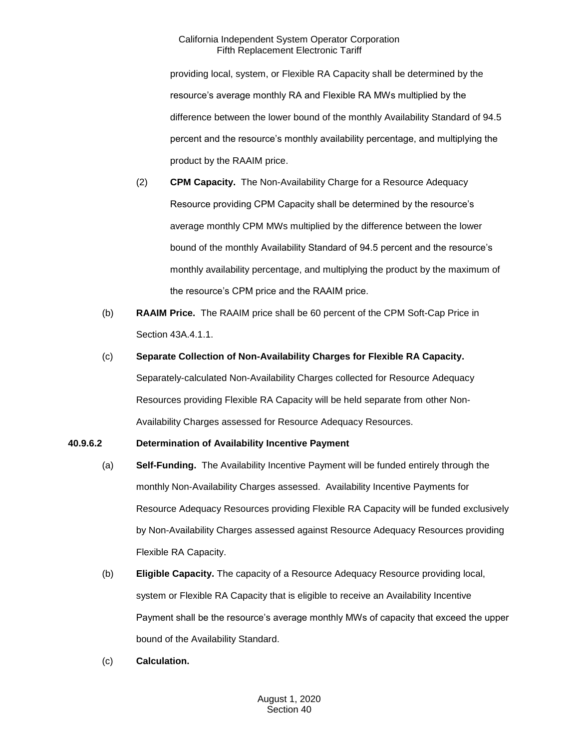providing local, system, or Flexible RA Capacity shall be determined by the resource's average monthly RA and Flexible RA MWs multiplied by the difference between the lower bound of the monthly Availability Standard of 94.5 percent and the resource's monthly availability percentage, and multiplying the product by the RAAIM price.

(2) **CPM Capacity.** The Non-Availability Charge for a Resource Adequacy Resource providing CPM Capacity shall be determined by the resource's average monthly CPM MWs multiplied by the difference between the lower bound of the monthly Availability Standard of 94.5 percent and the resource's monthly availability percentage, and multiplying the product by the maximum of the resource's CPM price and the RAAIM price.

(b) **RAAIM Price.** The RAAIM price shall be 60 percent of the CPM Soft-Cap Price in Section 43A.4.1.1.

(c) **Separate Collection of Non-Availability Charges for Flexible RA Capacity.** Separately-calculated Non-Availability Charges collected for Resource Adequacy Resources providing Flexible RA Capacity will be held separate from other Non-Availability Charges assessed for Resource Adequacy Resources.

**40.9.6.2 Determination of Availability Incentive Payment**

(a) **Self-Funding.** The Availability Incentive Payment will be funded entirely through the monthly Non-Availability Charges assessed. Availability Incentive Payments for Resource Adequacy Resources providing Flexible RA Capacity will be funded exclusively by Non-Availability Charges assessed against Resource Adequacy Resources providing Flexible RA Capacity.

(b) **Eligible Capacity.** The capacity of a Resource Adequacy Resource providing local, system or Flexible RA Capacity that is eligible to receive an Availability Incentive Payment shall be the resource's average monthly MWs of capacity that exceed the upper bound of the Availability Standard.

(c) **Calculation.**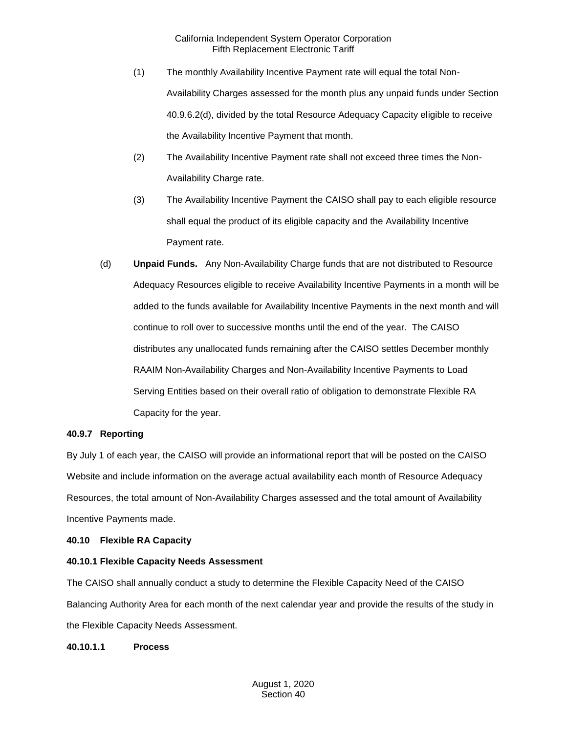(1) The monthly Availability Incentive Payment rate will equal the total Non-Availability Charges assessed for the month plus any unpaid funds under Section 40.9.6.2(d), divided by the total Resource Adequacy Capacity eligible to receive the Availability Incentive Payment that month.

(2) The Availability Incentive Payment rate shall not exceed three times the Non-Availability Charge rate.

(3) The Availability Incentive Payment the CAISO shall pay to each eligible resource shall equal the product of its eligible capacity and the Availability Incentive Payment rate.

(d) **Unpaid Funds.** Any Non-Availability Charge funds that are not distributed to Resource Adequacy Resources eligible to receive Availability Incentive Payments in a month will be added to the funds available for Availability Incentive Payments in the next month and will continue to roll over to successive months until the end of the year. The CAISO distributes any unallocated funds remaining after the CAISO settles December monthly RAAIM Non-Availability Charges and Non-Availability Incentive Payments to Load Serving Entities based on their overall ratio of obligation to demonstrate Flexible RA Capacity for the year.

**40.9.7 Reporting**

By July 1 of each year, the CAISO will provide an informational report that will be posted on the CAISO Website and include information on the average actual availability each month of Resource Adequacy Resources, the total amount of Non-Availability Charges assessed and the total amount of Availability Incentive Payments made.

**40.10 Flexible RA Capacity**

**40.10.1 Flexible Capacity Needs Assessment**

The CAISO shall annually conduct a study to determine the Flexible Capacity Need of the CAISO Balancing Authority Area for each month of the next calendar year and provide the results of the study in the Flexible Capacity Needs Assessment.

**40.10.1.1 Process**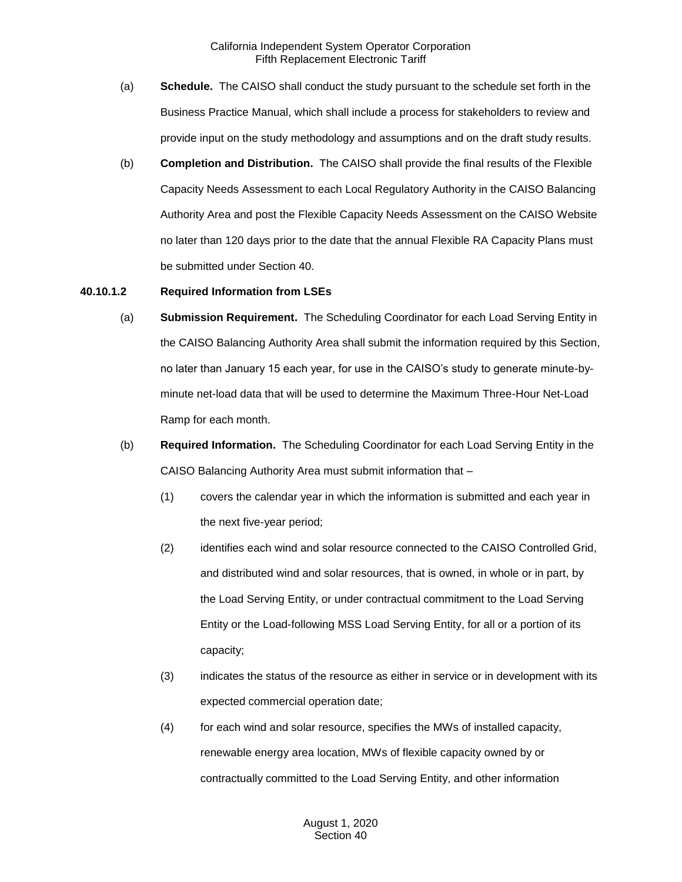(a) **Schedule.** The CAISO shall conduct the study pursuant to the schedule set forth in the Business Practice Manual, which shall include a process for stakeholders to review and provide input on the study methodology and assumptions and on the draft study results.

(b) **Completion and Distribution.** The CAISO shall provide the final results of the Flexible Capacity Needs Assessment to each Local Regulatory Authority in the CAISO Balancing Authority Area and post the Flexible Capacity Needs Assessment on the CAISO Website no later than 120 days prior to the date that the annual Flexible RA Capacity Plans must be submitted under Section 40.

**40.10.1.2 Required Information from LSEs**

(a) **Submission Requirement.** The Scheduling Coordinator for each Load Serving Entity in the CAISO Balancing Authority Area shall submit the information required by this Section, no later than January 15 each year, for use in the CAISO's study to generate minute-by-minute net-load data that will be used to determine the Maximum Three-Hour Net-Load Ramp for each month.

(b) **Required Information.** The Scheduling Coordinator for each Load Serving Entity in the CAISO Balancing Authority Area must submit information that –

(1) covers the calendar year in which the information is submitted and each year in the next five-year period;

(2) identifies each wind and solar resource connected to the CAISO Controlled Grid, and distributed wind and solar resources, that is owned, in whole or in part, by the Load Serving Entity, or under contractual commitment to the Load Serving Entity or the Load-following MSS Load Serving Entity, for all or a portion of its capacity;

(3) indicates the status of the resource as either in service or in development with its expected commercial operation date;

(4) for each wind and solar resource, specifies the MWs of installed capacity, renewable energy area location, MWs of flexible capacity owned by or contractually committed to the Load Serving Entity, and other information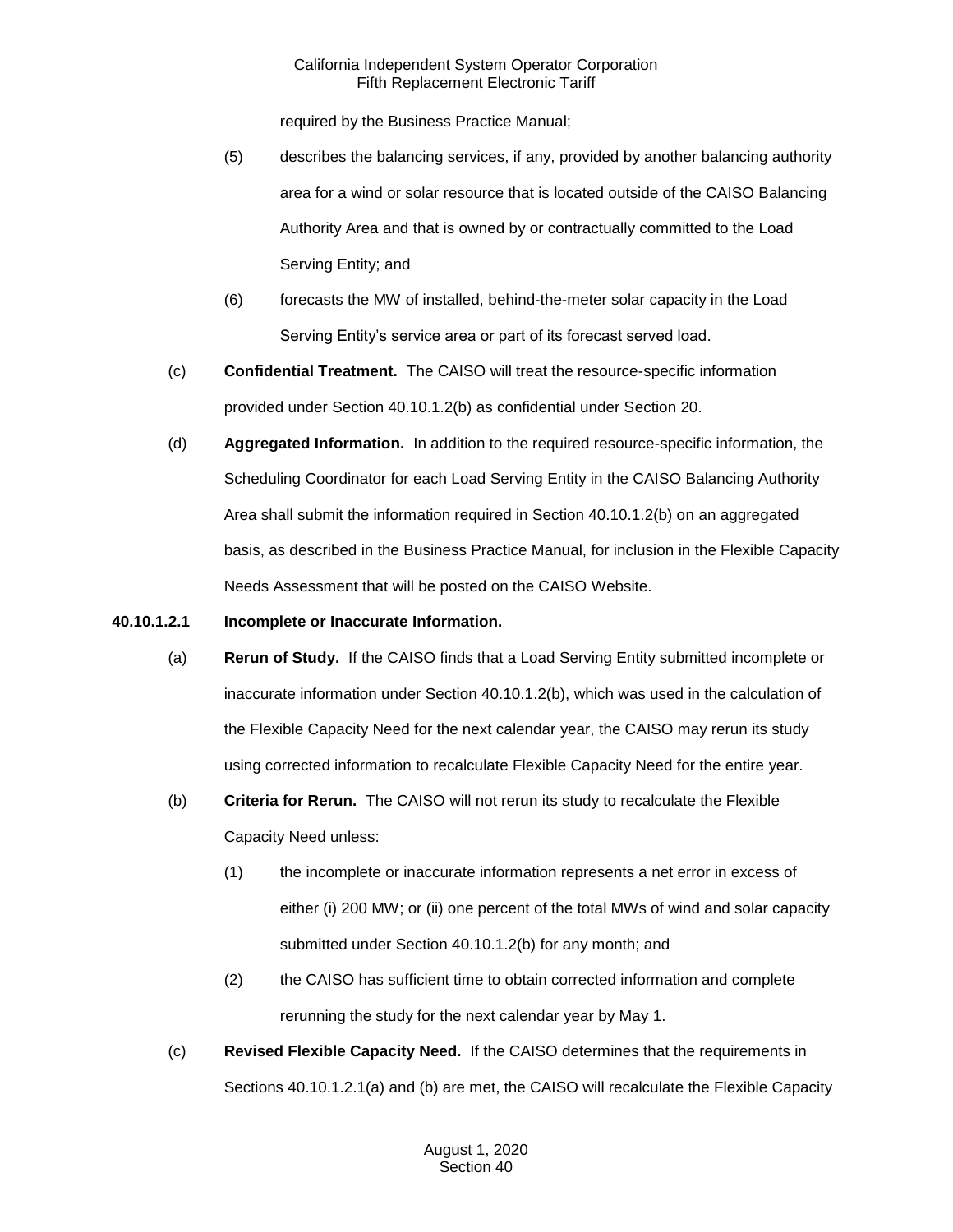required by the Business Practice Manual;

(5) describes the balancing services, if any, provided by another balancing authority area for a wind or solar resource that is located outside of the CAISO Balancing Authority Area and that is owned by or contractually committed to the Load Serving Entity; and

(6) forecasts the MW of installed, behind-the-meter solar capacity in the Load Serving Entity's service area or part of its forecast served load.

(c) **Confidential Treatment.** The CAISO will treat the resource-specific information provided under Section 40.10.1.2(b) as confidential under Section 20.

(d) **Aggregated Information.** In addition to the required resource-specific information, the Scheduling Coordinator for each Load Serving Entity in the CAISO Balancing Authority Area shall submit the information required in Section 40.10.1.2(b) on an aggregated basis, as described in the Business Practice Manual, for inclusion in the Flexible Capacity Needs Assessment that will be posted on the CAISO Website.

**40.10.1.2.1 Incomplete or Inaccurate Information.**

(a) **Rerun of Study.** If the CAISO finds that a Load Serving Entity submitted incomplete or inaccurate information under Section 40.10.1.2(b), which was used in the calculation of the Flexible Capacity Need for the next calendar year, the CAISO may rerun its study using corrected information to recalculate Flexible Capacity Need for the entire year.

(b) **Criteria for Rerun.** The CAISO will not rerun its study to recalculate the Flexible Capacity Need unless:

(1) the incomplete or inaccurate information represents a net error in excess of either (i) 200 MW; or (ii) one percent of the total MWs of wind and solar capacity submitted under Section 40.10.1.2(b) for any month; and

(2) the CAISO has sufficient time to obtain corrected information and complete rerunning the study for the next calendar year by May 1.

(c) **Revised Flexible Capacity Need.** If the CAISO determines that the requirements in Sections 40.10.1.2.1(a) and (b) are met, the CAISO will recalculate the Flexible Capacity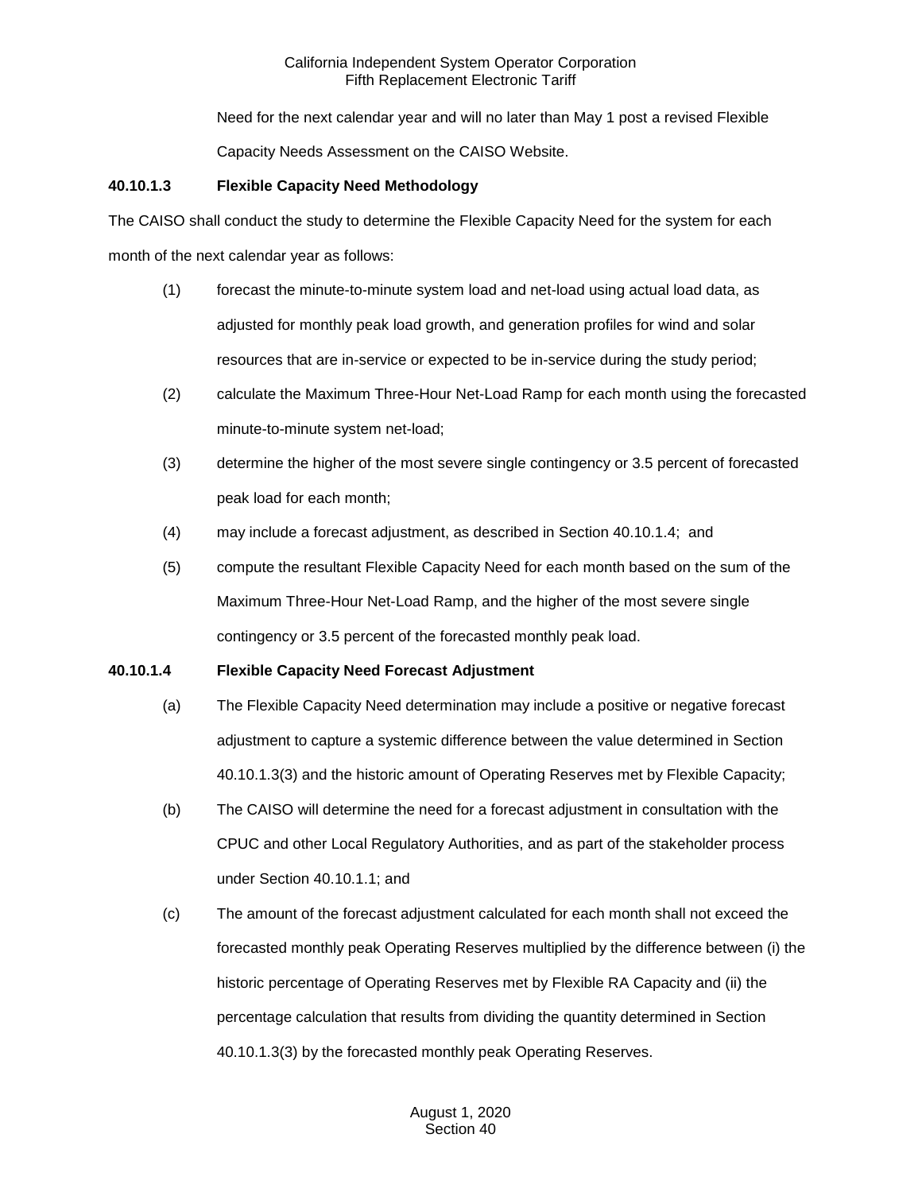Need for the next calendar year and will no later than May 1 post a revised Flexible Capacity Needs Assessment on the CAISO Website.

**40.10.1.3 Flexible Capacity Need Methodology**

The CAISO shall conduct the study to determine the Flexible Capacity Need for the system for each month of the next calendar year as follows:

(1) forecast the minute-to-minute system load and net-load using actual load data, as adjusted for monthly peak load growth, and generation profiles for wind and solar resources that are in-service or expected to be in-service during the study period;

(2) calculate the Maximum Three-Hour Net-Load Ramp for each month using the forecasted minute-to-minute system net-load;

(3) determine the higher of the most severe single contingency or 3.5 percent of forecasted peak load for each month;

(4) may include a forecast adjustment, as described in Section 40.10.1.4; and

(5) compute the resultant Flexible Capacity Need for each month based on the sum of the Maximum Three-Hour Net-Load Ramp, and the higher of the most severe single contingency or 3.5 percent of the forecasted monthly peak load.

**40.10.1.4 Flexible Capacity Need Forecast Adjustment**

(a) The Flexible Capacity Need determination may include a positive or negative forecast adjustment to capture a systemic difference between the value determined in Section 40.10.1.3(3) and the historic amount of Operating Reserves met by Flexible Capacity;

(b) The CAISO will determine the need for a forecast adjustment in consultation with the CPUC and other Local Regulatory Authorities, and as part of the stakeholder process under Section 40.10.1.1; and

(c) The amount of the forecast adjustment calculated for each month shall not exceed the forecasted monthly peak Operating Reserves multiplied by the difference between (i) the historic percentage of Operating Reserves met by Flexible RA Capacity and (ii) the percentage calculation that results from dividing the quantity determined in Section 40.10.1.3(3) by the forecasted monthly peak Operating Reserves.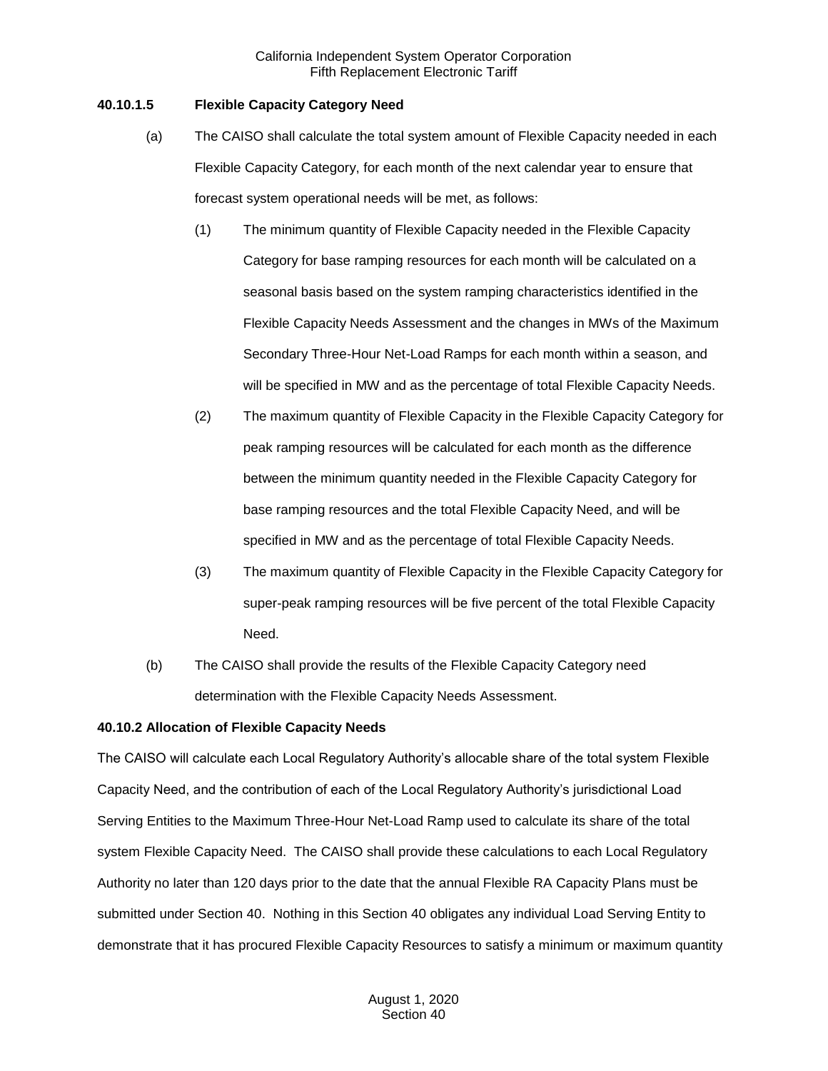**40.10.1.5 Flexible Capacity Category Need**

(a) The CAISO shall calculate the total system amount of Flexible Capacity needed in each Flexible Capacity Category, for each month of the next calendar year to ensure that forecast system operational needs will be met, as follows:

(1) The minimum quantity of Flexible Capacity needed in the Flexible Capacity Category for base ramping resources for each month will be calculated on a seasonal basis based on the system ramping characteristics identified in the Flexible Capacity Needs Assessment and the changes in MWs of the Maximum Secondary Three-Hour Net-Load Ramps for each month within a season, and will be specified in MW and as the percentage of total Flexible Capacity Needs.

(2) The maximum quantity of Flexible Capacity in the Flexible Capacity Category for peak ramping resources will be calculated for each month as the difference between the minimum quantity needed in the Flexible Capacity Category for base ramping resources and the total Flexible Capacity Need, and will be specified in MW and as the percentage of total Flexible Capacity Needs.

(3) The maximum quantity of Flexible Capacity in the Flexible Capacity Category for super-peak ramping resources will be five percent of the total Flexible Capacity Need.

(b) The CAISO shall provide the results of the Flexible Capacity Category need determination with the Flexible Capacity Needs Assessment.

**40.10.2 Allocation of Flexible Capacity Needs**

The CAISO will calculate each Local Regulatory Authority's allocable share of the total system Flexible Capacity Need, and the contribution of each of the Local Regulatory Authority's jurisdictional Load Serving Entities to the Maximum Three-Hour Net-Load Ramp used to calculate its share of the total system Flexible Capacity Need. The CAISO shall provide these calculations to each Local Regulatory Authority no later than 120 days prior to the date that the annual Flexible RA Capacity Plans must be submitted under Section 40. Nothing in this Section 40 obligates any individual Load Serving Entity to demonstrate that it has procured Flexible Capacity Resources to satisfy a minimum or maximum quantity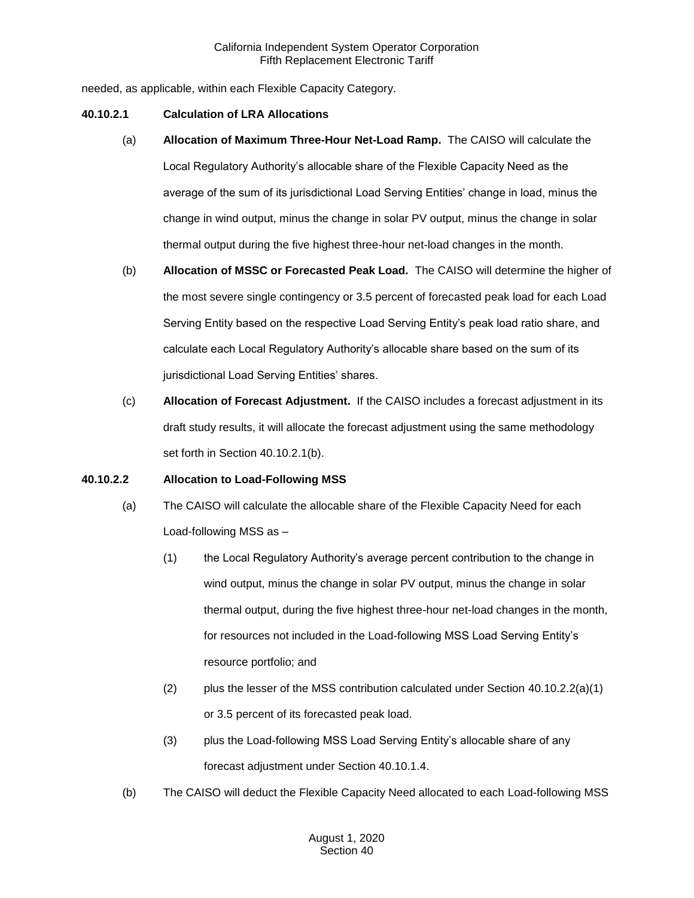needed, as applicable, within each Flexible Capacity Category.

**40.10.2.1 Calculation of LRA Allocations**

(a) **Allocation of Maximum Three-Hour Net-Load Ramp.** The CAISO will calculate the Local Regulatory Authority's allocable share of the Flexible Capacity Need as the average of the sum of its jurisdictional Load Serving Entities' change in load, minus the change in wind output, minus the change in solar PV output, minus the change in solar thermal output during the five highest three-hour net-load changes in the month.

(b) **Allocation of MSSC or Forecasted Peak Load.** The CAISO will determine the higher of the most severe single contingency or 3.5 percent of forecasted peak load for each Load Serving Entity based on the respective Load Serving Entity's peak load ratio share, and calculate each Local Regulatory Authority's allocable share based on the sum of its jurisdictional Load Serving Entities' shares.

(c) **Allocation of Forecast Adjustment.** If the CAISO includes a forecast adjustment in its draft study results, it will allocate the forecast adjustment using the same methodology set forth in Section 40.10.2.1(b).

**40.10.2.2 Allocation to Load-Following MSS**

(a) The CAISO will calculate the allocable share of the Flexible Capacity Need for each Load-following MSS as –

(1) the Local Regulatory Authority's average percent contribution to the change in wind output, minus the change in solar PV output, minus the change in solar thermal output, during the five highest three-hour net-load changes in the month, for resources not included in the Load-following MSS Load Serving Entity's resource portfolio; and

(2) plus the lesser of the MSS contribution calculated under Section 40.10.2.2(a)(1) or 3.5 percent of its forecasted peak load.

(3) plus the Load-following MSS Load Serving Entity's allocable share of any forecast adjustment under Section 40.10.1.4.

(b) The CAISO will deduct the Flexible Capacity Need allocated to each Load-following MSS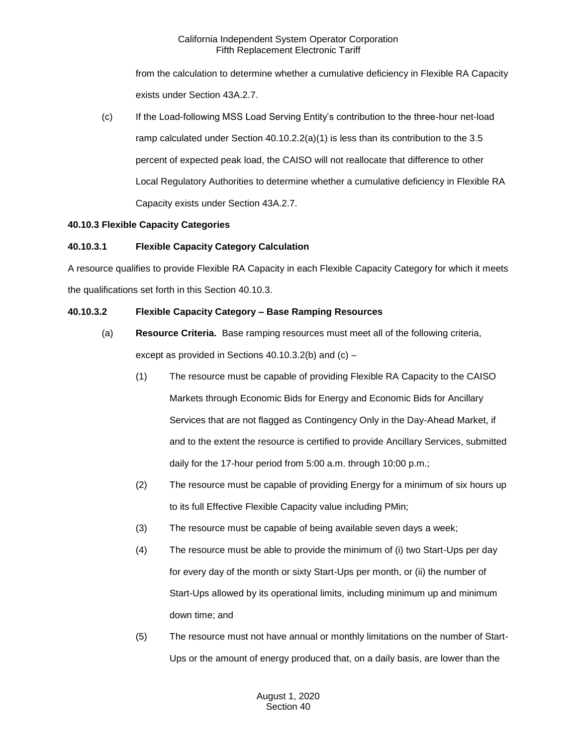from the calculation to determine whether a cumulative deficiency in Flexible RA Capacity exists under Section 43A.2.7.

(c) If the Load-following MSS Load Serving Entity's contribution to the three-hour net-load ramp calculated under Section 40.10.2.2(a)(1) is less than its contribution to the 3.5 percent of expected peak load, the CAISO will not reallocate that difference to other Local Regulatory Authorities to determine whether a cumulative deficiency in Flexible RA Capacity exists under Section 43A.2.7.

**40.10.3 Flexible Capacity Categories**

**40.10.3.1 Flexible Capacity Category Calculation**

A resource qualifies to provide Flexible RA Capacity in each Flexible Capacity Category for which it meets the qualifications set forth in this Section 40.10.3.

**40.10.3.2 Flexible Capacity Category – Base Ramping Resources**

(a) **Resource Criteria.** Base ramping resources must meet all of the following criteria, except as provided in Sections 40.10.3.2(b) and (c) –

(1) The resource must be capable of providing Flexible RA Capacity to the CAISO Markets through Economic Bids for Energy and Economic Bids for Ancillary Services that are not flagged as Contingency Only in the Day-Ahead Market, if and to the extent the resource is certified to provide Ancillary Services, submitted daily for the 17-hour period from 5:00 a.m. through 10:00 p.m.;

(2) The resource must be capable of providing Energy for a minimum of six hours up to its full Effective Flexible Capacity value including PMin;

(3) The resource must be capable of being available seven days a week;

(4) The resource must be able to provide the minimum of (i) two Start-Ups per day for every day of the month or sixty Start-Ups per month, or (ii) the number of Start-Ups allowed by its operational limits, including minimum up and minimum down time; and

(5) The resource must not have annual or monthly limitations on the number of Start-Ups or the amount of energy produced that, on a daily basis, are lower than the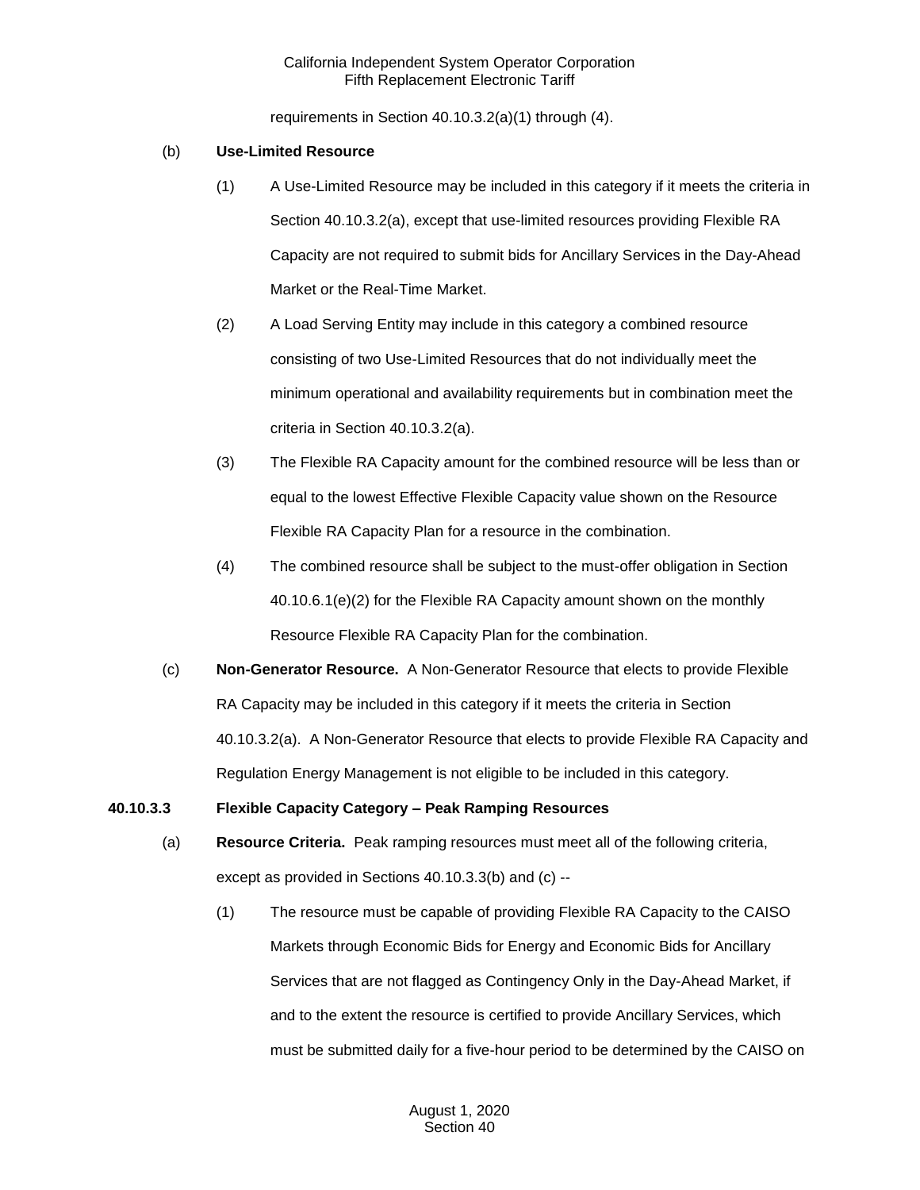requirements in Section 40.10.3.2(a)(1) through (4).

(b) **Use-Limited Resource**

(1) A Use-Limited Resource may be included in this category if it meets the criteria in Section 40.10.3.2(a), except that use-limited resources providing Flexible RA Capacity are not required to submit bids for Ancillary Services in the Day-Ahead Market or the Real-Time Market.

(2) A Load Serving Entity may include in this category a combined resource consisting of two Use-Limited Resources that do not individually meet the minimum operational and availability requirements but in combination meet the criteria in Section 40.10.3.2(a).

(3) The Flexible RA Capacity amount for the combined resource will be less than or equal to the lowest Effective Flexible Capacity value shown on the Resource Flexible RA Capacity Plan for a resource in the combination.

(4) The combined resource shall be subject to the must-offer obligation in Section 40.10.6.1(e)(2) for the Flexible RA Capacity amount shown on the monthly Resource Flexible RA Capacity Plan for the combination.

(c) **Non-Generator Resource.** A Non-Generator Resource that elects to provide Flexible RA Capacity may be included in this category if it meets the criteria in Section 40.10.3.2(a). A Non-Generator Resource that elects to provide Flexible RA Capacity and Regulation Energy Management is not eligible to be included in this category.

**40.10.3.3 Flexible Capacity Category – Peak Ramping Resources**

(a) **Resource Criteria.** Peak ramping resources must meet all of the following criteria, except as provided in Sections 40.10.3.3(b) and (c) --

(1) The resource must be capable of providing Flexible RA Capacity to the CAISO Markets through Economic Bids for Energy and Economic Bids for Ancillary Services that are not flagged as Contingency Only in the Day-Ahead Market, if and to the extent the resource is certified to provide Ancillary Services, which must be submitted daily for a five-hour period to be determined by the CAISO on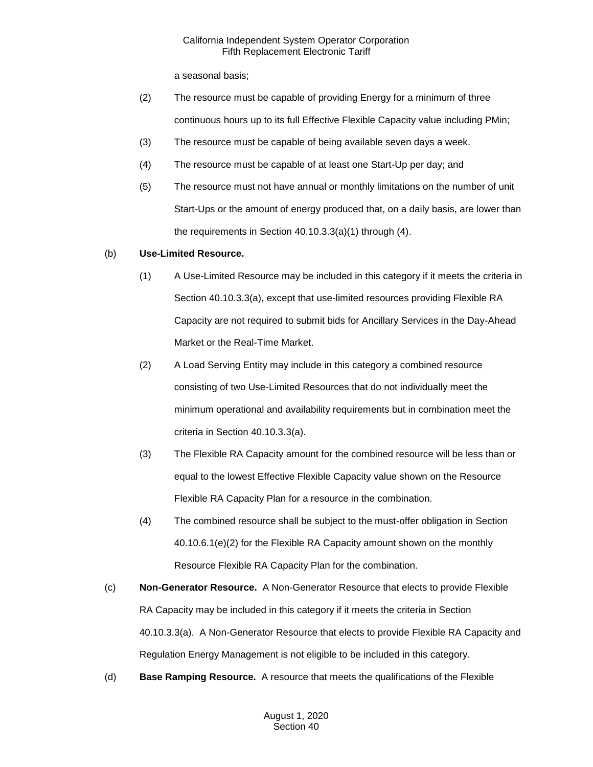a seasonal basis;

(2) The resource must be capable of providing Energy for a minimum of three continuous hours up to its full Effective Flexible Capacity value including PMin;

(3) The resource must be capable of being available seven days a week.

(4) The resource must be capable of at least one Start-Up per day; and

(5) The resource must not have annual or monthly limitations on the number of unit Start-Ups or the amount of energy produced that, on a daily basis, are lower than the requirements in Section 40.10.3.3(a)(1) through (4).

(b) **Use-Limited Resource.**

(1) A Use-Limited Resource may be included in this category if it meets the criteria in Section 40.10.3.3(a), except that use-limited resources providing Flexible RA Capacity are not required to submit bids for Ancillary Services in the Day-Ahead Market or the Real-Time Market.

(2) A Load Serving Entity may include in this category a combined resource consisting of two Use-Limited Resources that do not individually meet the minimum operational and availability requirements but in combination meet the criteria in Section 40.10.3.3(a).

(3) The Flexible RA Capacity amount for the combined resource will be less than or equal to the lowest Effective Flexible Capacity value shown on the Resource Flexible RA Capacity Plan for a resource in the combination.

(4) The combined resource shall be subject to the must-offer obligation in Section 40.10.6.1(e)(2) for the Flexible RA Capacity amount shown on the monthly Resource Flexible RA Capacity Plan for the combination.

(c) **Non-Generator Resource.** A Non-Generator Resource that elects to provide Flexible RA Capacity may be included in this category if it meets the criteria in Section 40.10.3.3(a). A Non-Generator Resource that elects to provide Flexible RA Capacity and Regulation Energy Management is not eligible to be included in this category.

(d) **Base Ramping Resource.** A resource that meets the qualifications of the Flexible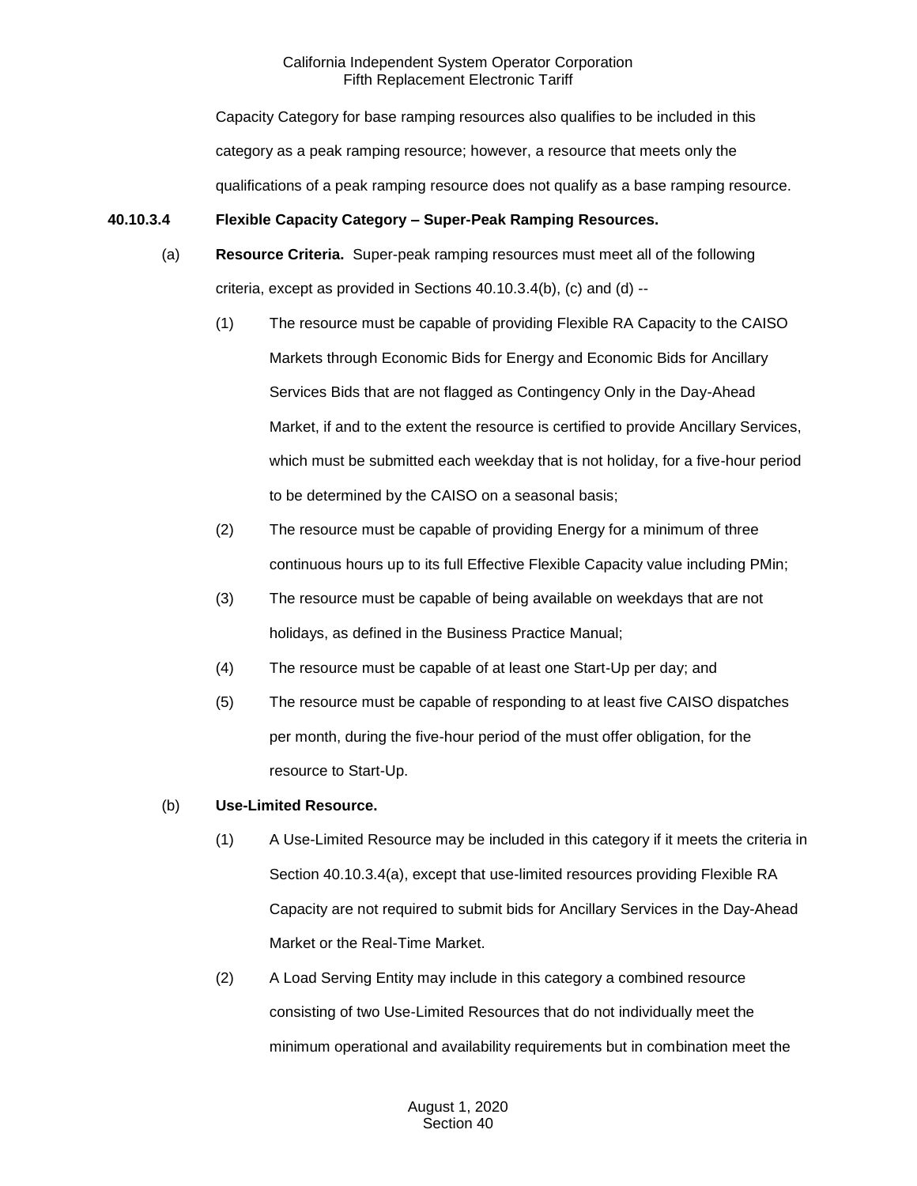Capacity Category for base ramping resources also qualifies to be included in this category as a peak ramping resource; however, a resource that meets only the qualifications of a peak ramping resource does not qualify as a base ramping resource.

**40.10.3.4 Flexible Capacity Category – Super-Peak Ramping Resources.**

(a) **Resource Criteria.** Super-peak ramping resources must meet all of the following criteria, except as provided in Sections 40.10.3.4(b), (c) and (d) --

(1) The resource must be capable of providing Flexible RA Capacity to the CAISO Markets through Economic Bids for Energy and Economic Bids for Ancillary Services Bids that are not flagged as Contingency Only in the Day-Ahead Market, if and to the extent the resource is certified to provide Ancillary Services, which must be submitted each weekday that is not holiday, for a five-hour period to be determined by the CAISO on a seasonal basis;

(2) The resource must be capable of providing Energy for a minimum of three continuous hours up to its full Effective Flexible Capacity value including PMin;

(3) The resource must be capable of being available on weekdays that are not holidays, as defined in the Business Practice Manual;

(4) The resource must be capable of at least one Start-Up per day; and

(5) The resource must be capable of responding to at least five CAISO dispatches per month, during the five-hour period of the must offer obligation, for the resource to Start-Up.

(b) **Use-Limited Resource.**

(1) A Use-Limited Resource may be included in this category if it meets the criteria in Section 40.10.3.4(a), except that use-limited resources providing Flexible RA Capacity are not required to submit bids for Ancillary Services in the Day-Ahead Market or the Real-Time Market.

(2) A Load Serving Entity may include in this category a combined resource consisting of two Use-Limited Resources that do not individually meet the minimum operational and availability requirements but in combination meet the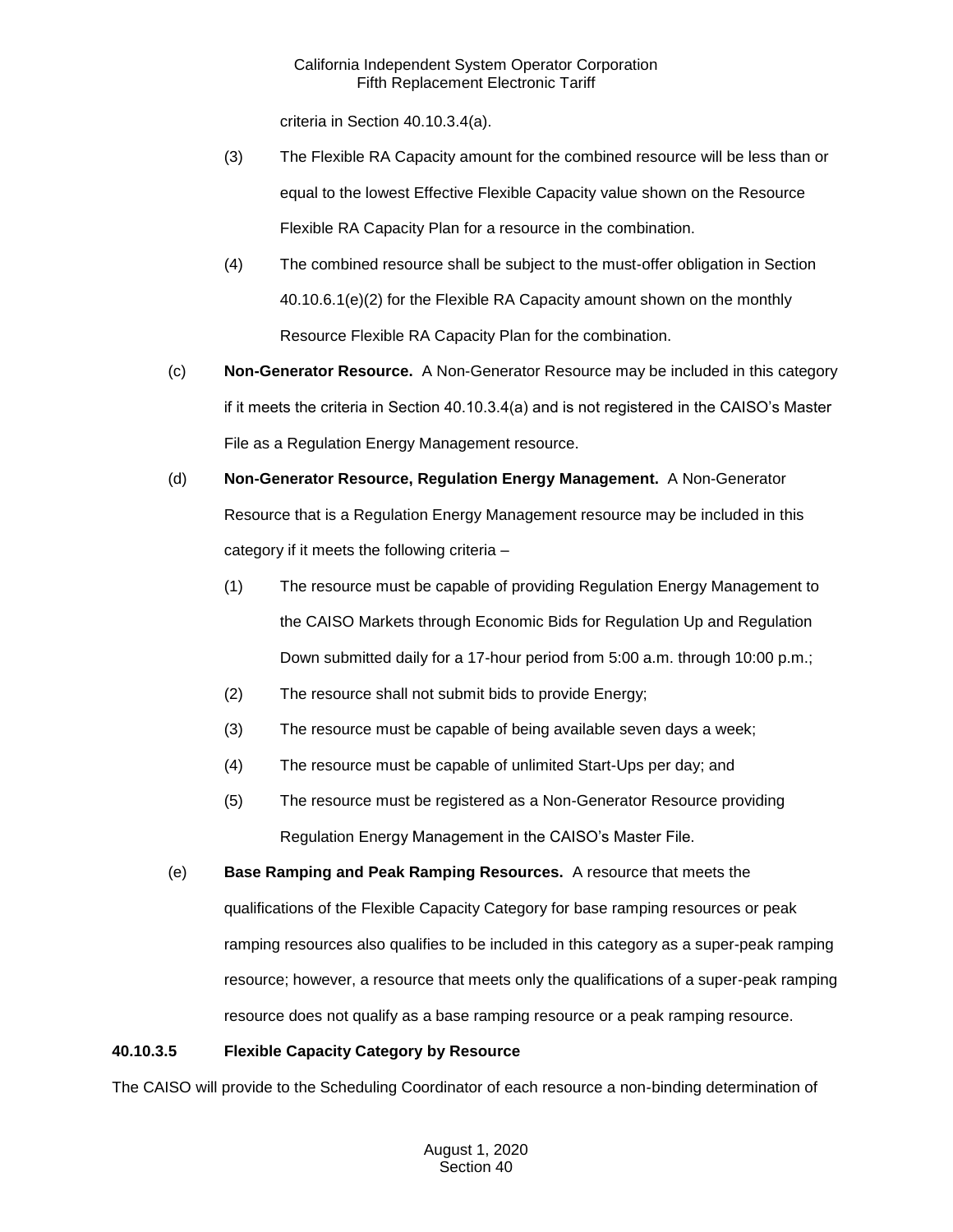criteria in Section 40.10.3.4(a).

(3) The Flexible RA Capacity amount for the combined resource will be less than or equal to the lowest Effective Flexible Capacity value shown on the Resource Flexible RA Capacity Plan for a resource in the combination.

(4) The combined resource shall be subject to the must-offer obligation in Section 40.10.6.1(e)(2) for the Flexible RA Capacity amount shown on the monthly Resource Flexible RA Capacity Plan for the combination.

(c) **Non-Generator Resource.** A Non-Generator Resource may be included in this category if it meets the criteria in Section 40.10.3.4(a) and is not registered in the CAISO's Master File as a Regulation Energy Management resource.

(d) **Non-Generator Resource, Regulation Energy Management.** A Non-Generator Resource that is a Regulation Energy Management resource may be included in this category if it meets the following criteria –

(1) The resource must be capable of providing Regulation Energy Management to the CAISO Markets through Economic Bids for Regulation Up and Regulation Down submitted daily for a 17-hour period from 5:00 a.m. through 10:00 p.m.;

(2) The resource shall not submit bids to provide Energy;

(3) The resource must be capable of being available seven days a week;

(4) The resource must be capable of unlimited Start-Ups per day; and

(5) The resource must be registered as a Non-Generator Resource providing Regulation Energy Management in the CAISO's Master File.

(e) **Base Ramping and Peak Ramping Resources.** A resource that meets the qualifications of the Flexible Capacity Category for base ramping resources or peak ramping resources also qualifies to be included in this category as a super-peak ramping resource; however, a resource that meets only the qualifications of a super-peak ramping resource does not qualify as a base ramping resource or a peak ramping resource.

**40.10.3.5 Flexible Capacity Category by Resource**

The CAISO will provide to the Scheduling Coordinator of each resource a non-binding determination of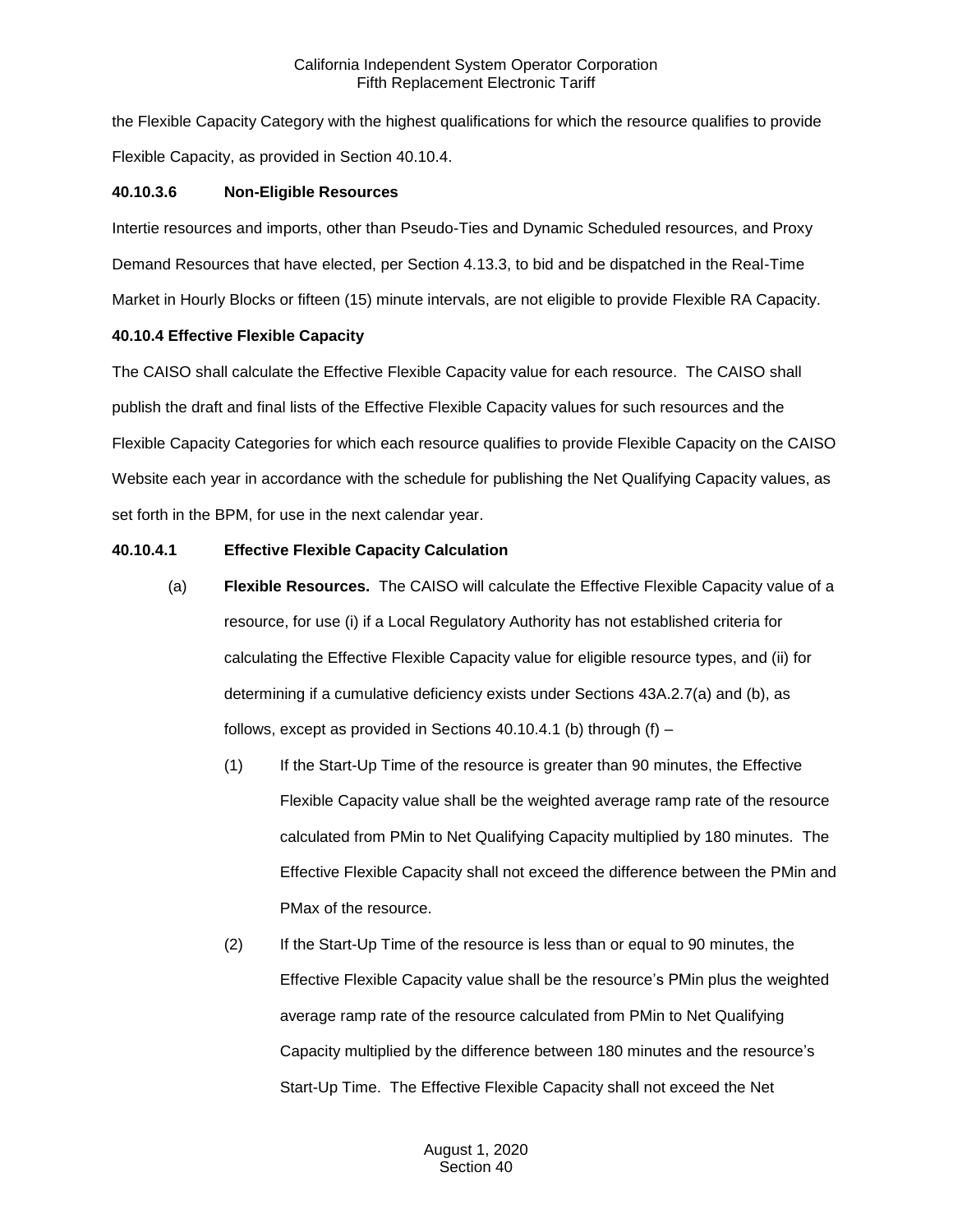the Flexible Capacity Category with the highest qualifications for which the resource qualifies to provide Flexible Capacity, as provided in Section 40.10.4.

**40.10.3.6 Non-Eligible Resources**

Intertie resources and imports, other than Pseudo-Ties and Dynamic Scheduled resources, and Proxy Demand Resources that have elected, per Section 4.13.3, to bid and be dispatched in the Real-Time Market in Hourly Blocks or fifteen (15) minute intervals, are not eligible to provide Flexible RA Capacity.

**40.10.4 Effective Flexible Capacity**

The CAISO shall calculate the Effective Flexible Capacity value for each resource. The CAISO shall publish the draft and final lists of the Effective Flexible Capacity values for such resources and the Flexible Capacity Categories for which each resource qualifies to provide Flexible Capacity on the CAISO Website each year in accordance with the schedule for publishing the Net Qualifying Capacity values, as set forth in the BPM, for use in the next calendar year.

**40.10.4.1 Effective Flexible Capacity Calculation**

(a) **Flexible Resources.** The CAISO will calculate the Effective Flexible Capacity value of a resource, for use (i) if a Local Regulatory Authority has not established criteria for calculating the Effective Flexible Capacity value for eligible resource types, and (ii) for determining if a cumulative deficiency exists under Sections 43A.2.7(a) and (b), as follows, except as provided in Sections 40.10.4.1 (b) through (f) –

(1) If the Start-Up Time of the resource is greater than 90 minutes, the Effective Flexible Capacity value shall be the weighted average ramp rate of the resource calculated from PMin to Net Qualifying Capacity multiplied by 180 minutes. The Effective Flexible Capacity shall not exceed the difference between the PMin and PMax of the resource.

(2) If the Start-Up Time of the resource is less than or equal to 90 minutes, the Effective Flexible Capacity value shall be the resource's PMin plus the weighted average ramp rate of the resource calculated from PMin to Net Qualifying Capacity multiplied by the difference between 180 minutes and the resource's Start-Up Time. The Effective Flexible Capacity shall not exceed the Net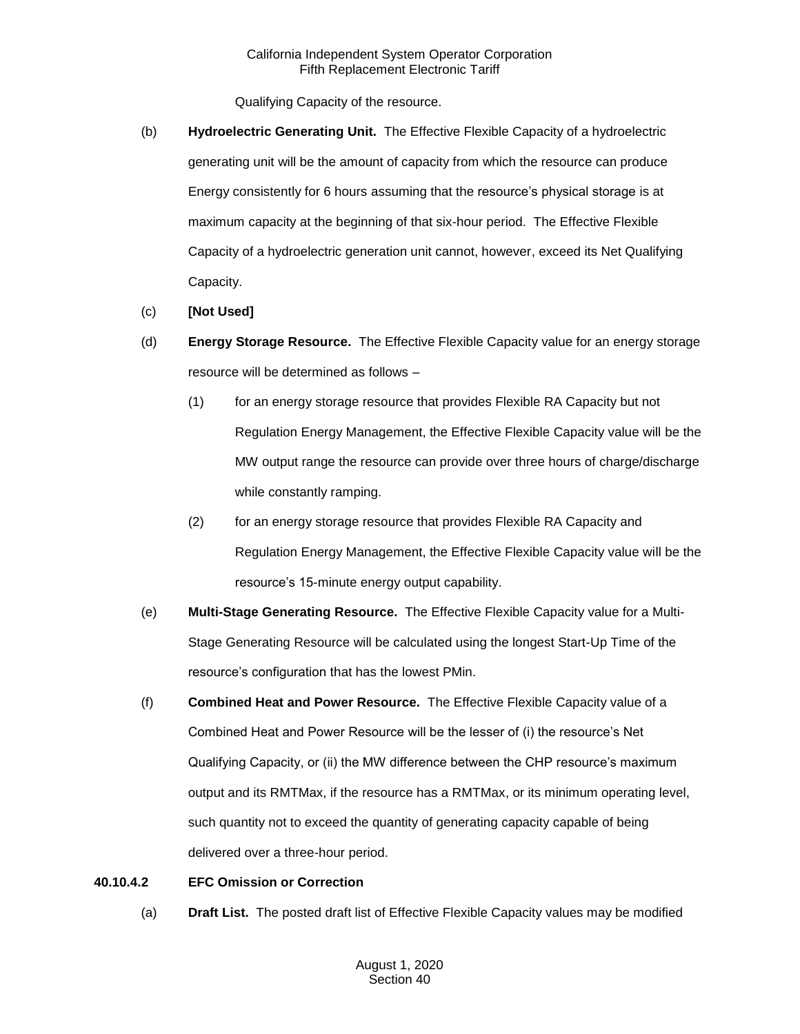Qualifying Capacity of the resource.

(b) **Hydroelectric Generating Unit.** The Effective Flexible Capacity of a hydroelectric generating unit will be the amount of capacity from which the resource can produce Energy consistently for 6 hours assuming that the resource's physical storage is at maximum capacity at the beginning of that six-hour period. The Effective Flexible Capacity of a hydroelectric generation unit cannot, however, exceed its Net Qualifying Capacity.

(c) **[Not Used]**

(d) **Energy Storage Resource.** The Effective Flexible Capacity value for an energy storage resource will be determined as follows –

(1) for an energy storage resource that provides Flexible RA Capacity but not Regulation Energy Management, the Effective Flexible Capacity value will be the MW output range the resource can provide over three hours of charge/discharge while constantly ramping.

(2) for an energy storage resource that provides Flexible RA Capacity and Regulation Energy Management, the Effective Flexible Capacity value will be the resource's 15-minute energy output capability.

(e) **Multi-Stage Generating Resource.** The Effective Flexible Capacity value for a Multi-Stage Generating Resource will be calculated using the longest Start-Up Time of the resource's configuration that has the lowest PMin.

(f) **Combined Heat and Power Resource.** The Effective Flexible Capacity value of a Combined Heat and Power Resource will be the lesser of (i) the resource's Net Qualifying Capacity, or (ii) the MW difference between the CHP resource's maximum output and its RMTMax, if the resource has a RMTMax, or its minimum operating level, such quantity not to exceed the quantity of generating capacity capable of being delivered over a three-hour period.

**40.10.4.2 EFC Omission or Correction**

(a) **Draft List.** The posted draft list of Effective Flexible Capacity values may be modified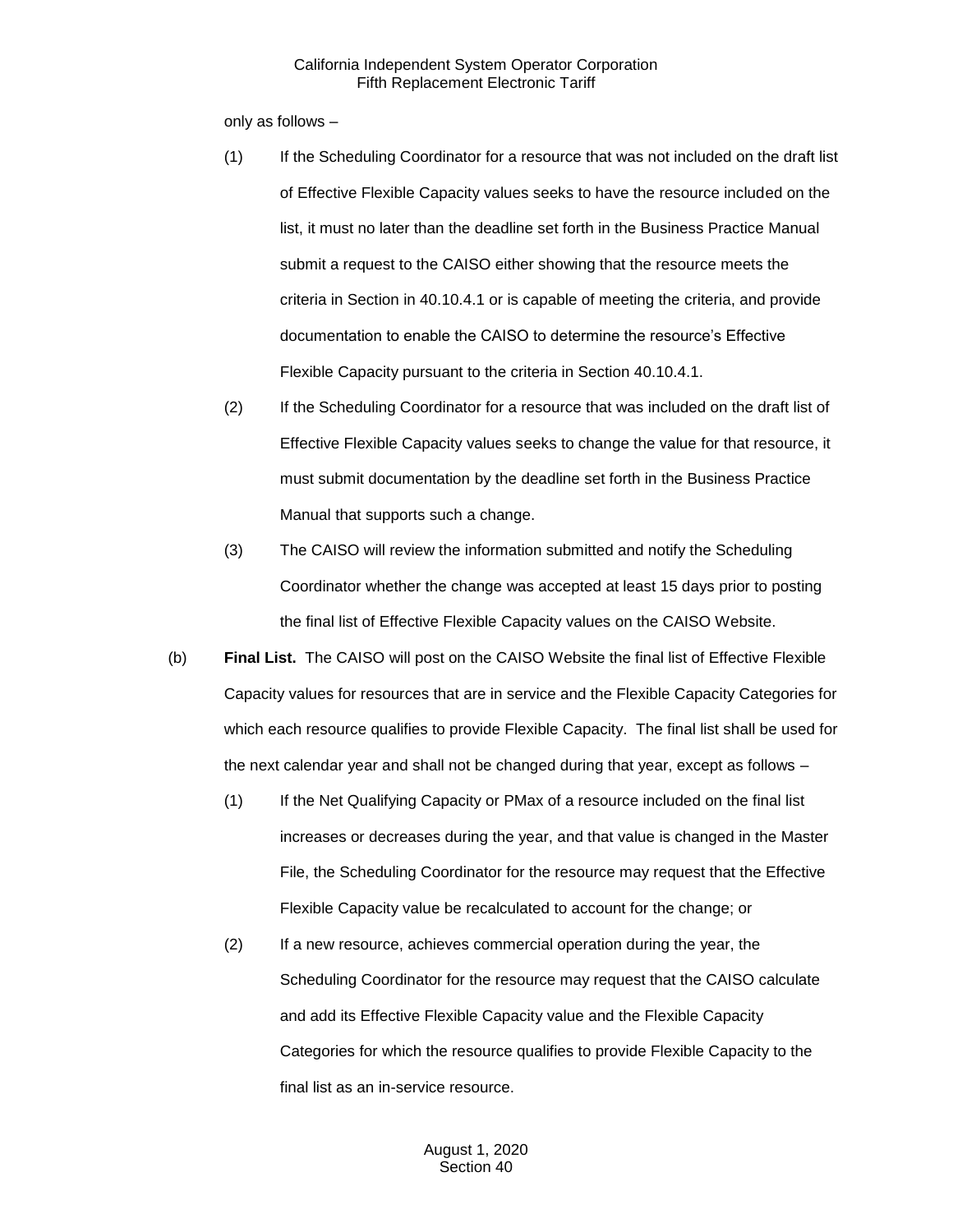only as follows –

(1) If the Scheduling Coordinator for a resource that was not included on the draft list of Effective Flexible Capacity values seeks to have the resource included on the list, it must no later than the deadline set forth in the Business Practice Manual submit a request to the CAISO either showing that the resource meets the criteria in Section in 40.10.4.1 or is capable of meeting the criteria, and provide documentation to enable the CAISO to determine the resource's Effective Flexible Capacity pursuant to the criteria in Section 40.10.4.1.

(2) If the Scheduling Coordinator for a resource that was included on the draft list of Effective Flexible Capacity values seeks to change the value for that resource, it must submit documentation by the deadline set forth in the Business Practice Manual that supports such a change.

(3) The CAISO will review the information submitted and notify the Scheduling Coordinator whether the change was accepted at least 15 days prior to posting the final list of Effective Flexible Capacity values on the CAISO Website.

(b) **Final List.** The CAISO will post on the CAISO Website the final list of Effective Flexible Capacity values for resources that are in service and the Flexible Capacity Categories for which each resource qualifies to provide Flexible Capacity. The final list shall be used for the next calendar year and shall not be changed during that year, except as follows –

(1) If the Net Qualifying Capacity or PMax of a resource included on the final list increases or decreases during the year, and that value is changed in the Master File, the Scheduling Coordinator for the resource may request that the Effective Flexible Capacity value be recalculated to account for the change; or

(2) If a new resource, achieves commercial operation during the year, the Scheduling Coordinator for the resource may request that the CAISO calculate and add its Effective Flexible Capacity value and the Flexible Capacity Categories for which the resource qualifies to provide Flexible Capacity to the final list as an in-service resource.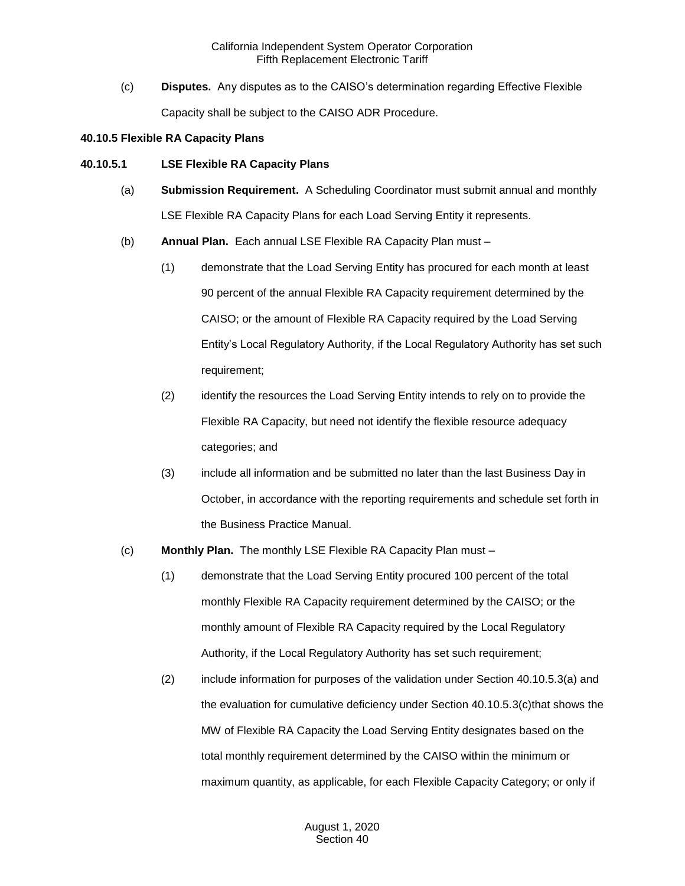(c) **Disputes.** Any disputes as to the CAISO's determination regarding Effective Flexible Capacity shall be subject to the CAISO ADR Procedure.

**40.10.5 Flexible RA Capacity Plans**

**40.10.5.1 LSE Flexible RA Capacity Plans**

(a) **Submission Requirement.** A Scheduling Coordinator must submit annual and monthly LSE Flexible RA Capacity Plans for each Load Serving Entity it represents.

(b) **Annual Plan.** Each annual LSE Flexible RA Capacity Plan must –

(1) demonstrate that the Load Serving Entity has procured for each month at least 90 percent of the annual Flexible RA Capacity requirement determined by the CAISO; or the amount of Flexible RA Capacity required by the Load Serving Entity's Local Regulatory Authority, if the Local Regulatory Authority has set such requirement;

(2) identify the resources the Load Serving Entity intends to rely on to provide the Flexible RA Capacity, but need not identify the flexible resource adequacy categories; and

(3) include all information and be submitted no later than the last Business Day in October, in accordance with the reporting requirements and schedule set forth in the Business Practice Manual.

(c) **Monthly Plan.** The monthly LSE Flexible RA Capacity Plan must –

(1) demonstrate that the Load Serving Entity procured 100 percent of the total monthly Flexible RA Capacity requirement determined by the CAISO; or the monthly amount of Flexible RA Capacity required by the Local Regulatory Authority, if the Local Regulatory Authority has set such requirement;

(2) include information for purposes of the validation under Section 40.10.5.3(a) and the evaluation for cumulative deficiency under Section 40.10.5.3(c)that shows the MW of Flexible RA Capacity the Load Serving Entity designates based on the total monthly requirement determined by the CAISO within the minimum or maximum quantity, as applicable, for each Flexible Capacity Category; or only if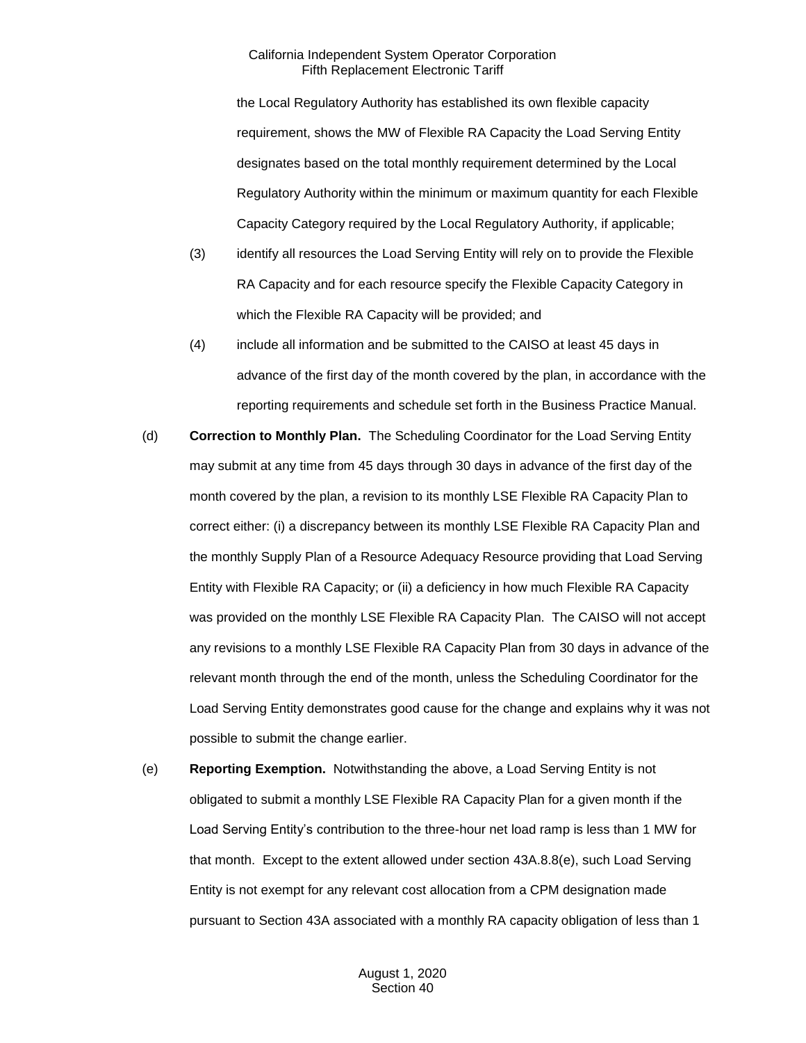the Local Regulatory Authority has established its own flexible capacity requirement, shows the MW of Flexible RA Capacity the Load Serving Entity designates based on the total monthly requirement determined by the Local Regulatory Authority within the minimum or maximum quantity for each Flexible Capacity Category required by the Local Regulatory Authority, if applicable;

(3) identify all resources the Load Serving Entity will rely on to provide the Flexible RA Capacity and for each resource specify the Flexible Capacity Category in which the Flexible RA Capacity will be provided; and

(4) include all information and be submitted to the CAISO at least 45 days in advance of the first day of the month covered by the plan, in accordance with the reporting requirements and schedule set forth in the Business Practice Manual.

(d) **Correction to Monthly Plan.** The Scheduling Coordinator for the Load Serving Entity may submit at any time from 45 days through 30 days in advance of the first day of the month covered by the plan, a revision to its monthly LSE Flexible RA Capacity Plan to correct either: (i) a discrepancy between its monthly LSE Flexible RA Capacity Plan and the monthly Supply Plan of a Resource Adequacy Resource providing that Load Serving Entity with Flexible RA Capacity; or (ii) a deficiency in how much Flexible RA Capacity was provided on the monthly LSE Flexible RA Capacity Plan. The CAISO will not accept any revisions to a monthly LSE Flexible RA Capacity Plan from 30 days in advance of the relevant month through the end of the month, unless the Scheduling Coordinator for the Load Serving Entity demonstrates good cause for the change and explains why it was not possible to submit the change earlier.

(e) **Reporting Exemption.** Notwithstanding the above, a Load Serving Entity is not obligated to submit a monthly LSE Flexible RA Capacity Plan for a given month if the Load Serving Entity's contribution to the three-hour net load ramp is less than 1 MW for that month. Except to the extent allowed under section 43A.8.8(e), such Load Serving Entity is not exempt for any relevant cost allocation from a CPM designation made pursuant to Section 43A associated with a monthly RA capacity obligation of less than 1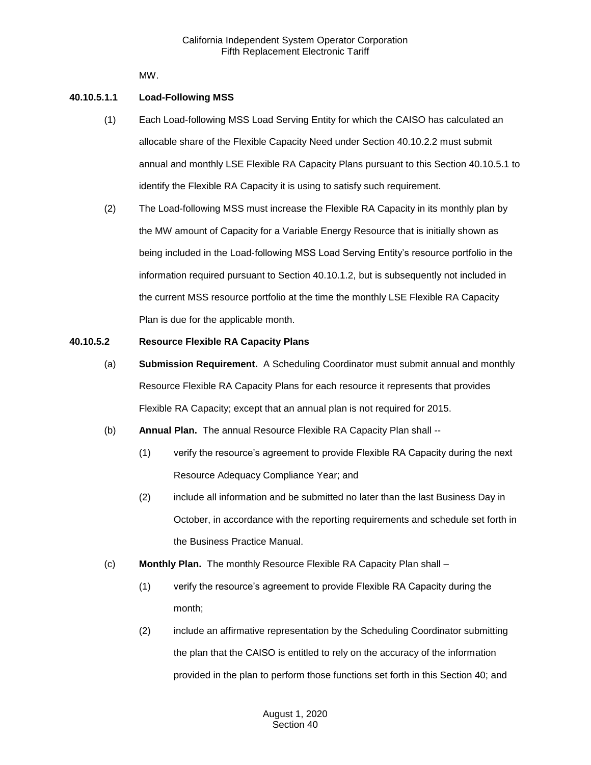MW.

**40.10.5.1.1 Load-Following MSS**

(1) Each Load-following MSS Load Serving Entity for which the CAISO has calculated an allocable share of the Flexible Capacity Need under Section 40.10.2.2 must submit annual and monthly LSE Flexible RA Capacity Plans pursuant to this Section 40.10.5.1 to identify the Flexible RA Capacity it is using to satisfy such requirement.

(2) The Load-following MSS must increase the Flexible RA Capacity in its monthly plan by the MW amount of Capacity for a Variable Energy Resource that is initially shown as being included in the Load-following MSS Load Serving Entity's resource portfolio in the information required pursuant to Section 40.10.1.2, but is subsequently not included in the current MSS resource portfolio at the time the monthly LSE Flexible RA Capacity Plan is due for the applicable month.

**40.10.5.2 Resource Flexible RA Capacity Plans**

(a) **Submission Requirement.** A Scheduling Coordinator must submit annual and monthly Resource Flexible RA Capacity Plans for each resource it represents that provides Flexible RA Capacity; except that an annual plan is not required for 2015.

(b) **Annual Plan.** The annual Resource Flexible RA Capacity Plan shall --

(1) verify the resource's agreement to provide Flexible RA Capacity during the next Resource Adequacy Compliance Year; and

(2) include all information and be submitted no later than the last Business Day in October, in accordance with the reporting requirements and schedule set forth in the Business Practice Manual.

(c) **Monthly Plan.** The monthly Resource Flexible RA Capacity Plan shall –

(1) verify the resource's agreement to provide Flexible RA Capacity during the month;

(2) include an affirmative representation by the Scheduling Coordinator submitting the plan that the CAISO is entitled to rely on the accuracy of the information provided in the plan to perform those functions set forth in this Section 40; and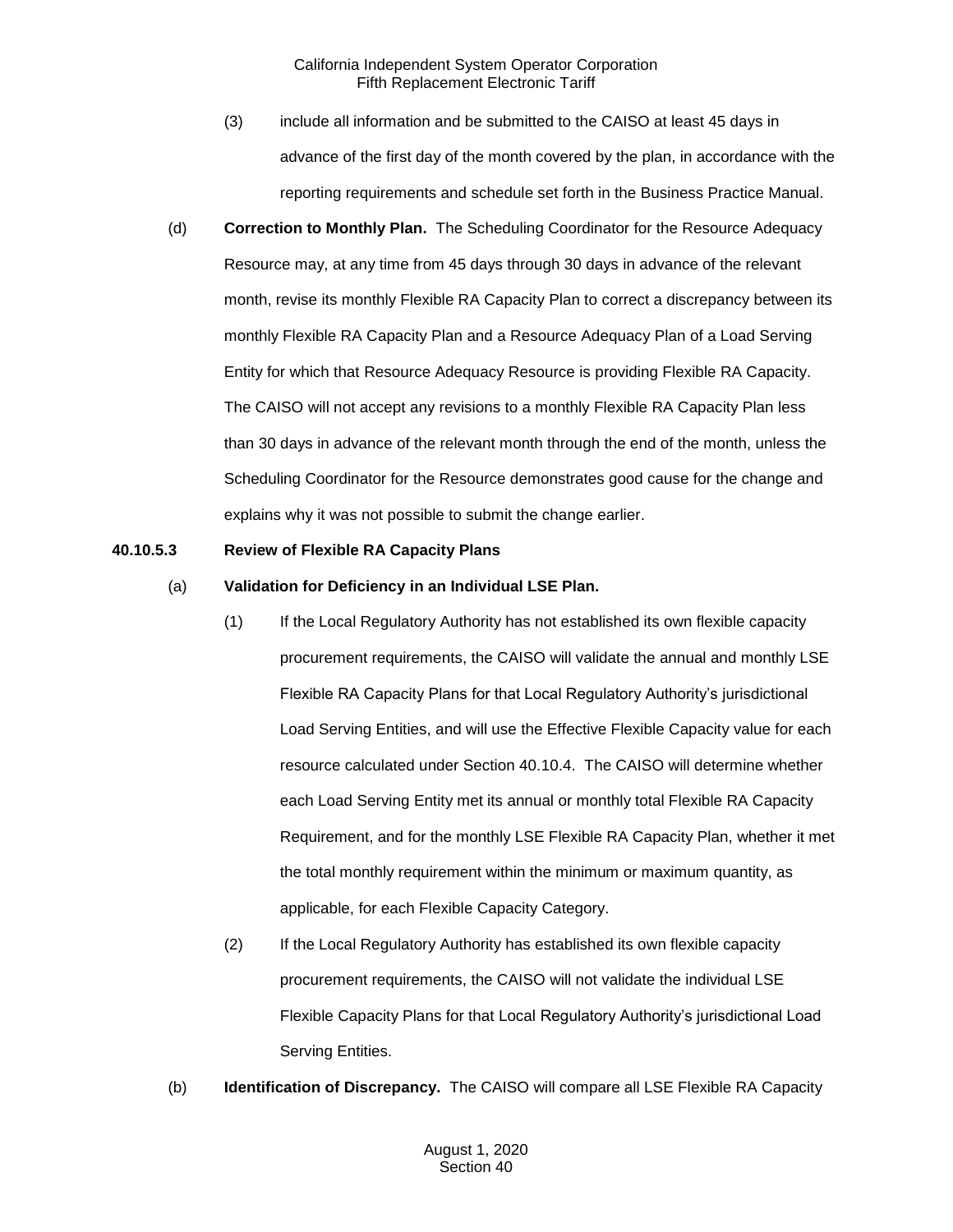(3) include all information and be submitted to the CAISO at least 45 days in advance of the first day of the month covered by the plan, in accordance with the reporting requirements and schedule set forth in the Business Practice Manual.

(d) **Correction to Monthly Plan.** The Scheduling Coordinator for the Resource Adequacy Resource may, at any time from 45 days through 30 days in advance of the relevant month, revise its monthly Flexible RA Capacity Plan to correct a discrepancy between its monthly Flexible RA Capacity Plan and a Resource Adequacy Plan of a Load Serving Entity for which that Resource Adequacy Resource is providing Flexible RA Capacity. The CAISO will not accept any revisions to a monthly Flexible RA Capacity Plan less than 30 days in advance of the relevant month through the end of the month, unless the Scheduling Coordinator for the Resource demonstrates good cause for the change and explains why it was not possible to submit the change earlier.

**40.10.5.3 Review of Flexible RA Capacity Plans**

(a) **Validation for Deficiency in an Individual LSE Plan.**

(1) If the Local Regulatory Authority has not established its own flexible capacity procurement requirements, the CAISO will validate the annual and monthly LSE Flexible RA Capacity Plans for that Local Regulatory Authority's jurisdictional Load Serving Entities, and will use the Effective Flexible Capacity value for each resource calculated under Section 40.10.4. The CAISO will determine whether each Load Serving Entity met its annual or monthly total Flexible RA Capacity Requirement, and for the monthly LSE Flexible RA Capacity Plan, whether it met the total monthly requirement within the minimum or maximum quantity, as applicable, for each Flexible Capacity Category.

(2) If the Local Regulatory Authority has established its own flexible capacity procurement requirements, the CAISO will not validate the individual LSE Flexible Capacity Plans for that Local Regulatory Authority's jurisdictional Load Serving Entities.

(b) **Identification of Discrepancy.** The CAISO will compare all LSE Flexible RA Capacity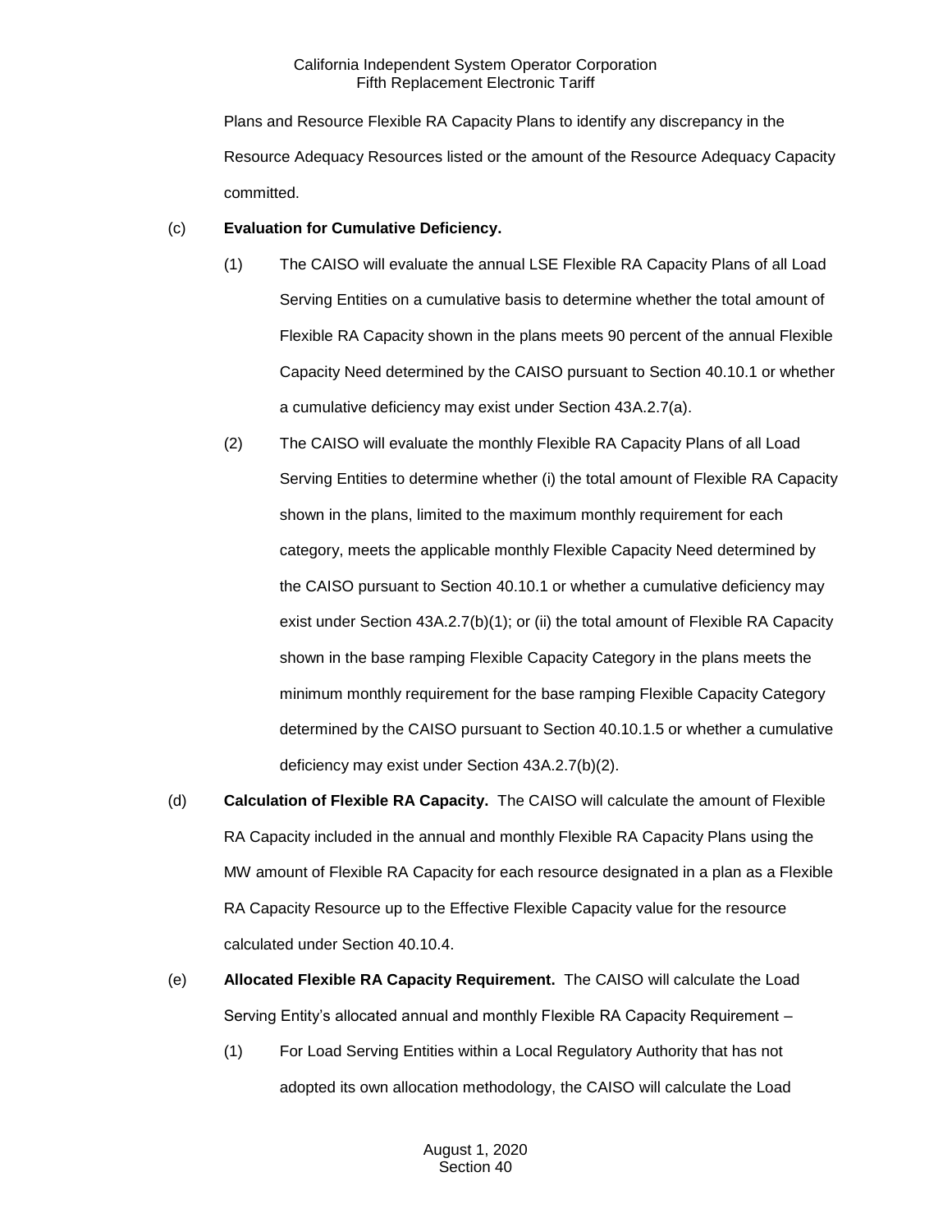Plans and Resource Flexible RA Capacity Plans to identify any discrepancy in the Resource Adequacy Resources listed or the amount of the Resource Adequacy Capacity committed.

(c) **Evaluation for Cumulative Deficiency.**

(1) The CAISO will evaluate the annual LSE Flexible RA Capacity Plans of all Load Serving Entities on a cumulative basis to determine whether the total amount of Flexible RA Capacity shown in the plans meets 90 percent of the annual Flexible Capacity Need determined by the CAISO pursuant to Section 40.10.1 or whether a cumulative deficiency may exist under Section 43A.2.7(a).

(2) The CAISO will evaluate the monthly Flexible RA Capacity Plans of all Load Serving Entities to determine whether (i) the total amount of Flexible RA Capacity shown in the plans, limited to the maximum monthly requirement for each category, meets the applicable monthly Flexible Capacity Need determined by the CAISO pursuant to Section 40.10.1 or whether a cumulative deficiency may exist under Section 43A.2.7(b)(1); or (ii) the total amount of Flexible RA Capacity shown in the base ramping Flexible Capacity Category in the plans meets the minimum monthly requirement for the base ramping Flexible Capacity Category determined by the CAISO pursuant to Section 40.10.1.5 or whether a cumulative deficiency may exist under Section 43A.2.7(b)(2).

(d) **Calculation of Flexible RA Capacity.** The CAISO will calculate the amount of Flexible RA Capacity included in the annual and monthly Flexible RA Capacity Plans using the MW amount of Flexible RA Capacity for each resource designated in a plan as a Flexible RA Capacity Resource up to the Effective Flexible Capacity value for the resource calculated under Section 40.10.4.

(e) **Allocated Flexible RA Capacity Requirement.** The CAISO will calculate the Load Serving Entity's allocated annual and monthly Flexible RA Capacity Requirement –

(1) For Load Serving Entities within a Local Regulatory Authority that has not adopted its own allocation methodology, the CAISO will calculate the Load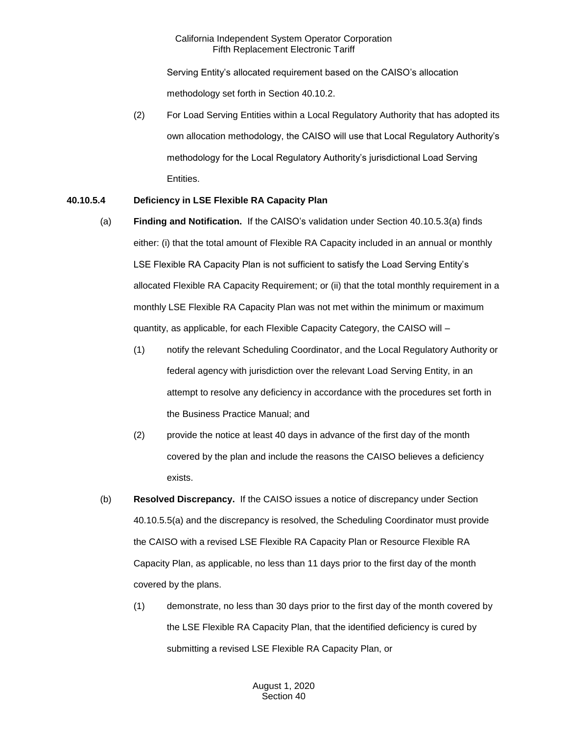Serving Entity's allocated requirement based on the CAISO's allocation methodology set forth in Section 40.10.2.

(2) For Load Serving Entities within a Local Regulatory Authority that has adopted its own allocation methodology, the CAISO will use that Local Regulatory Authority's methodology for the Local Regulatory Authority's jurisdictional Load Serving Entities.

**40.10.5.4 Deficiency in LSE Flexible RA Capacity Plan**

(a) **Finding and Notification.** If the CAISO's validation under Section 40.10.5.3(a) finds either: (i) that the total amount of Flexible RA Capacity included in an annual or monthly LSE Flexible RA Capacity Plan is not sufficient to satisfy the Load Serving Entity's allocated Flexible RA Capacity Requirement; or (ii) that the total monthly requirement in a monthly LSE Flexible RA Capacity Plan was not met within the minimum or maximum quantity, as applicable, for each Flexible Capacity Category, the CAISO will –

(1) notify the relevant Scheduling Coordinator, and the Local Regulatory Authority or federal agency with jurisdiction over the relevant Load Serving Entity, in an attempt to resolve any deficiency in accordance with the procedures set forth in the Business Practice Manual; and

(2) provide the notice at least 40 days in advance of the first day of the month covered by the plan and include the reasons the CAISO believes a deficiency exists.

(b) **Resolved Discrepancy.** If the CAISO issues a notice of discrepancy under Section 40.10.5.5(a) and the discrepancy is resolved, the Scheduling Coordinator must provide the CAISO with a revised LSE Flexible RA Capacity Plan or Resource Flexible RA Capacity Plan, as applicable, no less than 11 days prior to the first day of the month covered by the plans.

(1) demonstrate, no less than 30 days prior to the first day of the month covered by the LSE Flexible RA Capacity Plan, that the identified deficiency is cured by submitting a revised LSE Flexible RA Capacity Plan, or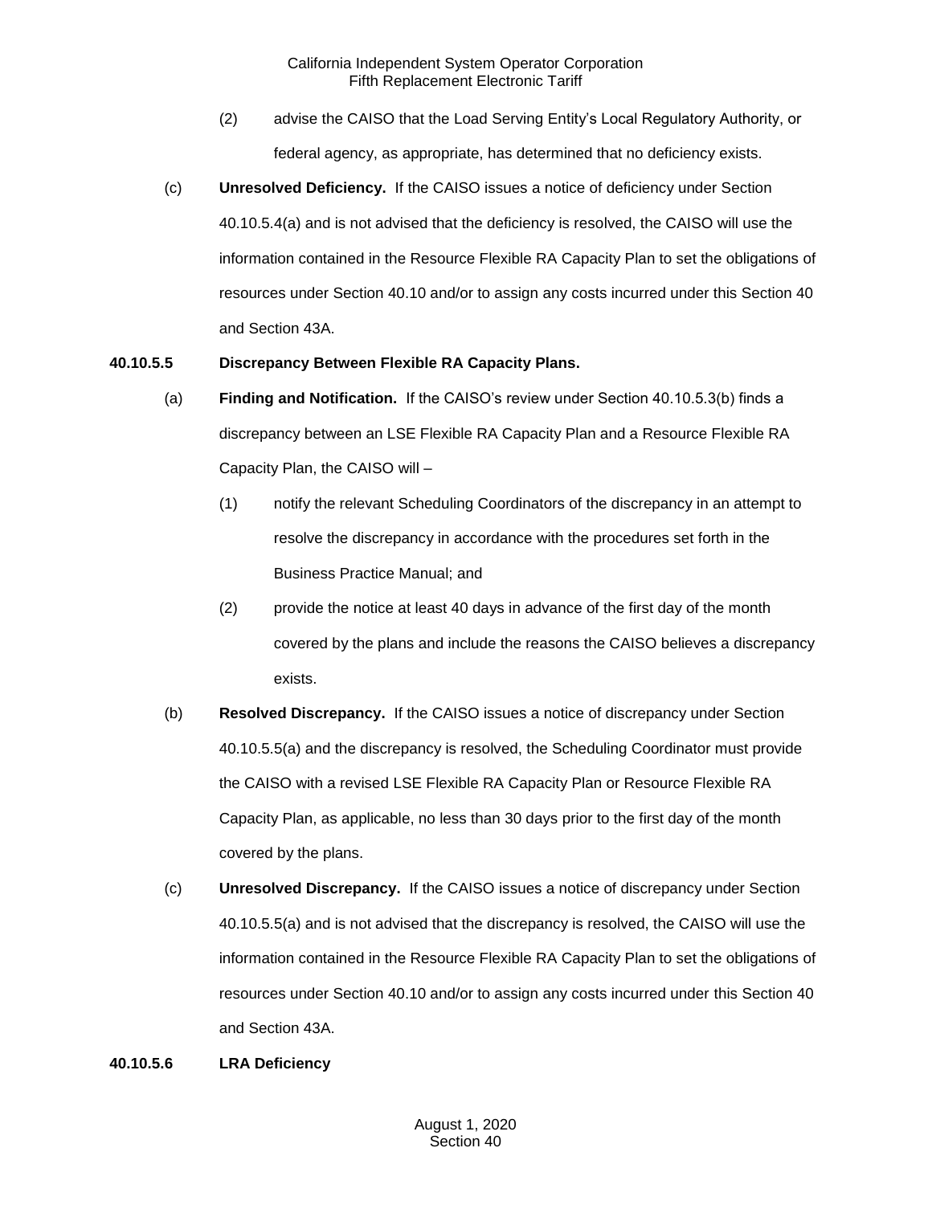(2) advise the CAISO that the Load Serving Entity's Local Regulatory Authority, or federal agency, as appropriate, has determined that no deficiency exists.

(c) **Unresolved Deficiency.** If the CAISO issues a notice of deficiency under Section 40.10.5.4(a) and is not advised that the deficiency is resolved, the CAISO will use the information contained in the Resource Flexible RA Capacity Plan to set the obligations of resources under Section 40.10 and/or to assign any costs incurred under this Section 40 and Section 43A.

**40.10.5.5 Discrepancy Between Flexible RA Capacity Plans.**

(a) **Finding and Notification.** If the CAISO's review under Section 40.10.5.3(b) finds a discrepancy between an LSE Flexible RA Capacity Plan and a Resource Flexible RA Capacity Plan, the CAISO will –

(1) notify the relevant Scheduling Coordinators of the discrepancy in an attempt to resolve the discrepancy in accordance with the procedures set forth in the Business Practice Manual; and

(2) provide the notice at least 40 days in advance of the first day of the month covered by the plans and include the reasons the CAISO believes a discrepancy exists.

(b) **Resolved Discrepancy.** If the CAISO issues a notice of discrepancy under Section 40.10.5.5(a) and the discrepancy is resolved, the Scheduling Coordinator must provide the CAISO with a revised LSE Flexible RA Capacity Plan or Resource Flexible RA Capacity Plan, as applicable, no less than 30 days prior to the first day of the month covered by the plans.

(c) **Unresolved Discrepancy.** If the CAISO issues a notice of discrepancy under Section 40.10.5.5(a) and is not advised that the discrepancy is resolved, the CAISO will use the information contained in the Resource Flexible RA Capacity Plan to set the obligations of resources under Section 40.10 and/or to assign any costs incurred under this Section 40 and Section 43A.

**40.10.5.6 LRA Deficiency**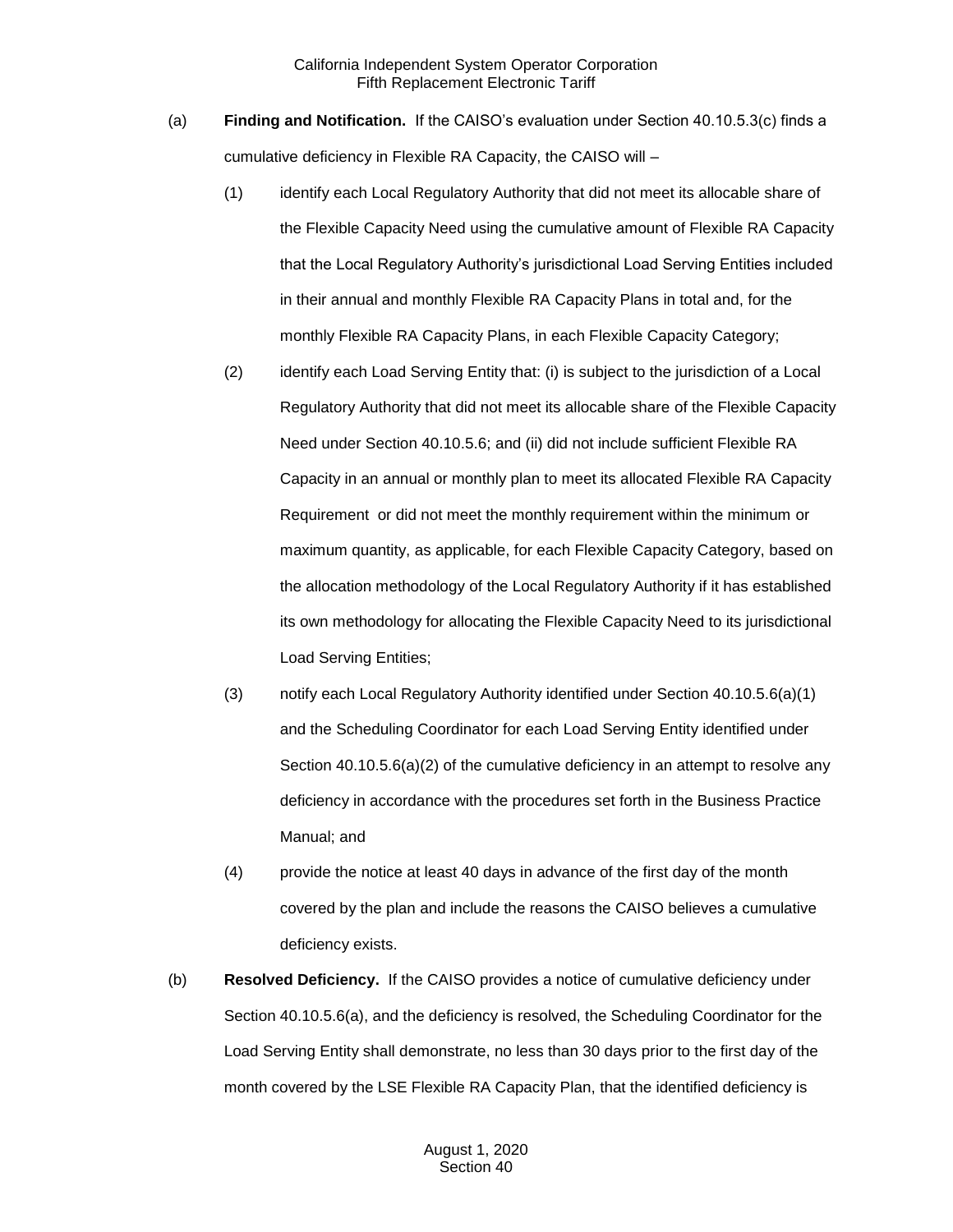(a) **Finding and Notification.** If the CAISO's evaluation under Section 40.10.5.3(c) finds a cumulative deficiency in Flexible RA Capacity, the CAISO will –

(1) identify each Local Regulatory Authority that did not meet its allocable share of the Flexible Capacity Need using the cumulative amount of Flexible RA Capacity that the Local Regulatory Authority's jurisdictional Load Serving Entities included in their annual and monthly Flexible RA Capacity Plans in total and, for the monthly Flexible RA Capacity Plans, in each Flexible Capacity Category;

(2) identify each Load Serving Entity that: (i) is subject to the jurisdiction of a Local Regulatory Authority that did not meet its allocable share of the Flexible Capacity Need under Section 40.10.5.6; and (ii) did not include sufficient Flexible RA Capacity in an annual or monthly plan to meet its allocated Flexible RA Capacity Requirement or did not meet the monthly requirement within the minimum or maximum quantity, as applicable, for each Flexible Capacity Category, based on the allocation methodology of the Local Regulatory Authority if it has established its own methodology for allocating the Flexible Capacity Need to its jurisdictional Load Serving Entities;

(3) notify each Local Regulatory Authority identified under Section 40.10.5.6(a)(1) and the Scheduling Coordinator for each Load Serving Entity identified under Section 40.10.5.6(a)(2) of the cumulative deficiency in an attempt to resolve any deficiency in accordance with the procedures set forth in the Business Practice Manual; and

(4) provide the notice at least 40 days in advance of the first day of the month covered by the plan and include the reasons the CAISO believes a cumulative deficiency exists.

(b) **Resolved Deficiency.** If the CAISO provides a notice of cumulative deficiency under Section 40.10.5.6(a), and the deficiency is resolved, the Scheduling Coordinator for the Load Serving Entity shall demonstrate, no less than 30 days prior to the first day of the month covered by the LSE Flexible RA Capacity Plan, that the identified deficiency is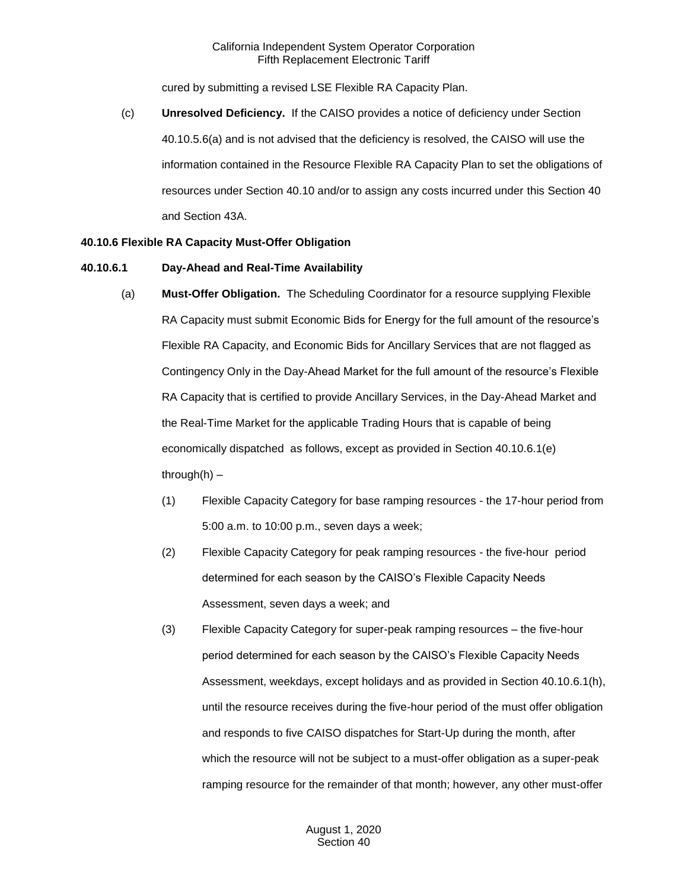cured by submitting a revised LSE Flexible RA Capacity Plan.

(c) **Unresolved Deficiency.** If the CAISO provides a notice of deficiency under Section 40.10.5.6(a) and is not advised that the deficiency is resolved, the CAISO will use the information contained in the Resource Flexible RA Capacity Plan to set the obligations of resources under Section 40.10 and/or to assign any costs incurred under this Section 40 and Section 43A.

**40.10.6 Flexible RA Capacity Must-Offer Obligation**

**40.10.6.1 Day-Ahead and Real-Time Availability**

(a) **Must-Offer Obligation.** The Scheduling Coordinator for a resource supplying Flexible RA Capacity must submit Economic Bids for Energy for the full amount of the resource's Flexible RA Capacity, and Economic Bids for Ancillary Services that are not flagged as Contingency Only in the Day-Ahead Market for the full amount of the resource's Flexible RA Capacity that is certified to provide Ancillary Services, in the Day-Ahead Market and the Real-Time Market for the applicable Trading Hours that is capable of being economically dispatched as follows, except as provided in Section 40.10.6.1(e) through(h) –

(1) Flexible Capacity Category for base ramping resources - the 17-hour period from 5:00 a.m. to 10:00 p.m., seven days a week;

(2) Flexible Capacity Category for peak ramping resources - the five-hour period determined for each season by the CAISO's Flexible Capacity Needs Assessment, seven days a week; and

(3) Flexible Capacity Category for super-peak ramping resources – the five-hour period determined for each season by the CAISO's Flexible Capacity Needs Assessment, weekdays, except holidays and as provided in Section 40.10.6.1(h), until the resource receives during the five-hour period of the must offer obligation and responds to five CAISO dispatches for Start-Up during the month, after which the resource will not be subject to a must-offer obligation as a super-peak ramping resource for the remainder of that month; however, any other must-offer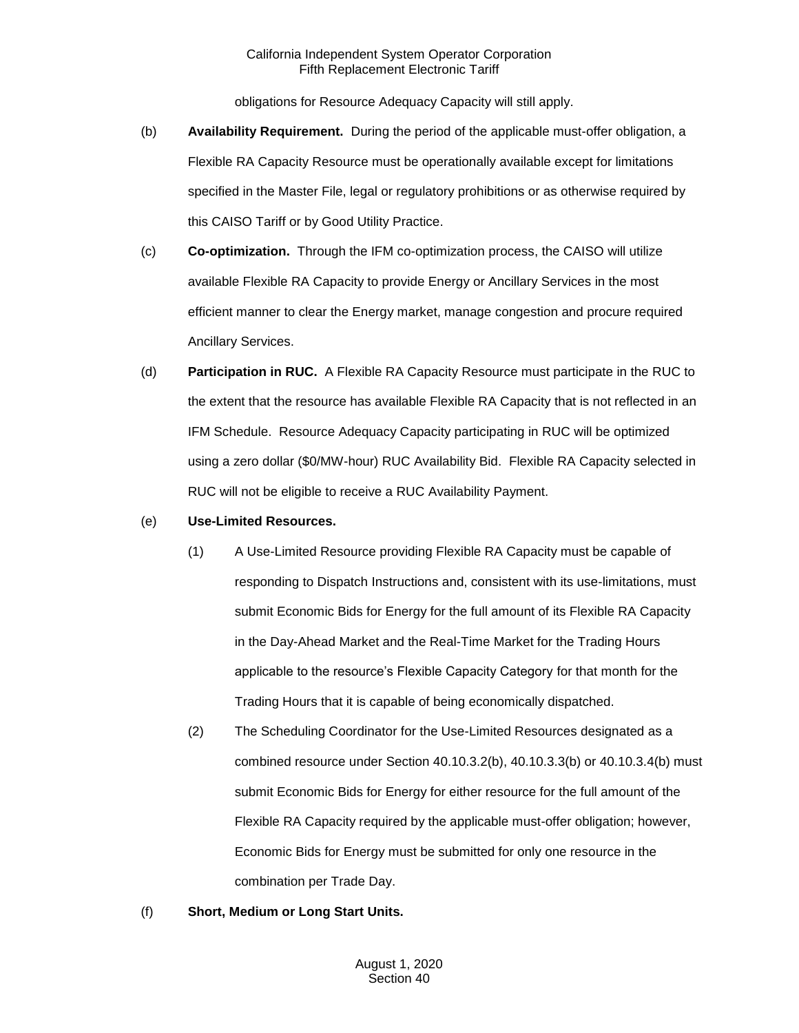obligations for Resource Adequacy Capacity will still apply.

(b) **Availability Requirement.** During the period of the applicable must-offer obligation, a Flexible RA Capacity Resource must be operationally available except for limitations specified in the Master File, legal or regulatory prohibitions or as otherwise required by this CAISO Tariff or by Good Utility Practice.

(c) **Co-optimization.** Through the IFM co-optimization process, the CAISO will utilize available Flexible RA Capacity to provide Energy or Ancillary Services in the most efficient manner to clear the Energy market, manage congestion and procure required Ancillary Services.

(d) **Participation in RUC.** A Flexible RA Capacity Resource must participate in the RUC to the extent that the resource has available Flexible RA Capacity that is not reflected in an IFM Schedule. Resource Adequacy Capacity participating in RUC will be optimized using a zero dollar ($0/MW-hour) RUC Availability Bid. Flexible RA Capacity selected in RUC will not be eligible to receive a RUC Availability Payment.

(e) **Use-Limited Resources.**

(1) A Use-Limited Resource providing Flexible RA Capacity must be capable of responding to Dispatch Instructions and, consistent with its use-limitations, must submit Economic Bids for Energy for the full amount of its Flexible RA Capacity in the Day-Ahead Market and the Real-Time Market for the Trading Hours applicable to the resource's Flexible Capacity Category for that month for the Trading Hours that it is capable of being economically dispatched.

(2) The Scheduling Coordinator for the Use-Limited Resources designated as a combined resource under Section 40.10.3.2(b), 40.10.3.3(b) or 40.10.3.4(b) must submit Economic Bids for Energy for either resource for the full amount of the Flexible RA Capacity required by the applicable must-offer obligation; however, Economic Bids for Energy must be submitted for only one resource in the combination per Trade Day.

(f) **Short, Medium or Long Start Units.**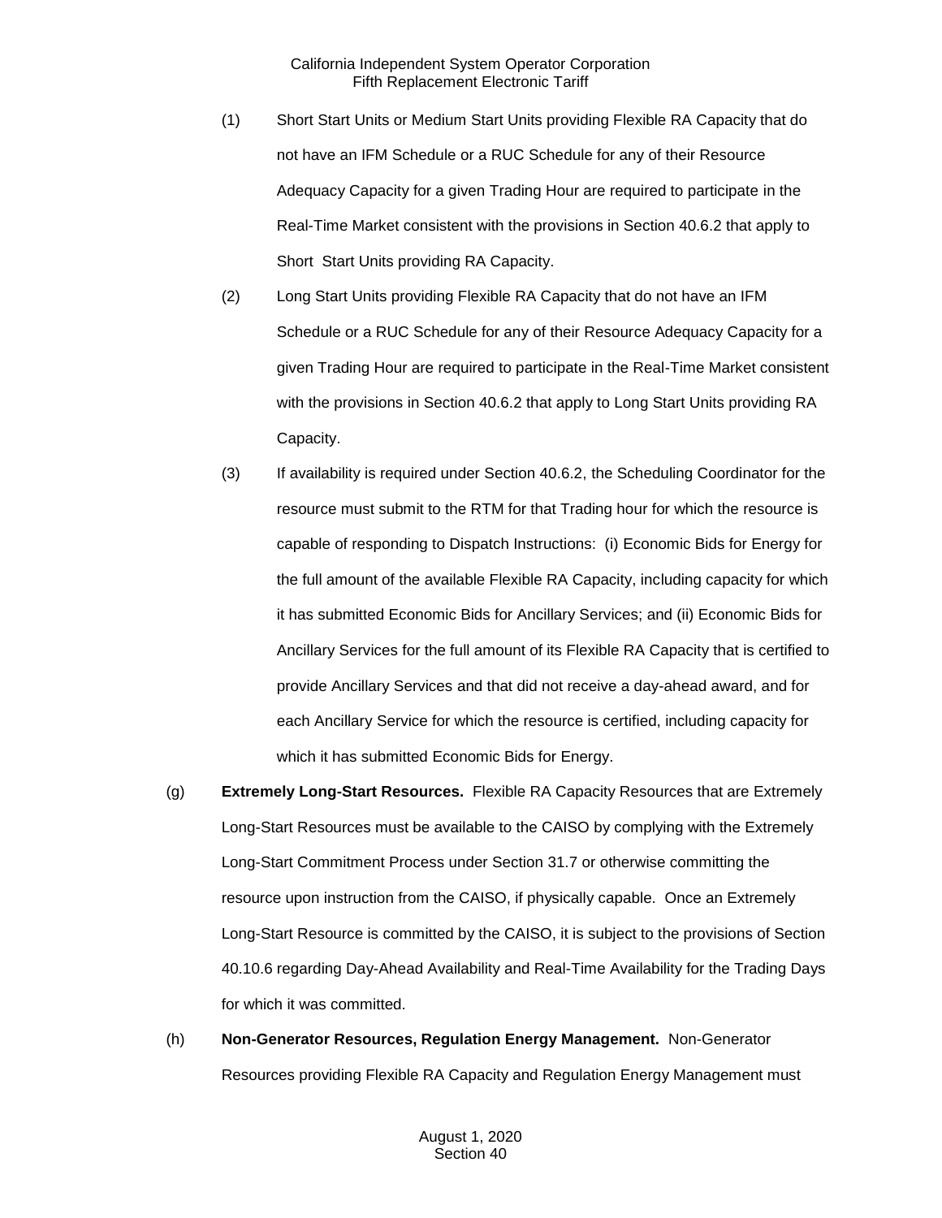(1) Short Start Units or Medium Start Units providing Flexible RA Capacity that do not have an IFM Schedule or a RUC Schedule for any of their Resource Adequacy Capacity for a given Trading Hour are required to participate in the Real-Time Market consistent with the provisions in Section 40.6.2 that apply to Short Start Units providing RA Capacity.

(2) Long Start Units providing Flexible RA Capacity that do not have an IFM Schedule or a RUC Schedule for any of their Resource Adequacy Capacity for a given Trading Hour are required to participate in the Real-Time Market consistent with the provisions in Section 40.6.2 that apply to Long Start Units providing RA Capacity.

(3) If availability is required under Section 40.6.2, the Scheduling Coordinator for the resource must submit to the RTM for that Trading hour for which the resource is capable of responding to Dispatch Instructions: (i) Economic Bids for Energy for the full amount of the available Flexible RA Capacity, including capacity for which it has submitted Economic Bids for Ancillary Services; and (ii) Economic Bids for Ancillary Services for the full amount of its Flexible RA Capacity that is certified to provide Ancillary Services and that did not receive a day-ahead award, and for each Ancillary Service for which the resource is certified, including capacity for which it has submitted Economic Bids for Energy.

(g) **Extremely Long-Start Resources.** Flexible RA Capacity Resources that are Extremely Long-Start Resources must be available to the CAISO by complying with the Extremely Long-Start Commitment Process under Section 31.7 or otherwise committing the resource upon instruction from the CAISO, if physically capable. Once an Extremely Long-Start Resource is committed by the CAISO, it is subject to the provisions of Section 40.10.6 regarding Day-Ahead Availability and Real-Time Availability for the Trading Days for which it was committed.

(h) **Non-Generator Resources, Regulation Energy Management.** Non-Generator Resources providing Flexible RA Capacity and Regulation Energy Management must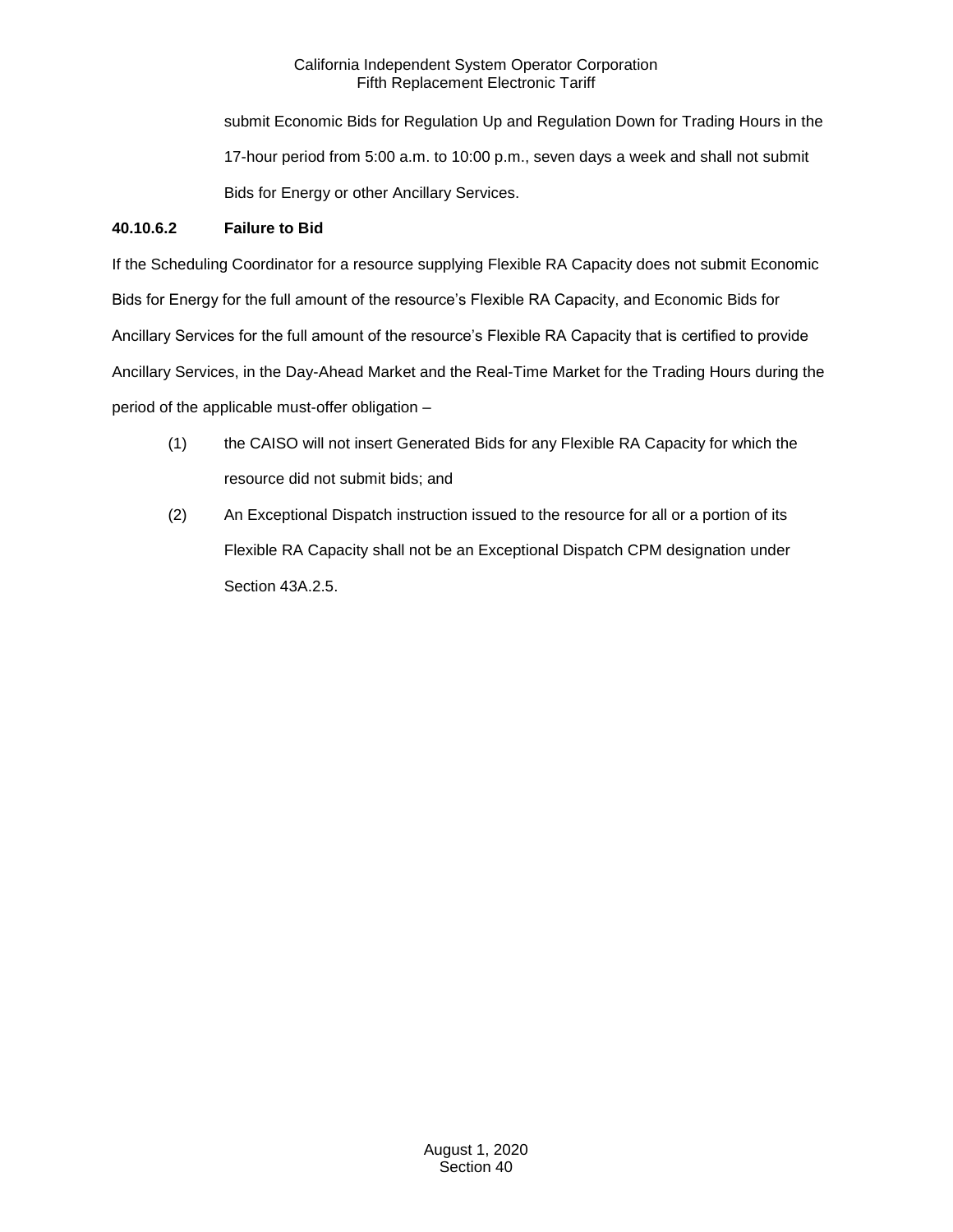submit Economic Bids for Regulation Up and Regulation Down for Trading Hours in the 17-hour period from 5:00 a.m. to 10:00 p.m., seven days a week and shall not submit Bids for Energy or other Ancillary Services.

**40.10.6.2 Failure to Bid**

If the Scheduling Coordinator for a resource supplying Flexible RA Capacity does not submit Economic Bids for Energy for the full amount of the resource's Flexible RA Capacity, and Economic Bids for Ancillary Services for the full amount of the resource's Flexible RA Capacity that is certified to provide Ancillary Services, in the Day-Ahead Market and the Real-Time Market for the Trading Hours during the period of the applicable must-offer obligation –

(1) the CAISO will not insert Generated Bids for any Flexible RA Capacity for which the resource did not submit bids; and

(2) An Exceptional Dispatch instruction issued to the resource for all or a portion of its Flexible RA Capacity shall not be an Exceptional Dispatch CPM designation under Section 43A.2.5.